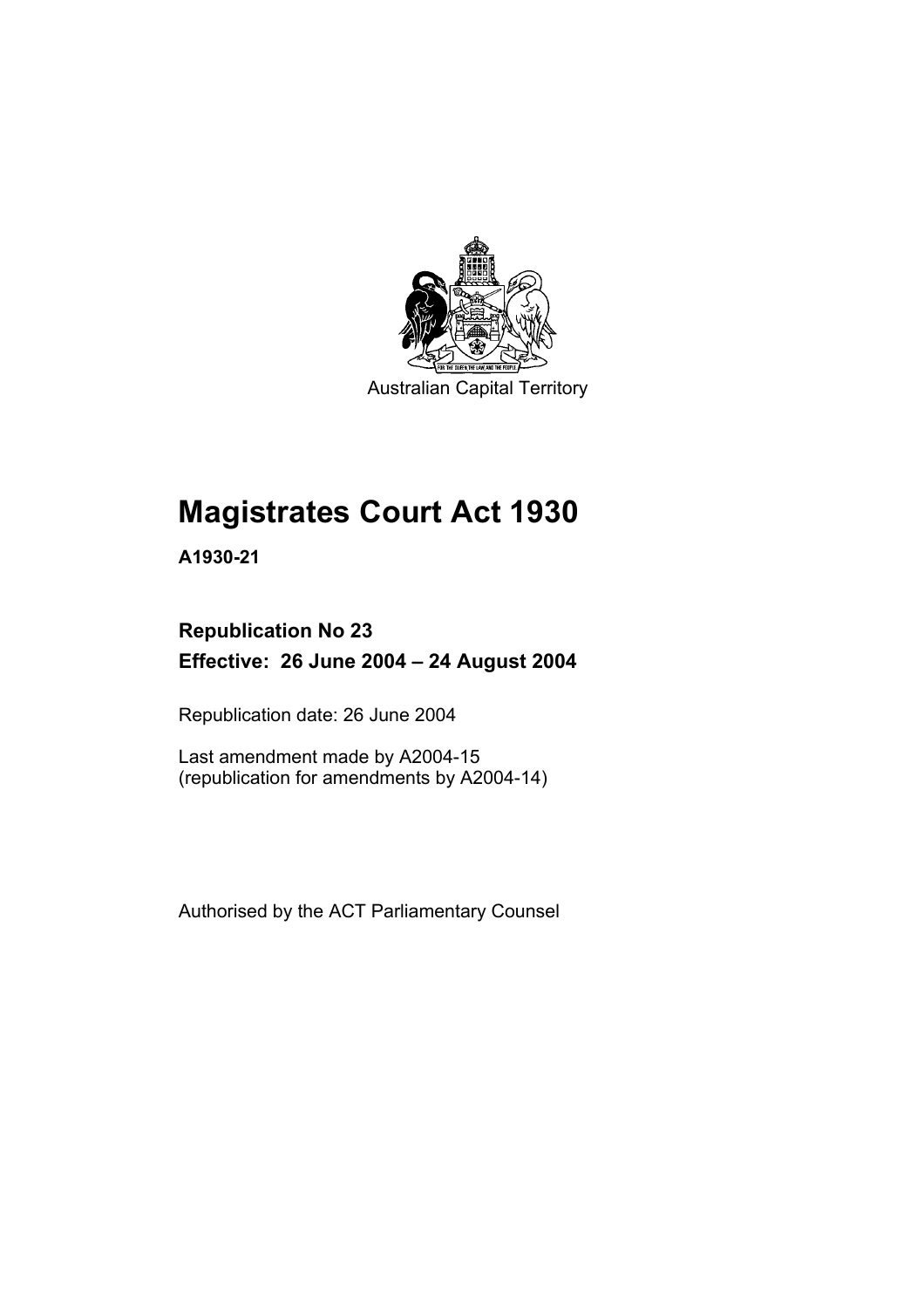Australian Capital Territory

# Magistrates Court Act 1930

**A1930-21**

**Republication No 23**
**Effective: 26 June 2004 – 24 August 2004**

Republication date: 26 June 2004

Last amendment made by A2004-15
(republication for amendments by A2004-14)

Authorised by the ACT Parliamentary Counsel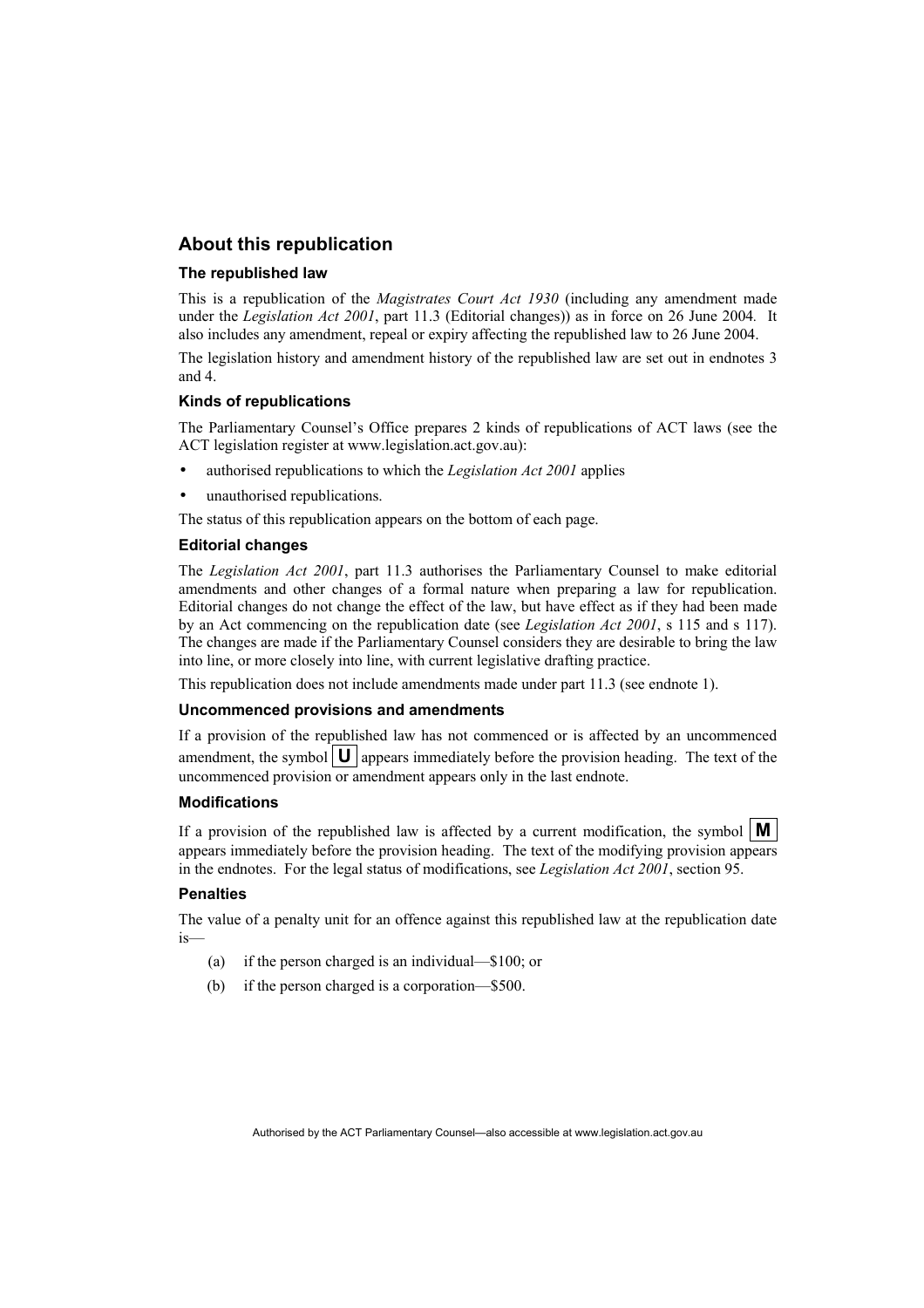## About this republication

### The republished law

This is a republication of the *Magistrates Court Act 1930* (including any amendment made under the *Legislation Act 2001*, part 11.3 (Editorial changes)) as in force on 26 June 2004. It also includes any amendment, repeal or expiry affecting the republished law to 26 June 2004.

The legislation history and amendment history of the republished law are set out in endnotes 3 and 4.

### Kinds of republications

The Parliamentary Counsel's Office prepares 2 kinds of republications of ACT laws (see the ACT legislation register at www.legislation.act.gov.au):

- authorised republications to which the *Legislation Act 2001* applies
- unauthorised republications.

The status of this republication appears on the bottom of each page.

### Editorial changes

The *Legislation Act 2001*, part 11.3 authorises the Parliamentary Counsel to make editorial amendments and other changes of a formal nature when preparing a law for republication. Editorial changes do not change the effect of the law, but have effect as if they had been made by an Act commencing on the republication date (see *Legislation Act 2001*, s 115 and s 117). The changes are made if the Parliamentary Counsel considers they are desirable to bring the law into line, or more closely into line, with current legislative drafting practice.

This republication does not include amendments made under part 11.3 (see endnote 1).

### Uncommenced provisions and amendments

If a provision of the republished law has not commenced or is affected by an uncommenced amendment, the symbol **U** appears immediately before the provision heading. The text of the uncommenced provision or amendment appears only in the last endnote.

### Modifications

If a provision of the republished law is affected by a current modification, the symbol **M** appears immediately before the provision heading. The text of the modifying provision appears in the endnotes. For the legal status of modifications, see *Legislation Act 2001*, section 95.

### Penalties

The value of a penalty unit for an offence against this republished law at the republication date is—

(a) if the person charged is an individual—$100; or

(b) if the person charged is a corporation—$500.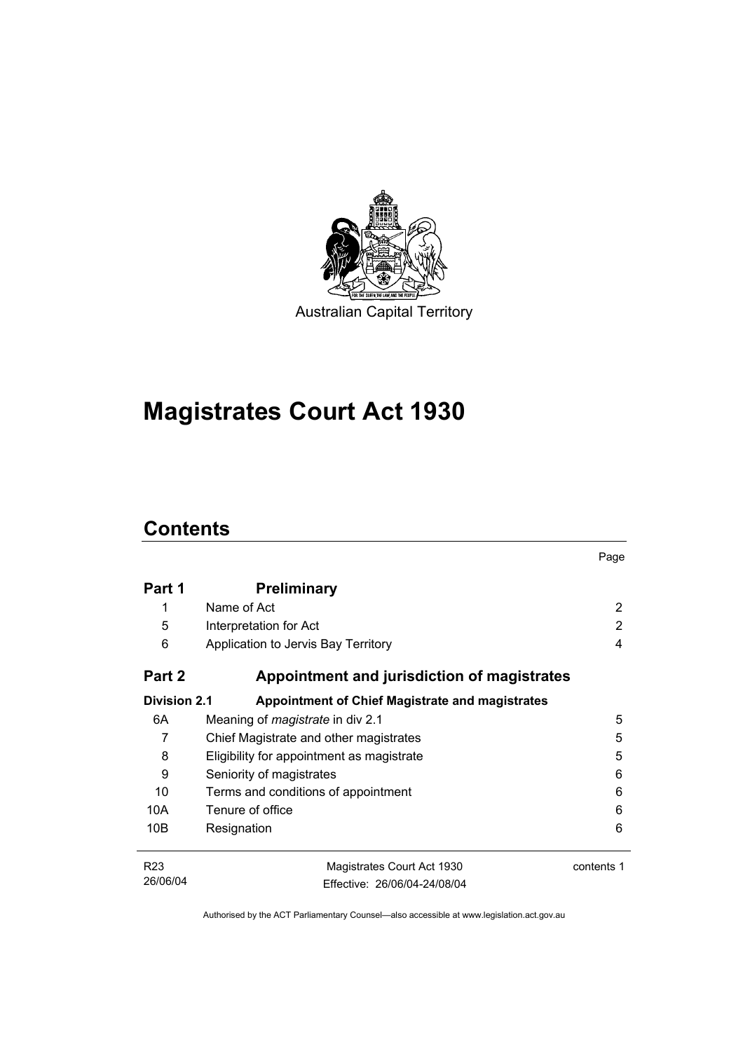Australian Capital Territory

# Magistrates Court Act 1930

## Contents

| | | Page |
|---|---|---|
| **Part 1** | **Preliminary** | |
| 1 | Name of Act | 2 |
| 5 | Interpretation for Act | 2 |
| 6 | Application to Jervis Bay Territory | 4 |
| **Part 2** | **Appointment and jurisdiction of magistrates** | |
| **Division 2.1** | **Appointment of Chief Magistrate and magistrates** | |
| 6A | Meaning of *magistrate* in div 2.1 | 5 |
| 7 | Chief Magistrate and other magistrates | 5 |
| 8 | Eligibility for appointment as magistrate | 5 |
| 9 | Seniority of magistrates | 6 |
| 10 | Terms and conditions of appointment | 6 |
| 10A | Tenure of office | 6 |
| 10B | Resignation | 6 |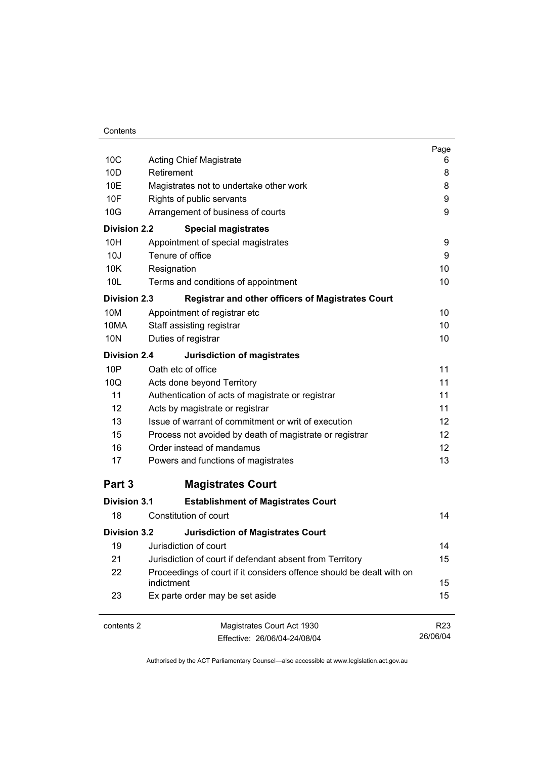| | | Page |
|---|---|---|
| 10C | Acting Chief Magistrate | 6 |
| 10D | Retirement | 8 |
| 10E | Magistrates not to undertake other work | 8 |
| 10F | Rights of public servants | 9 |
| 10G | Arrangement of business of courts | 9 |
| **Division 2.2** | **Special magistrates** | |
| 10H | Appointment of special magistrates | 9 |
| 10J | Tenure of office | 9 |
| 10K | Resignation | 10 |
| 10L | Terms and conditions of appointment | 10 |
| **Division 2.3** | **Registrar and other officers of Magistrates Court** | |
| 10M | Appointment of registrar etc | 10 |
| 10MA | Staff assisting registrar | 10 |
| 10N | Duties of registrar | 10 |
| **Division 2.4** | **Jurisdiction of magistrates** | |
| 10P | Oath etc of office | 11 |
| 10Q | Acts done beyond Territory | 11 |
| 11 | Authentication of acts of magistrate or registrar | 11 |
| 12 | Acts by magistrate or registrar | 11 |
| 13 | Issue of warrant of commitment or writ of execution | 12 |
| 15 | Process not avoided by death of magistrate or registrar | 12 |
| 16 | Order instead of mandamus | 12 |
| 17 | Powers and functions of magistrates | 13 |

## Part 3 Magistrates Court

| | | |
|---|---|---|
| **Division 3.1** | **Establishment of Magistrates Court** | |
| 18 | Constitution of court | 14 |
| **Division 3.2** | **Jurisdiction of Magistrates Court** | |
| 19 | Jurisdiction of court | 14 |
| 21 | Jurisdiction of court if defendant absent from Territory | 15 |
| 22 | Proceedings of court if it considers offence should be dealt with on indictment | 15 |
| 23 | Ex parte order may be set aside | 15 |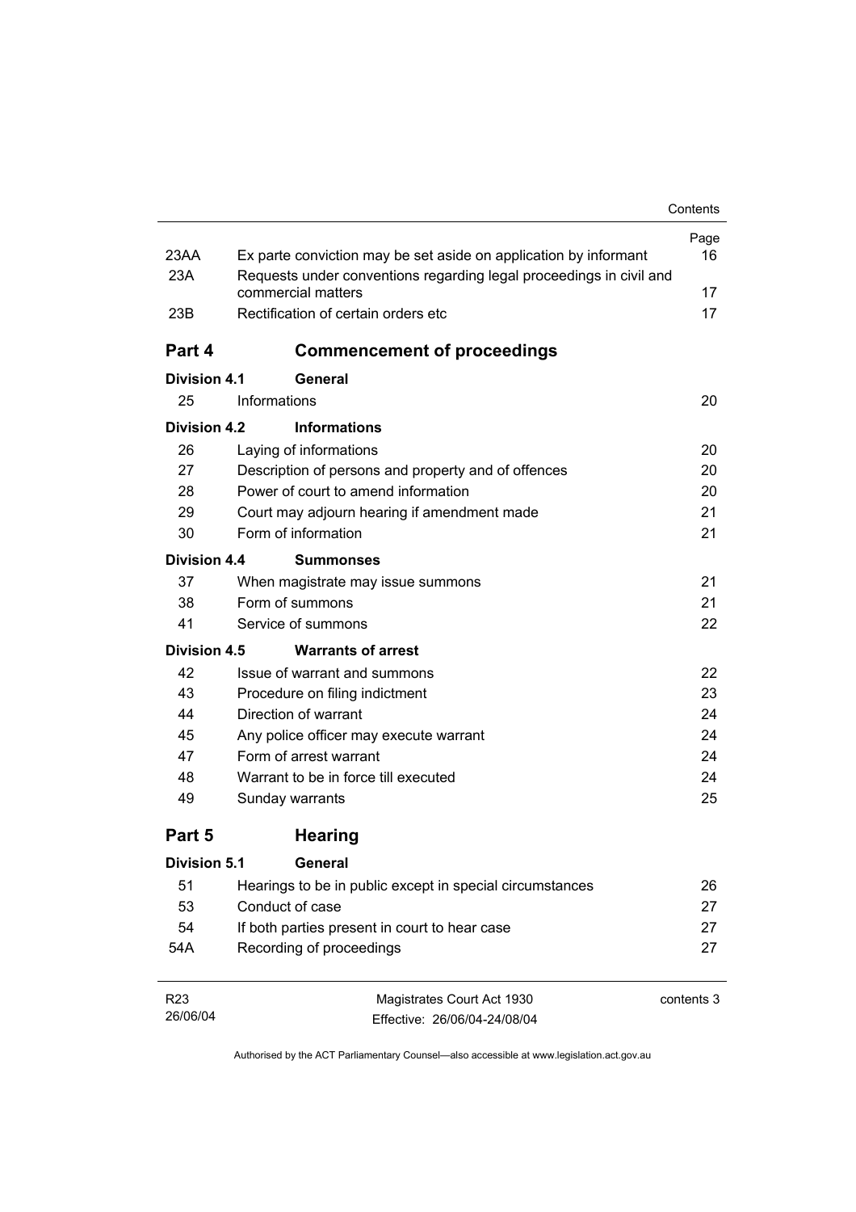| | | Page |
|---|---|---|
| 23AA | Ex parte conviction may be set aside on application by informant | 16 |
| 23A | Requests under conventions regarding legal proceedings in civil and commercial matters | 17 |
| 23B | Rectification of certain orders etc | 17 |

## Part 4 Commencement of proceedings

**Division 4.1 General**

| | | |
|---|---|---|
| 25 | Informations | 20 |

**Division 4.2 Informations**

| | | |
|---|---|---|
| 26 | Laying of informations | 20 |
| 27 | Description of persons and property and of offences | 20 |
| 28 | Power of court to amend information | 20 |
| 29 | Court may adjourn hearing if amendment made | 21 |
| 30 | Form of information | 21 |

**Division 4.4 Summonses**

| | | |
|---|---|---|
| 37 | When magistrate may issue summons | 21 |
| 38 | Form of summons | 21 |
| 41 | Service of summons | 22 |

**Division 4.5 Warrants of arrest**

| | | |
|---|---|---|
| 42 | Issue of warrant and summons | 22 |
| 43 | Procedure on filing indictment | 23 |
| 44 | Direction of warrant | 24 |
| 45 | Any police officer may execute warrant | 24 |
| 47 | Form of arrest warrant | 24 |
| 48 | Warrant to be in force till executed | 24 |
| 49 | Sunday warrants | 25 |

## Part 5 Hearing

**Division 5.1 General**

| | | |
|---|---|---|
| 51 | Hearings to be in public except in special circumstances | 26 |
| 53 | Conduct of case | 27 |
| 54 | If both parties present in court to hear case | 27 |
| 54A | Recording of proceedings | 27 |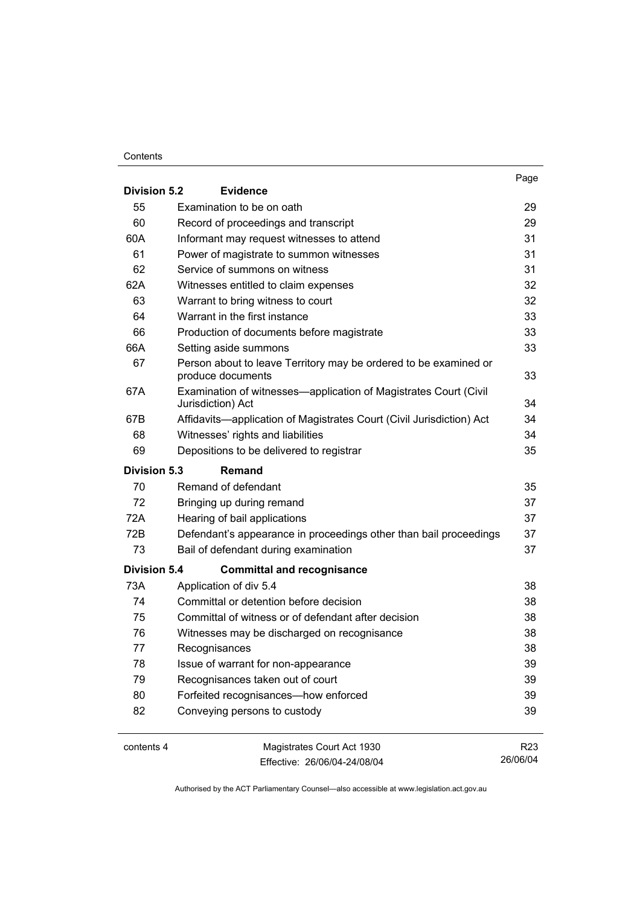| | | Page |
|---|---|---|
| **Division 5.2** | **Evidence** | |
| 55 | Examination to be on oath | 29 |
| 60 | Record of proceedings and transcript | 29 |
| 60A | Informant may request witnesses to attend | 31 |
| 61 | Power of magistrate to summon witnesses | 31 |
| 62 | Service of summons on witness | 31 |
| 62A | Witnesses entitled to claim expenses | 32 |
| 63 | Warrant to bring witness to court | 32 |
| 64 | Warrant in the first instance | 33 |
| 66 | Production of documents before magistrate | 33 |
| 66A | Setting aside summons | 33 |
| 67 | Person about to leave Territory may be ordered to be examined or produce documents | 33 |
| 67A | Examination of witnesses—application of Magistrates Court (Civil Jurisdiction) Act | 34 |
| 67B | Affidavits—application of Magistrates Court (Civil Jurisdiction) Act | 34 |
| 68 | Witnesses' rights and liabilities | 34 |
| 69 | Depositions to be delivered to registrar | 35 |
| **Division 5.3** | **Remand** | |
| 70 | Remand of defendant | 35 |
| 72 | Bringing up during remand | 37 |
| 72A | Hearing of bail applications | 37 |
| 72B | Defendant's appearance in proceedings other than bail proceedings | 37 |
| 73 | Bail of defendant during examination | 37 |
| **Division 5.4** | **Committal and recognisance** | |
| 73A | Application of div 5.4 | 38 |
| 74 | Committal or detention before decision | 38 |
| 75 | Committal of witness or of defendant after decision | 38 |
| 76 | Witnesses may be discharged on recognisance | 38 |
| 77 | Recognisances | 38 |
| 78 | Issue of warrant for non-appearance | 39 |
| 79 | Recognisances taken out of court | 39 |
| 80 | Forfeited recognisances—how enforced | 39 |
| 82 | Conveying persons to custody | 39 |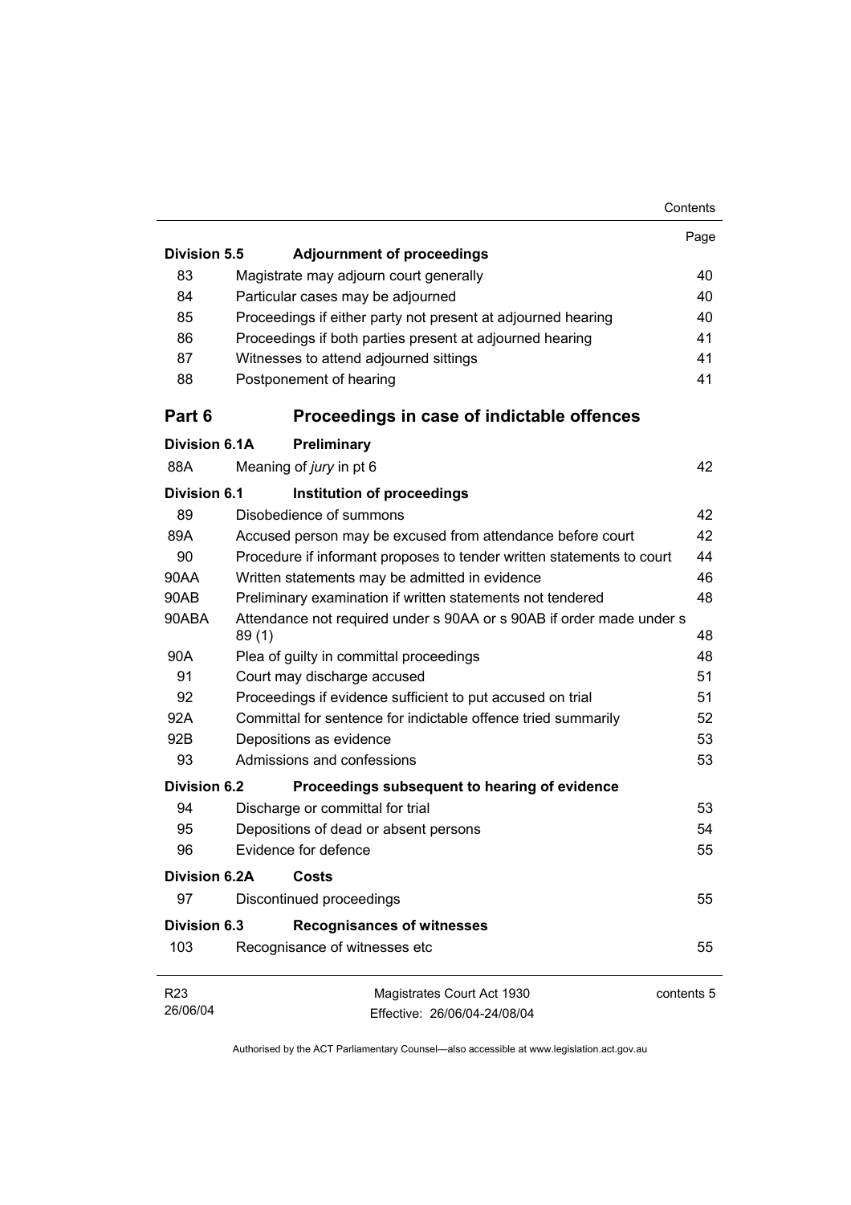| | | Page |
|---|---|---|
| **Division 5.5** | **Adjournment of proceedings** | |
| 83 | Magistrate may adjourn court generally | 40 |
| 84 | Particular cases may be adjourned | 40 |
| 85 | Proceedings if either party not present at adjourned hearing | 40 |
| 86 | Proceedings if both parties present at adjourned hearing | 41 |
| 87 | Witnesses to attend adjourned sittings | 41 |
| 88 | Postponement of hearing | 41 |
| **Part 6** | **Proceedings in case of indictable offences** | |
| **Division 6.1A** | **Preliminary** | |
| 88A | Meaning of *jury* in pt 6 | 42 |
| **Division 6.1** | **Institution of proceedings** | |
| 89 | Disobedience of summons | 42 |
| 89A | Accused person may be excused from attendance before court | 42 |
| 90 | Procedure if informant proposes to tender written statements to court | 44 |
| 90AA | Written statements may be admitted in evidence | 46 |
| 90AB | Preliminary examination if written statements not tendered | 48 |
| 90ABA | Attendance not required under s 90AA or s 90AB if order made under s 89 (1) | 48 |
| 90A | Plea of guilty in committal proceedings | 48 |
| 91 | Court may discharge accused | 51 |
| 92 | Proceedings if evidence sufficient to put accused on trial | 51 |
| 92A | Committal for sentence for indictable offence tried summarily | 52 |
| 92B | Depositions as evidence | 53 |
| 93 | Admissions and confessions | 53 |
| **Division 6.2** | **Proceedings subsequent to hearing of evidence** | |
| 94 | Discharge or committal for trial | 53 |
| 95 | Depositions of dead or absent persons | 54 |
| 96 | Evidence for defence | 55 |
| **Division 6.2A** | **Costs** | |
| 97 | Discontinued proceedings | 55 |
| **Division 6.3** | **Recognisances of witnesses** | |
| 103 | Recognisance of witnesses etc | 55 |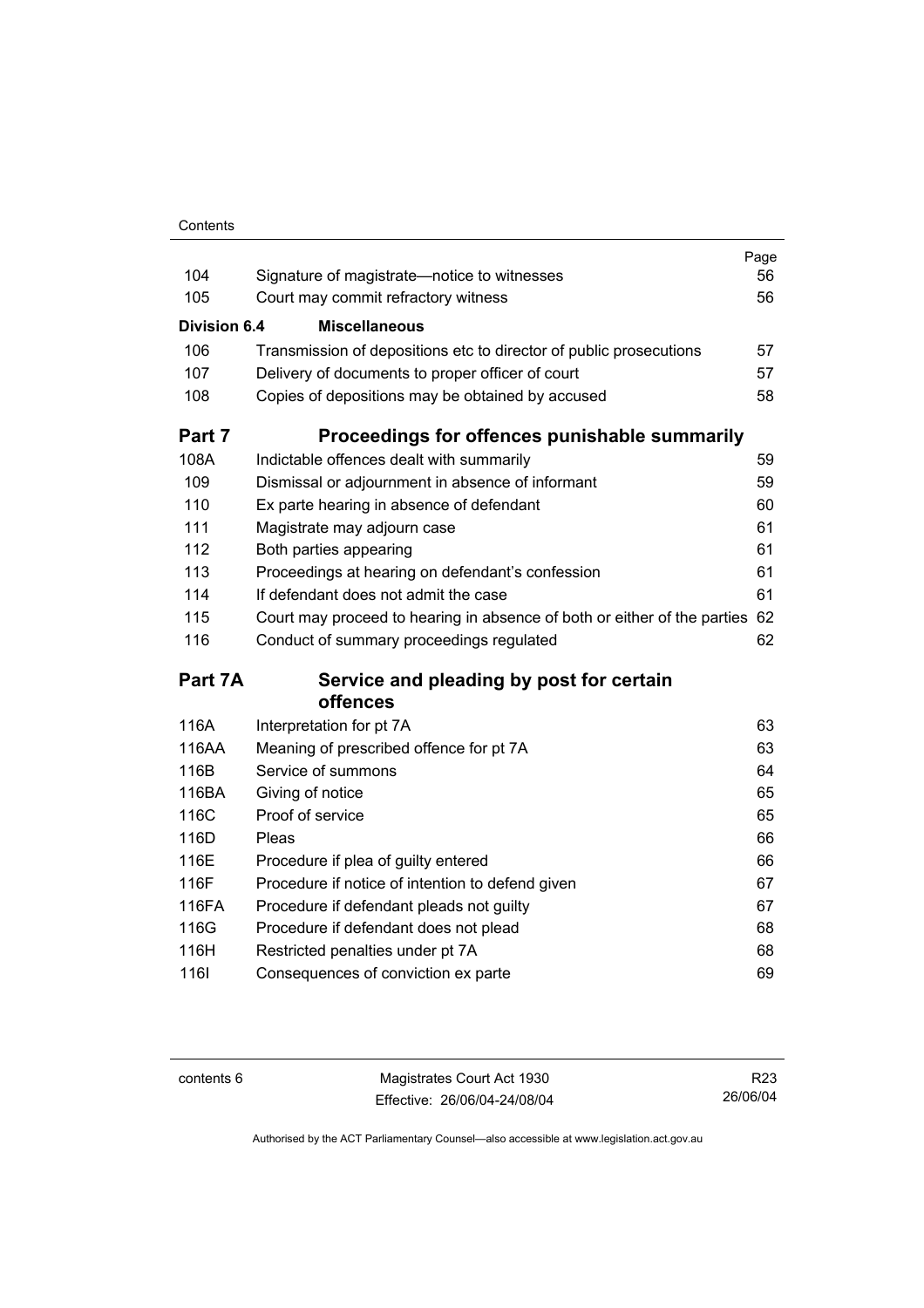| | | Page |
|---|---|---|
| 104 | Signature of magistrate—notice to witnesses | 56 |
| 105 | Court may commit refractory witness | 56 |
| **Division 6.4** | **Miscellaneous** | |
| 106 | Transmission of depositions etc to director of public prosecutions | 57 |
| 107 | Delivery of documents to proper officer of court | 57 |
| 108 | Copies of depositions may be obtained by accused | 58 |
| **Part 7** | **Proceedings for offences punishable summarily** | |
| 108A | Indictable offences dealt with summarily | 59 |
| 109 | Dismissal or adjournment in absence of informant | 59 |
| 110 | Ex parte hearing in absence of defendant | 60 |
| 111 | Magistrate may adjourn case | 61 |
| 112 | Both parties appearing | 61 |
| 113 | Proceedings at hearing on defendant's confession | 61 |
| 114 | If defendant does not admit the case | 61 |
| 115 | Court may proceed to hearing in absence of both or either of the parties | 62 |
| 116 | Conduct of summary proceedings regulated | 62 |
| **Part 7A** | **Service and pleading by post for certain offences** | |
| 116A | Interpretation for pt 7A | 63 |
| 116AA | Meaning of prescribed offence for pt 7A | 63 |
| 116B | Service of summons | 64 |
| 116BA | Giving of notice | 65 |
| 116C | Proof of service | 65 |
| 116D | Pleas | 66 |
| 116E | Procedure if plea of guilty entered | 66 |
| 116F | Procedure if notice of intention to defend given | 67 |
| 116FA | Procedure if defendant pleads not guilty | 67 |
| 116G | Procedure if defendant does not plead | 68 |
| 116H | Restricted penalties under pt 7A | 68 |
| 116I | Consequences of conviction ex parte | 69 |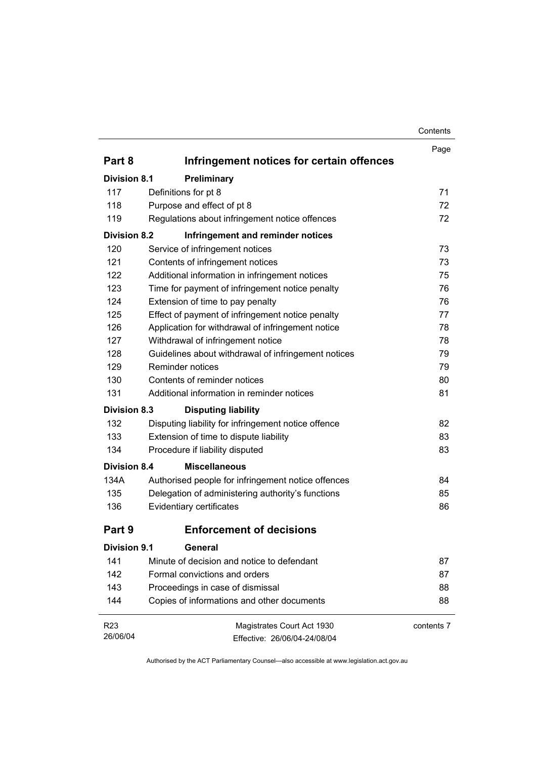| | | Page |
|---|---|---|
| **Part 8** | **Infringement notices for certain offences** | |
| **Division 8.1** | **Preliminary** | |
| 117 | Definitions for pt 8 | 71 |
| 118 | Purpose and effect of pt 8 | 72 |
| 119 | Regulations about infringement notice offences | 72 |
| **Division 8.2** | **Infringement and reminder notices** | |
| 120 | Service of infringement notices | 73 |
| 121 | Contents of infringement notices | 73 |
| 122 | Additional information in infringement notices | 75 |
| 123 | Time for payment of infringement notice penalty | 76 |
| 124 | Extension of time to pay penalty | 76 |
| 125 | Effect of payment of infringement notice penalty | 77 |
| 126 | Application for withdrawal of infringement notice | 78 |
| 127 | Withdrawal of infringement notice | 78 |
| 128 | Guidelines about withdrawal of infringement notices | 79 |
| 129 | Reminder notices | 79 |
| 130 | Contents of reminder notices | 80 |
| 131 | Additional information in reminder notices | 81 |
| **Division 8.3** | **Disputing liability** | |
| 132 | Disputing liability for infringement notice offence | 82 |
| 133 | Extension of time to dispute liability | 83 |
| 134 | Procedure if liability disputed | 83 |
| **Division 8.4** | **Miscellaneous** | |
| 134A | Authorised people for infringement notice offences | 84 |
| 135 | Delegation of administering authority's functions | 85 |
| 136 | Evidentiary certificates | 86 |
| **Part 9** | **Enforcement of decisions** | |
| **Division 9.1** | **General** | |
| 141 | Minute of decision and notice to defendant | 87 |
| 142 | Formal convictions and orders | 87 |
| 143 | Proceedings in case of dismissal | 88 |
| 144 | Copies of informations and other documents | 88 |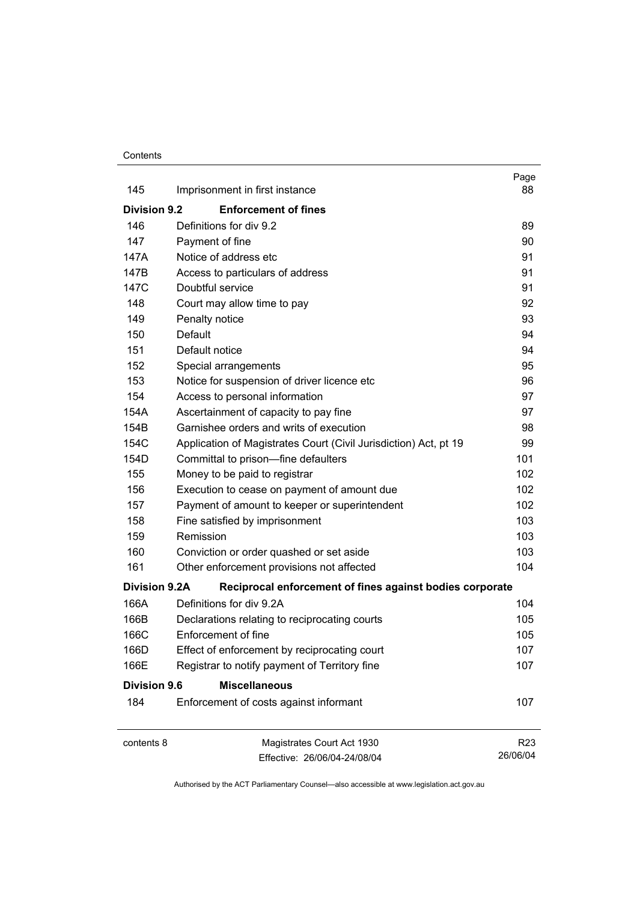| | | Page |
|---|---|---|
| 145 | Imprisonment in first instance | 88 |
| **Division 9.2** | **Enforcement of fines** | |
| 146 | Definitions for div 9.2 | 89 |
| 147 | Payment of fine | 90 |
| 147A | Notice of address etc | 91 |
| 147B | Access to particulars of address | 91 |
| 147C | Doubtful service | 91 |
| 148 | Court may allow time to pay | 92 |
| 149 | Penalty notice | 93 |
| 150 | Default | 94 |
| 151 | Default notice | 94 |
| 152 | Special arrangements | 95 |
| 153 | Notice for suspension of driver licence etc | 96 |
| 154 | Access to personal information | 97 |
| 154A | Ascertainment of capacity to pay fine | 97 |
| 154B | Garnishee orders and writs of execution | 98 |
| 154C | Application of Magistrates Court (Civil Jurisdiction) Act, pt 19 | 99 |
| 154D | Committal to prison—fine defaulters | 101 |
| 155 | Money to be paid to registrar | 102 |
| 156 | Execution to cease on payment of amount due | 102 |
| 157 | Payment of amount to keeper or superintendent | 102 |
| 158 | Fine satisfied by imprisonment | 103 |
| 159 | Remission | 103 |
| 160 | Conviction or order quashed or set aside | 103 |
| 161 | Other enforcement provisions not affected | 104 |
| **Division 9.2A** | **Reciprocal enforcement of fines against bodies corporate** | |
| 166A | Definitions for div 9.2A | 104 |
| 166B | Declarations relating to reciprocating courts | 105 |
| 166C | Enforcement of fine | 105 |
| 166D | Effect of enforcement by reciprocating court | 107 |
| 166E | Registrar to notify payment of Territory fine | 107 |
| **Division 9.6** | **Miscellaneous** | |
| 184 | Enforcement of costs against informant | 107 |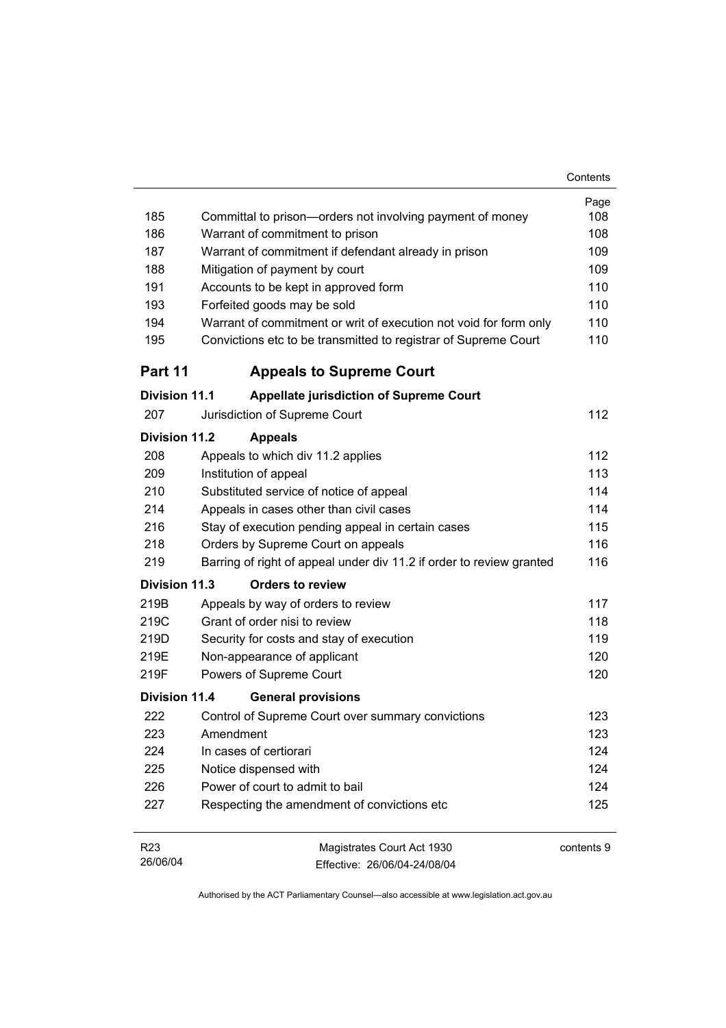| | | Page |
|---|---|---|
| 185 | Committal to prison—orders not involving payment of money | 108 |
| 186 | Warrant of commitment to prison | 108 |
| 187 | Warrant of commitment if defendant already in prison | 109 |
| 188 | Mitigation of payment by court | 109 |
| 191 | Accounts to be kept in approved form | 110 |
| 193 | Forfeited goods may be sold | 110 |
| 194 | Warrant of commitment or writ of execution not void for form only | 110 |
| 195 | Convictions etc to be transmitted to registrar of Supreme Court | 110 |

## Part 11 Appeals to Supreme Court

### Division 11.1 Appellate jurisdiction of Supreme Court

| | | |
|---|---|---|
| 207 | Jurisdiction of Supreme Court | 112 |

### Division 11.2 Appeals

| | | |
|---|---|---|
| 208 | Appeals to which div 11.2 applies | 112 |
| 209 | Institution of appeal | 113 |
| 210 | Substituted service of notice of appeal | 114 |
| 214 | Appeals in cases other than civil cases | 114 |
| 216 | Stay of execution pending appeal in certain cases | 115 |
| 218 | Orders by Supreme Court on appeals | 116 |
| 219 | Barring of right of appeal under div 11.2 if order to review granted | 116 |

### Division 11.3 Orders to review

| | | |
|---|---|---|
| 219B | Appeals by way of orders to review | 117 |
| 219C | Grant of order nisi to review | 118 |
| 219D | Security for costs and stay of execution | 119 |
| 219E | Non-appearance of applicant | 120 |
| 219F | Powers of Supreme Court | 120 |

### Division 11.4 General provisions

| | | |
|---|---|---|
| 222 | Control of Supreme Court over summary convictions | 123 |
| 223 | Amendment | 123 |
| 224 | In cases of certiorari | 124 |
| 225 | Notice dispensed with | 124 |
| 226 | Power of court to admit to bail | 124 |
| 227 | Respecting the amendment of convictions etc | 125 |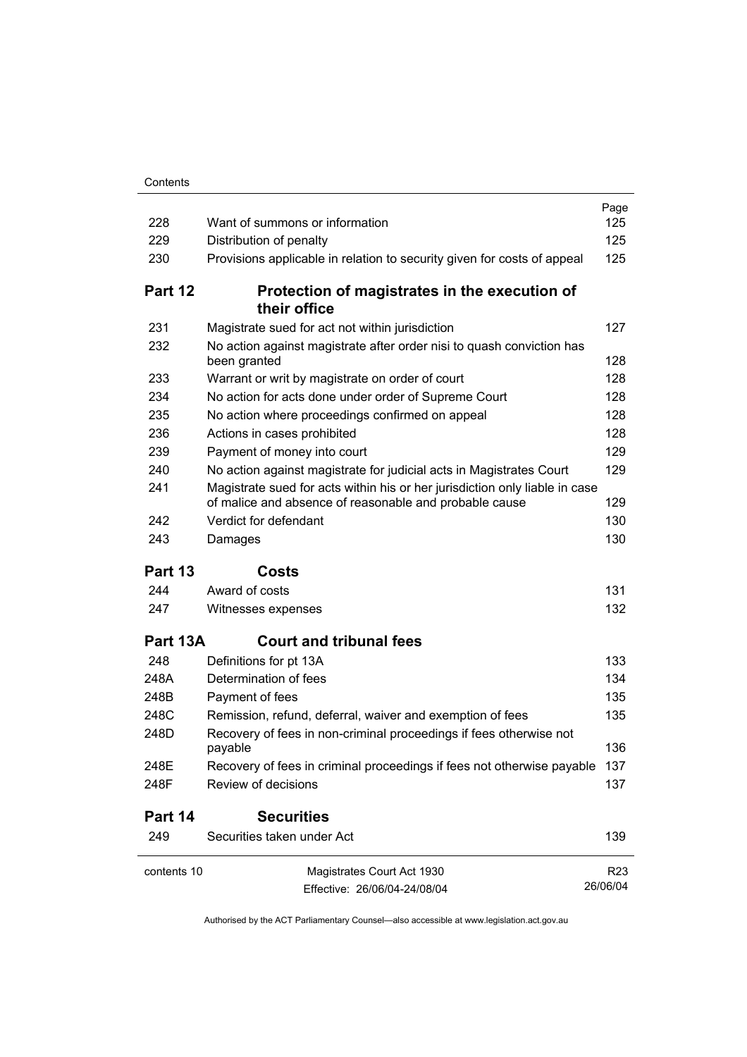| | | Page |
|---|---|---|
| 228 | Want of summons or information | 125 |
| 229 | Distribution of penalty | 125 |
| 230 | Provisions applicable in relation to security given for costs of appeal | 125 |

## Part 12 Protection of magistrates in the execution of their office

| | | |
|---|---|---|
| 231 | Magistrate sued for act not within jurisdiction | 127 |
| 232 | No action against magistrate after order nisi to quash conviction has been granted | 128 |
| 233 | Warrant or writ by magistrate on order of court | 128 |
| 234 | No action for acts done under order of Supreme Court | 128 |
| 235 | No action where proceedings confirmed on appeal | 128 |
| 236 | Actions in cases prohibited | 128 |
| 239 | Payment of money into court | 129 |
| 240 | No action against magistrate for judicial acts in Magistrates Court | 129 |
| 241 | Magistrate sued for acts within his or her jurisdiction only liable in case of malice and absence of reasonable and probable cause | 129 |
| 242 | Verdict for defendant | 130 |
| 243 | Damages | 130 |

## Part 13 Costs

| | | |
|---|---|---|
| 244 | Award of costs | 131 |
| 247 | Witnesses expenses | 132 |

## Part 13A Court and tribunal fees

| | | |
|---|---|---|
| 248 | Definitions for pt 13A | 133 |
| 248A | Determination of fees | 134 |
| 248B | Payment of fees | 135 |
| 248C | Remission, refund, deferral, waiver and exemption of fees | 135 |
| 248D | Recovery of fees in non-criminal proceedings if fees otherwise not payable | 136 |
| 248E | Recovery of fees in criminal proceedings if fees not otherwise payable | 137 |
| 248F | Review of decisions | 137 |

## Part 14 Securities

| | | |
|---|---|---|
| 249 | Securities taken under Act | 139 |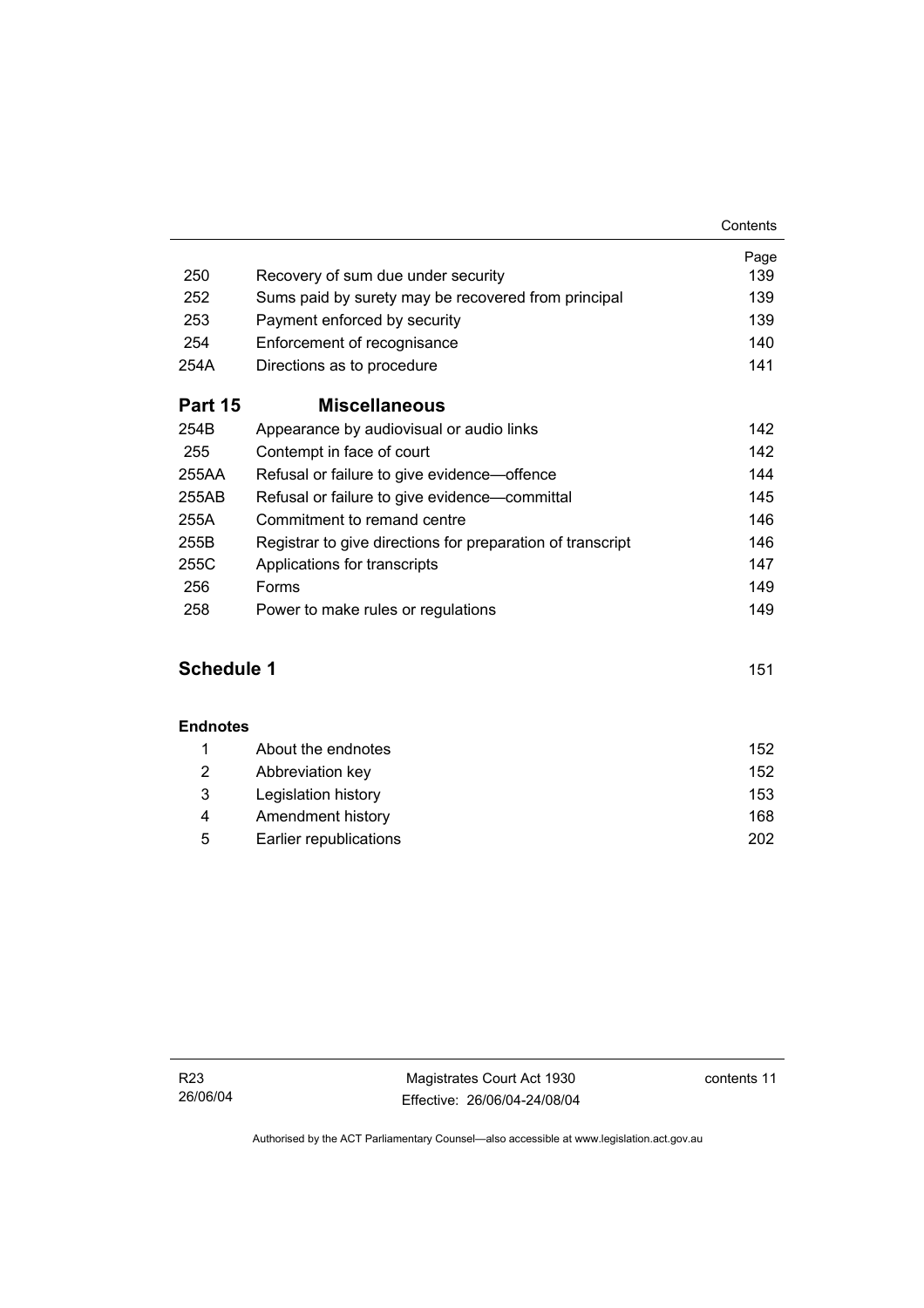| | | Page |
|---|---|---|
| 250 | Recovery of sum due under security | 139 |
| 252 | Sums paid by surety may be recovered from principal | 139 |
| 253 | Payment enforced by security | 139 |
| 254 | Enforcement of recognisance | 140 |
| 254A | Directions as to procedure | 141 |

## Part 15 Miscellaneous

| | | |
|---|---|---|
| 254B | Appearance by audiovisual or audio links | 142 |
| 255 | Contempt in face of court | 142 |
| 255AA | Refusal or failure to give evidence—offence | 144 |
| 255AB | Refusal or failure to give evidence—committal | 145 |
| 255A | Commitment to remand centre | 146 |
| 255B | Registrar to give directions for preparation of transcript | 146 |
| 255C | Applications for transcripts | 147 |
| 256 | Forms | 149 |
| 258 | Power to make rules or regulations | 149 |

## Schedule 1 151

### Endnotes

| | | |
|---|---|---|
| 1 | About the endnotes | 152 |
| 2 | Abbreviation key | 152 |
| 3 | Legislation history | 153 |
| 4 | Amendment history | 168 |
| 5 | Earlier republications | 202 |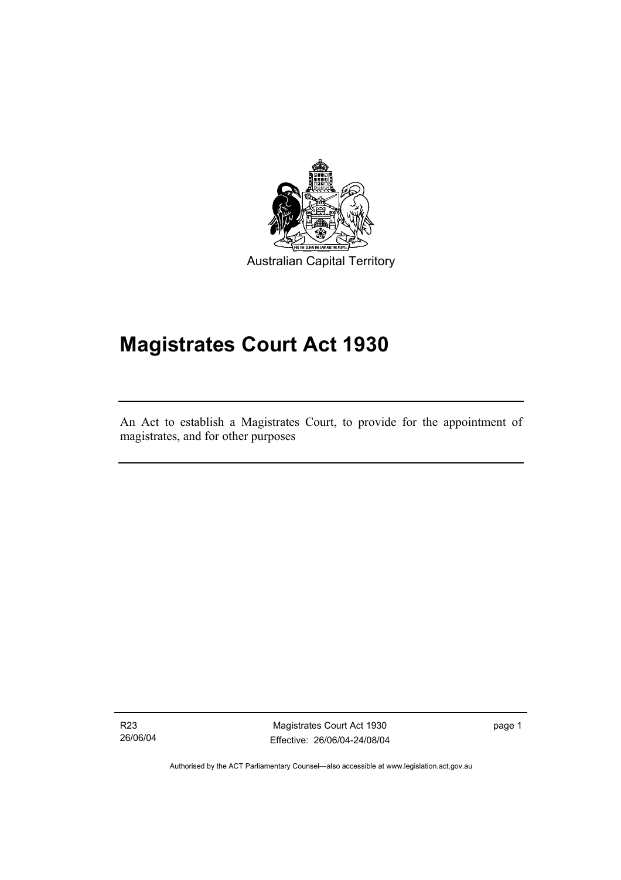Australian Capital Territory

# Magistrates Court Act 1930

An Act to establish a Magistrates Court, to provide for the appointment of magistrates, and for other purposes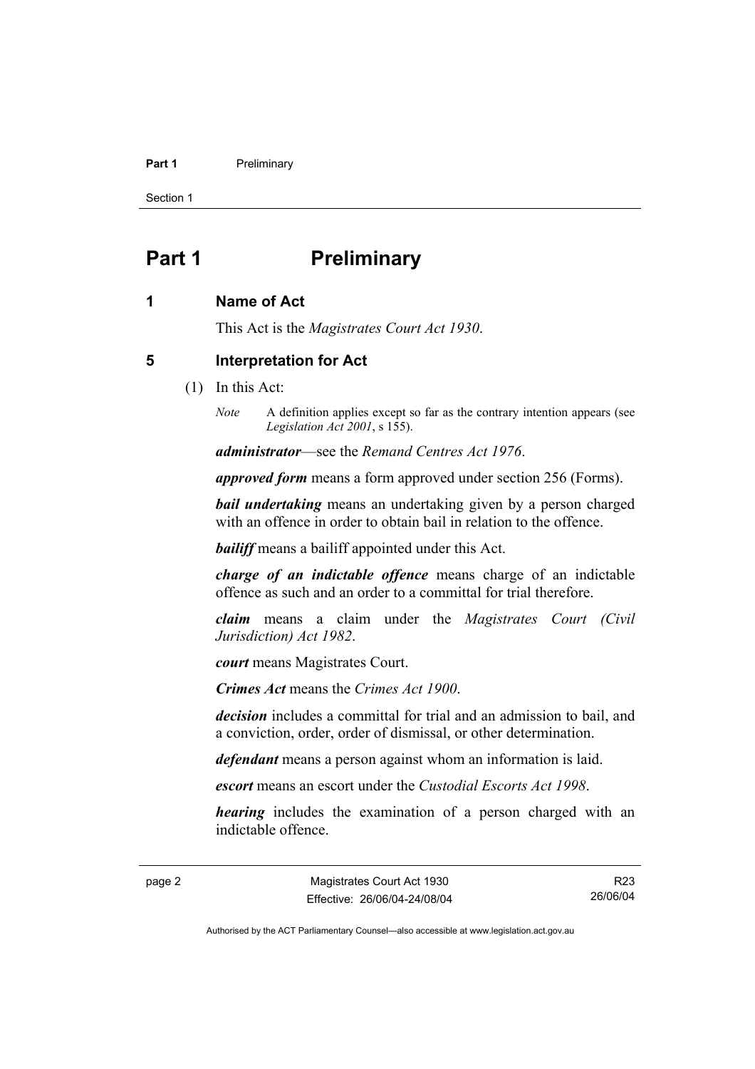# Part 1 Preliminary

## 1 Name of Act

This Act is the *Magistrates Court Act 1930*.

## 5 Interpretation for Act

(1) In this Act:

*Note* A definition applies except so far as the contrary intention appears (see *Legislation Act 2001*, s 155).

***administrator***—see the *Remand Centres Act 1976*.

***approved form*** means a form approved under section 256 (Forms).

***bail undertaking*** means an undertaking given by a person charged with an offence in order to obtain bail in relation to the offence.

***bailiff*** means a bailiff appointed under this Act.

***charge of an indictable offence*** means charge of an indictable offence as such and an order to a committal for trial therefore.

***claim*** means a claim under the *Magistrates Court (Civil Jurisdiction) Act 1982*.

***court*** means Magistrates Court.

***Crimes Act*** means the *Crimes Act 1900*.

***decision*** includes a committal for trial and an admission to bail, and a conviction, order, order of dismissal, or other determination.

***defendant*** means a person against whom an information is laid.

***escort*** means an escort under the *Custodial Escorts Act 1998*.

***hearing*** includes the examination of a person charged with an indictable offence.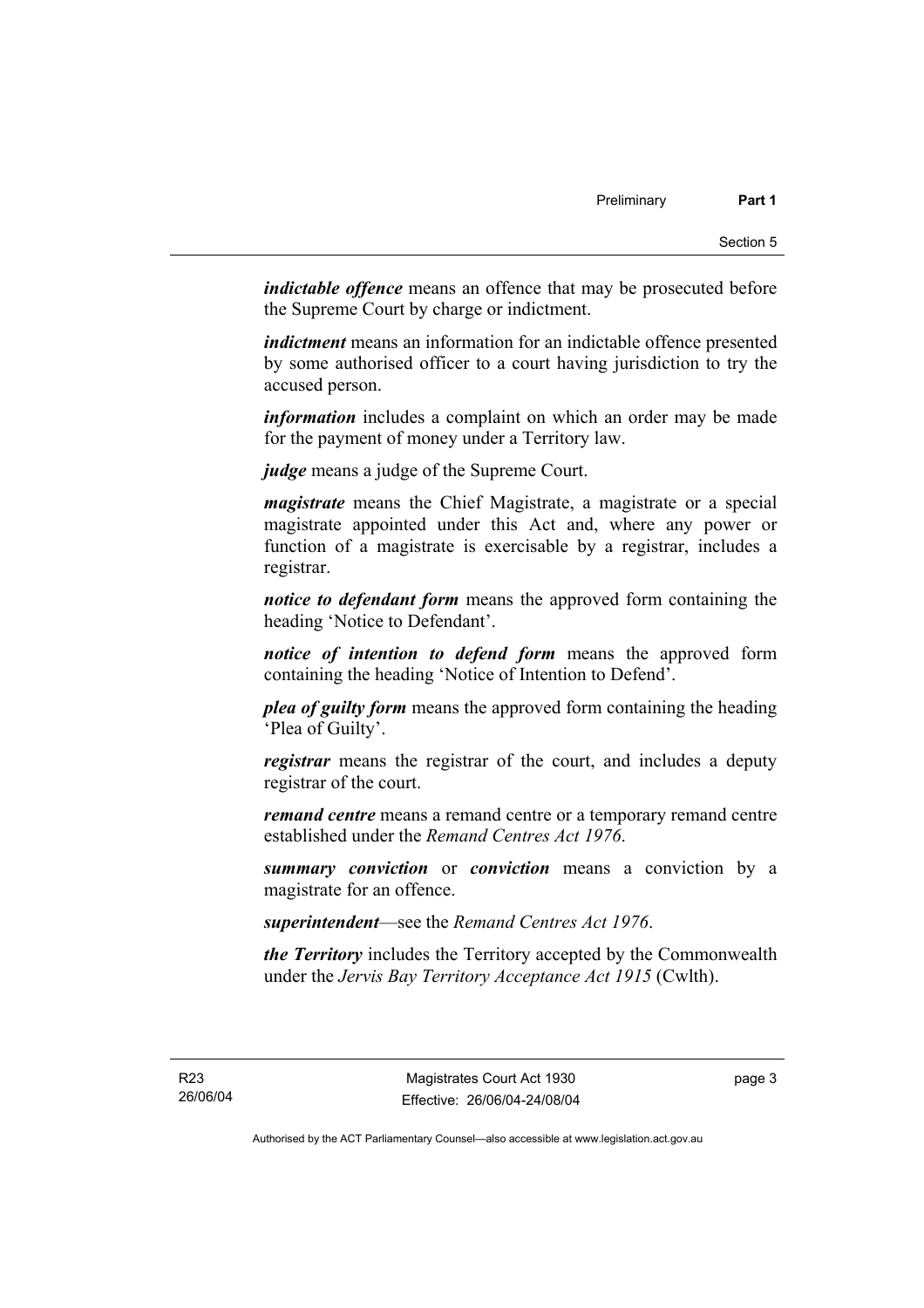***indictable offence*** means an offence that may be prosecuted before the Supreme Court by charge or indictment.

***indictment*** means an information for an indictable offence presented by some authorised officer to a court having jurisdiction to try the accused person.

***information*** includes a complaint on which an order may be made for the payment of money under a Territory law.

***judge*** means a judge of the Supreme Court.

***magistrate*** means the Chief Magistrate, a magistrate or a special magistrate appointed under this Act and, where any power or function of a magistrate is exercisable by a registrar, includes a registrar.

***notice to defendant form*** means the approved form containing the heading 'Notice to Defendant'.

***notice of intention to defend form*** means the approved form containing the heading 'Notice of Intention to Defend'.

***plea of guilty form*** means the approved form containing the heading 'Plea of Guilty'.

***registrar*** means the registrar of the court, and includes a deputy registrar of the court.

***remand centre*** means a remand centre or a temporary remand centre established under the *Remand Centres Act 1976*.

***summary conviction*** or ***conviction*** means a conviction by a magistrate for an offence.

***superintendent***—see the *Remand Centres Act 1976*.

***the Territory*** includes the Territory accepted by the Commonwealth under the *Jervis Bay Territory Acceptance Act 1915* (Cwlth).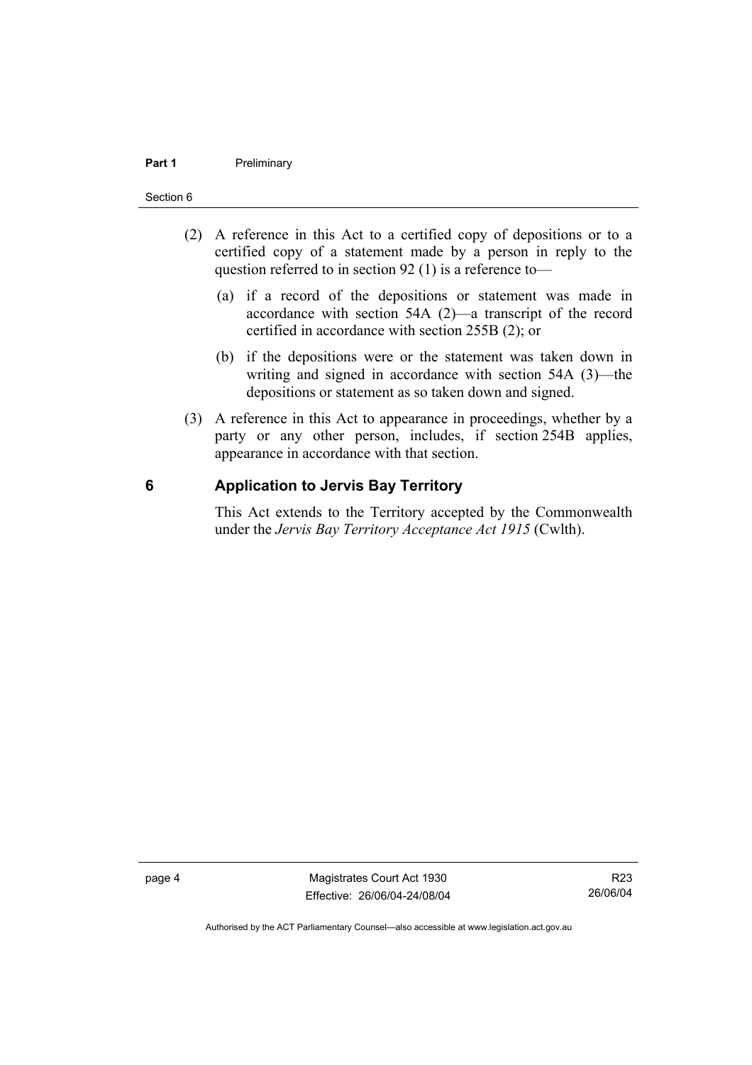(2) A reference in this Act to a certified copy of depositions or to a certified copy of a statement made by a person in reply to the question referred to in section 92 (1) is a reference to—

(a) if a record of the depositions or statement was made in accordance with section 54A (2)—a transcript of the record certified in accordance with section 255B (2); or

(b) if the depositions were or the statement was taken down in writing and signed in accordance with section 54A (3)—the depositions or statement as so taken down and signed.

(3) A reference in this Act to appearance in proceedings, whether by a party or any other person, includes, if section 254B applies, appearance in accordance with that section.

### 6 Application to Jervis Bay Territory

This Act extends to the Territory accepted by the Commonwealth under the *Jervis Bay Territory Acceptance Act 1915* (Cwlth).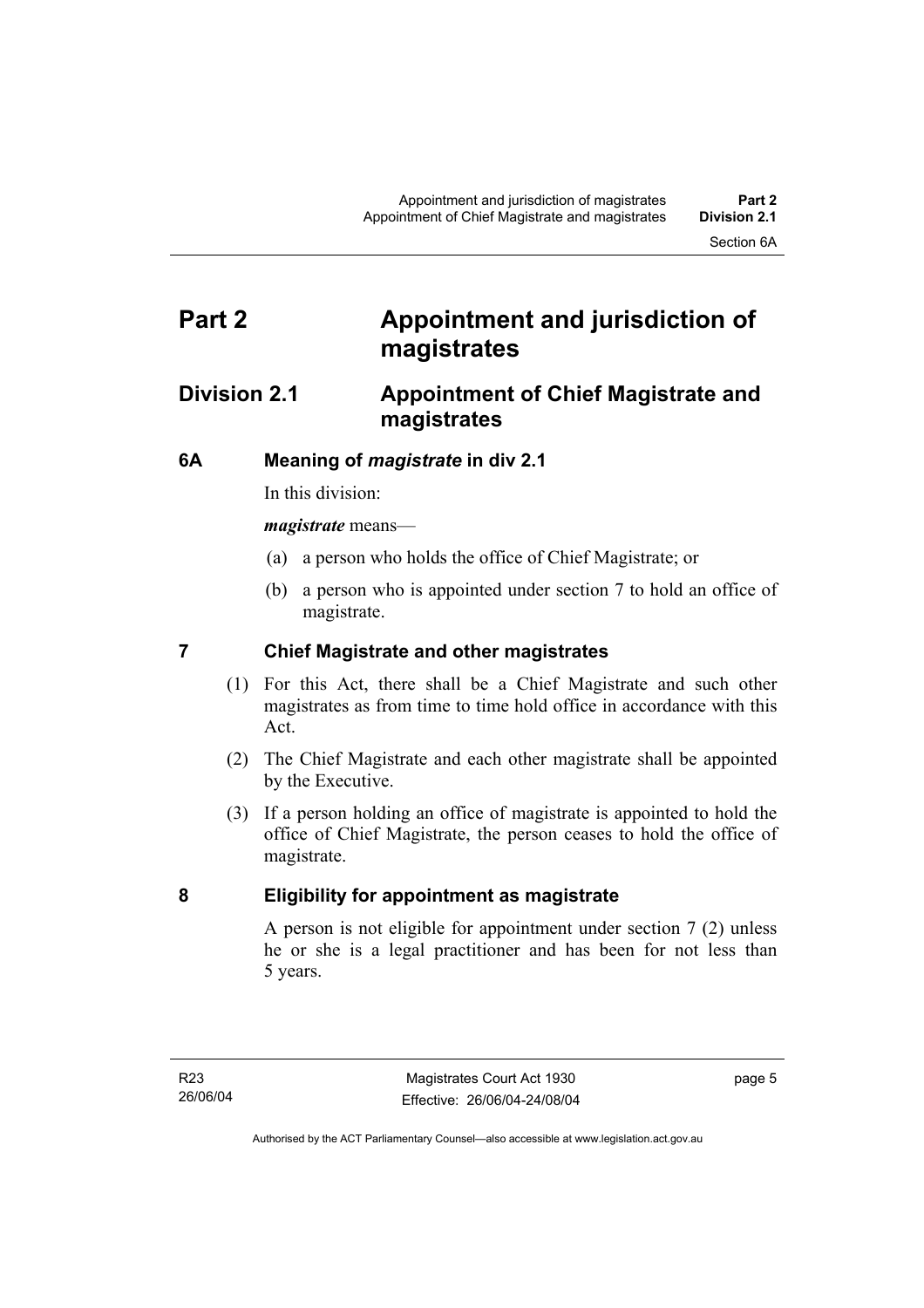# Part 2 Appointment and jurisdiction of magistrates

## Division 2.1 Appointment of Chief Magistrate and magistrates

### 6A Meaning of *magistrate* in div 2.1

In this division:

***magistrate*** means—

(a) a person who holds the office of Chief Magistrate; or

(b) a person who is appointed under section 7 to hold an office of magistrate.

### 7 Chief Magistrate and other magistrates

(1) For this Act, there shall be a Chief Magistrate and such other magistrates as from time to time hold office in accordance with this Act.

(2) The Chief Magistrate and each other magistrate shall be appointed by the Executive.

(3) If a person holding an office of magistrate is appointed to hold the office of Chief Magistrate, the person ceases to hold the office of magistrate.

### 8 Eligibility for appointment as magistrate

A person is not eligible for appointment under section 7 (2) unless he or she is a legal practitioner and has been for not less than 5 years.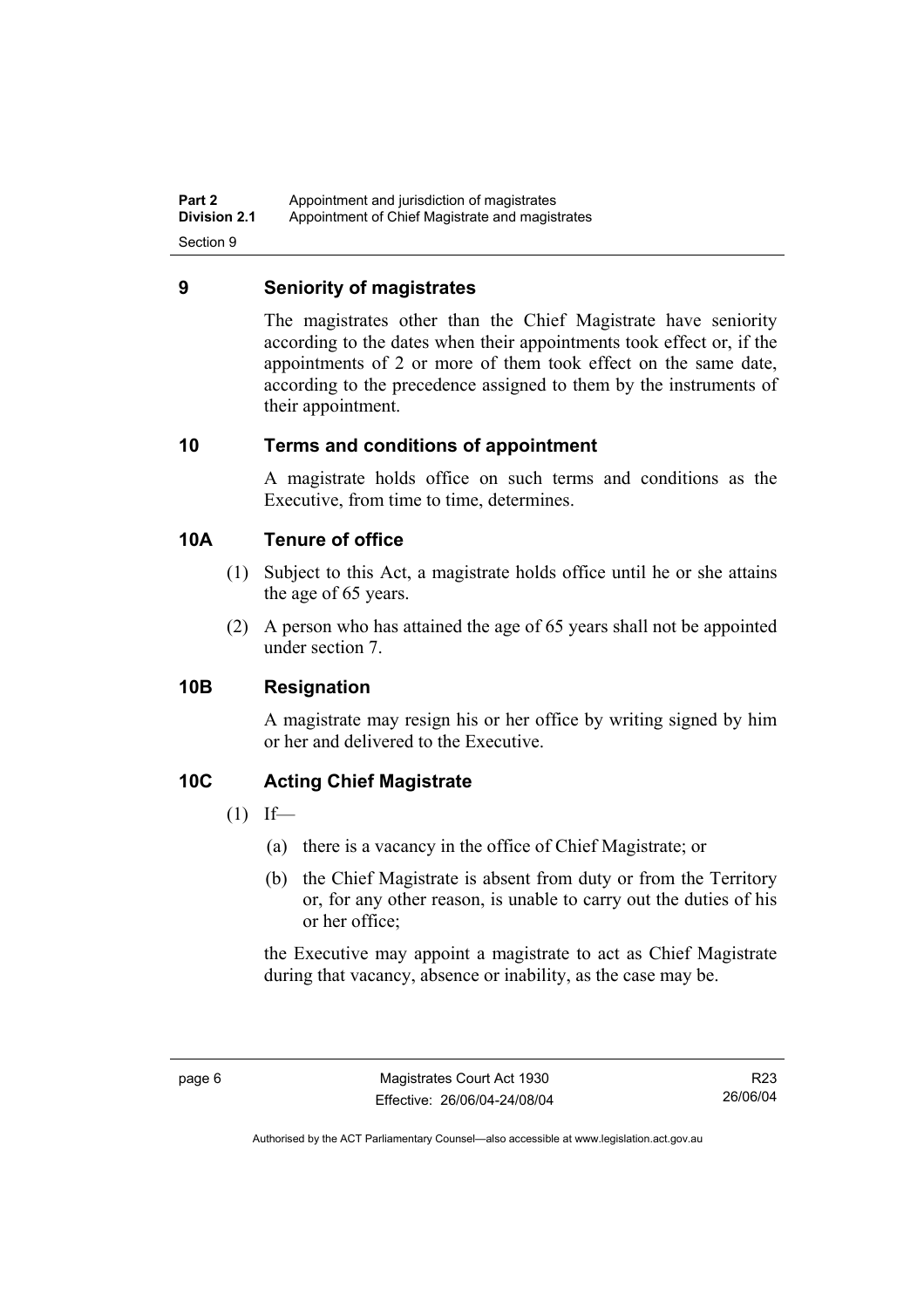## 9 Seniority of magistrates

The magistrates other than the Chief Magistrate have seniority according to the dates when their appointments took effect or, if the appointments of 2 or more of them took effect on the same date, according to the precedence assigned to them by the instruments of their appointment.

## 10 Terms and conditions of appointment

A magistrate holds office on such terms and conditions as the Executive, from time to time, determines.

## 10A Tenure of office

(1) Subject to this Act, a magistrate holds office until he or she attains the age of 65 years.

(2) A person who has attained the age of 65 years shall not be appointed under section 7.

## 10B Resignation

A magistrate may resign his or her office by writing signed by him or her and delivered to the Executive.

## 10C Acting Chief Magistrate

(1) If—

(a) there is a vacancy in the office of Chief Magistrate; or

(b) the Chief Magistrate is absent from duty or from the Territory or, for any other reason, is unable to carry out the duties of his or her office;

the Executive may appoint a magistrate to act as Chief Magistrate during that vacancy, absence or inability, as the case may be.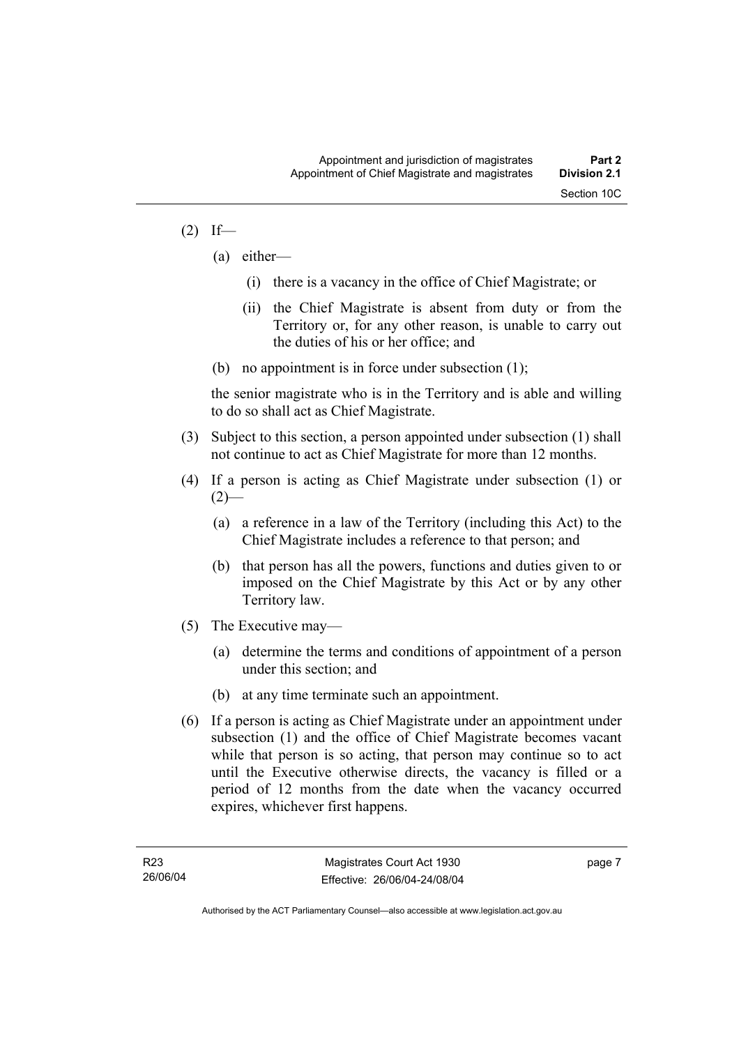(2) If—

 (a) either—

  (i) there is a vacancy in the office of Chief Magistrate; or

  (ii) the Chief Magistrate is absent from duty or from the Territory or, for any other reason, is unable to carry out the duties of his or her office; and

 (b) no appointment is in force under subsection (1);

 the senior magistrate who is in the Territory and is able and willing to do so shall act as Chief Magistrate.

(3) Subject to this section, a person appointed under subsection (1) shall not continue to act as Chief Magistrate for more than 12 months.

(4) If a person is acting as Chief Magistrate under subsection (1) or (2)—

 (a) a reference in a law of the Territory (including this Act) to the Chief Magistrate includes a reference to that person; and

 (b) that person has all the powers, functions and duties given to or imposed on the Chief Magistrate by this Act or by any other Territory law.

(5) The Executive may—

 (a) determine the terms and conditions of appointment of a person under this section; and

 (b) at any time terminate such an appointment.

(6) If a person is acting as Chief Magistrate under an appointment under subsection (1) and the office of Chief Magistrate becomes vacant while that person is so acting, that person may continue so to act until the Executive otherwise directs, the vacancy is filled or a period of 12 months from the date when the vacancy occurred expires, whichever first happens.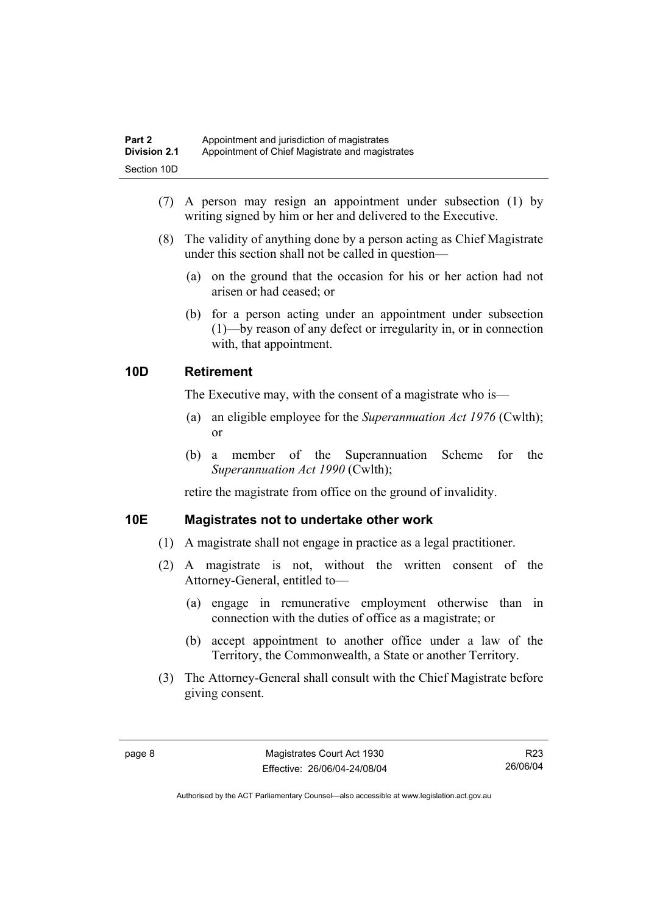(7) A person may resign an appointment under subsection (1) by writing signed by him or her and delivered to the Executive.

(8) The validity of anything done by a person acting as Chief Magistrate under this section shall not be called in question—

(a) on the ground that the occasion for his or her action had not arisen or had ceased; or

(b) for a person acting under an appointment under subsection (1)—by reason of any defect or irregularity in, or in connection with, that appointment.

## 10D Retirement

The Executive may, with the consent of a magistrate who is—

(a) an eligible employee for the *Superannuation Act 1976* (Cwlth); or

(b) a member of the Superannuation Scheme for the *Superannuation Act 1990* (Cwlth);

retire the magistrate from office on the ground of invalidity.

## 10E Magistrates not to undertake other work

(1) A magistrate shall not engage in practice as a legal practitioner.

(2) A magistrate is not, without the written consent of the Attorney-General, entitled to—

(a) engage in remunerative employment otherwise than in connection with the duties of office as a magistrate; or

(b) accept appointment to another office under a law of the Territory, the Commonwealth, a State or another Territory.

(3) The Attorney-General shall consult with the Chief Magistrate before giving consent.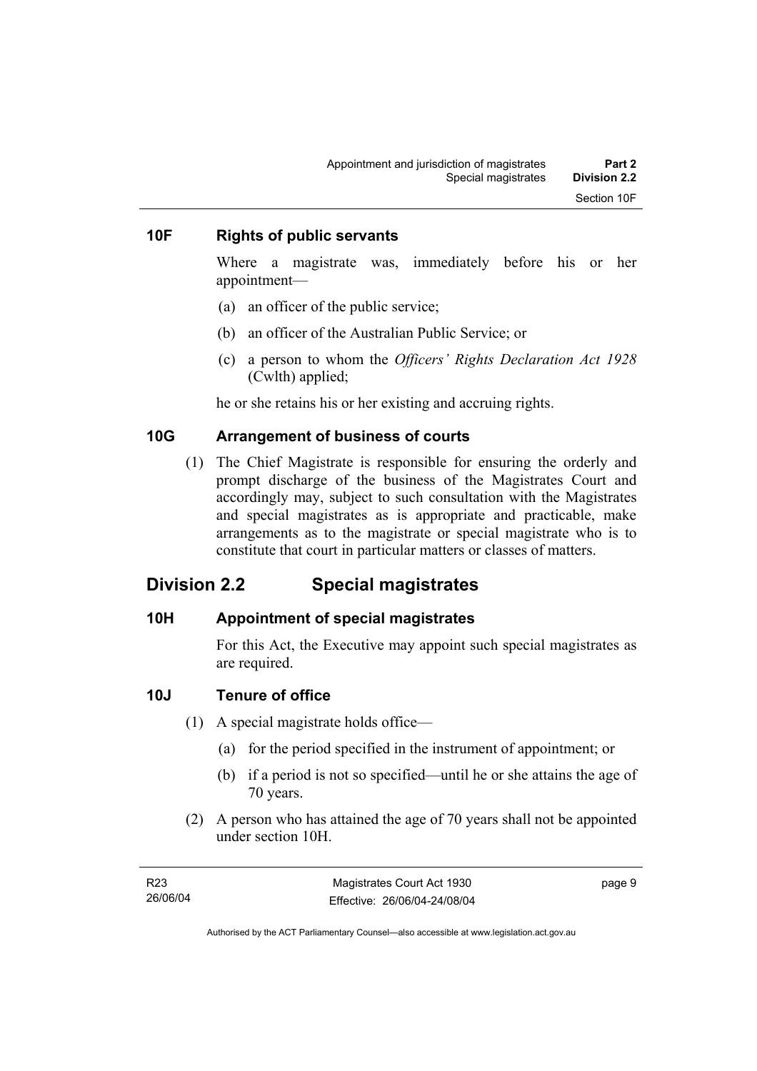### 10F Rights of public servants

Where a magistrate was, immediately before his or her appointment—

(a) an officer of the public service;

(b) an officer of the Australian Public Service; or

(c) a person to whom the *Officers' Rights Declaration Act 1928* (Cwlth) applied;

he or she retains his or her existing and accruing rights.

### 10G Arrangement of business of courts

(1) The Chief Magistrate is responsible for ensuring the orderly and prompt discharge of the business of the Magistrates Court and accordingly may, subject to such consultation with the Magistrates and special magistrates as is appropriate and practicable, make arrangements as to the magistrate or special magistrate who is to constitute that court in particular matters or classes of matters.

## Division 2.2 Special magistrates

### 10H Appointment of special magistrates

For this Act, the Executive may appoint such special magistrates as are required.

### 10J Tenure of office

(1) A special magistrate holds office—

(a) for the period specified in the instrument of appointment; or

(b) if a period is not so specified—until he or she attains the age of 70 years.

(2) A person who has attained the age of 70 years shall not be appointed under section 10H.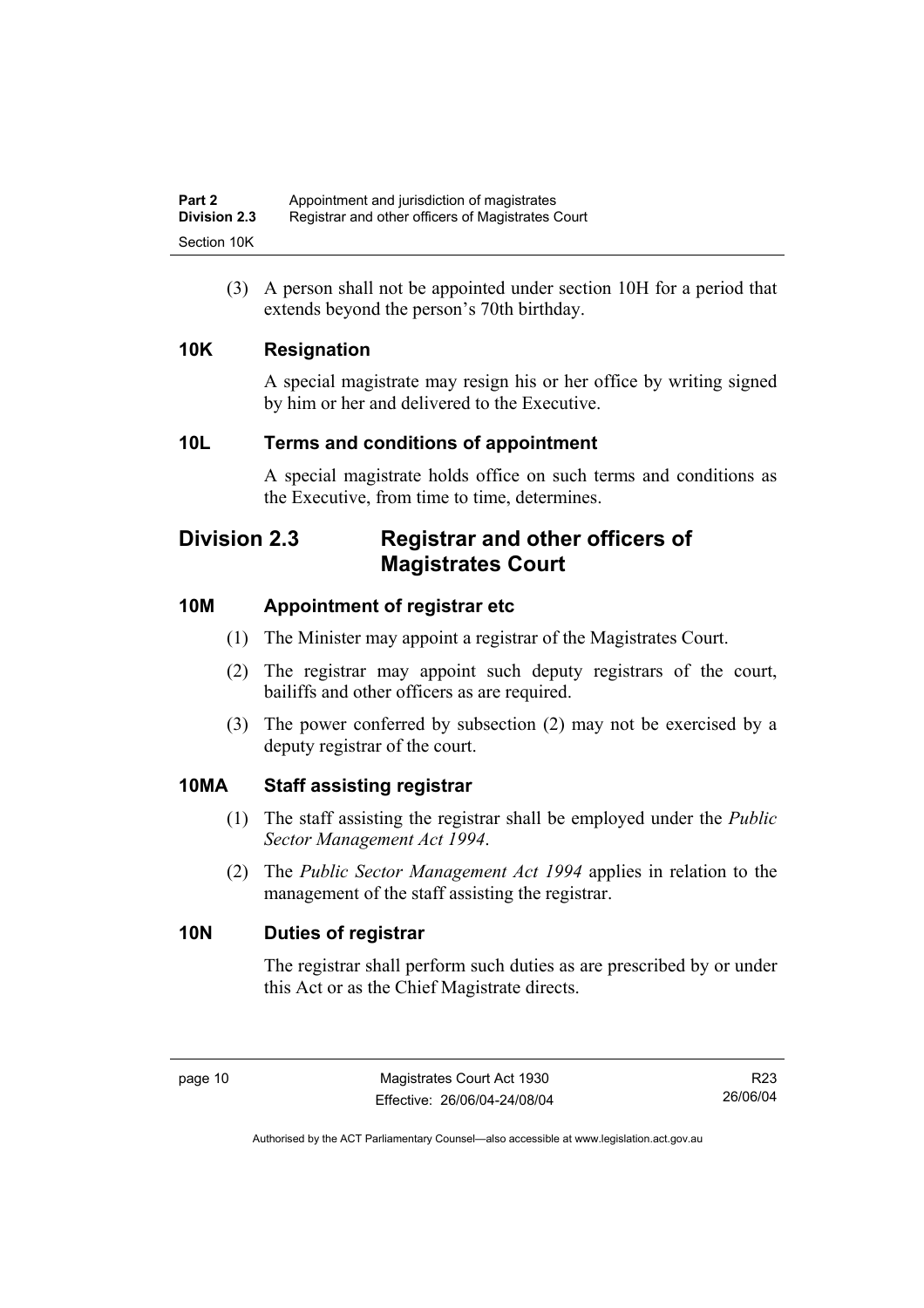(3) A person shall not be appointed under section 10H for a period that extends beyond the person's 70th birthday.

### 10K Resignation

A special magistrate may resign his or her office by writing signed by him or her and delivered to the Executive.

### 10L Terms and conditions of appointment

A special magistrate holds office on such terms and conditions as the Executive, from time to time, determines.

## Division 2.3 Registrar and other officers of Magistrates Court

### 10M Appointment of registrar etc

(1) The Minister may appoint a registrar of the Magistrates Court.

(2) The registrar may appoint such deputy registrars of the court, bailiffs and other officers as are required.

(3) The power conferred by subsection (2) may not be exercised by a deputy registrar of the court.

### 10MA Staff assisting registrar

(1) The staff assisting the registrar shall be employed under the *Public Sector Management Act 1994*.

(2) The *Public Sector Management Act 1994* applies in relation to the management of the staff assisting the registrar.

### 10N Duties of registrar

The registrar shall perform such duties as are prescribed by or under this Act or as the Chief Magistrate directs.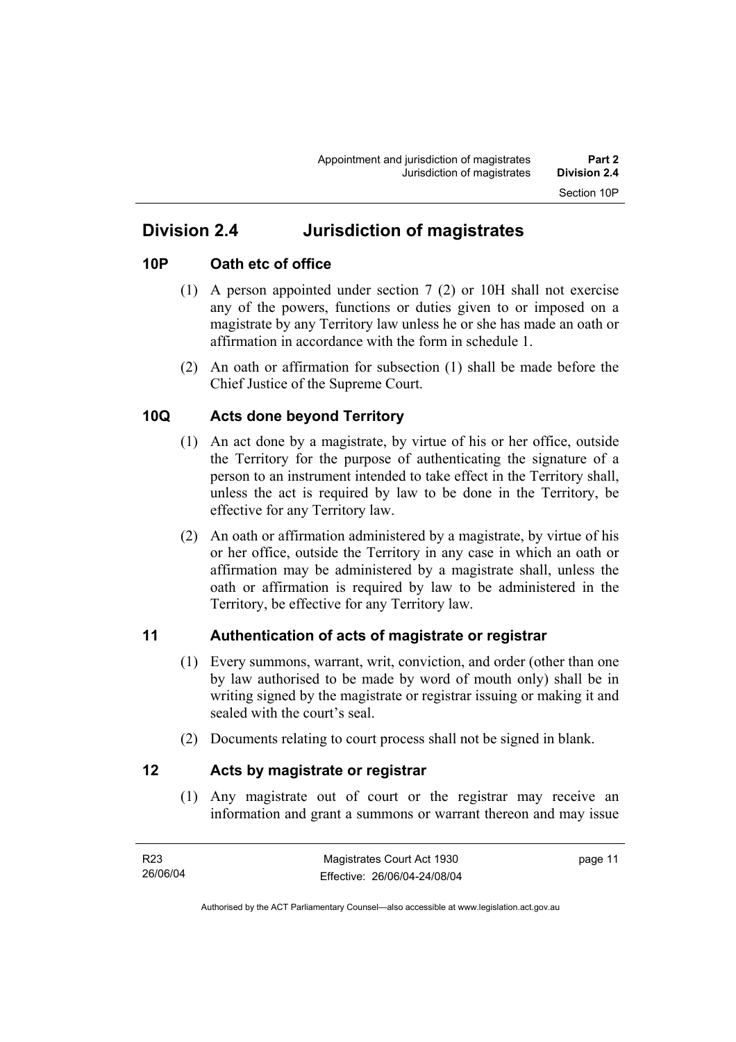## Division 2.4 Jurisdiction of magistrates

### 10P Oath etc of office

(1) A person appointed under section 7 (2) or 10H shall not exercise any of the powers, functions or duties given to or imposed on a magistrate by any Territory law unless he or she has made an oath or affirmation in accordance with the form in schedule 1.

(2) An oath or affirmation for subsection (1) shall be made before the Chief Justice of the Supreme Court.

### 10Q Acts done beyond Territory

(1) An act done by a magistrate, by virtue of his or her office, outside the Territory for the purpose of authenticating the signature of a person to an instrument intended to take effect in the Territory shall, unless the act is required by law to be done in the Territory, be effective for any Territory law.

(2) An oath or affirmation administered by a magistrate, by virtue of his or her office, outside the Territory in any case in which an oath or affirmation may be administered by a magistrate shall, unless the oath or affirmation is required by law to be administered in the Territory, be effective for any Territory law.

### 11 Authentication of acts of magistrate or registrar

(1) Every summons, warrant, writ, conviction, and order (other than one by law authorised to be made by word of mouth only) shall be in writing signed by the magistrate or registrar issuing or making it and sealed with the court's seal.

(2) Documents relating to court process shall not be signed in blank.

### 12 Acts by magistrate or registrar

(1) Any magistrate out of court or the registrar may receive an information and grant a summons or warrant thereon and may issue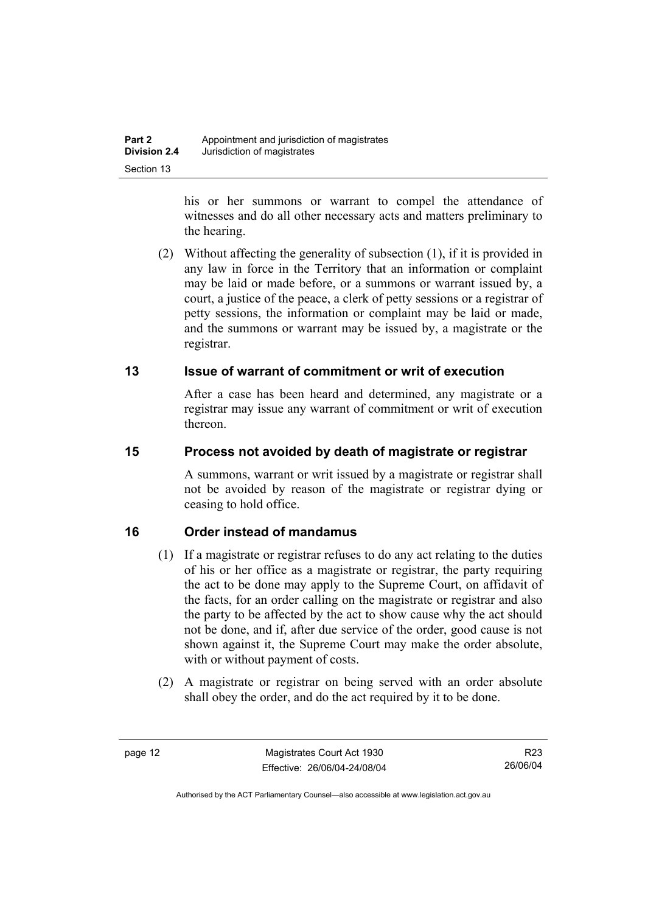his or her summons or warrant to compel the attendance of witnesses and do all other necessary acts and matters preliminary to the hearing.

(2) Without affecting the generality of subsection (1), if it is provided in any law in force in the Territory that an information or complaint may be laid or made before, or a summons or warrant issued by, a court, a justice of the peace, a clerk of petty sessions or a registrar of petty sessions, the information or complaint may be laid or made, and the summons or warrant may be issued by, a magistrate or the registrar.

## 13 Issue of warrant of commitment or writ of execution

After a case has been heard and determined, any magistrate or a registrar may issue any warrant of commitment or writ of execution thereon.

## 15 Process not avoided by death of magistrate or registrar

A summons, warrant or writ issued by a magistrate or registrar shall not be avoided by reason of the magistrate or registrar dying or ceasing to hold office.

## 16 Order instead of mandamus

(1) If a magistrate or registrar refuses to do any act relating to the duties of his or her office as a magistrate or registrar, the party requiring the act to be done may apply to the Supreme Court, on affidavit of the facts, for an order calling on the magistrate or registrar and also the party to be affected by the act to show cause why the act should not be done, and if, after due service of the order, good cause is not shown against it, the Supreme Court may make the order absolute, with or without payment of costs.

(2) A magistrate or registrar on being served with an order absolute shall obey the order, and do the act required by it to be done.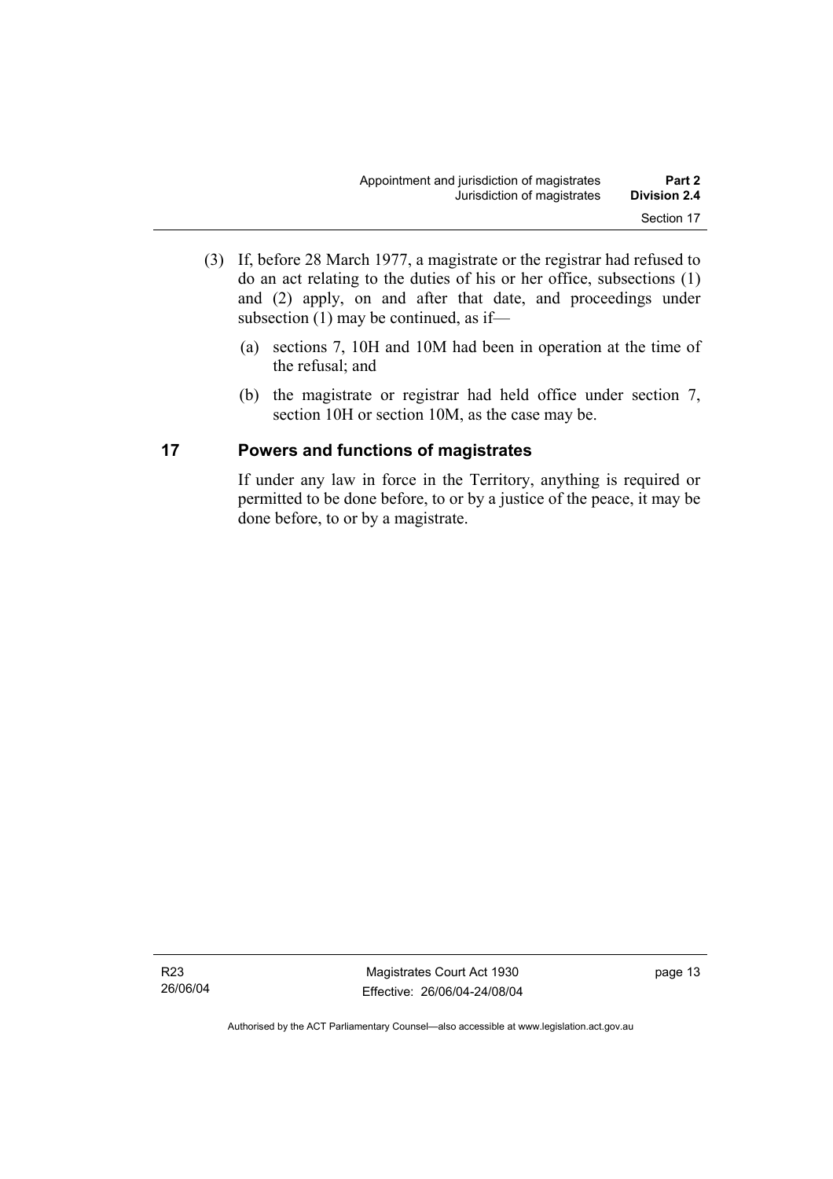(3) If, before 28 March 1977, a magistrate or the registrar had refused to do an act relating to the duties of his or her office, subsections (1) and (2) apply, on and after that date, and proceedings under subsection (1) may be continued, as if—

(a) sections 7, 10H and 10M had been in operation at the time of the refusal; and

(b) the magistrate or registrar had held office under section 7, section 10H or section 10M, as the case may be.

## 17 Powers and functions of magistrates

If under any law in force in the Territory, anything is required or permitted to be done before, to or by a justice of the peace, it may be done before, to or by a magistrate.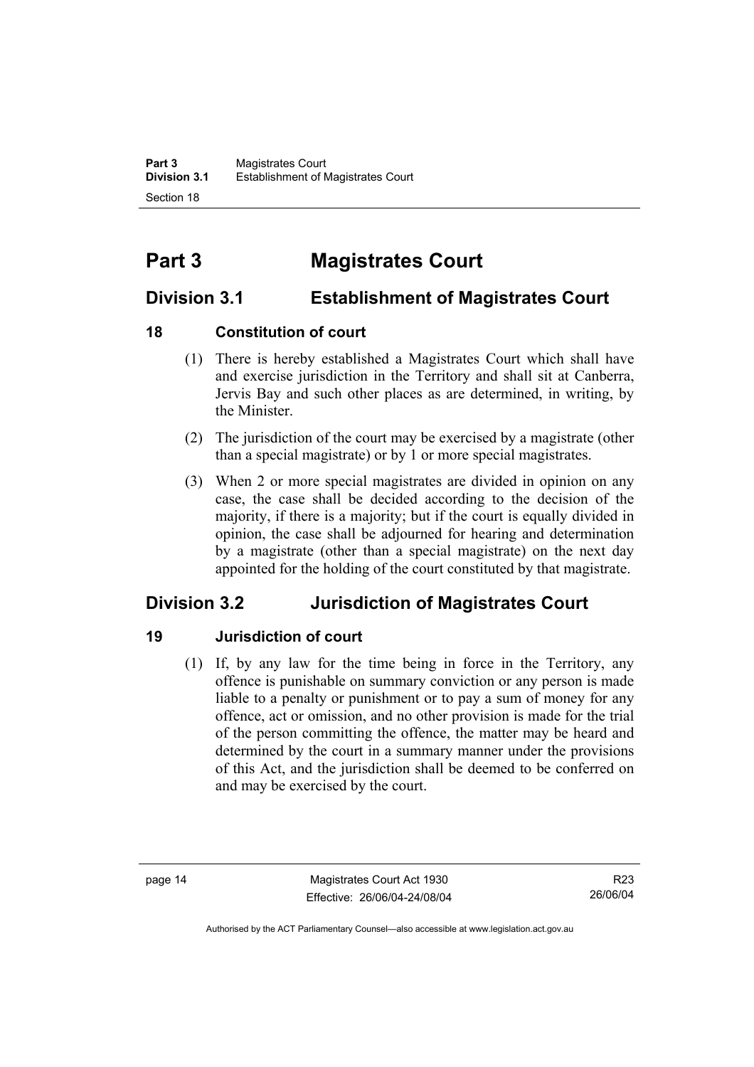# Part 3 Magistrates Court

## Division 3.1 Establishment of Magistrates Court

### 18 Constitution of court

(1) There is hereby established a Magistrates Court which shall have and exercise jurisdiction in the Territory and shall sit at Canberra, Jervis Bay and such other places as are determined, in writing, by the Minister.

(2) The jurisdiction of the court may be exercised by a magistrate (other than a special magistrate) or by 1 or more special magistrates.

(3) When 2 or more special magistrates are divided in opinion on any case, the case shall be decided according to the decision of the majority, if there is a majority; but if the court is equally divided in opinion, the case shall be adjourned for hearing and determination by a magistrate (other than a special magistrate) on the next day appointed for the holding of the court constituted by that magistrate.

## Division 3.2 Jurisdiction of Magistrates Court

### 19 Jurisdiction of court

(1) If, by any law for the time being in force in the Territory, any offence is punishable on summary conviction or any person is made liable to a penalty or punishment or to pay a sum of money for any offence, act or omission, and no other provision is made for the trial of the person committing the offence, the matter may be heard and determined by the court in a summary manner under the provisions of this Act, and the jurisdiction shall be deemed to be conferred on and may be exercised by the court.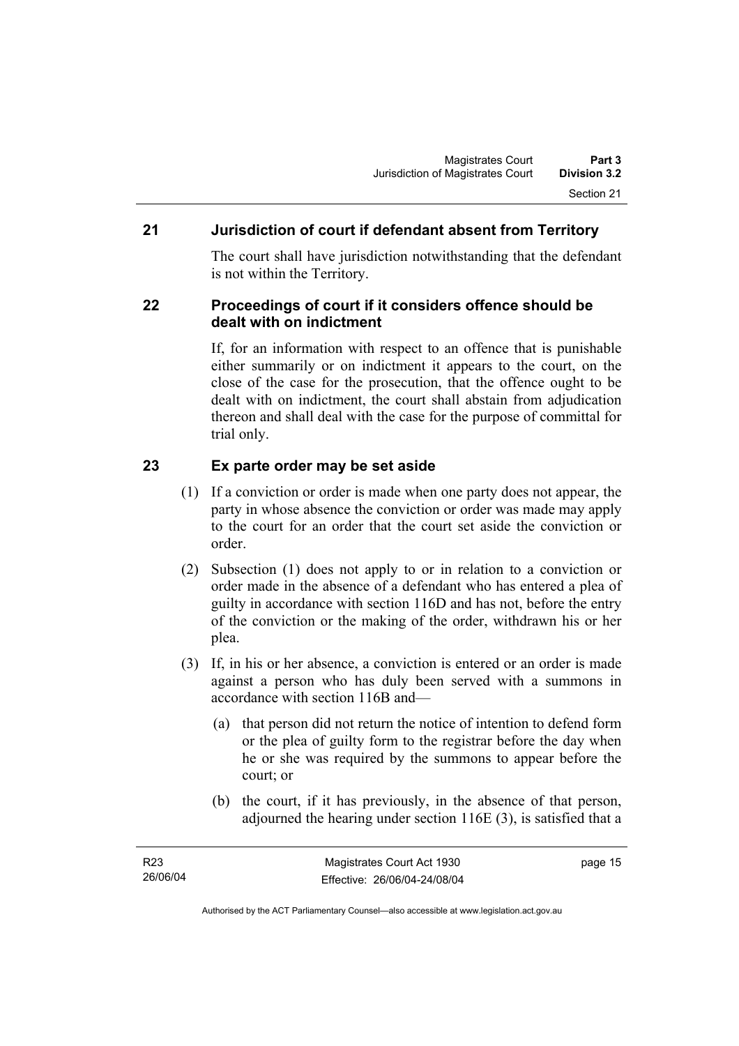## 21 Jurisdiction of court if defendant absent from Territory

The court shall have jurisdiction notwithstanding that the defendant is not within the Territory.

## 22 Proceedings of court if it considers offence should be dealt with on indictment

If, for an information with respect to an offence that is punishable either summarily or on indictment it appears to the court, on the close of the case for the prosecution, that the offence ought to be dealt with on indictment, the court shall abstain from adjudication thereon and shall deal with the case for the purpose of committal for trial only.

## 23 Ex parte order may be set aside

(1) If a conviction or order is made when one party does not appear, the party in whose absence the conviction or order was made may apply to the court for an order that the court set aside the conviction or order.

(2) Subsection (1) does not apply to or in relation to a conviction or order made in the absence of a defendant who has entered a plea of guilty in accordance with section 116D and has not, before the entry of the conviction or the making of the order, withdrawn his or her plea.

(3) If, in his or her absence, a conviction is entered or an order is made against a person who has duly been served with a summons in accordance with section 116B and—

(a) that person did not return the notice of intention to defend form or the plea of guilty form to the registrar before the day when he or she was required by the summons to appear before the court; or

(b) the court, if it has previously, in the absence of that person, adjourned the hearing under section 116E (3), is satisfied that a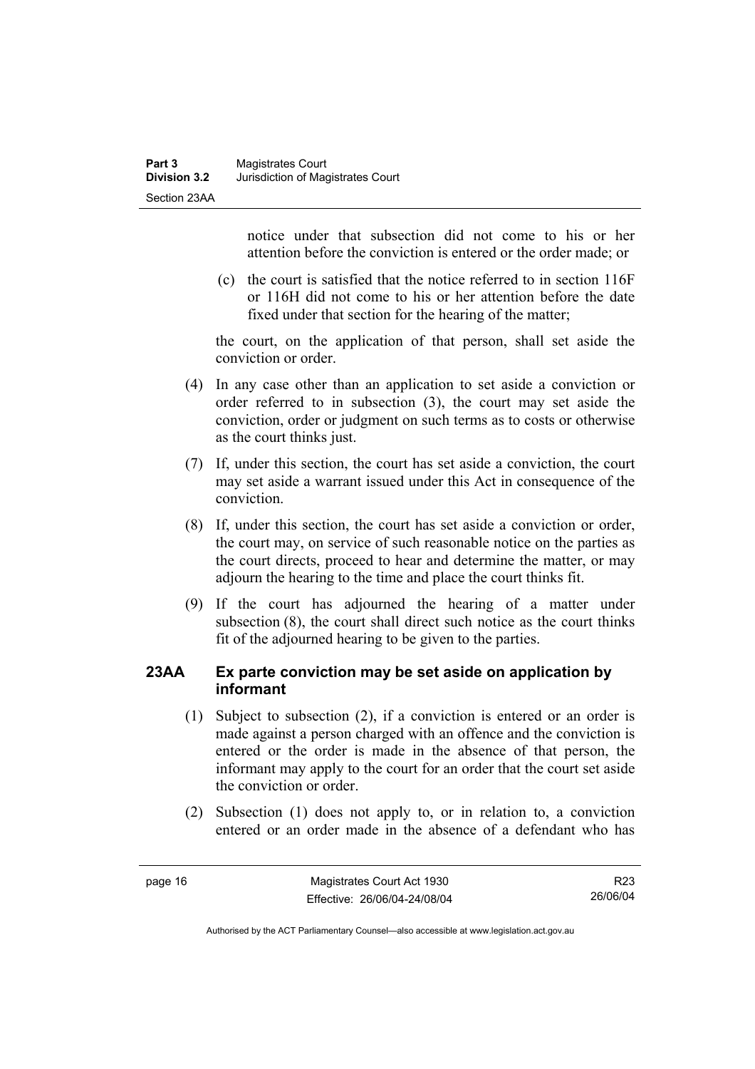notice under that subsection did not come to his or her attention before the conviction is entered or the order made; or

(c) the court is satisfied that the notice referred to in section 116F or 116H did not come to his or her attention before the date fixed under that section for the hearing of the matter;

the court, on the application of that person, shall set aside the conviction or order.

(4) In any case other than an application to set aside a conviction or order referred to in subsection (3), the court may set aside the conviction, order or judgment on such terms as to costs or otherwise as the court thinks just.

(7) If, under this section, the court has set aside a conviction, the court may set aside a warrant issued under this Act in consequence of the conviction.

(8) If, under this section, the court has set aside a conviction or order, the court may, on service of such reasonable notice on the parties as the court directs, proceed to hear and determine the matter, or may adjourn the hearing to the time and place the court thinks fit.

(9) If the court has adjourned the hearing of a matter under subsection (8), the court shall direct such notice as the court thinks fit of the adjourned hearing to be given to the parties.

### 23AA Ex parte conviction may be set aside on application by informant

(1) Subject to subsection (2), if a conviction is entered or an order is made against a person charged with an offence and the conviction is entered or the order is made in the absence of that person, the informant may apply to the court for an order that the court set aside the conviction or order.

(2) Subsection (1) does not apply to, or in relation to, a conviction entered or an order made in the absence of a defendant who has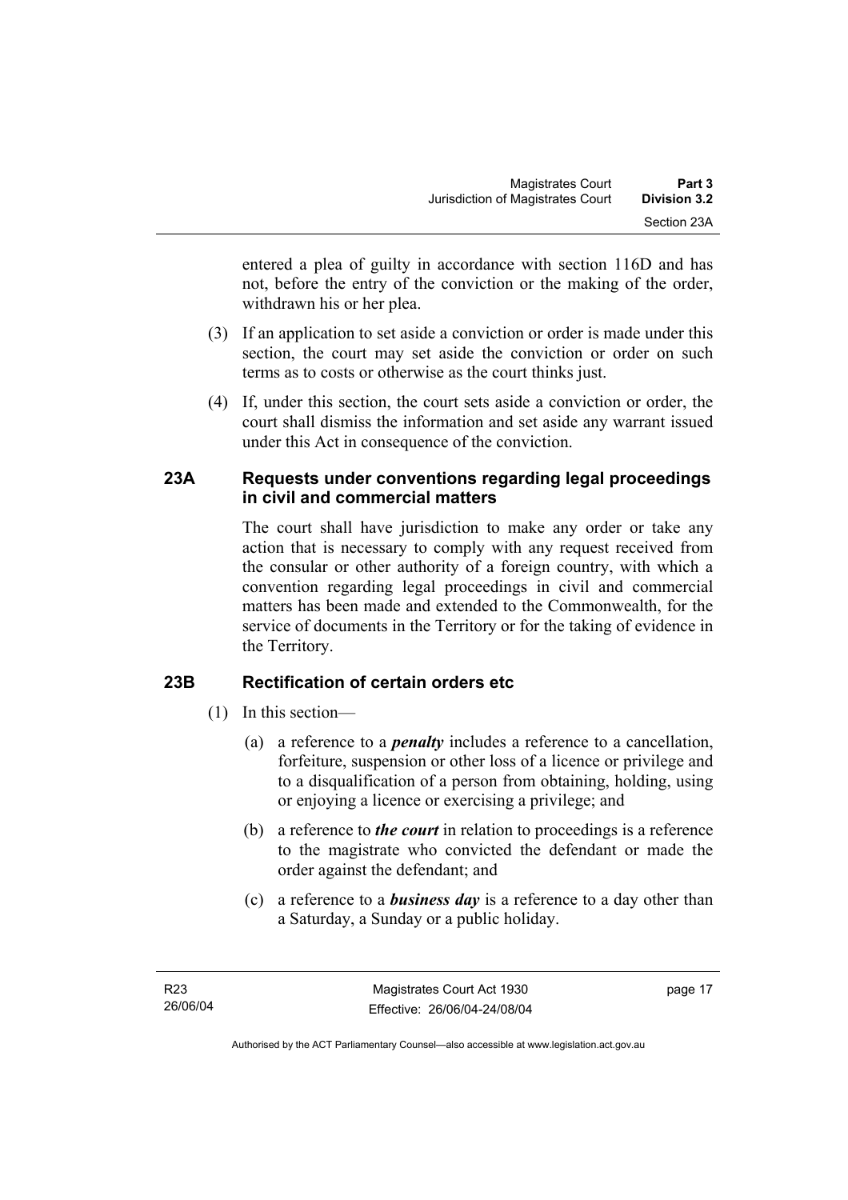entered a plea of guilty in accordance with section 116D and has not, before the entry of the conviction or the making of the order, withdrawn his or her plea.

(3) If an application to set aside a conviction or order is made under this section, the court may set aside the conviction or order on such terms as to costs or otherwise as the court thinks just.

(4) If, under this section, the court sets aside a conviction or order, the court shall dismiss the information and set aside any warrant issued under this Act in consequence of the conviction.

### 23A Requests under conventions regarding legal proceedings in civil and commercial matters

The court shall have jurisdiction to make any order or take any action that is necessary to comply with any request received from the consular or other authority of a foreign country, with which a convention regarding legal proceedings in civil and commercial matters has been made and extended to the Commonwealth, for the service of documents in the Territory or for the taking of evidence in the Territory.

### 23B Rectification of certain orders etc

(1) In this section—

(a) a reference to a ***penalty*** includes a reference to a cancellation, forfeiture, suspension or other loss of a licence or privilege and to a disqualification of a person from obtaining, holding, using or enjoying a licence or exercising a privilege; and

(b) a reference to ***the court*** in relation to proceedings is a reference to the magistrate who convicted the defendant or made the order against the defendant; and

(c) a reference to a ***business day*** is a reference to a day other than a Saturday, a Sunday or a public holiday.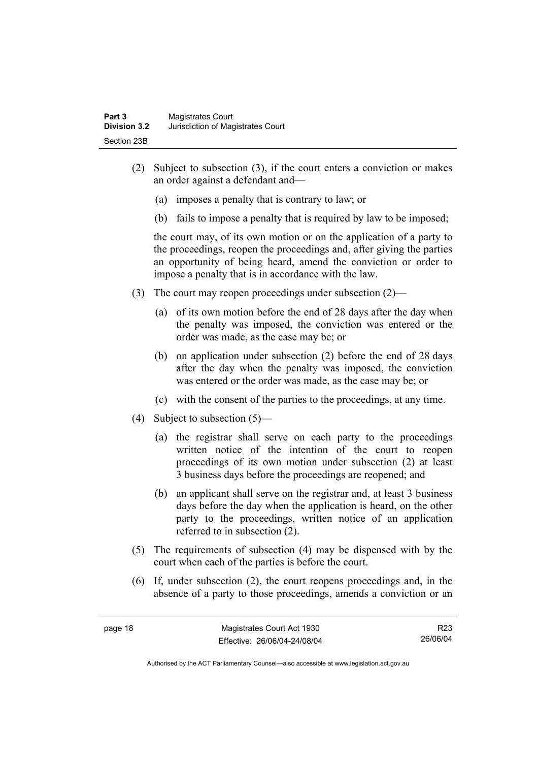(2) Subject to subsection (3), if the court enters a conviction or makes an order against a defendant and—

(a) imposes a penalty that is contrary to law; or

(b) fails to impose a penalty that is required by law to be imposed;

the court may, of its own motion or on the application of a party to the proceedings, reopen the proceedings and, after giving the parties an opportunity of being heard, amend the conviction or order to impose a penalty that is in accordance with the law.

(3) The court may reopen proceedings under subsection (2)—

(a) of its own motion before the end of 28 days after the day when the penalty was imposed, the conviction was entered or the order was made, as the case may be; or

(b) on application under subsection (2) before the end of 28 days after the day when the penalty was imposed, the conviction was entered or the order was made, as the case may be; or

(c) with the consent of the parties to the proceedings, at any time.

(4) Subject to subsection (5)—

(a) the registrar shall serve on each party to the proceedings written notice of the intention of the court to reopen proceedings of its own motion under subsection (2) at least 3 business days before the proceedings are reopened; and

(b) an applicant shall serve on the registrar and, at least 3 business days before the day when the application is heard, on the other party to the proceedings, written notice of an application referred to in subsection (2).

(5) The requirements of subsection (4) may be dispensed with by the court when each of the parties is before the court.

(6) If, under subsection (2), the court reopens proceedings and, in the absence of a party to those proceedings, amends a conviction or an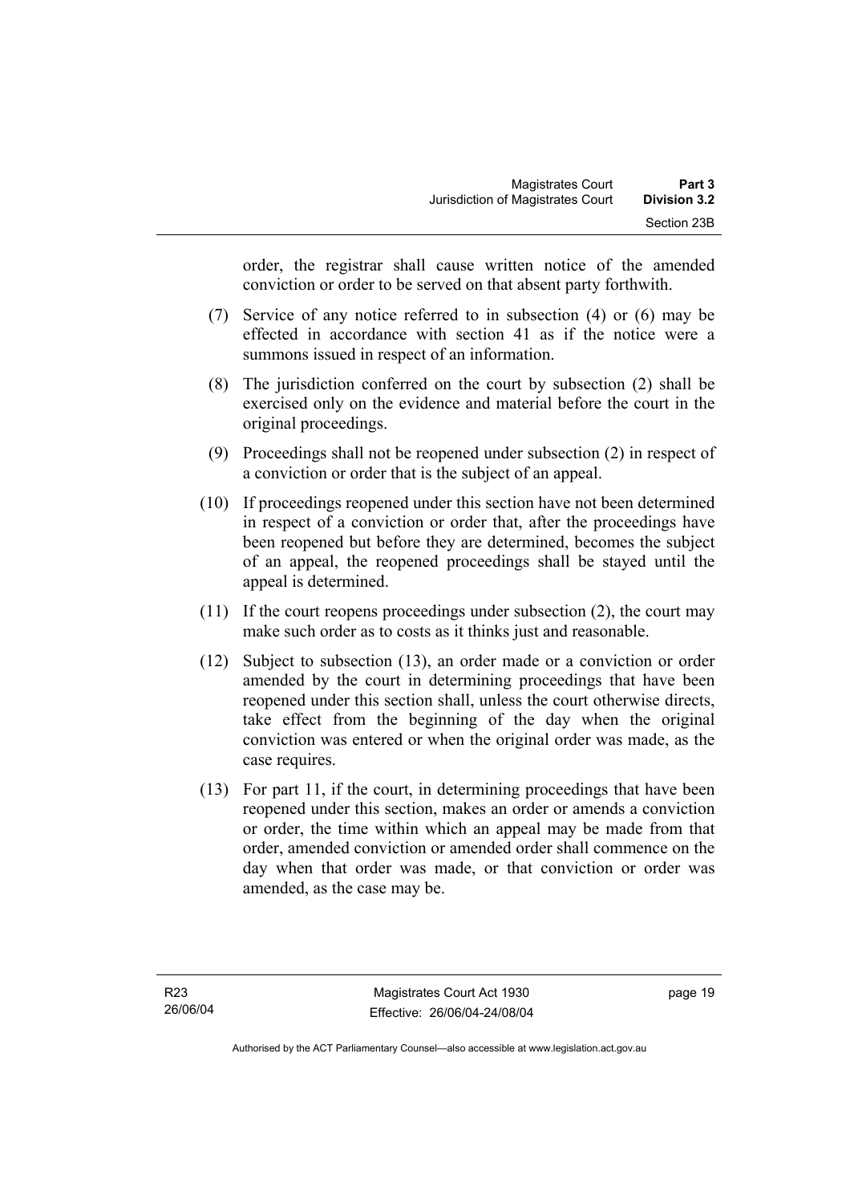order, the registrar shall cause written notice of the amended conviction or order to be served on that absent party forthwith.

(7) Service of any notice referred to in subsection (4) or (6) may be effected in accordance with section 41 as if the notice were a summons issued in respect of an information.

(8) The jurisdiction conferred on the court by subsection (2) shall be exercised only on the evidence and material before the court in the original proceedings.

(9) Proceedings shall not be reopened under subsection (2) in respect of a conviction or order that is the subject of an appeal.

(10) If proceedings reopened under this section have not been determined in respect of a conviction or order that, after the proceedings have been reopened but before they are determined, becomes the subject of an appeal, the reopened proceedings shall be stayed until the appeal is determined.

(11) If the court reopens proceedings under subsection (2), the court may make such order as to costs as it thinks just and reasonable.

(12) Subject to subsection (13), an order made or a conviction or order amended by the court in determining proceedings that have been reopened under this section shall, unless the court otherwise directs, take effect from the beginning of the day when the original conviction was entered or when the original order was made, as the case requires.

(13) For part 11, if the court, in determining proceedings that have been reopened under this section, makes an order or amends a conviction or order, the time within which an appeal may be made from that order, amended conviction or amended order shall commence on the day when that order was made, or that conviction or order was amended, as the case may be.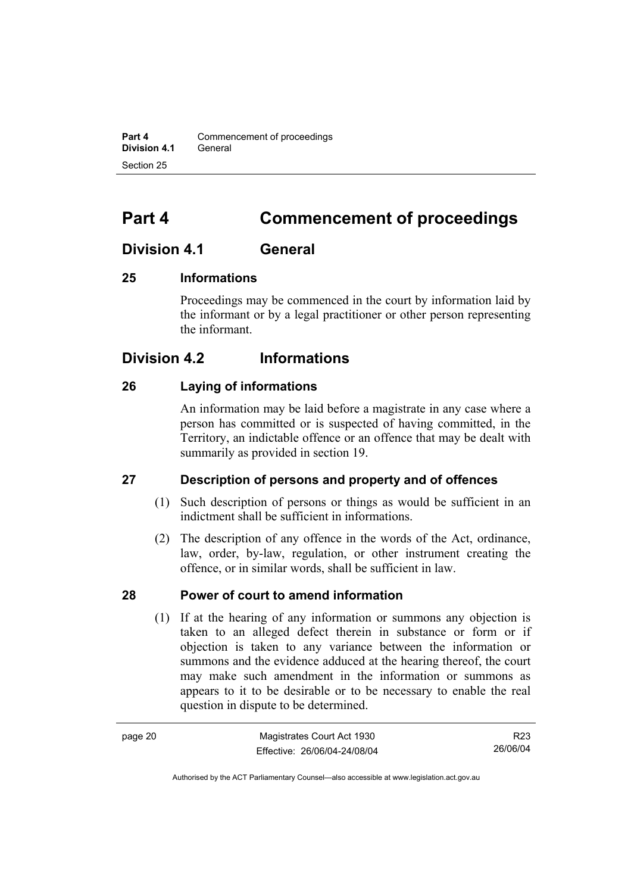# Part 4 Commencement of proceedings

## Division 4.1 General

### 25 Informations

Proceedings may be commenced in the court by information laid by the informant or by a legal practitioner or other person representing the informant.

## Division 4.2 Informations

### 26 Laying of informations

An information may be laid before a magistrate in any case where a person has committed or is suspected of having committed, in the Territory, an indictable offence or an offence that may be dealt with summarily as provided in section 19.

### 27 Description of persons and property and of offences

(1) Such description of persons or things as would be sufficient in an indictment shall be sufficient in informations.

(2) The description of any offence in the words of the Act, ordinance, law, order, by-law, regulation, or other instrument creating the offence, or in similar words, shall be sufficient in law.

### 28 Power of court to amend information

(1) If at the hearing of any information or summons any objection is taken to an alleged defect therein in substance or form or if objection is taken to any variance between the information or summons and the evidence adduced at the hearing thereof, the court may make such amendment in the information or summons as appears to it to be desirable or to be necessary to enable the real question in dispute to be determined.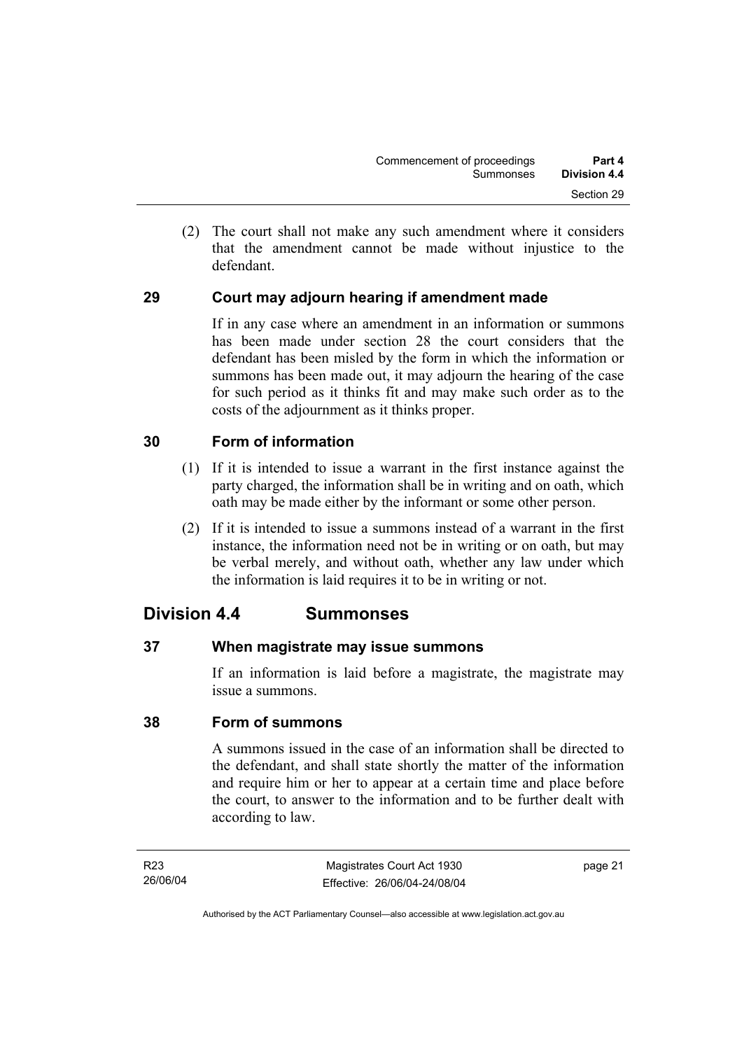(2) The court shall not make any such amendment where it considers that the amendment cannot be made without injustice to the defendant.

### 29 Court may adjourn hearing if amendment made

If in any case where an amendment in an information or summons has been made under section 28 the court considers that the defendant has been misled by the form in which the information or summons has been made out, it may adjourn the hearing of the case for such period as it thinks fit and may make such order as to the costs of the adjournment as it thinks proper.

### 30 Form of information

(1) If it is intended to issue a warrant in the first instance against the party charged, the information shall be in writing and on oath, which oath may be made either by the informant or some other person.

(2) If it is intended to issue a summons instead of a warrant in the first instance, the information need not be in writing or on oath, but may be verbal merely, and without oath, whether any law under which the information is laid requires it to be in writing or not.

## Division 4.4 Summonses

### 37 When magistrate may issue summons

If an information is laid before a magistrate, the magistrate may issue a summons.

### 38 Form of summons

A summons issued in the case of an information shall be directed to the defendant, and shall state shortly the matter of the information and require him or her to appear at a certain time and place before the court, to answer to the information and to be further dealt with according to law.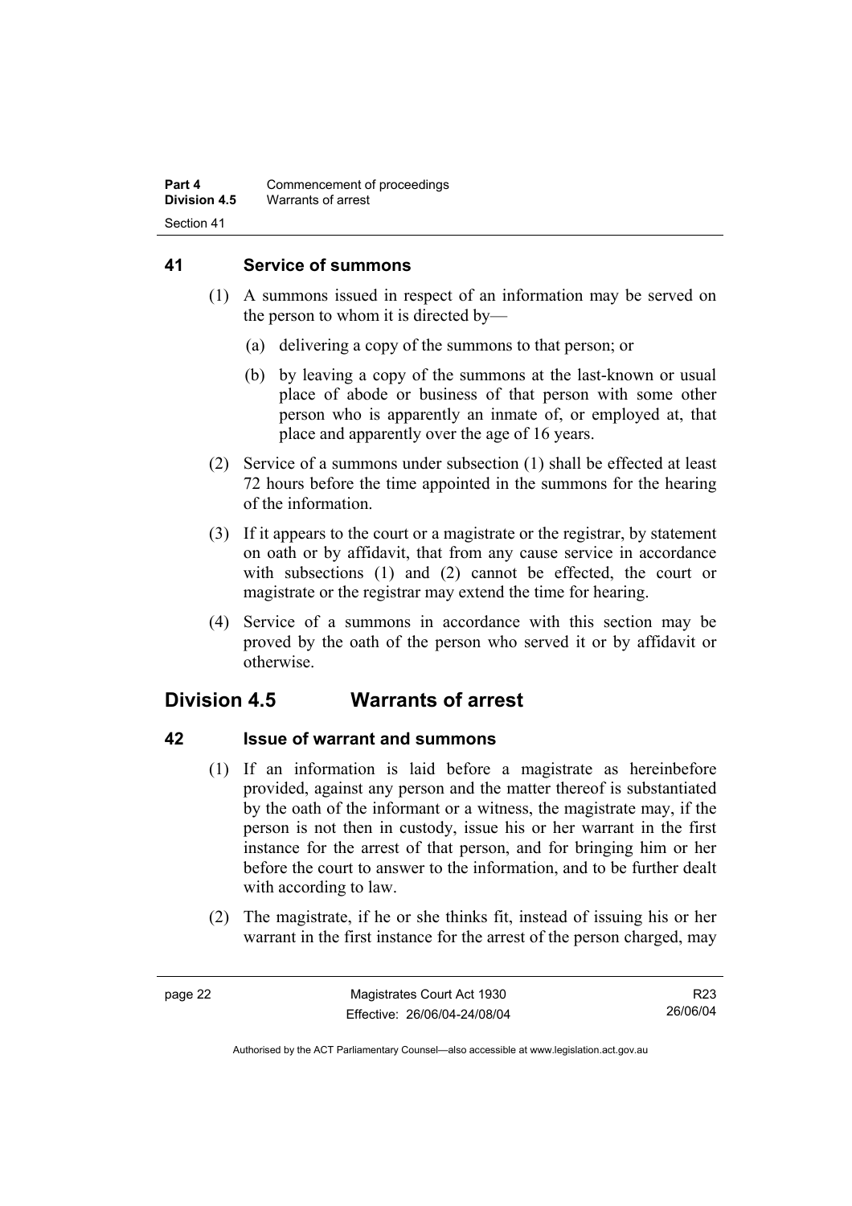## 41 Service of summons

(1) A summons issued in respect of an information may be served on the person to whom it is directed by—

(a) delivering a copy of the summons to that person; or

(b) by leaving a copy of the summons at the last-known or usual place of abode or business of that person with some other person who is apparently an inmate of, or employed at, that place and apparently over the age of 16 years.

(2) Service of a summons under subsection (1) shall be effected at least 72 hours before the time appointed in the summons for the hearing of the information.

(3) If it appears to the court or a magistrate or the registrar, by statement on oath or by affidavit, that from any cause service in accordance with subsections (1) and (2) cannot be effected, the court or magistrate or the registrar may extend the time for hearing.

(4) Service of a summons in accordance with this section may be proved by the oath of the person who served it or by affidavit or otherwise.

# Division 4.5 Warrants of arrest

## 42 Issue of warrant and summons

(1) If an information is laid before a magistrate as hereinbefore provided, against any person and the matter thereof is substantiated by the oath of the informant or a witness, the magistrate may, if the person is not then in custody, issue his or her warrant in the first instance for the arrest of that person, and for bringing him or her before the court to answer to the information, and to be further dealt with according to law.

(2) The magistrate, if he or she thinks fit, instead of issuing his or her warrant in the first instance for the arrest of the person charged, may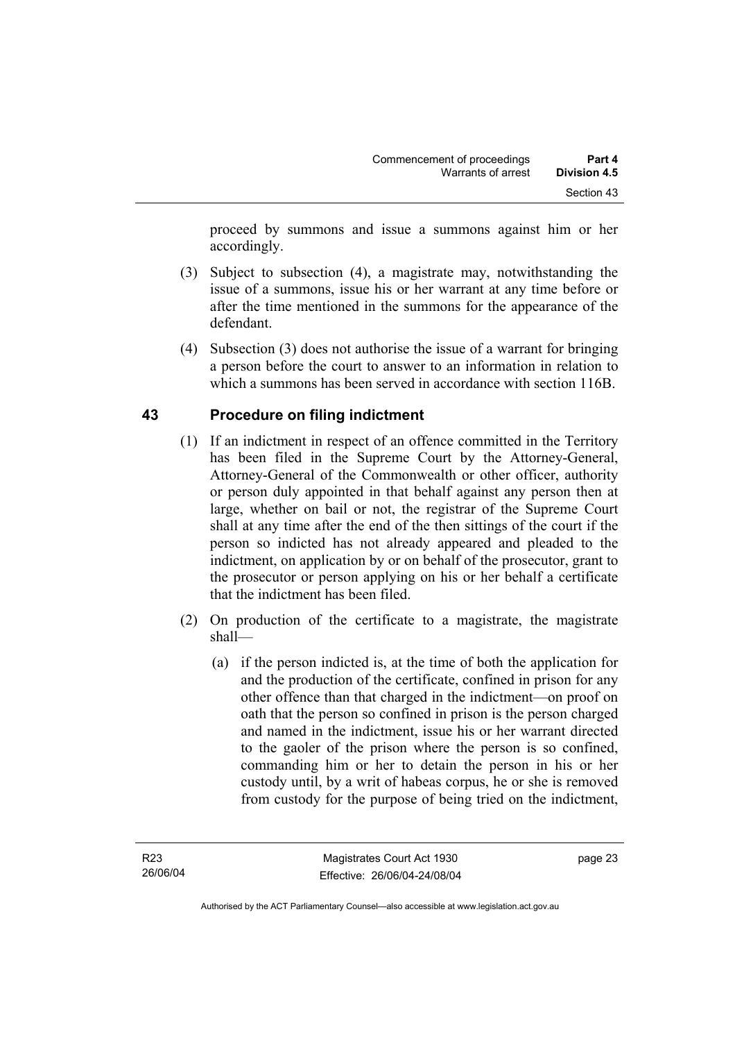proceed by summons and issue a summons against him or her accordingly.

(3) Subject to subsection (4), a magistrate may, notwithstanding the issue of a summons, issue his or her warrant at any time before or after the time mentioned in the summons for the appearance of the defendant.

(4) Subsection (3) does not authorise the issue of a warrant for bringing a person before the court to answer to an information in relation to which a summons has been served in accordance with section 116B.

## 43 Procedure on filing indictment

(1) If an indictment in respect of an offence committed in the Territory has been filed in the Supreme Court by the Attorney-General, Attorney-General of the Commonwealth or other officer, authority or person duly appointed in that behalf against any person then at large, whether on bail or not, the registrar of the Supreme Court shall at any time after the end of the then sittings of the court if the person so indicted has not already appeared and pleaded to the indictment, on application by or on behalf of the prosecutor, grant to the prosecutor or person applying on his or her behalf a certificate that the indictment has been filed.

(2) On production of the certificate to a magistrate, the magistrate shall—

(a) if the person indicted is, at the time of both the application for and the production of the certificate, confined in prison for any other offence than that charged in the indictment—on proof on oath that the person so confined in prison is the person charged and named in the indictment, issue his or her warrant directed to the gaoler of the prison where the person is so confined, commanding him or her to detain the person in his or her custody until, by a writ of habeas corpus, he or she is removed from custody for the purpose of being tried on the indictment,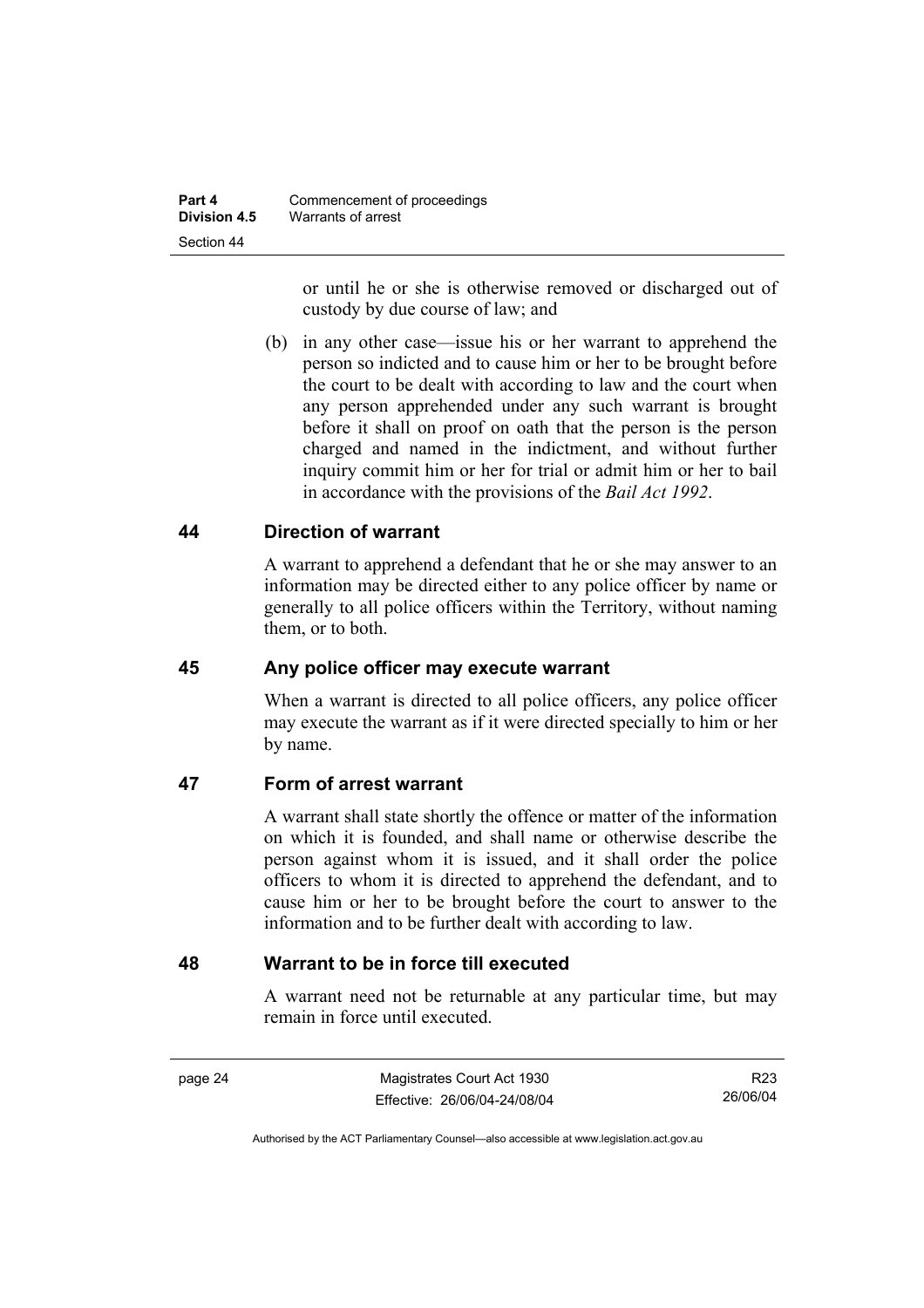or until he or she is otherwise removed or discharged out of custody by due course of law; and

(b) in any other case—issue his or her warrant to apprehend the person so indicted and to cause him or her to be brought before the court to be dealt with according to law and the court when any person apprehended under any such warrant is brought before it shall on proof on oath that the person is the person charged and named in the indictment, and without further inquiry commit him or her for trial or admit him or her to bail in accordance with the provisions of the *Bail Act 1992*.

## 44 Direction of warrant

A warrant to apprehend a defendant that he or she may answer to an information may be directed either to any police officer by name or generally to all police officers within the Territory, without naming them, or to both.

## 45 Any police officer may execute warrant

When a warrant is directed to all police officers, any police officer may execute the warrant as if it were directed specially to him or her by name.

## 47 Form of arrest warrant

A warrant shall state shortly the offence or matter of the information on which it is founded, and shall name or otherwise describe the person against whom it is issued, and it shall order the police officers to whom it is directed to apprehend the defendant, and to cause him or her to be brought before the court to answer to the information and to be further dealt with according to law.

## 48 Warrant to be in force till executed

A warrant need not be returnable at any particular time, but may remain in force until executed.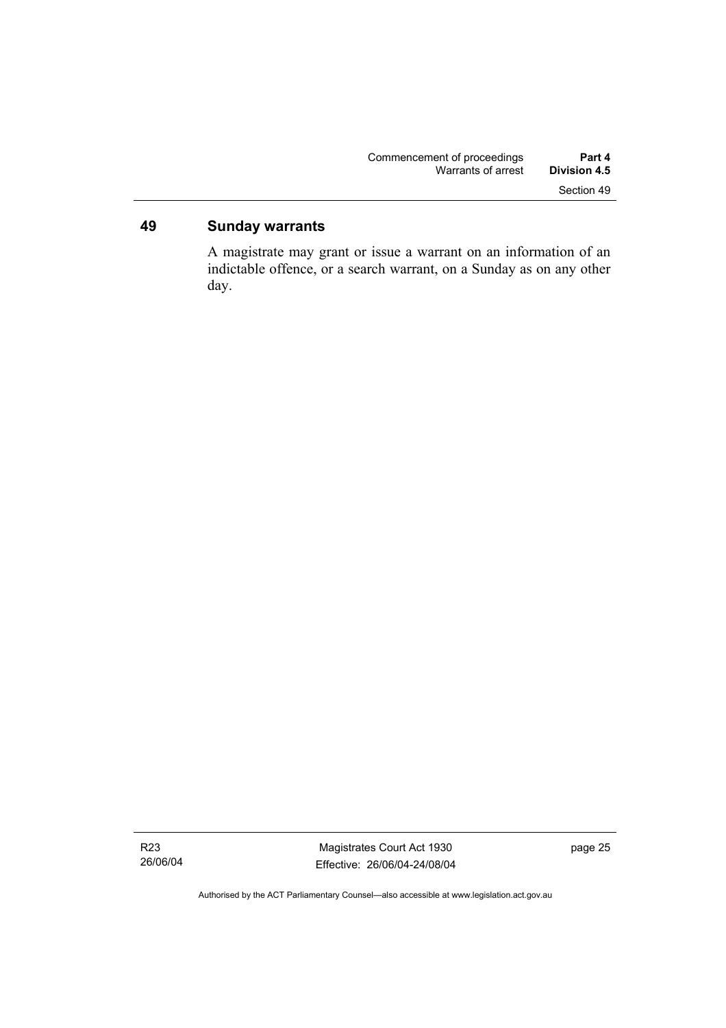## 49 Sunday warrants

A magistrate may grant or issue a warrant on an information of an indictable offence, or a search warrant, on a Sunday as on any other day.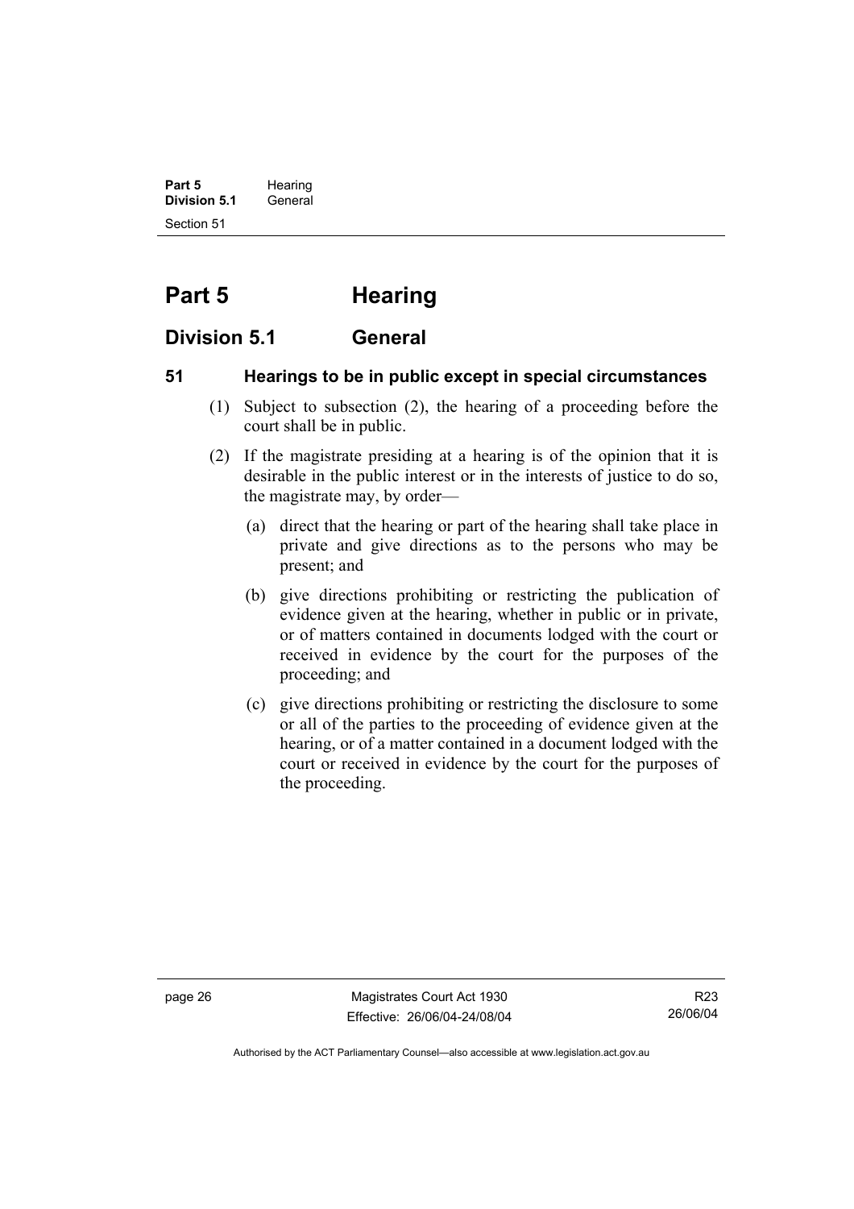# Part 5 Hearing

## Division 5.1 General

### 51 Hearings to be in public except in special circumstances

(1) Subject to subsection (2), the hearing of a proceeding before the court shall be in public.

(2) If the magistrate presiding at a hearing is of the opinion that it is desirable in the public interest or in the interests of justice to do so, the magistrate may, by order—

(a) direct that the hearing or part of the hearing shall take place in private and give directions as to the persons who may be present; and

(b) give directions prohibiting or restricting the publication of evidence given at the hearing, whether in public or in private, or of matters contained in documents lodged with the court or received in evidence by the court for the purposes of the proceeding; and

(c) give directions prohibiting or restricting the disclosure to some or all of the parties to the proceeding of evidence given at the hearing, or of a matter contained in a document lodged with the court or received in evidence by the court for the purposes of the proceeding.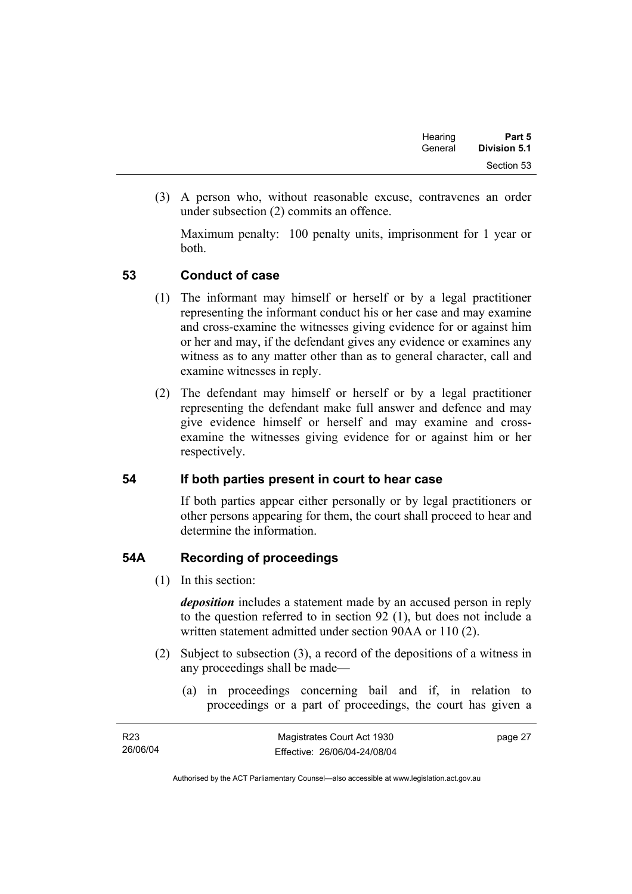(3) A person who, without reasonable excuse, contravenes an order under subsection (2) commits an offence.

Maximum penalty: 100 penalty units, imprisonment for 1 year or both.

## 53 Conduct of case

(1) The informant may himself or herself or by a legal practitioner representing the informant conduct his or her case and may examine and cross-examine the witnesses giving evidence for or against him or her and may, if the defendant gives any evidence or examines any witness as to any matter other than as to general character, call and examine witnesses in reply.

(2) The defendant may himself or herself or by a legal practitioner representing the defendant make full answer and defence and may give evidence himself or herself and may examine and cross-examine the witnesses giving evidence for or against him or her respectively.

## 54 If both parties present in court to hear case

If both parties appear either personally or by legal practitioners or other persons appearing for them, the court shall proceed to hear and determine the information.

## 54A Recording of proceedings

(1) In this section:

***deposition*** includes a statement made by an accused person in reply to the question referred to in section 92 (1), but does not include a written statement admitted under section 90AA or 110 (2).

(2) Subject to subsection (3), a record of the depositions of a witness in any proceedings shall be made—

(a) in proceedings concerning bail and if, in relation to proceedings or a part of proceedings, the court has given a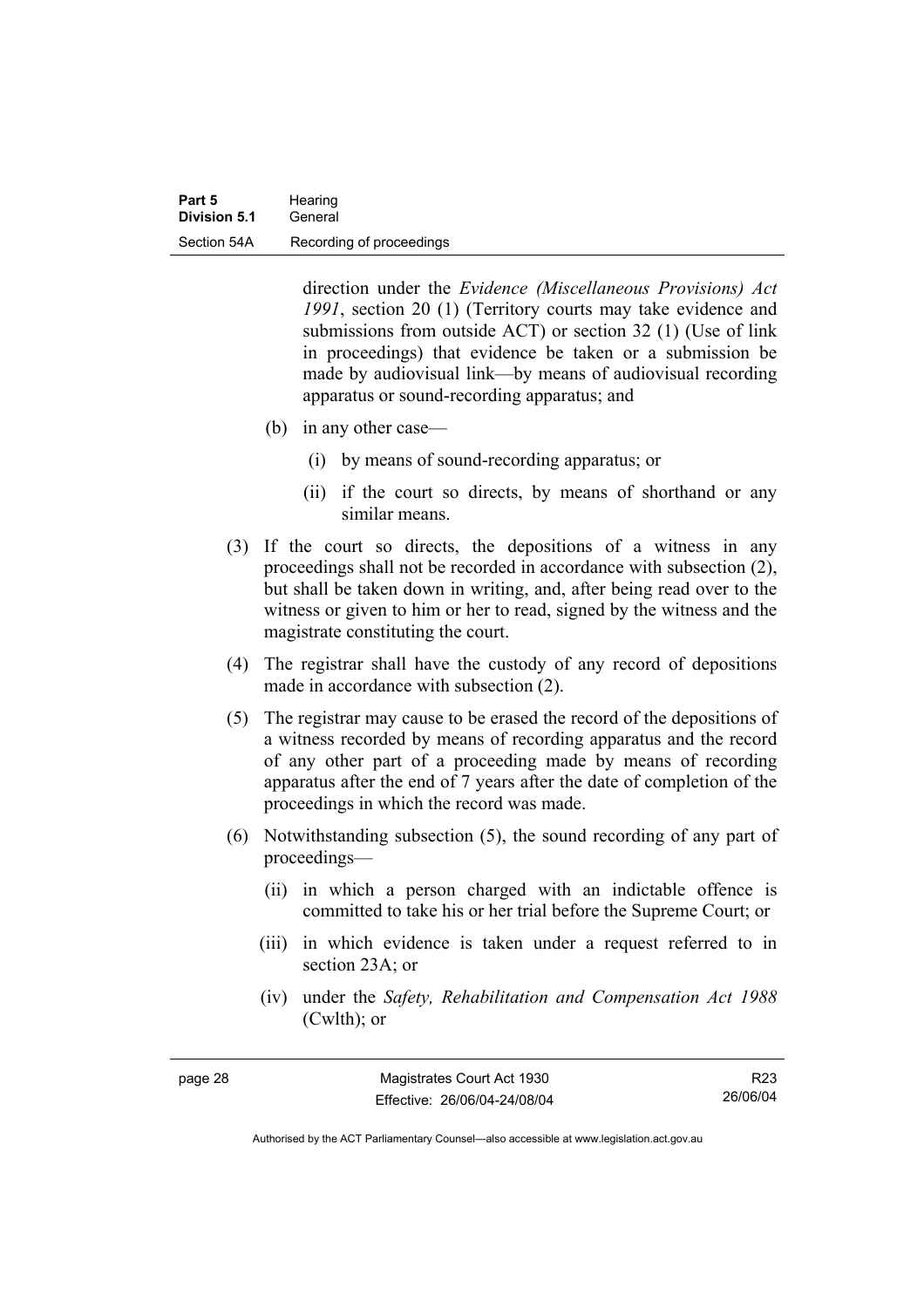direction under the *Evidence (Miscellaneous Provisions) Act 1991*, section 20 (1) (Territory courts may take evidence and submissions from outside ACT) or section 32 (1) (Use of link in proceedings) that evidence be taken or a submission be made by audiovisual link—by means of audiovisual recording apparatus or sound-recording apparatus; and

(b) in any other case—

(i) by means of sound-recording apparatus; or

(ii) if the court so directs, by means of shorthand or any similar means.

(3) If the court so directs, the depositions of a witness in any proceedings shall not be recorded in accordance with subsection (2), but shall be taken down in writing, and, after being read over to the witness or given to him or her to read, signed by the witness and the magistrate constituting the court.

(4) The registrar shall have the custody of any record of depositions made in accordance with subsection (2).

(5) The registrar may cause to be erased the record of the depositions of a witness recorded by means of recording apparatus and the record of any other part of a proceeding made by means of recording apparatus after the end of 7 years after the date of completion of the proceedings in which the record was made.

(6) Notwithstanding subsection (5), the sound recording of any part of proceedings—

(ii) in which a person charged with an indictable offence is committed to take his or her trial before the Supreme Court; or

(iii) in which evidence is taken under a request referred to in section 23A; or

(iv) under the *Safety, Rehabilitation and Compensation Act 1988* (Cwlth); or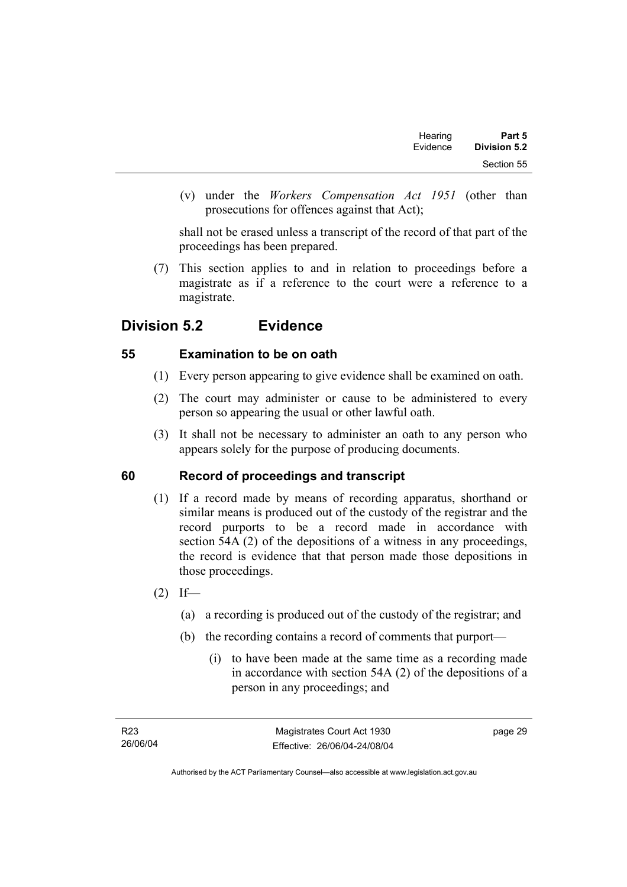(v) under the *Workers Compensation Act 1951* (other than prosecutions for offences against that Act);

shall not be erased unless a transcript of the record of that part of the proceedings has been prepared.

(7) This section applies to and in relation to proceedings before a magistrate as if a reference to the court were a reference to a magistrate.

## Division 5.2 Evidence

### 55 Examination to be on oath

(1) Every person appearing to give evidence shall be examined on oath.

(2) The court may administer or cause to be administered to every person so appearing the usual or other lawful oath.

(3) It shall not be necessary to administer an oath to any person who appears solely for the purpose of producing documents.

### 60 Record of proceedings and transcript

(1) If a record made by means of recording apparatus, shorthand or similar means is produced out of the custody of the registrar and the record purports to be a record made in accordance with section 54A (2) of the depositions of a witness in any proceedings, the record is evidence that that person made those depositions in those proceedings.

(2) If—

(a) a recording is produced out of the custody of the registrar; and

(b) the recording contains a record of comments that purport—

(i) to have been made at the same time as a recording made in accordance with section 54A (2) of the depositions of a person in any proceedings; and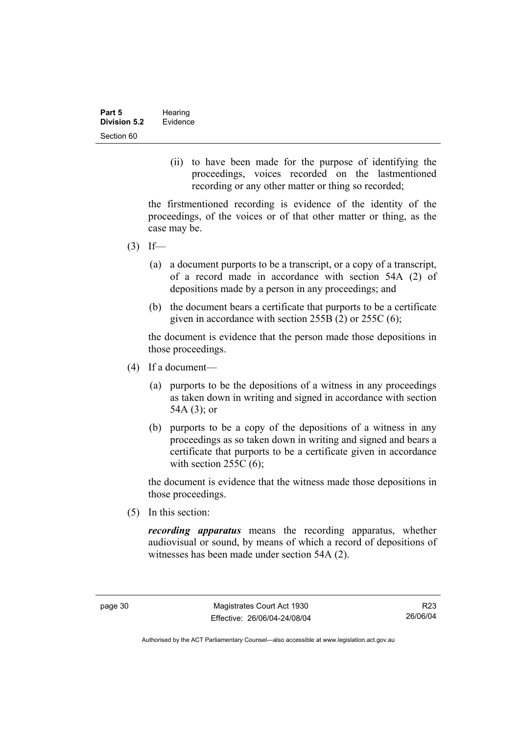(ii) to have been made for the purpose of identifying the proceedings, voices recorded on the lastmentioned recording or any other matter or thing so recorded;

the firstmentioned recording is evidence of the identity of the proceedings, of the voices or of that other matter or thing, as the case may be.

(3) If—

(a) a document purports to be a transcript, or a copy of a transcript, of a record made in accordance with section 54A (2) of depositions made by a person in any proceedings; and

(b) the document bears a certificate that purports to be a certificate given in accordance with section 255B (2) or 255C (6);

the document is evidence that the person made those depositions in those proceedings.

(4) If a document—

(a) purports to be the depositions of a witness in any proceedings as taken down in writing and signed in accordance with section 54A (3); or

(b) purports to be a copy of the depositions of a witness in any proceedings as so taken down in writing and signed and bears a certificate that purports to be a certificate given in accordance with section 255C (6);

the document is evidence that the witness made those depositions in those proceedings.

(5) In this section:

***recording apparatus*** means the recording apparatus, whether audiovisual or sound, by means of which a record of depositions of witnesses has been made under section 54A (2).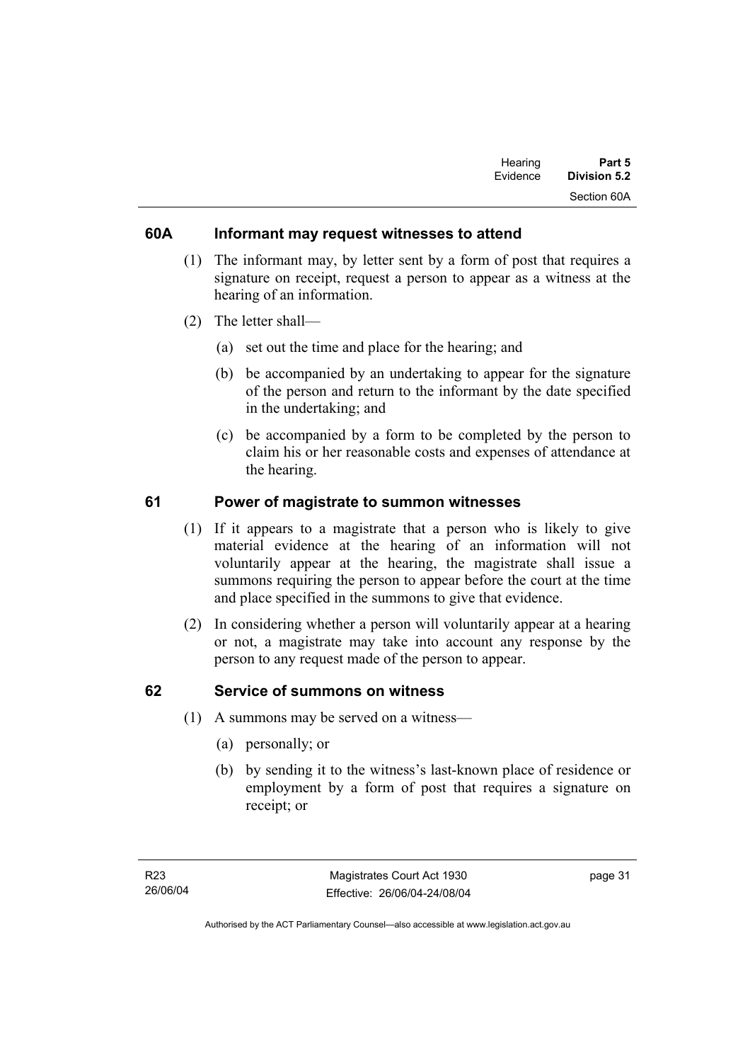## 60A Informant may request witnesses to attend

(1) The informant may, by letter sent by a form of post that requires a signature on receipt, request a person to appear as a witness at the hearing of an information.

(2) The letter shall—

(a) set out the time and place for the hearing; and

(b) be accompanied by an undertaking to appear for the signature of the person and return to the informant by the date specified in the undertaking; and

(c) be accompanied by a form to be completed by the person to claim his or her reasonable costs and expenses of attendance at the hearing.

## 61 Power of magistrate to summon witnesses

(1) If it appears to a magistrate that a person who is likely to give material evidence at the hearing of an information will not voluntarily appear at the hearing, the magistrate shall issue a summons requiring the person to appear before the court at the time and place specified in the summons to give that evidence.

(2) In considering whether a person will voluntarily appear at a hearing or not, a magistrate may take into account any response by the person to any request made of the person to appear.

## 62 Service of summons on witness

(1) A summons may be served on a witness—

(a) personally; or

(b) by sending it to the witness's last-known place of residence or employment by a form of post that requires a signature on receipt; or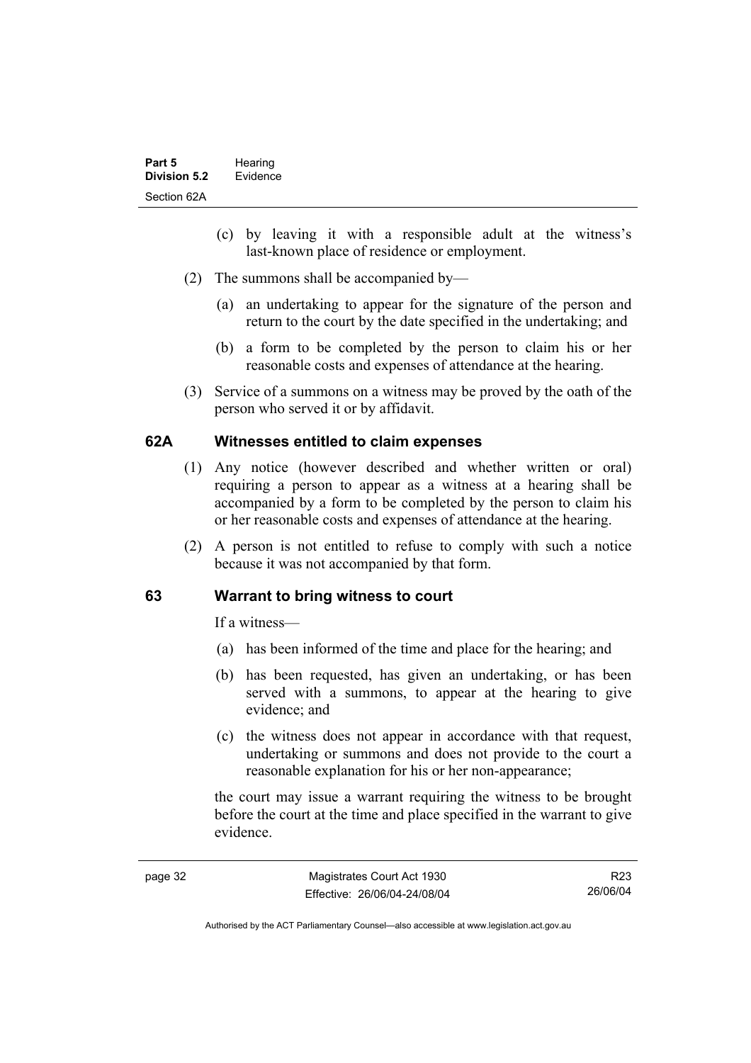(c) by leaving it with a responsible adult at the witness's last-known place of residence or employment.

(2) The summons shall be accompanied by—

(a) an undertaking to appear for the signature of the person and return to the court by the date specified in the undertaking; and

(b) a form to be completed by the person to claim his or her reasonable costs and expenses of attendance at the hearing.

(3) Service of a summons on a witness may be proved by the oath of the person who served it or by affidavit.

## 62A Witnesses entitled to claim expenses

(1) Any notice (however described and whether written or oral) requiring a person to appear as a witness at a hearing shall be accompanied by a form to be completed by the person to claim his or her reasonable costs and expenses of attendance at the hearing.

(2) A person is not entitled to refuse to comply with such a notice because it was not accompanied by that form.

## 63 Warrant to bring witness to court

If a witness—

(a) has been informed of the time and place for the hearing; and

(b) has been requested, has given an undertaking, or has been served with a summons, to appear at the hearing to give evidence; and

(c) the witness does not appear in accordance with that request, undertaking or summons and does not provide to the court a reasonable explanation for his or her non-appearance;

the court may issue a warrant requiring the witness to be brought before the court at the time and place specified in the warrant to give evidence.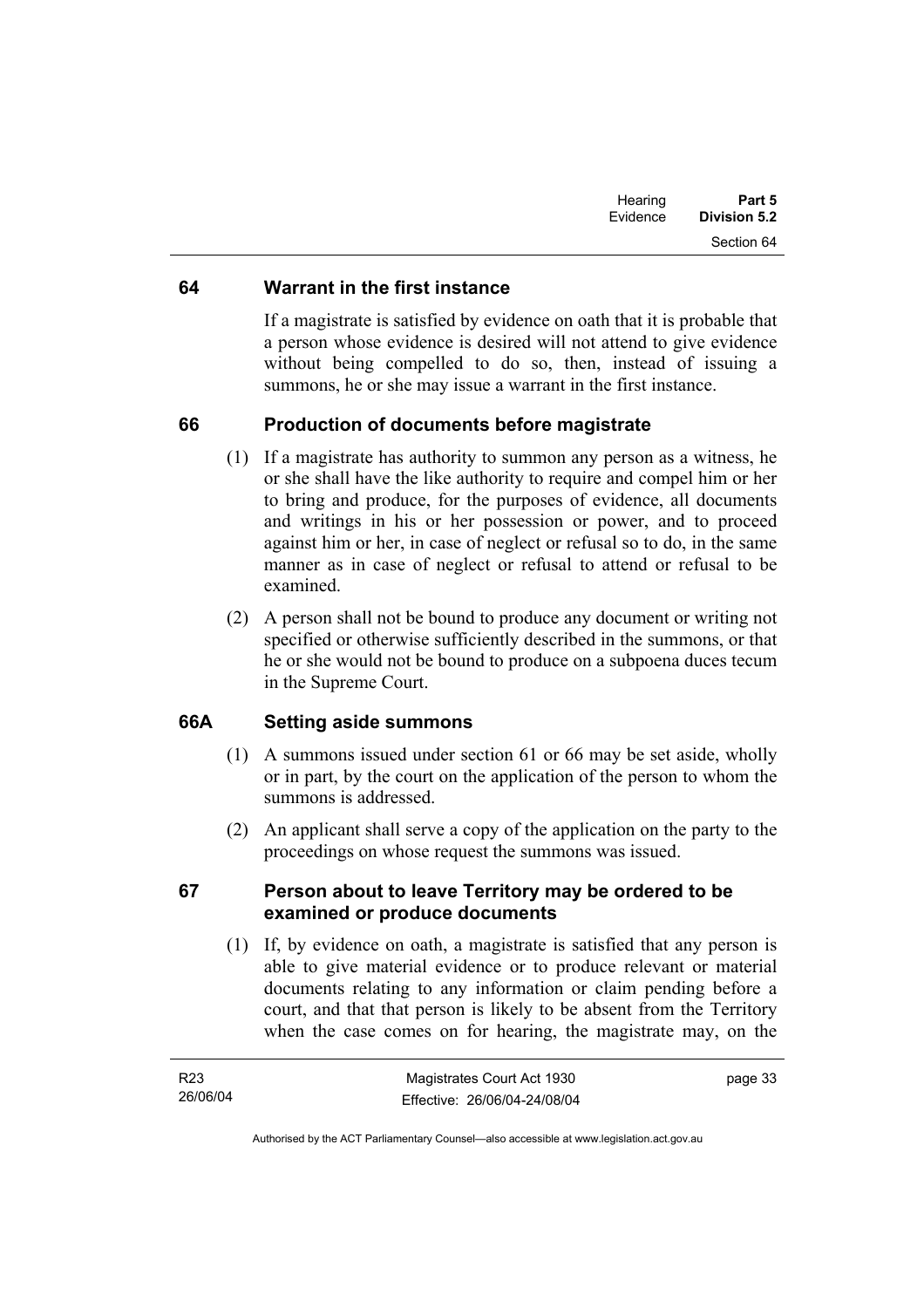## 64 Warrant in the first instance

If a magistrate is satisfied by evidence on oath that it is probable that a person whose evidence is desired will not attend to give evidence without being compelled to do so, then, instead of issuing a summons, he or she may issue a warrant in the first instance.

## 66 Production of documents before magistrate

(1) If a magistrate has authority to summon any person as a witness, he or she shall have the like authority to require and compel him or her to bring and produce, for the purposes of evidence, all documents and writings in his or her possession or power, and to proceed against him or her, in case of neglect or refusal so to do, in the same manner as in case of neglect or refusal to attend or refusal to be examined.

(2) A person shall not be bound to produce any document or writing not specified or otherwise sufficiently described in the summons, or that he or she would not be bound to produce on a subpoena duces tecum in the Supreme Court.

## 66A Setting aside summons

(1) A summons issued under section 61 or 66 may be set aside, wholly or in part, by the court on the application of the person to whom the summons is addressed.

(2) An applicant shall serve a copy of the application on the party to the proceedings on whose request the summons was issued.

## 67 Person about to leave Territory may be ordered to be examined or produce documents

(1) If, by evidence on oath, a magistrate is satisfied that any person is able to give material evidence or to produce relevant or material documents relating to any information or claim pending before a court, and that that person is likely to be absent from the Territory when the case comes on for hearing, the magistrate may, on the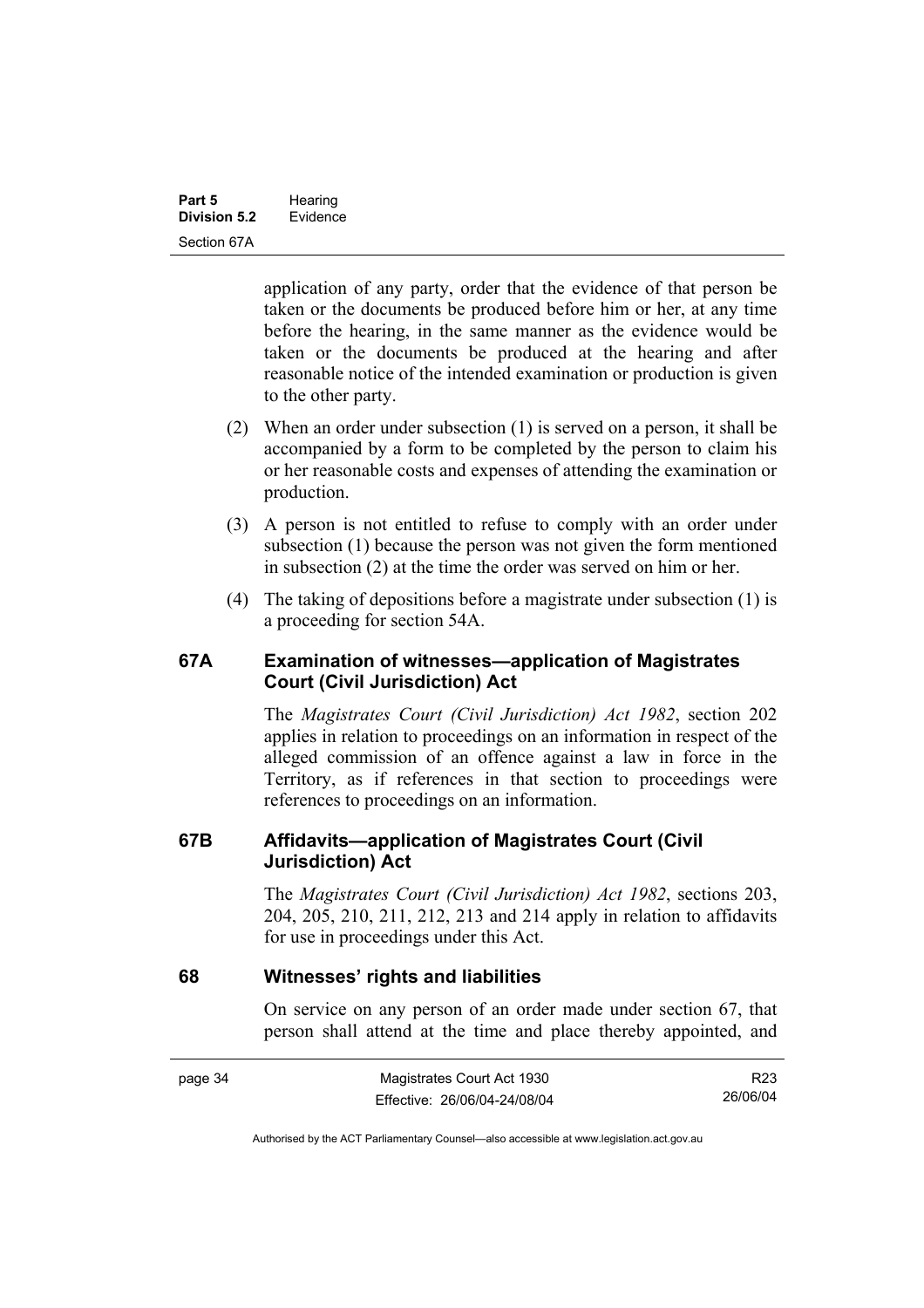application of any party, order that the evidence of that person be taken or the documents be produced before him or her, at any time before the hearing, in the same manner as the evidence would be taken or the documents be produced at the hearing and after reasonable notice of the intended examination or production is given to the other party.

(2) When an order under subsection (1) is served on a person, it shall be accompanied by a form to be completed by the person to claim his or her reasonable costs and expenses of attending the examination or production.

(3) A person is not entitled to refuse to comply with an order under subsection (1) because the person was not given the form mentioned in subsection (2) at the time the order was served on him or her.

(4) The taking of depositions before a magistrate under subsection (1) is a proceeding for section 54A.

## 67A Examination of witnesses—application of Magistrates Court (Civil Jurisdiction) Act

The *Magistrates Court (Civil Jurisdiction) Act 1982*, section 202 applies in relation to proceedings on an information in respect of the alleged commission of an offence against a law in force in the Territory, as if references in that section to proceedings were references to proceedings on an information.

## 67B Affidavits—application of Magistrates Court (Civil Jurisdiction) Act

The *Magistrates Court (Civil Jurisdiction) Act 1982*, sections 203, 204, 205, 210, 211, 212, 213 and 214 apply in relation to affidavits for use in proceedings under this Act.

## 68 Witnesses' rights and liabilities

On service on any person of an order made under section 67, that person shall attend at the time and place thereby appointed, and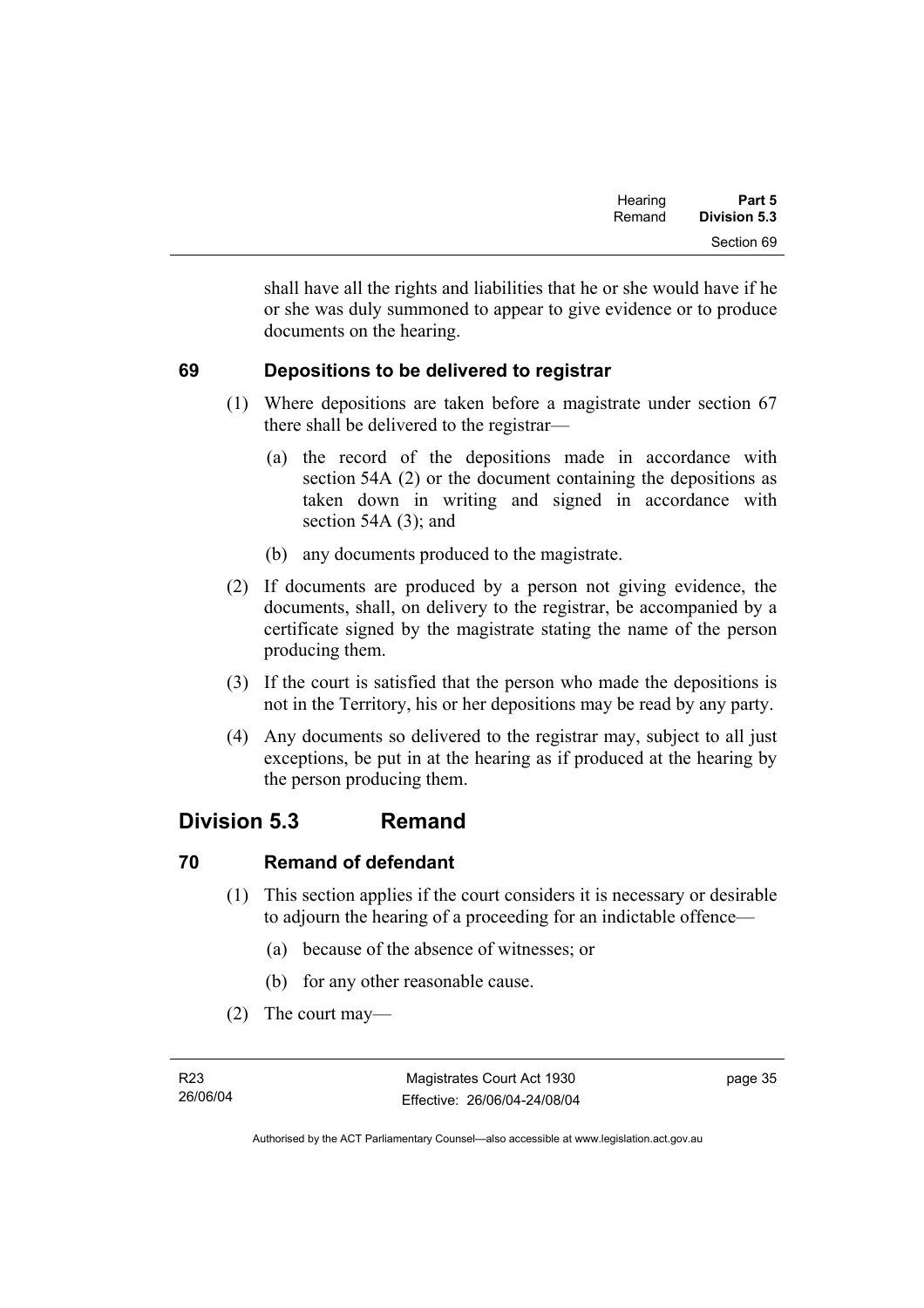shall have all the rights and liabilities that he or she would have if he or she was duly summoned to appear to give evidence or to produce documents on the hearing.

### 69 Depositions to be delivered to registrar

(1) Where depositions are taken before a magistrate under section 67 there shall be delivered to the registrar—

(a) the record of the depositions made in accordance with section 54A (2) or the document containing the depositions as taken down in writing and signed in accordance with section 54A (3); and

(b) any documents produced to the magistrate.

(2) If documents are produced by a person not giving evidence, the documents, shall, on delivery to the registrar, be accompanied by a certificate signed by the magistrate stating the name of the person producing them.

(3) If the court is satisfied that the person who made the depositions is not in the Territory, his or her depositions may be read by any party.

(4) Any documents so delivered to the registrar may, subject to all just exceptions, be put in at the hearing as if produced at the hearing by the person producing them.

## Division 5.3 Remand

### 70 Remand of defendant

(1) This section applies if the court considers it is necessary or desirable to adjourn the hearing of a proceeding for an indictable offence—

(a) because of the absence of witnesses; or

(b) for any other reasonable cause.

(2) The court may—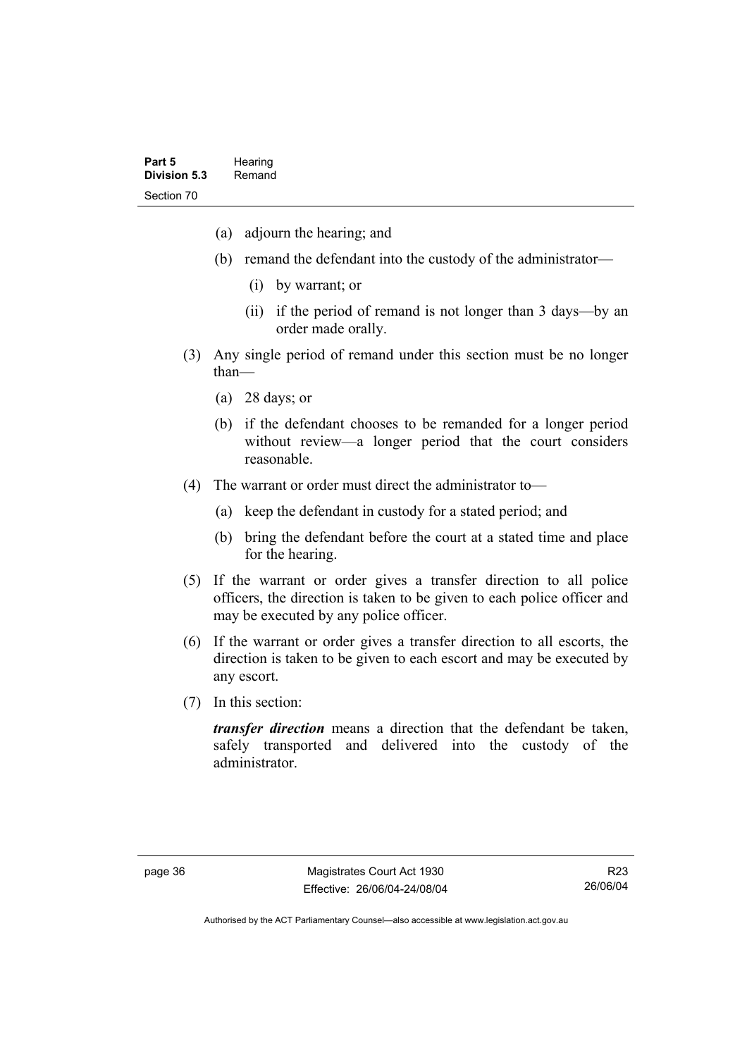(a) adjourn the hearing; and

(b) remand the defendant into the custody of the administrator—

  (i) by warrant; or

  (ii) if the period of remand is not longer than 3 days—by an order made orally.

(3) Any single period of remand under this section must be no longer than—

  (a) 28 days; or

  (b) if the defendant chooses to be remanded for a longer period without review—a longer period that the court considers reasonable.

(4) The warrant or order must direct the administrator to—

  (a) keep the defendant in custody for a stated period; and

  (b) bring the defendant before the court at a stated time and place for the hearing.

(5) If the warrant or order gives a transfer direction to all police officers, the direction is taken to be given to each police officer and may be executed by any police officer.

(6) If the warrant or order gives a transfer direction to all escorts, the direction is taken to be given to each escort and may be executed by any escort.

(7) In this section:

***transfer direction*** means a direction that the defendant be taken, safely transported and delivered into the custody of the administrator.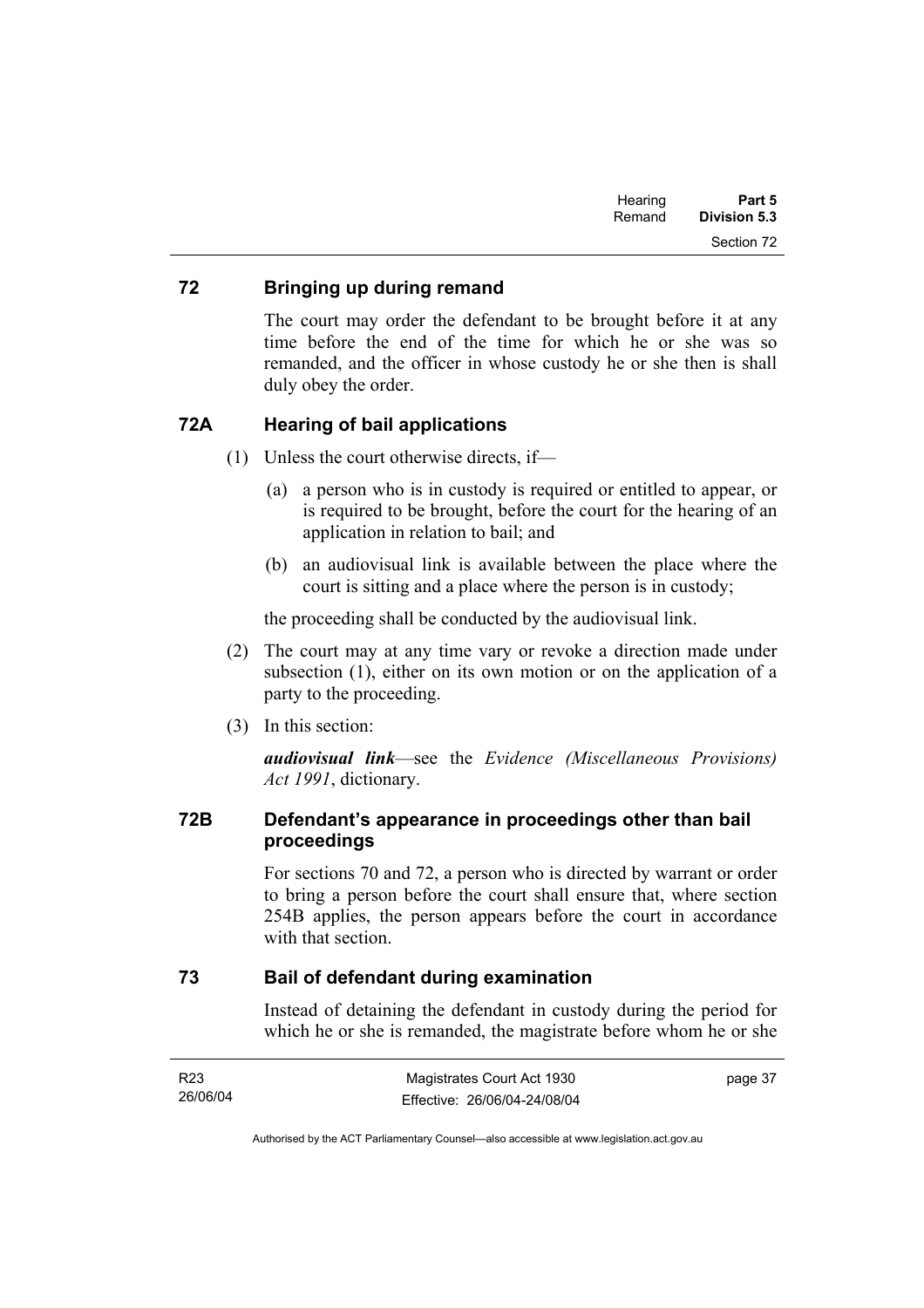## 72 Bringing up during remand

The court may order the defendant to be brought before it at any time before the end of the time for which he or she was so remanded, and the officer in whose custody he or she then is shall duly obey the order.

## 72A Hearing of bail applications

(1) Unless the court otherwise directs, if—

(a) a person who is in custody is required or entitled to appear, or is required to be brought, before the court for the hearing of an application in relation to bail; and

(b) an audiovisual link is available between the place where the court is sitting and a place where the person is in custody;

the proceeding shall be conducted by the audiovisual link.

(2) The court may at any time vary or revoke a direction made under subsection (1), either on its own motion or on the application of a party to the proceeding.

(3) In this section:

***audiovisual link***—see the *Evidence (Miscellaneous Provisions) Act 1991*, dictionary.

## 72B Defendant's appearance in proceedings other than bail proceedings

For sections 70 and 72, a person who is directed by warrant or order to bring a person before the court shall ensure that, where section 254B applies, the person appears before the court in accordance with that section.

## 73 Bail of defendant during examination

Instead of detaining the defendant in custody during the period for which he or she is remanded, the magistrate before whom he or she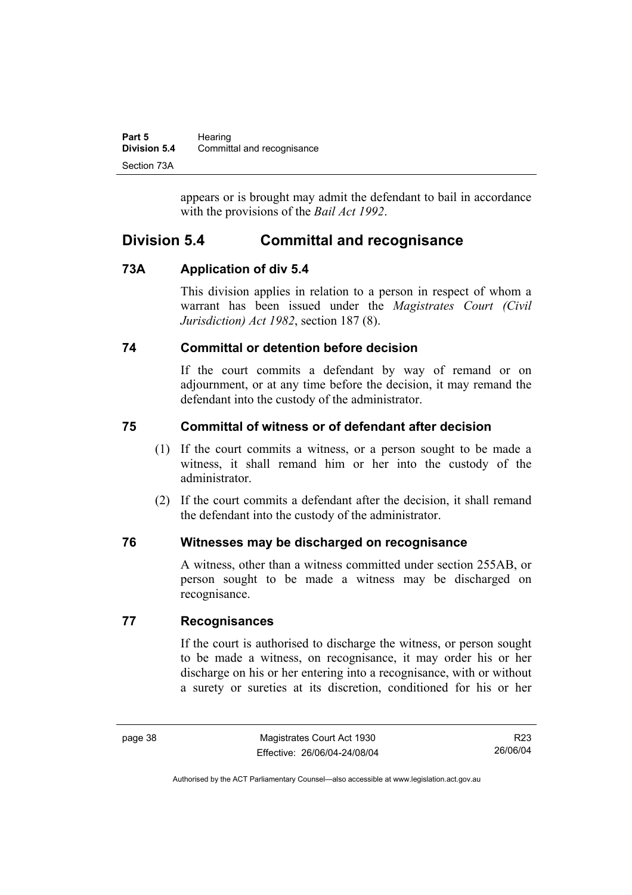appears or is brought may admit the defendant to bail in accordance with the provisions of the *Bail Act 1992*.

## Division 5.4 Committal and recognisance

### 73A Application of div 5.4

This division applies in relation to a person in respect of whom a warrant has been issued under the *Magistrates Court (Civil Jurisdiction) Act 1982*, section 187 (8).

### 74 Committal or detention before decision

If the court commits a defendant by way of remand or on adjournment, or at any time before the decision, it may remand the defendant into the custody of the administrator.

### 75 Committal of witness or of defendant after decision

(1) If the court commits a witness, or a person sought to be made a witness, it shall remand him or her into the custody of the administrator.

(2) If the court commits a defendant after the decision, it shall remand the defendant into the custody of the administrator.

### 76 Witnesses may be discharged on recognisance

A witness, other than a witness committed under section 255AB, or person sought to be made a witness may be discharged on recognisance.

### 77 Recognisances

If the court is authorised to discharge the witness, or person sought to be made a witness, on recognisance, it may order his or her discharge on his or her entering into a recognisance, with or without a surety or sureties at its discretion, conditioned for his or her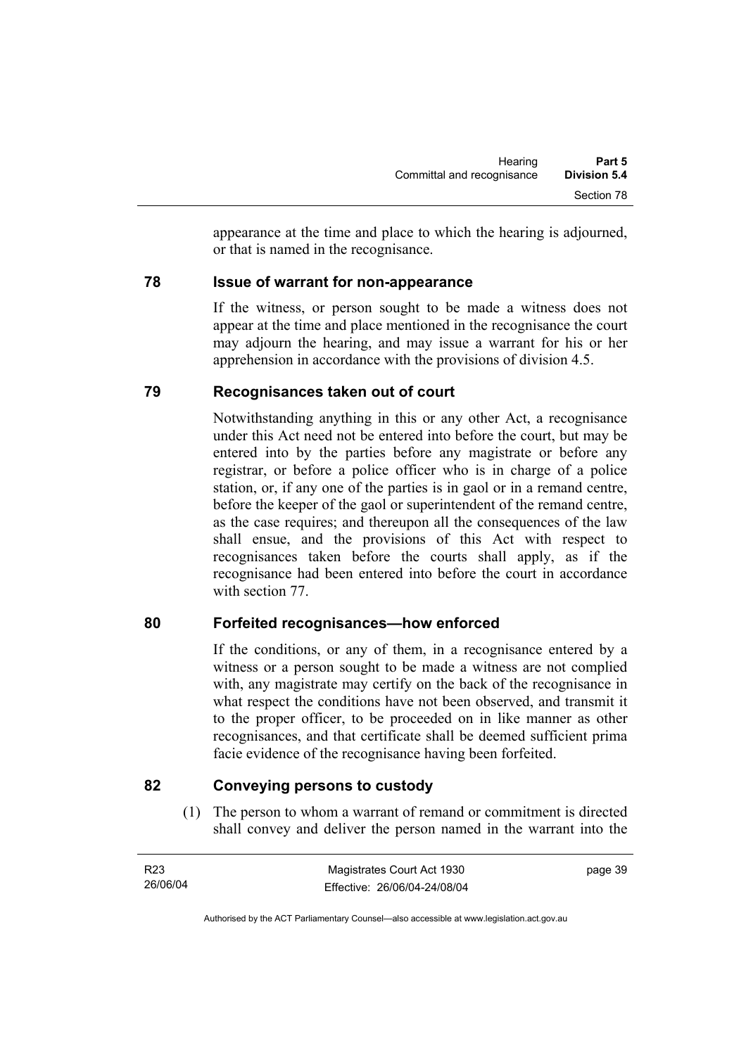appearance at the time and place to which the hearing is adjourned, or that is named in the recognisance.

## 78 Issue of warrant for non-appearance

If the witness, or person sought to be made a witness does not appear at the time and place mentioned in the recognisance the court may adjourn the hearing, and may issue a warrant for his or her apprehension in accordance with the provisions of division 4.5.

## 79 Recognisances taken out of court

Notwithstanding anything in this or any other Act, a recognisance under this Act need not be entered into before the court, but may be entered into by the parties before any magistrate or before any registrar, or before a police officer who is in charge of a police station, or, if any one of the parties is in gaol or in a remand centre, before the keeper of the gaol or superintendent of the remand centre, as the case requires; and thereupon all the consequences of the law shall ensue, and the provisions of this Act with respect to recognisances taken before the courts shall apply, as if the recognisance had been entered into before the court in accordance with section 77.

## 80 Forfeited recognisances—how enforced

If the conditions, or any of them, in a recognisance entered by a witness or a person sought to be made a witness are not complied with, any magistrate may certify on the back of the recognisance in what respect the conditions have not been observed, and transmit it to the proper officer, to be proceeded on in like manner as other recognisances, and that certificate shall be deemed sufficient prima facie evidence of the recognisance having been forfeited.

## 82 Conveying persons to custody

(1) The person to whom a warrant of remand or commitment is directed shall convey and deliver the person named in the warrant into the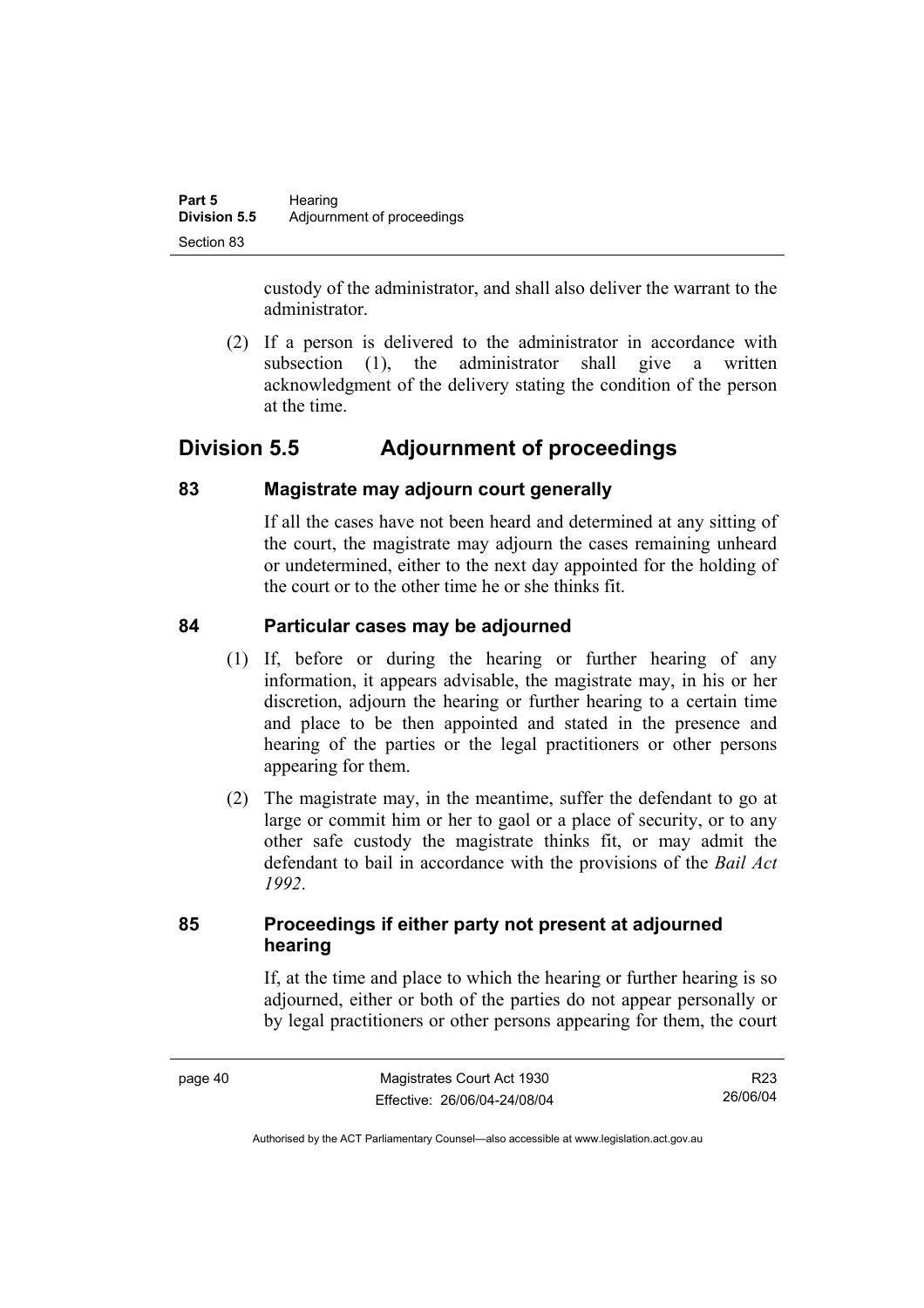custody of the administrator, and shall also deliver the warrant to the administrator.

(2) If a person is delivered to the administrator in accordance with subsection (1), the administrator shall give a written acknowledgment of the delivery stating the condition of the person at the time.

## Division 5.5 Adjournment of proceedings

### 83 Magistrate may adjourn court generally

If all the cases have not been heard and determined at any sitting of the court, the magistrate may adjourn the cases remaining unheard or undetermined, either to the next day appointed for the holding of the court or to the other time he or she thinks fit.

### 84 Particular cases may be adjourned

(1) If, before or during the hearing or further hearing of any information, it appears advisable, the magistrate may, in his or her discretion, adjourn the hearing or further hearing to a certain time and place to be then appointed and stated in the presence and hearing of the parties or the legal practitioners or other persons appearing for them.

(2) The magistrate may, in the meantime, suffer the defendant to go at large or commit him or her to gaol or a place of security, or to any other safe custody the magistrate thinks fit, or may admit the defendant to bail in accordance with the provisions of the *Bail Act 1992*.

### 85 Proceedings if either party not present at adjourned hearing

If, at the time and place to which the hearing or further hearing is so adjourned, either or both of the parties do not appear personally or by legal practitioners or other persons appearing for them, the court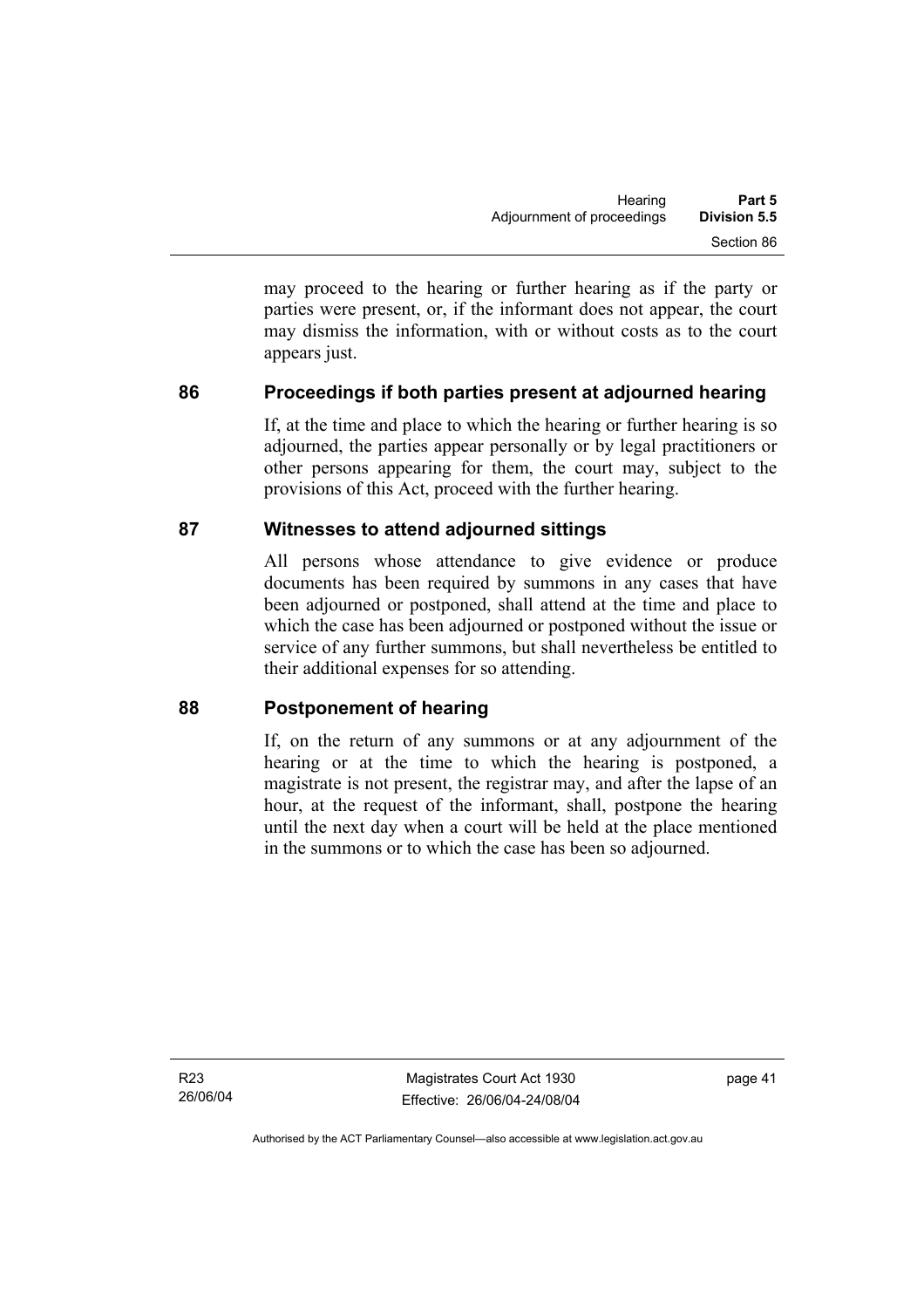may proceed to the hearing or further hearing as if the party or parties were present, or, if the informant does not appear, the court may dismiss the information, with or without costs as to the court appears just.

## 86 Proceedings if both parties present at adjourned hearing

If, at the time and place to which the hearing or further hearing is so adjourned, the parties appear personally or by legal practitioners or other persons appearing for them, the court may, subject to the provisions of this Act, proceed with the further hearing.

## 87 Witnesses to attend adjourned sittings

All persons whose attendance to give evidence or produce documents has been required by summons in any cases that have been adjourned or postponed, shall attend at the time and place to which the case has been adjourned or postponed without the issue or service of any further summons, but shall nevertheless be entitled to their additional expenses for so attending.

## 88 Postponement of hearing

If, on the return of any summons or at any adjournment of the hearing or at the time to which the hearing is postponed, a magistrate is not present, the registrar may, and after the lapse of an hour, at the request of the informant, shall, postpone the hearing until the next day when a court will be held at the place mentioned in the summons or to which the case has been so adjourned.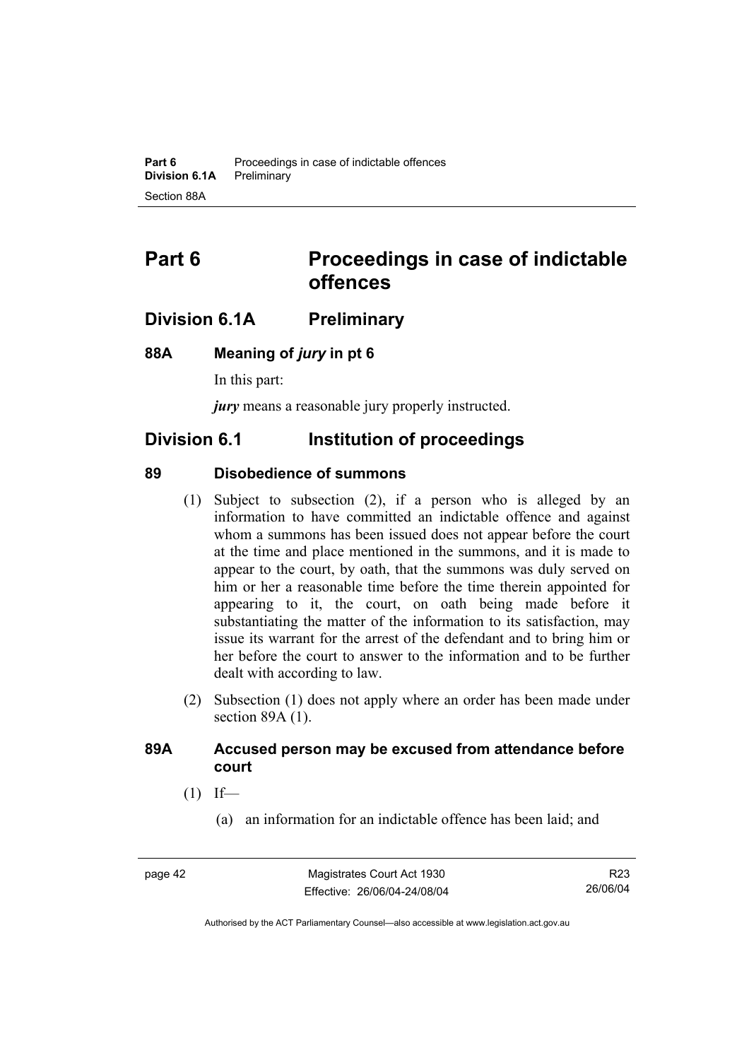# Part 6 Proceedings in case of indictable offences

## Division 6.1A Preliminary

### 88A Meaning of *jury* in pt 6

In this part:

***jury*** means a reasonable jury properly instructed.

## Division 6.1 Institution of proceedings

### 89 Disobedience of summons

(1) Subject to subsection (2), if a person who is alleged by an information to have committed an indictable offence and against whom a summons has been issued does not appear before the court at the time and place mentioned in the summons, and it is made to appear to the court, by oath, that the summons was duly served on him or her a reasonable time before the time therein appointed for appearing to it, the court, on oath being made before it substantiating the matter of the information to its satisfaction, may issue its warrant for the arrest of the defendant and to bring him or her before the court to answer to the information and to be further dealt with according to law.

(2) Subsection (1) does not apply where an order has been made under section 89A (1).

### 89A Accused person may be excused from attendance before court

(1) If—

(a) an information for an indictable offence has been laid; and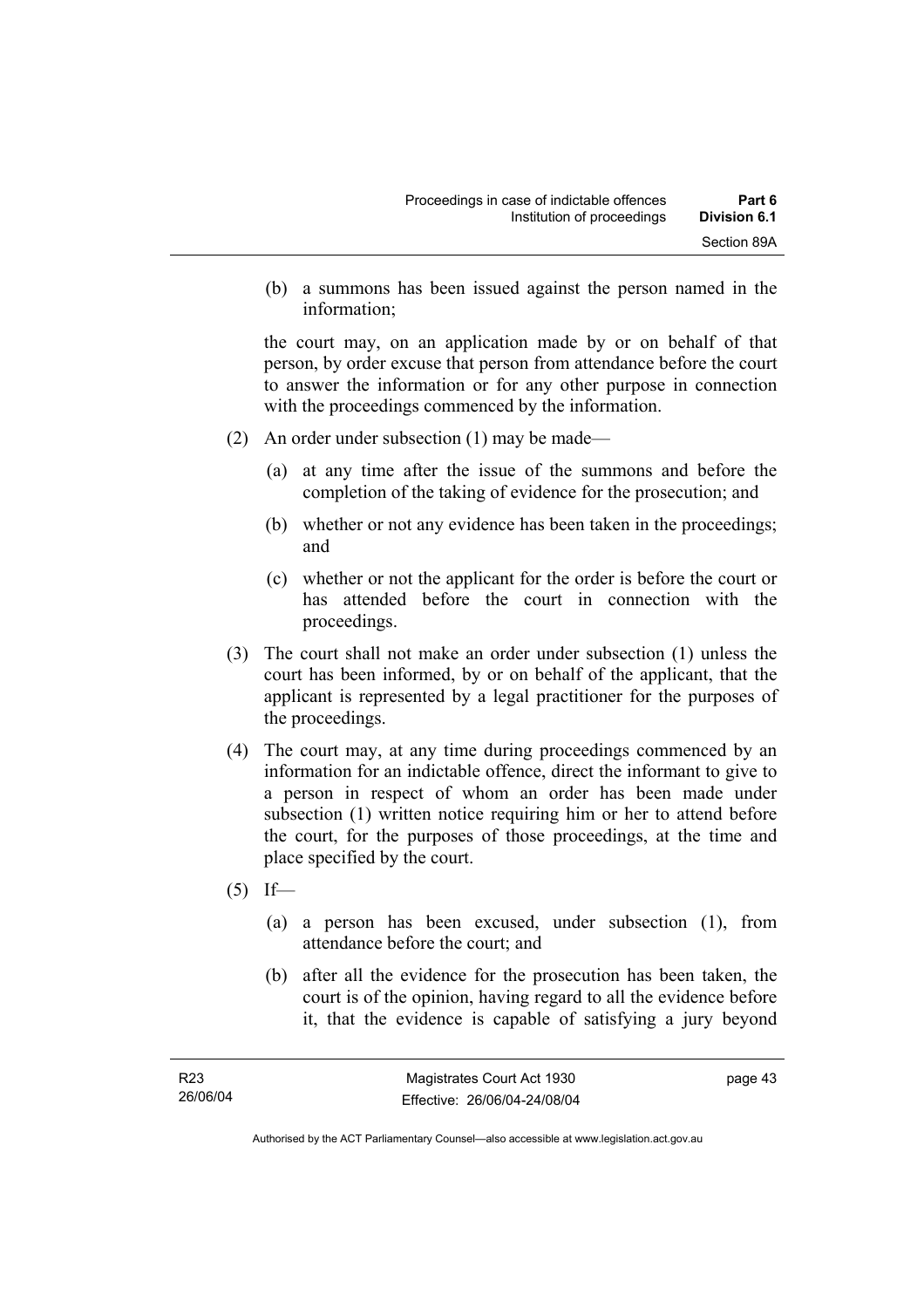(b) a summons has been issued against the person named in the information;

the court may, on an application made by or on behalf of that person, by order excuse that person from attendance before the court to answer the information or for any other purpose in connection with the proceedings commenced by the information.

(2) An order under subsection (1) may be made—

(a) at any time after the issue of the summons and before the completion of the taking of evidence for the prosecution; and

(b) whether or not any evidence has been taken in the proceedings; and

(c) whether or not the applicant for the order is before the court or has attended before the court in connection with the proceedings.

(3) The court shall not make an order under subsection (1) unless the court has been informed, by or on behalf of the applicant, that the applicant is represented by a legal practitioner for the purposes of the proceedings.

(4) The court may, at any time during proceedings commenced by an information for an indictable offence, direct the informant to give to a person in respect of whom an order has been made under subsection (1) written notice requiring him or her to attend before the court, for the purposes of those proceedings, at the time and place specified by the court.

(5) If—

(a) a person has been excused, under subsection (1), from attendance before the court; and

(b) after all the evidence for the prosecution has been taken, the court is of the opinion, having regard to all the evidence before it, that the evidence is capable of satisfying a jury beyond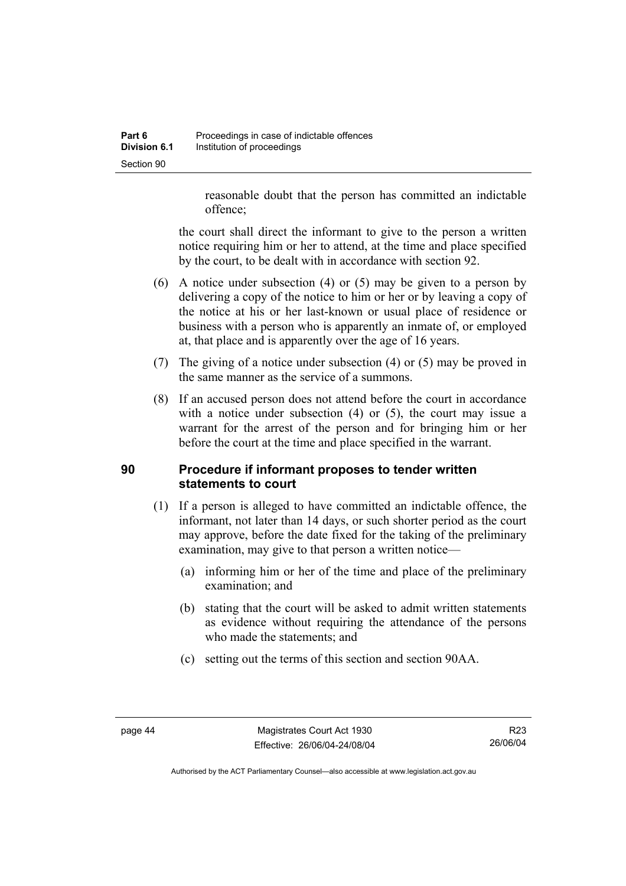reasonable doubt that the person has committed an indictable offence;

the court shall direct the informant to give to the person a written notice requiring him or her to attend, at the time and place specified by the court, to be dealt with in accordance with section 92.

(6) A notice under subsection (4) or (5) may be given to a person by delivering a copy of the notice to him or her or by leaving a copy of the notice at his or her last-known or usual place of residence or business with a person who is apparently an inmate of, or employed at, that place and is apparently over the age of 16 years.

(7) The giving of a notice under subsection (4) or (5) may be proved in the same manner as the service of a summons.

(8) If an accused person does not attend before the court in accordance with a notice under subsection (4) or (5), the court may issue a warrant for the arrest of the person and for bringing him or her before the court at the time and place specified in the warrant.

## 90 Procedure if informant proposes to tender written statements to court

(1) If a person is alleged to have committed an indictable offence, the informant, not later than 14 days, or such shorter period as the court may approve, before the date fixed for the taking of the preliminary examination, may give to that person a written notice—

(a) informing him or her of the time and place of the preliminary examination; and

(b) stating that the court will be asked to admit written statements as evidence without requiring the attendance of the persons who made the statements; and

(c) setting out the terms of this section and section 90AA.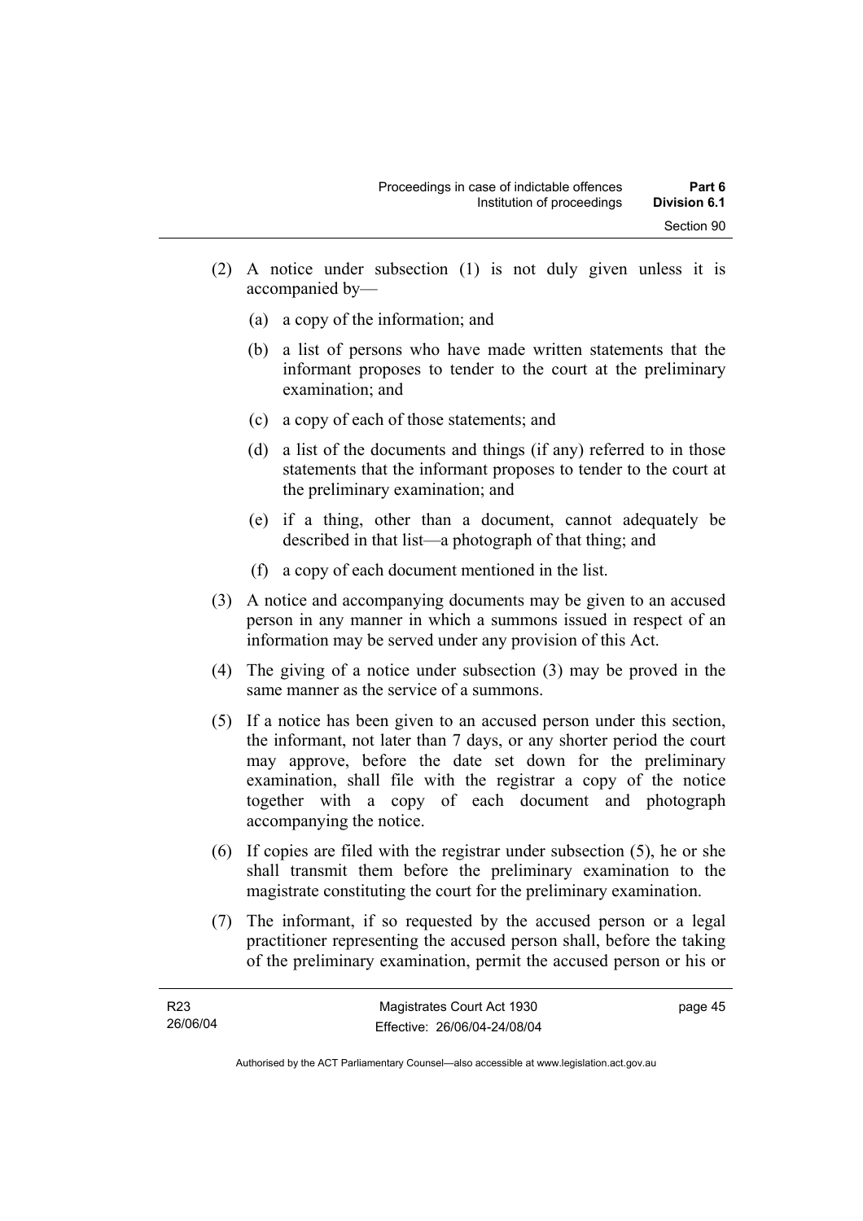(2) A notice under subsection (1) is not duly given unless it is accompanied by—

   (a) a copy of the information; and

   (b) a list of persons who have made written statements that the informant proposes to tender to the court at the preliminary examination; and

   (c) a copy of each of those statements; and

   (d) a list of the documents and things (if any) referred to in those statements that the informant proposes to tender to the court at the preliminary examination; and

   (e) if a thing, other than a document, cannot adequately be described in that list—a photograph of that thing; and

   (f) a copy of each document mentioned in the list.

(3) A notice and accompanying documents may be given to an accused person in any manner in which a summons issued in respect of an information may be served under any provision of this Act.

(4) The giving of a notice under subsection (3) may be proved in the same manner as the service of a summons.

(5) If a notice has been given to an accused person under this section, the informant, not later than 7 days, or any shorter period the court may approve, before the date set down for the preliminary examination, shall file with the registrar a copy of the notice together with a copy of each document and photograph accompanying the notice.

(6) If copies are filed with the registrar under subsection (5), he or she shall transmit them before the preliminary examination to the magistrate constituting the court for the preliminary examination.

(7) The informant, if so requested by the accused person or a legal practitioner representing the accused person shall, before the taking of the preliminary examination, permit the accused person or his or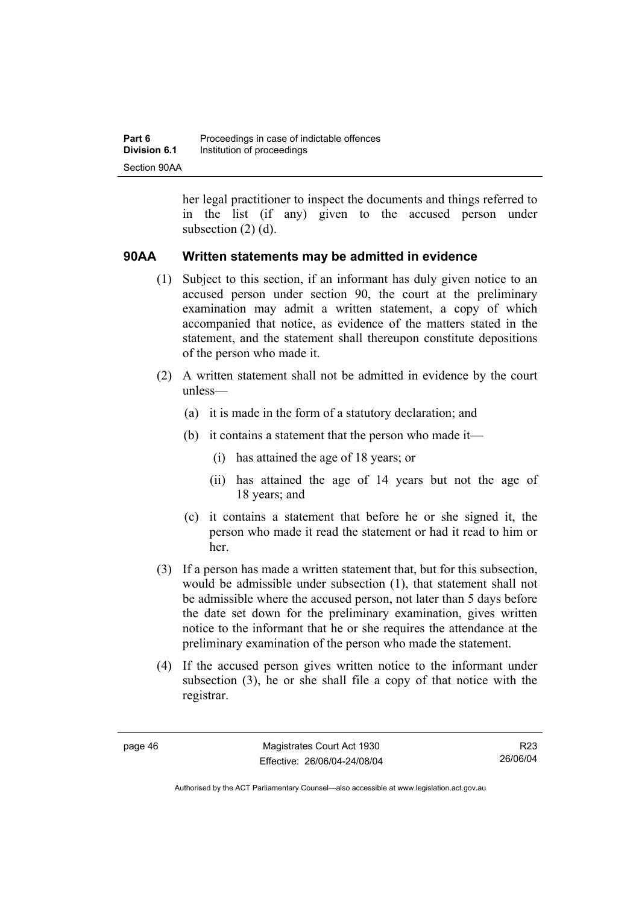her legal practitioner to inspect the documents and things referred to in the list (if any) given to the accused person under subsection (2) (d).

### 90AA Written statements may be admitted in evidence

(1) Subject to this section, if an informant has duly given notice to an accused person under section 90, the court at the preliminary examination may admit a written statement, a copy of which accompanied that notice, as evidence of the matters stated in the statement, and the statement shall thereupon constitute depositions of the person who made it.

(2) A written statement shall not be admitted in evidence by the court unless—

   (a) it is made in the form of a statutory declaration; and

   (b) it contains a statement that the person who made it—

      (i) has attained the age of 18 years; or

      (ii) has attained the age of 14 years but not the age of 18 years; and

   (c) it contains a statement that before he or she signed it, the person who made it read the statement or had it read to him or her.

(3) If a person has made a written statement that, but for this subsection, would be admissible under subsection (1), that statement shall not be admissible where the accused person, not later than 5 days before the date set down for the preliminary examination, gives written notice to the informant that he or she requires the attendance at the preliminary examination of the person who made the statement.

(4) If the accused person gives written notice to the informant under subsection (3), he or she shall file a copy of that notice with the registrar.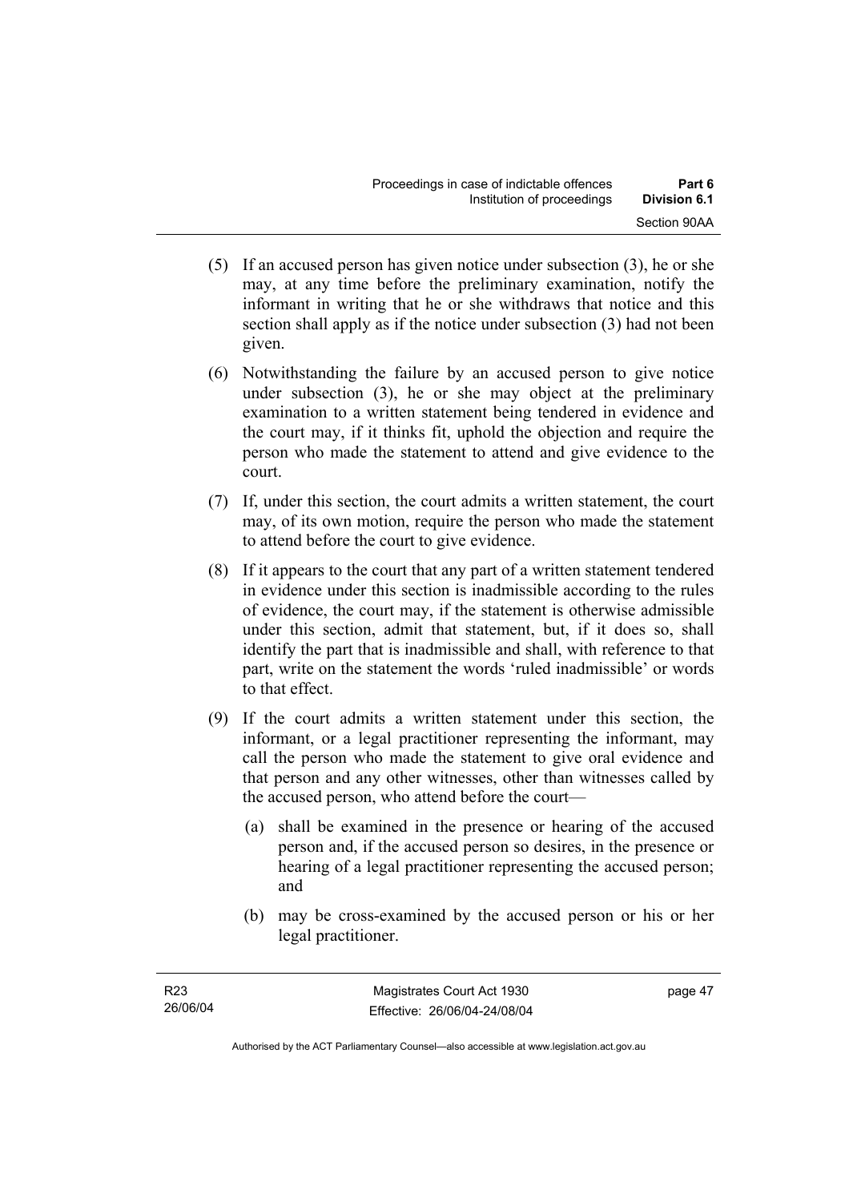(5) If an accused person has given notice under subsection (3), he or she may, at any time before the preliminary examination, notify the informant in writing that he or she withdraws that notice and this section shall apply as if the notice under subsection (3) had not been given.

(6) Notwithstanding the failure by an accused person to give notice under subsection (3), he or she may object at the preliminary examination to a written statement being tendered in evidence and the court may, if it thinks fit, uphold the objection and require the person who made the statement to attend and give evidence to the court.

(7) If, under this section, the court admits a written statement, the court may, of its own motion, require the person who made the statement to attend before the court to give evidence.

(8) If it appears to the court that any part of a written statement tendered in evidence under this section is inadmissible according to the rules of evidence, the court may, if the statement is otherwise admissible under this section, admit that statement, but, if it does so, shall identify the part that is inadmissible and shall, with reference to that part, write on the statement the words 'ruled inadmissible' or words to that effect.

(9) If the court admits a written statement under this section, the informant, or a legal practitioner representing the informant, may call the person who made the statement to give oral evidence and that person and any other witnesses, other than witnesses called by the accused person, who attend before the court—

(a) shall be examined in the presence or hearing of the accused person and, if the accused person so desires, in the presence or hearing of a legal practitioner representing the accused person; and

(b) may be cross-examined by the accused person or his or her legal practitioner.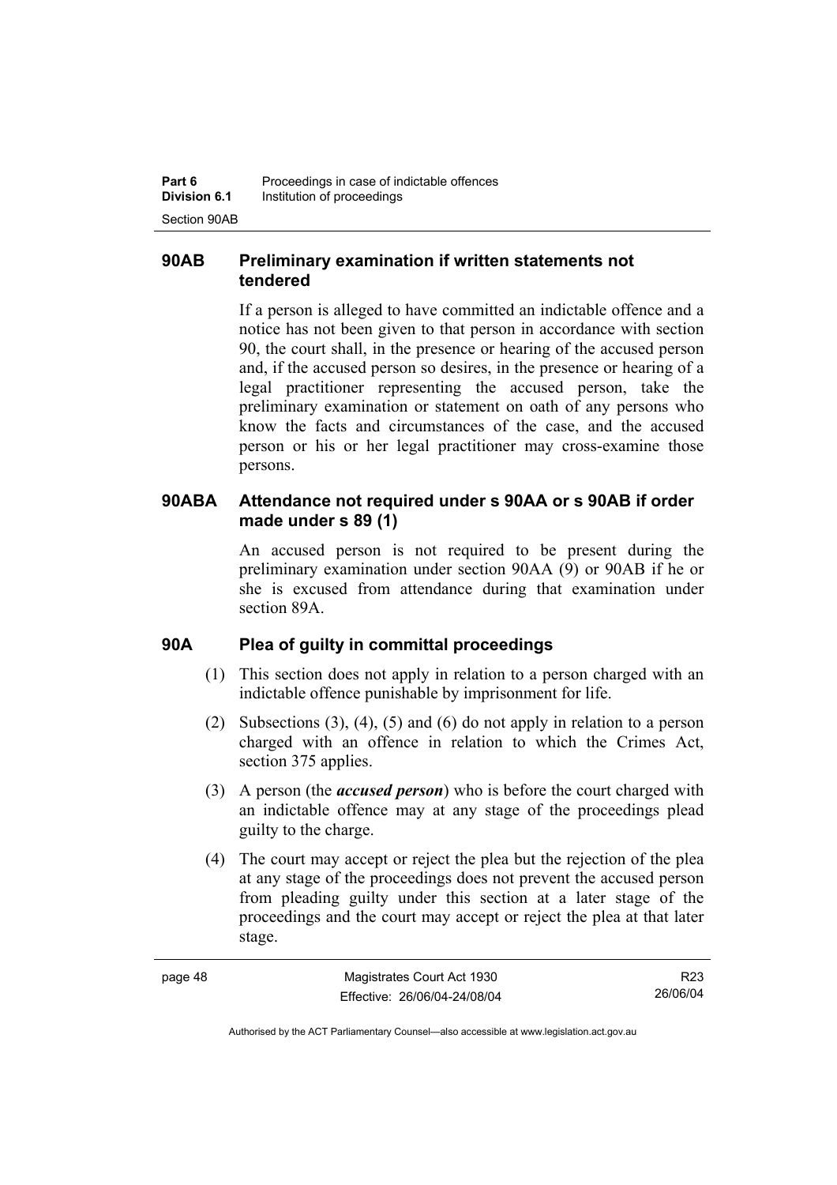### 90AB Preliminary examination if written statements not tendered

If a person is alleged to have committed an indictable offence and a notice has not been given to that person in accordance with section 90, the court shall, in the presence or hearing of the accused person and, if the accused person so desires, in the presence or hearing of a legal practitioner representing the accused person, take the preliminary examination or statement on oath of any persons who know the facts and circumstances of the case, and the accused person or his or her legal practitioner may cross-examine those persons.

### 90ABA Attendance not required under s 90AA or s 90AB if order made under s 89 (1)

An accused person is not required to be present during the preliminary examination under section 90AA (9) or 90AB if he or she is excused from attendance during that examination under section 89A.

### 90A Plea of guilty in committal proceedings

(1) This section does not apply in relation to a person charged with an indictable offence punishable by imprisonment for life.

(2) Subsections (3), (4), (5) and (6) do not apply in relation to a person charged with an offence in relation to which the Crimes Act, section 375 applies.

(3) A person (the ***accused person***) who is before the court charged with an indictable offence may at any stage of the proceedings plead guilty to the charge.

(4) The court may accept or reject the plea but the rejection of the plea at any stage of the proceedings does not prevent the accused person from pleading guilty under this section at a later stage of the proceedings and the court may accept or reject the plea at that later stage.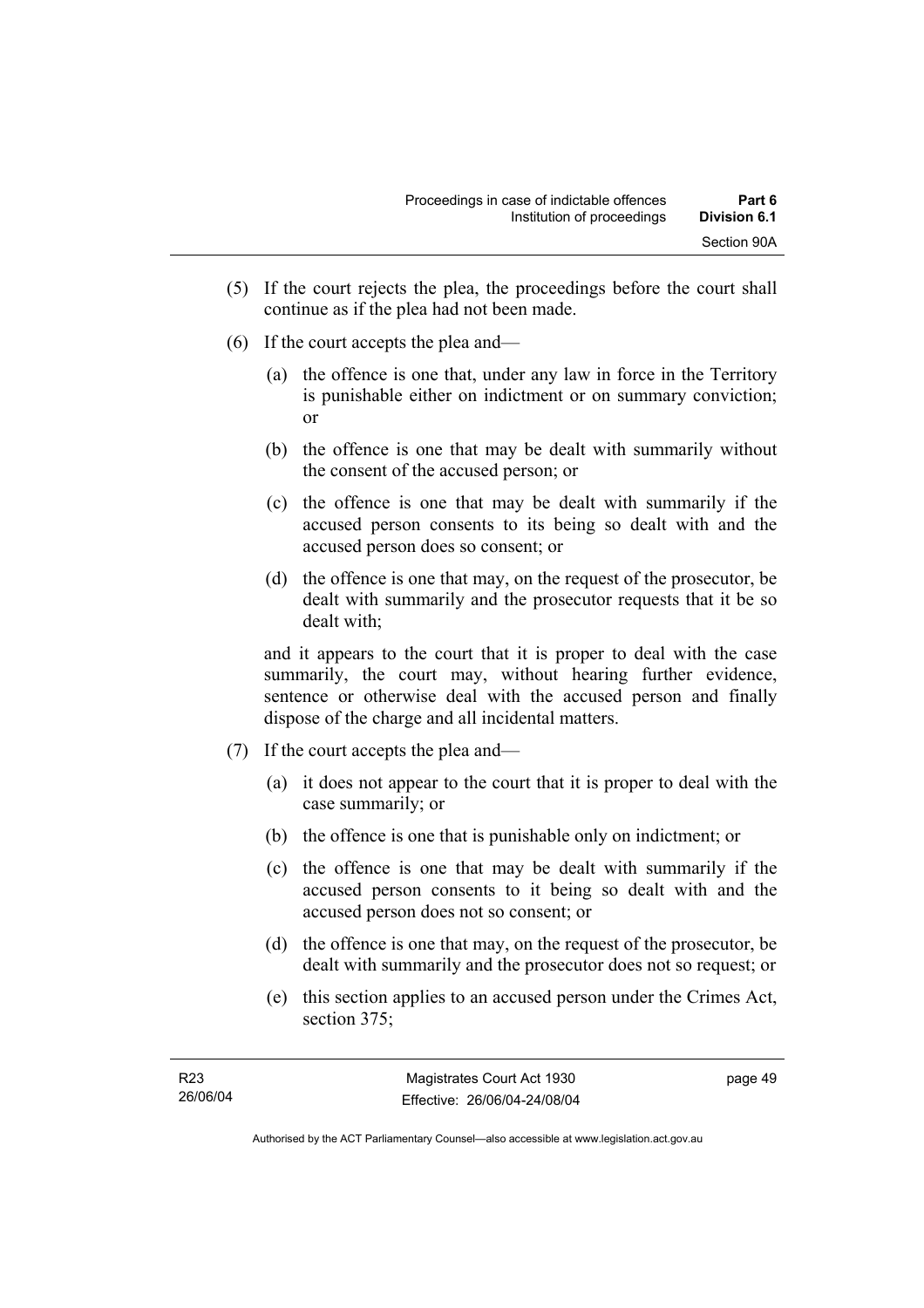(5) If the court rejects the plea, the proceedings before the court shall continue as if the plea had not been made.

(6) If the court accepts the plea and—

(a) the offence is one that, under any law in force in the Territory is punishable either on indictment or on summary conviction; or

(b) the offence is one that may be dealt with summarily without the consent of the accused person; or

(c) the offence is one that may be dealt with summarily if the accused person consents to its being so dealt with and the accused person does so consent; or

(d) the offence is one that may, on the request of the prosecutor, be dealt with summarily and the prosecutor requests that it be so dealt with;

and it appears to the court that it is proper to deal with the case summarily, the court may, without hearing further evidence, sentence or otherwise deal with the accused person and finally dispose of the charge and all incidental matters.

(7) If the court accepts the plea and—

(a) it does not appear to the court that it is proper to deal with the case summarily; or

(b) the offence is one that is punishable only on indictment; or

(c) the offence is one that may be dealt with summarily if the accused person consents to it being so dealt with and the accused person does not so consent; or

(d) the offence is one that may, on the request of the prosecutor, be dealt with summarily and the prosecutor does not so request; or

(e) this section applies to an accused person under the Crimes Act, section 375;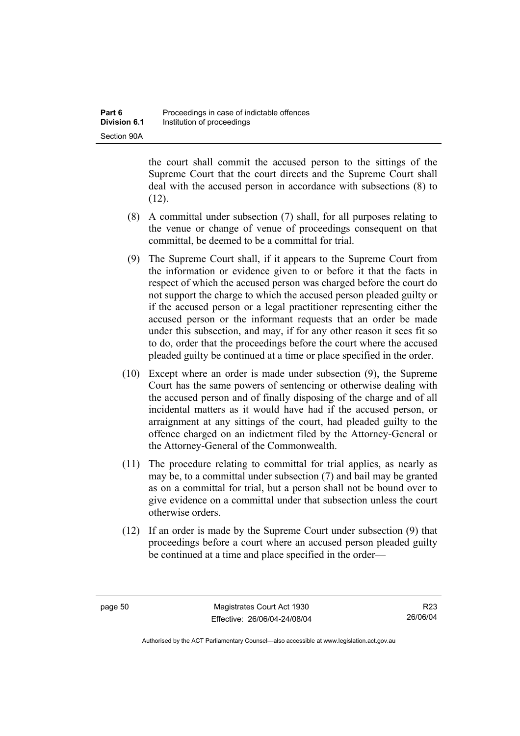the court shall commit the accused person to the sittings of the Supreme Court that the court directs and the Supreme Court shall deal with the accused person in accordance with subsections (8) to (12).

(8) A committal under subsection (7) shall, for all purposes relating to the venue or change of venue of proceedings consequent on that committal, be deemed to be a committal for trial.

(9) The Supreme Court shall, if it appears to the Supreme Court from the information or evidence given to or before it that the facts in respect of which the accused person was charged before the court do not support the charge to which the accused person pleaded guilty or if the accused person or a legal practitioner representing either the accused person or the informant requests that an order be made under this subsection, and may, if for any other reason it sees fit so to do, order that the proceedings before the court where the accused pleaded guilty be continued at a time or place specified in the order.

(10) Except where an order is made under subsection (9), the Supreme Court has the same powers of sentencing or otherwise dealing with the accused person and of finally disposing of the charge and of all incidental matters as it would have had if the accused person, or arraignment at any sittings of the court, had pleaded guilty to the offence charged on an indictment filed by the Attorney-General or the Attorney-General of the Commonwealth.

(11) The procedure relating to committal for trial applies, as nearly as may be, to a committal under subsection (7) and bail may be granted as on a committal for trial, but a person shall not be bound over to give evidence on a committal under that subsection unless the court otherwise orders.

(12) If an order is made by the Supreme Court under subsection (9) that proceedings before a court where an accused person pleaded guilty be continued at a time and place specified in the order—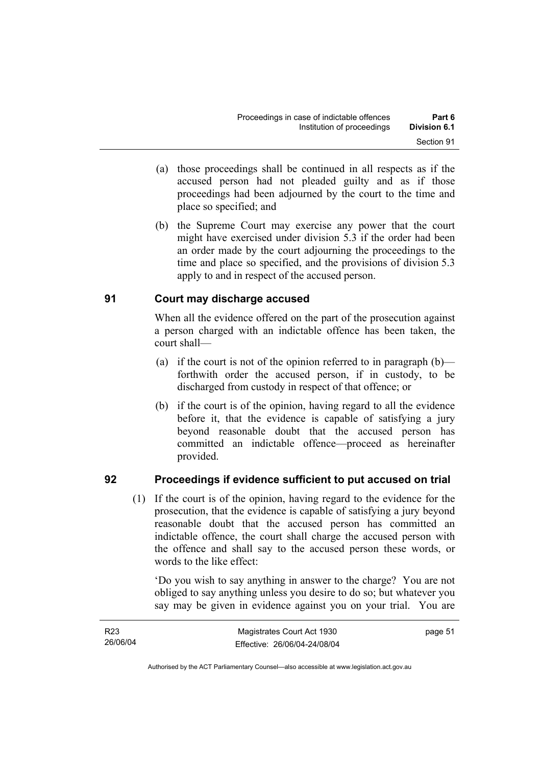(a) those proceedings shall be continued in all respects as if the accused person had not pleaded guilty and as if those proceedings had been adjourned by the court to the time and place so specified; and

(b) the Supreme Court may exercise any power that the court might have exercised under division 5.3 if the order had been an order made by the court adjourning the proceedings to the time and place so specified, and the provisions of division 5.3 apply to and in respect of the accused person.

## 91 Court may discharge accused

When all the evidence offered on the part of the prosecution against a person charged with an indictable offence has been taken, the court shall—

(a) if the court is not of the opinion referred to in paragraph (b)—forthwith order the accused person, if in custody, to be discharged from custody in respect of that offence; or

(b) if the court is of the opinion, having regard to all the evidence before it, that the evidence is capable of satisfying a jury beyond reasonable doubt that the accused person has committed an indictable offence—proceed as hereinafter provided.

## 92 Proceedings if evidence sufficient to put accused on trial

(1) If the court is of the opinion, having regard to the evidence for the prosecution, that the evidence is capable of satisfying a jury beyond reasonable doubt that the accused person has committed an indictable offence, the court shall charge the accused person with the offence and shall say to the accused person these words, or words to the like effect:

'Do you wish to say anything in answer to the charge? You are not obliged to say anything unless you desire to do so; but whatever you say may be given in evidence against you on your trial. You are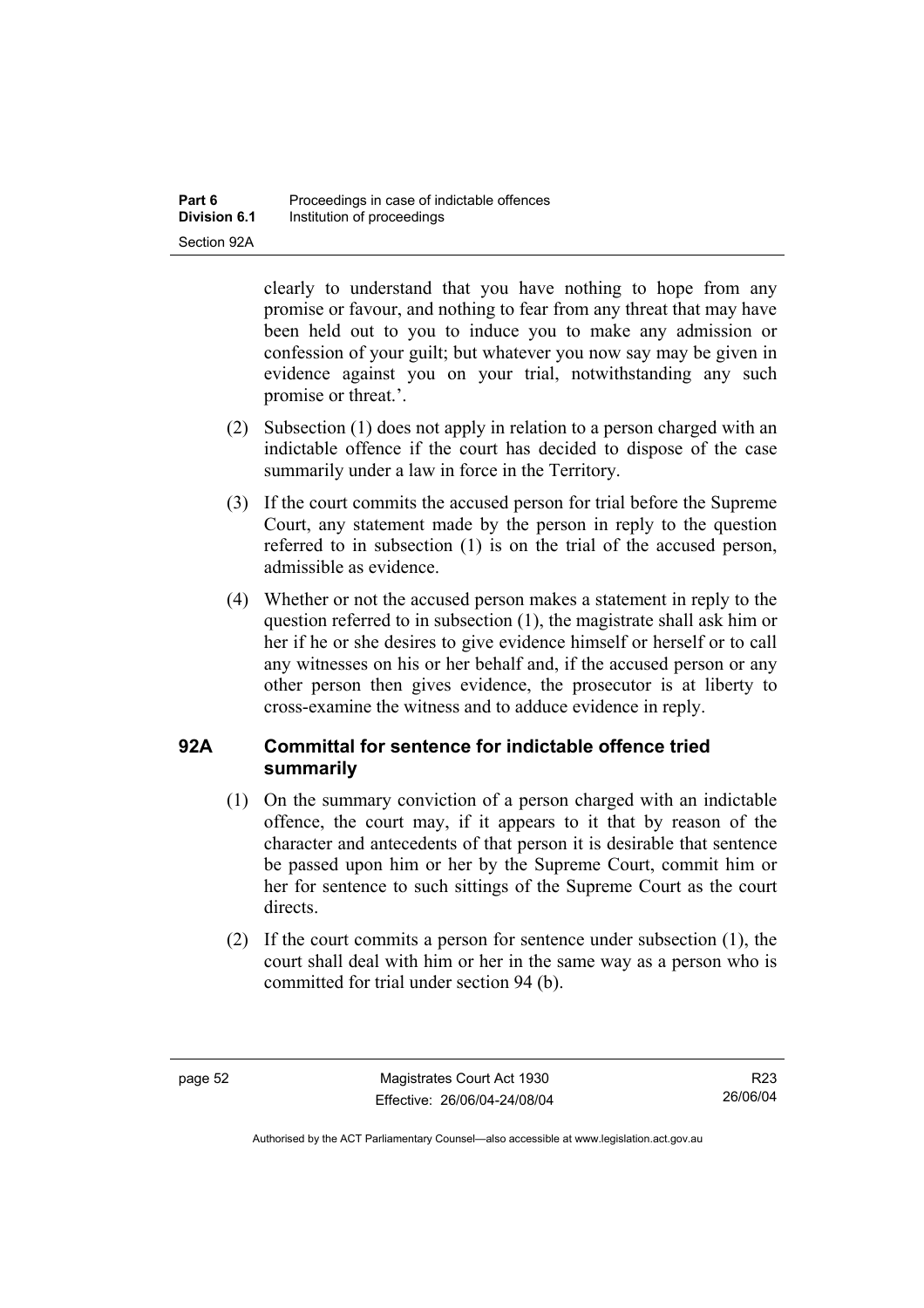clearly to understand that you have nothing to hope from any promise or favour, and nothing to fear from any threat that may have been held out to you to induce you to make any admission or confession of your guilt; but whatever you now say may be given in evidence against you on your trial, notwithstanding any such promise or threat.'.

(2) Subsection (1) does not apply in relation to a person charged with an indictable offence if the court has decided to dispose of the case summarily under a law in force in the Territory.

(3) If the court commits the accused person for trial before the Supreme Court, any statement made by the person in reply to the question referred to in subsection (1) is on the trial of the accused person, admissible as evidence.

(4) Whether or not the accused person makes a statement in reply to the question referred to in subsection (1), the magistrate shall ask him or her if he or she desires to give evidence himself or herself or to call any witnesses on his or her behalf and, if the accused person or any other person then gives evidence, the prosecutor is at liberty to cross-examine the witness and to adduce evidence in reply.

### 92A Committal for sentence for indictable offence tried summarily

(1) On the summary conviction of a person charged with an indictable offence, the court may, if it appears to it that by reason of the character and antecedents of that person it is desirable that sentence be passed upon him or her by the Supreme Court, commit him or her for sentence to such sittings of the Supreme Court as the court directs.

(2) If the court commits a person for sentence under subsection (1), the court shall deal with him or her in the same way as a person who is committed for trial under section 94 (b).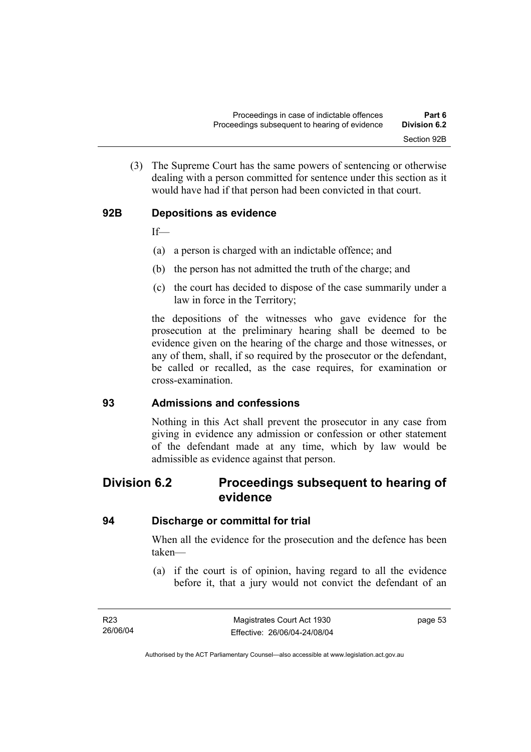(3) The Supreme Court has the same powers of sentencing or otherwise dealing with a person committed for sentence under this section as it would have had if that person had been convicted in that court.

### 92B Depositions as evidence

If—

(a) a person is charged with an indictable offence; and

(b) the person has not admitted the truth of the charge; and

(c) the court has decided to dispose of the case summarily under a law in force in the Territory;

the depositions of the witnesses who gave evidence for the prosecution at the preliminary hearing shall be deemed to be evidence given on the hearing of the charge and those witnesses, or any of them, shall, if so required by the prosecutor or the defendant, be called or recalled, as the case requires, for examination or cross-examination.

### 93 Admissions and confessions

Nothing in this Act shall prevent the prosecutor in any case from giving in evidence any admission or confession or other statement of the defendant made at any time, which by law would be admissible as evidence against that person.

## Division 6.2 Proceedings subsequent to hearing of evidence

### 94 Discharge or committal for trial

When all the evidence for the prosecution and the defence has been taken—

(a) if the court is of opinion, having regard to all the evidence before it, that a jury would not convict the defendant of an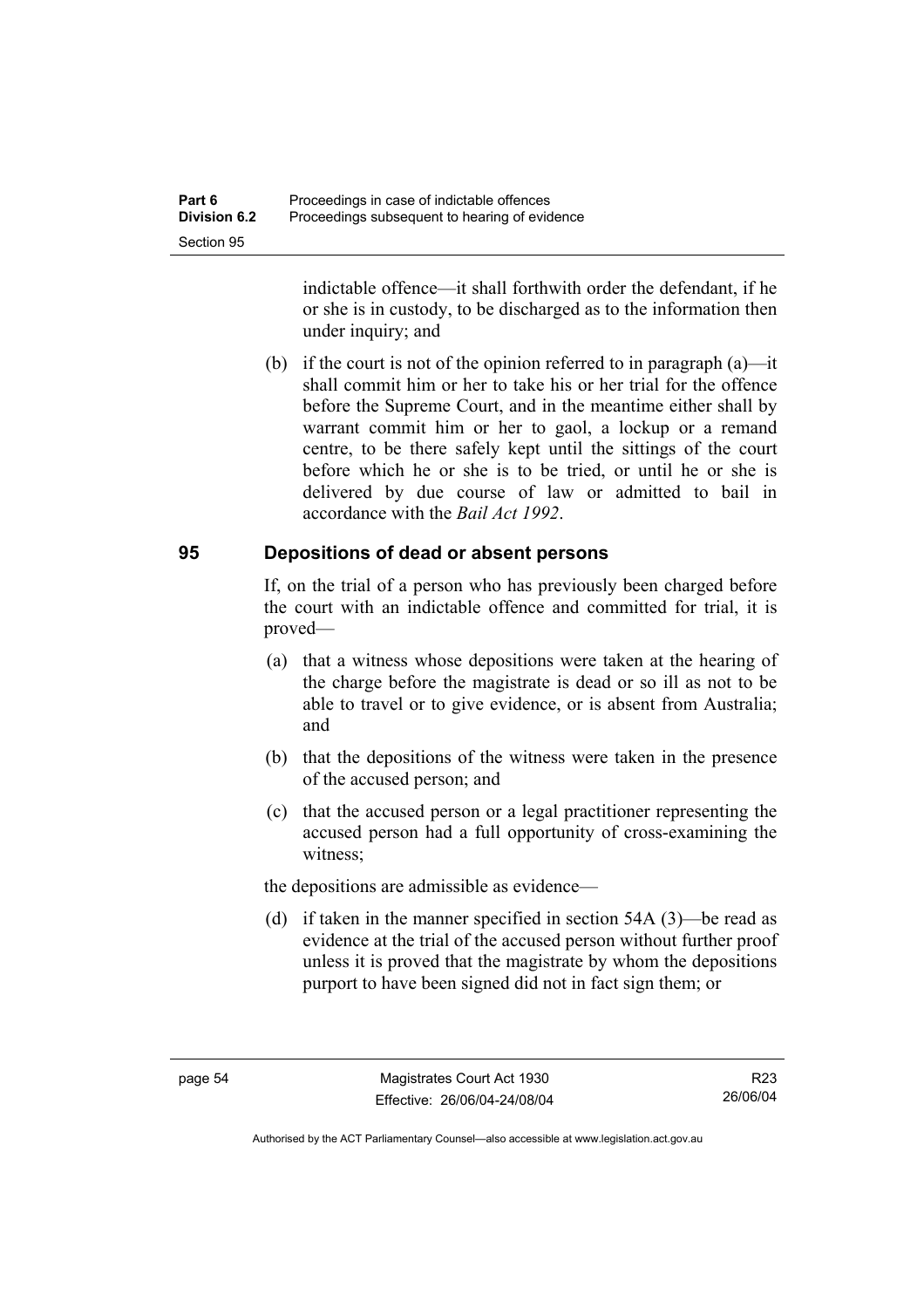indictable offence—it shall forthwith order the defendant, if he or she is in custody, to be discharged as to the information then under inquiry; and

(b) if the court is not of the opinion referred to in paragraph (a)—it shall commit him or her to take his or her trial for the offence before the Supreme Court, and in the meantime either shall by warrant commit him or her to gaol, a lockup or a remand centre, to be there safely kept until the sittings of the court before which he or she is to be tried, or until he or she is delivered by due course of law or admitted to bail in accordance with the *Bail Act 1992*.

## 95 Depositions of dead or absent persons

If, on the trial of a person who has previously been charged before the court with an indictable offence and committed for trial, it is proved—

(a) that a witness whose depositions were taken at the hearing of the charge before the magistrate is dead or so ill as not to be able to travel or to give evidence, or is absent from Australia; and

(b) that the depositions of the witness were taken in the presence of the accused person; and

(c) that the accused person or a legal practitioner representing the accused person had a full opportunity of cross-examining the witness;

the depositions are admissible as evidence—

(d) if taken in the manner specified in section 54A (3)—be read as evidence at the trial of the accused person without further proof unless it is proved that the magistrate by whom the depositions purport to have been signed did not in fact sign them; or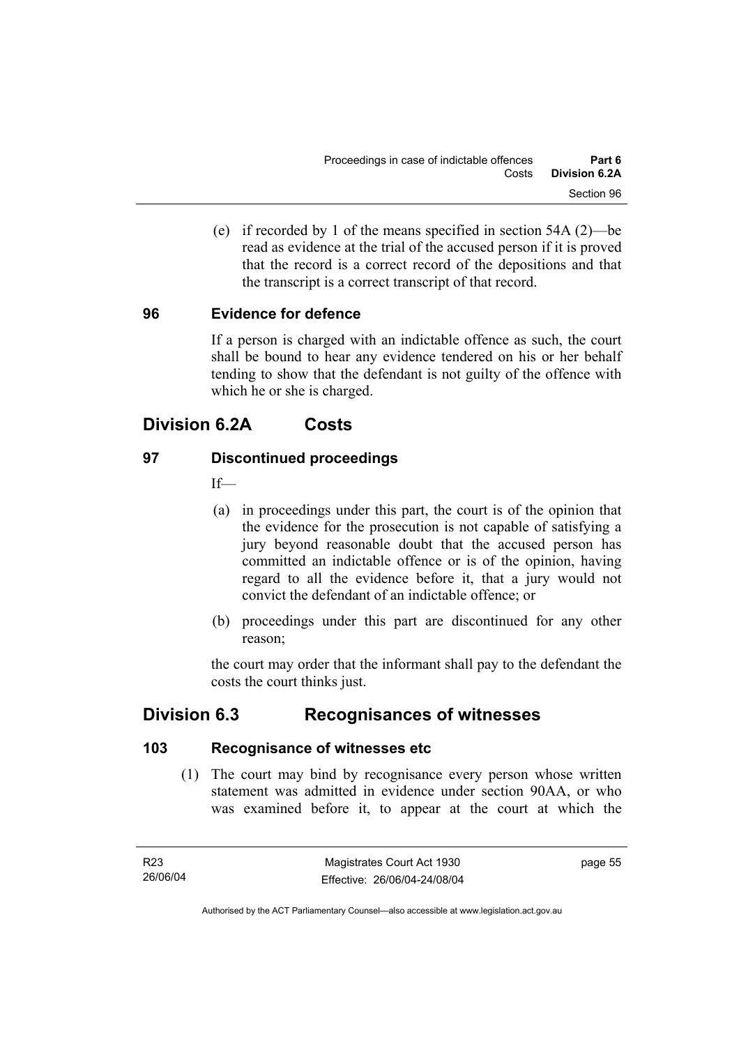(e) if recorded by 1 of the means specified in section 54A (2)—be read as evidence at the trial of the accused person if it is proved that the record is a correct record of the depositions and that the transcript is a correct transcript of that record.

### 96 Evidence for defence

If a person is charged with an indictable offence as such, the court shall be bound to hear any evidence tendered on his or her behalf tending to show that the defendant is not guilty of the offence with which he or she is charged.

## Division 6.2A Costs

### 97 Discontinued proceedings

If—

(a) in proceedings under this part, the court is of the opinion that the evidence for the prosecution is not capable of satisfying a jury beyond reasonable doubt that the accused person has committed an indictable offence or is of the opinion, having regard to all the evidence before it, that a jury would not convict the defendant of an indictable offence; or

(b) proceedings under this part are discontinued for any other reason;

the court may order that the informant shall pay to the defendant the costs the court thinks just.

## Division 6.3 Recognisances of witnesses

### 103 Recognisance of witnesses etc

(1) The court may bind by recognisance every person whose written statement was admitted in evidence under section 90AA, or who was examined before it, to appear at the court at which the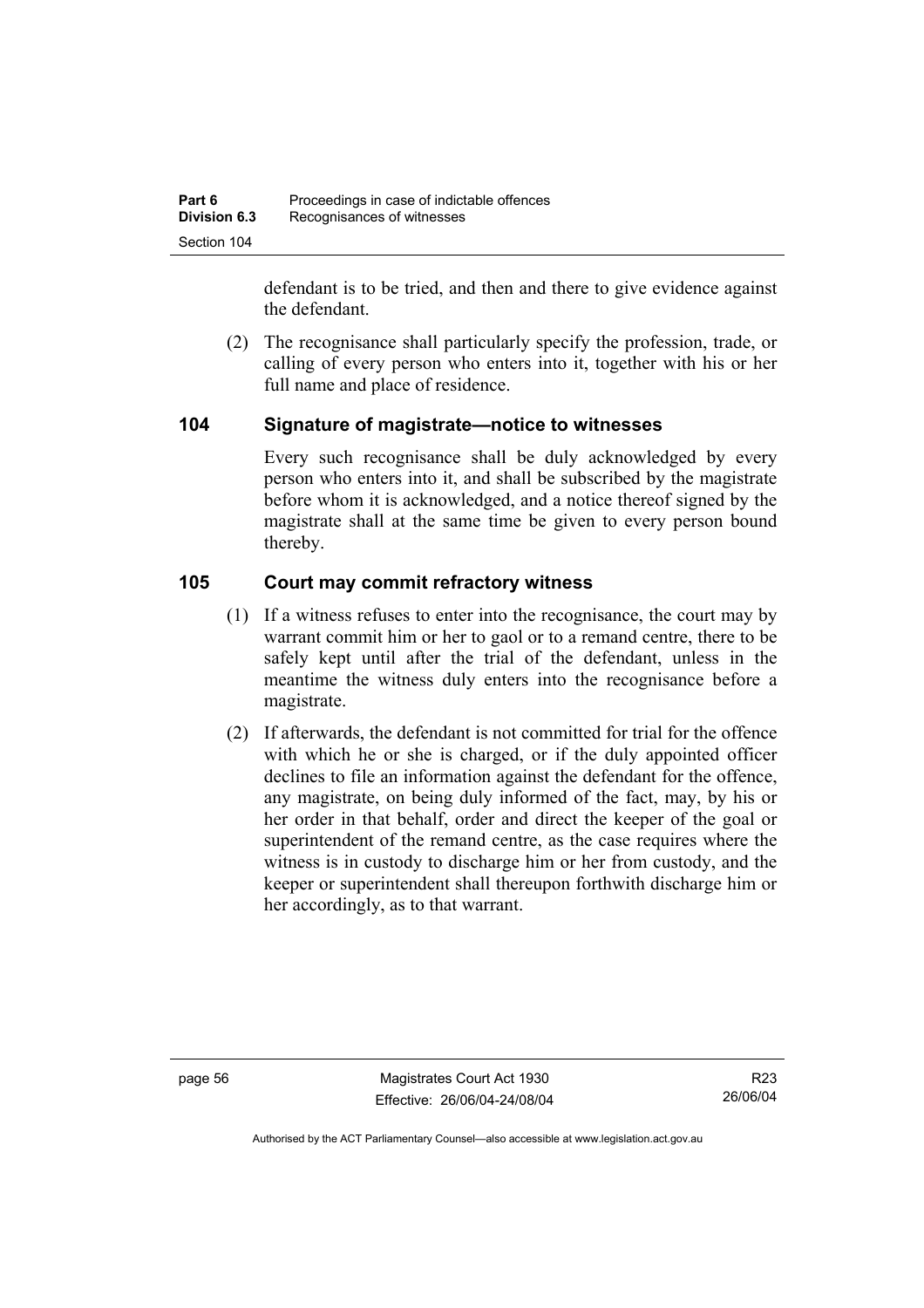defendant is to be tried, and then and there to give evidence against the defendant.

(2) The recognisance shall particularly specify the profession, trade, or calling of every person who enters into it, together with his or her full name and place of residence.

## 104 Signature of magistrate—notice to witnesses

Every such recognisance shall be duly acknowledged by every person who enters into it, and shall be subscribed by the magistrate before whom it is acknowledged, and a notice thereof signed by the magistrate shall at the same time be given to every person bound thereby.

## 105 Court may commit refractory witness

(1) If a witness refuses to enter into the recognisance, the court may by warrant commit him or her to gaol or to a remand centre, there to be safely kept until after the trial of the defendant, unless in the meantime the witness duly enters into the recognisance before a magistrate.

(2) If afterwards, the defendant is not committed for trial for the offence with which he or she is charged, or if the duly appointed officer declines to file an information against the defendant for the offence, any magistrate, on being duly informed of the fact, may, by his or her order in that behalf, order and direct the keeper of the goal or superintendent of the remand centre, as the case requires where the witness is in custody to discharge him or her from custody, and the keeper or superintendent shall thereupon forthwith discharge him or her accordingly, as to that warrant.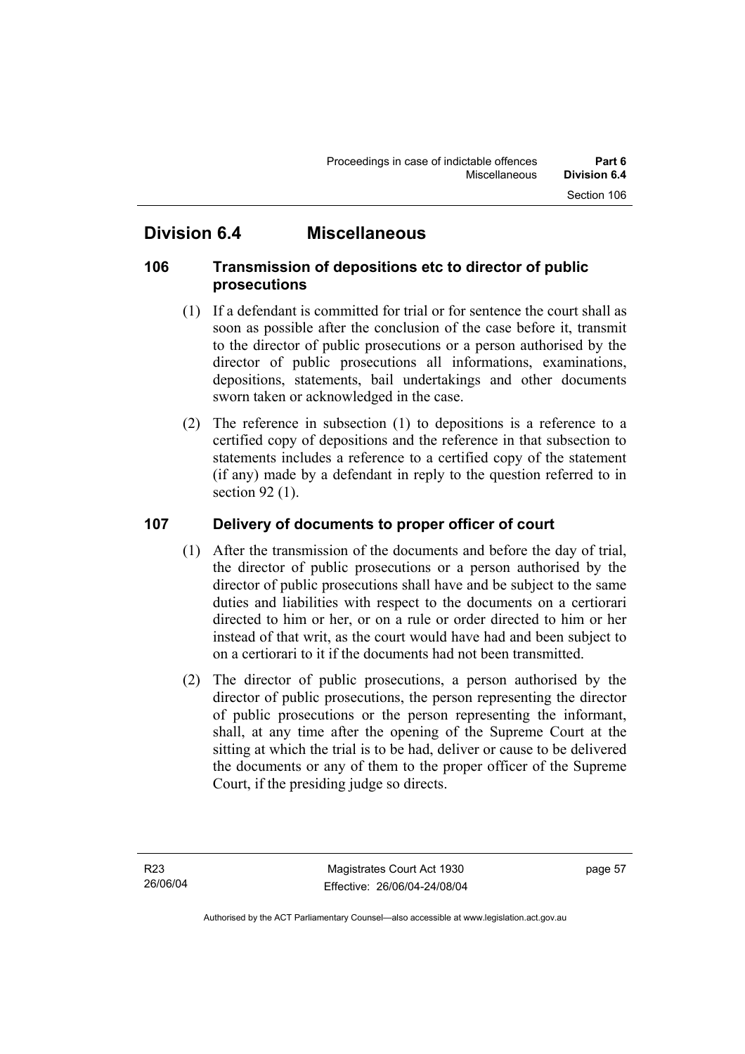## Division 6.4 Miscellaneous

### 106 Transmission of depositions etc to director of public prosecutions

(1) If a defendant is committed for trial or for sentence the court shall as soon as possible after the conclusion of the case before it, transmit to the director of public prosecutions or a person authorised by the director of public prosecutions all informations, examinations, depositions, statements, bail undertakings and other documents sworn taken or acknowledged in the case.

(2) The reference in subsection (1) to depositions is a reference to a certified copy of depositions and the reference in that subsection to statements includes a reference to a certified copy of the statement (if any) made by a defendant in reply to the question referred to in section 92 (1).

### 107 Delivery of documents to proper officer of court

(1) After the transmission of the documents and before the day of trial, the director of public prosecutions or a person authorised by the director of public prosecutions shall have and be subject to the same duties and liabilities with respect to the documents on a certiorari directed to him or her, or on a rule or order directed to him or her instead of that writ, as the court would have had and been subject to on a certiorari to it if the documents had not been transmitted.

(2) The director of public prosecutions, a person authorised by the director of public prosecutions, the person representing the director of public prosecutions or the person representing the informant, shall, at any time after the opening of the Supreme Court at the sitting at which the trial is to be had, deliver or cause to be delivered the documents or any of them to the proper officer of the Supreme Court, if the presiding judge so directs.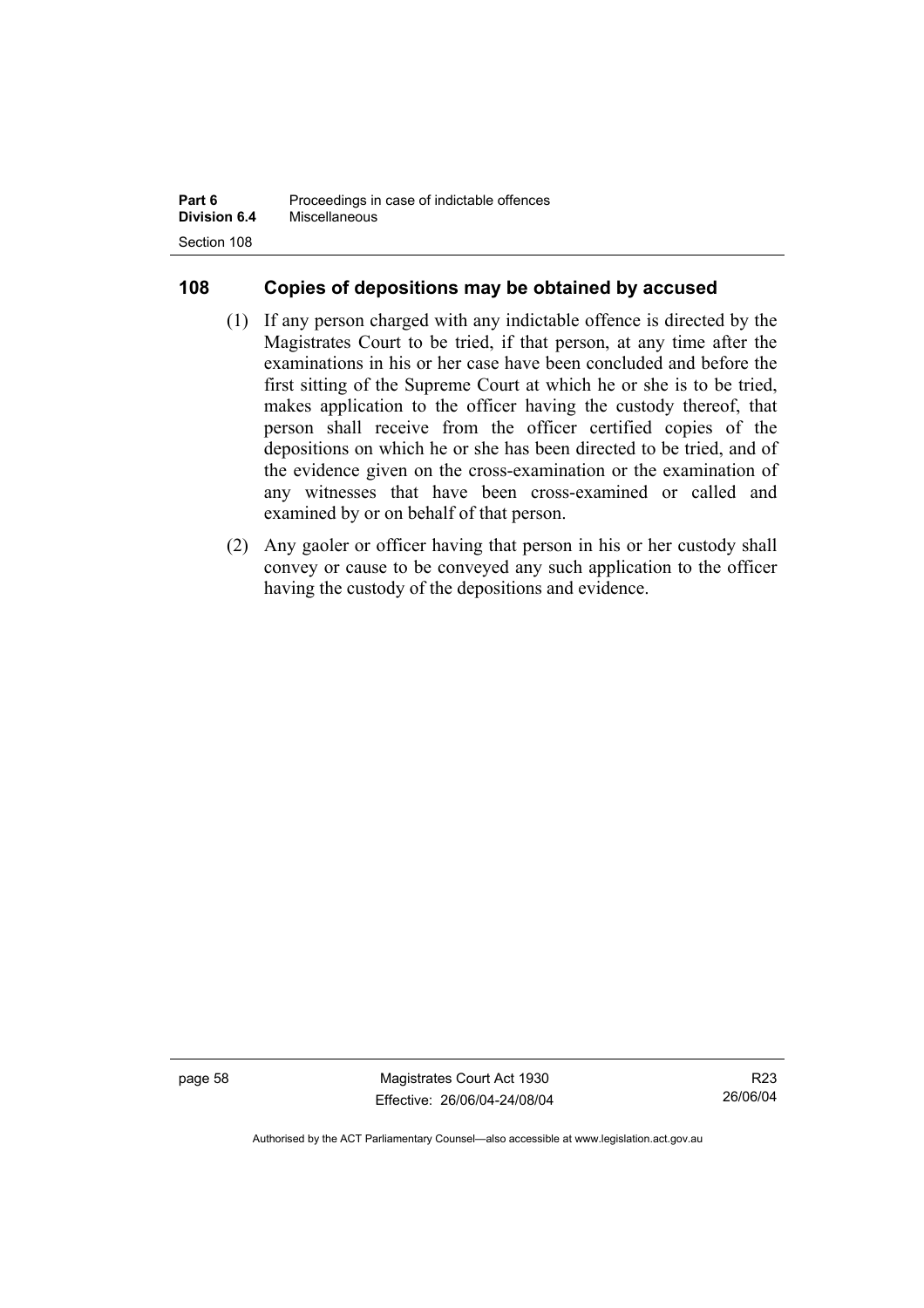## 108 Copies of depositions may be obtained by accused

(1) If any person charged with any indictable offence is directed by the Magistrates Court to be tried, if that person, at any time after the examinations in his or her case have been concluded and before the first sitting of the Supreme Court at which he or she is to be tried, makes application to the officer having the custody thereof, that person shall receive from the officer certified copies of the depositions on which he or she has been directed to be tried, and of the evidence given on the cross-examination or the examination of any witnesses that have been cross-examined or called and examined by or on behalf of that person.

(2) Any gaoler or officer having that person in his or her custody shall convey or cause to be conveyed any such application to the officer having the custody of the depositions and evidence.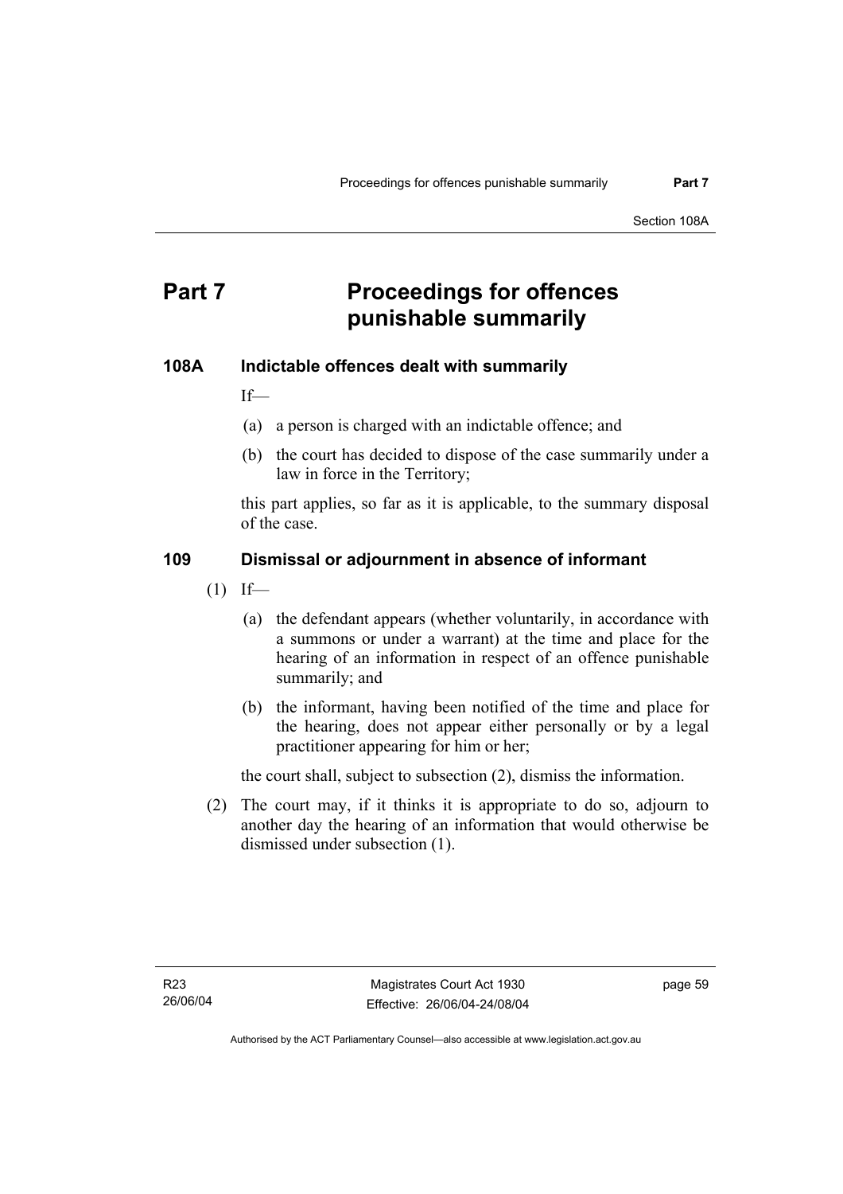# Part 7 Proceedings for offences punishable summarily

## 108A Indictable offences dealt with summarily

If—

(a) a person is charged with an indictable offence; and

(b) the court has decided to dispose of the case summarily under a law in force in the Territory;

this part applies, so far as it is applicable, to the summary disposal of the case.

## 109 Dismissal or adjournment in absence of informant

(1) If—

(a) the defendant appears (whether voluntarily, in accordance with a summons or under a warrant) at the time and place for the hearing of an information in respect of an offence punishable summarily; and

(b) the informant, having been notified of the time and place for the hearing, does not appear either personally or by a legal practitioner appearing for him or her;

the court shall, subject to subsection (2), dismiss the information.

(2) The court may, if it thinks it is appropriate to do so, adjourn to another day the hearing of an information that would otherwise be dismissed under subsection (1).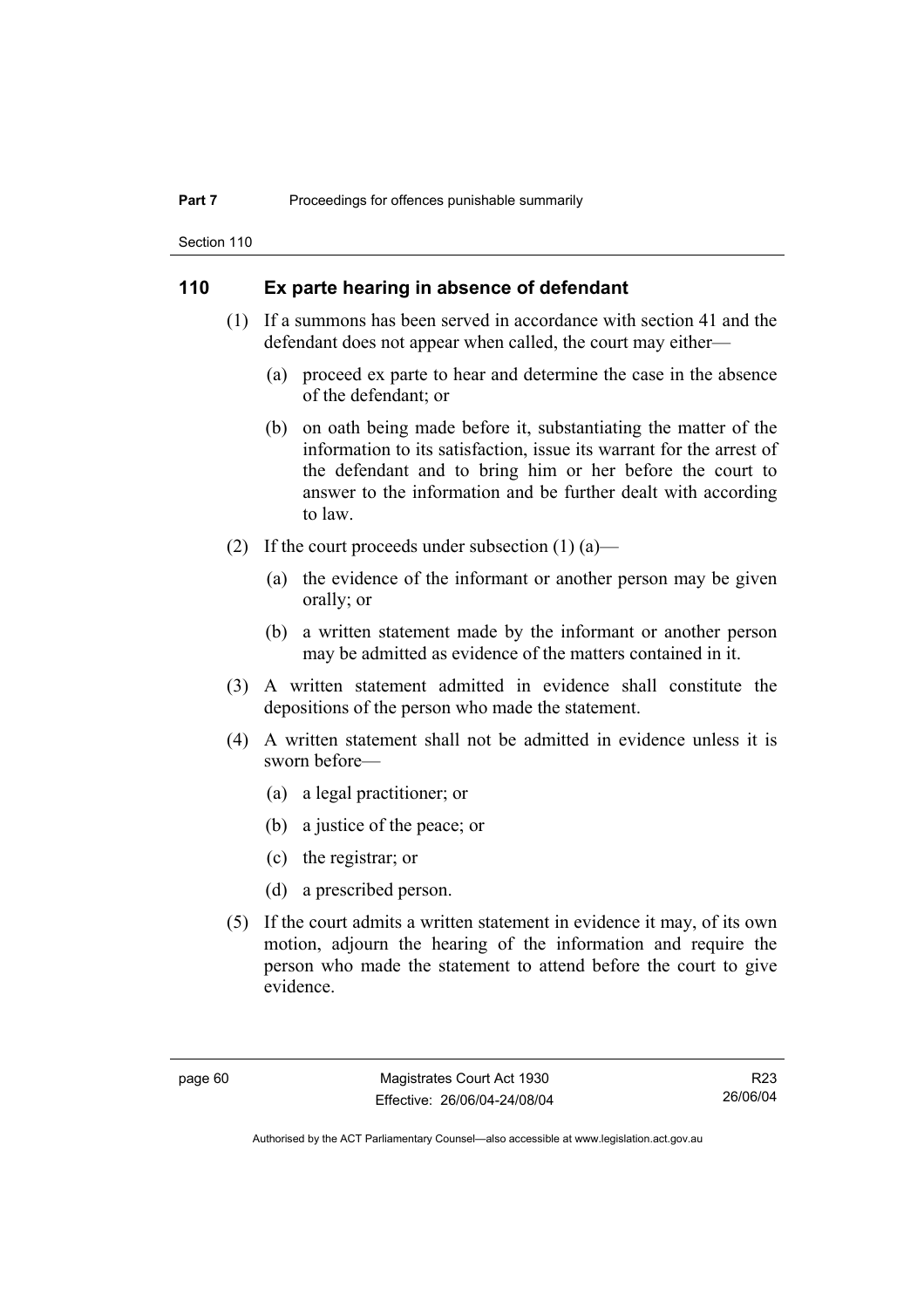## 110 Ex parte hearing in absence of defendant

(1) If a summons has been served in accordance with section 41 and the defendant does not appear when called, the court may either—

(a) proceed ex parte to hear and determine the case in the absence of the defendant; or

(b) on oath being made before it, substantiating the matter of the information to its satisfaction, issue its warrant for the arrest of the defendant and to bring him or her before the court to answer to the information and be further dealt with according to law.

(2) If the court proceeds under subsection (1) (a)—

(a) the evidence of the informant or another person may be given orally; or

(b) a written statement made by the informant or another person may be admitted as evidence of the matters contained in it.

(3) A written statement admitted in evidence shall constitute the depositions of the person who made the statement.

(4) A written statement shall not be admitted in evidence unless it is sworn before—

(a) a legal practitioner; or

(b) a justice of the peace; or

(c) the registrar; or

(d) a prescribed person.

(5) If the court admits a written statement in evidence it may, of its own motion, adjourn the hearing of the information and require the person who made the statement to attend before the court to give evidence.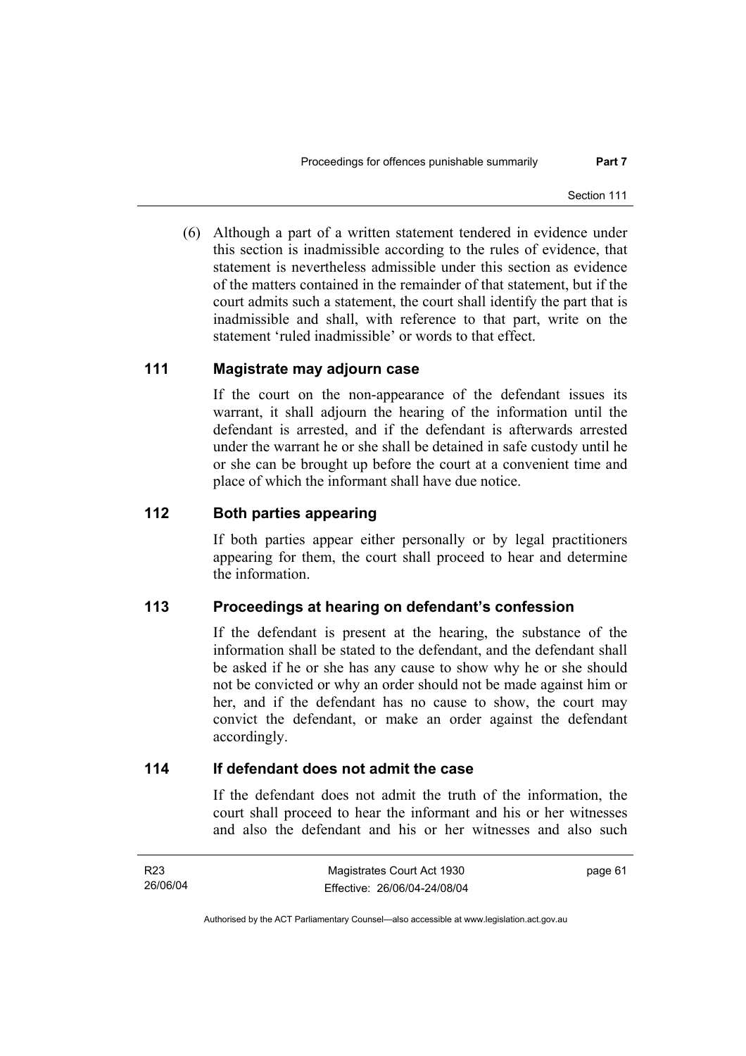(6) Although a part of a written statement tendered in evidence under this section is inadmissible according to the rules of evidence, that statement is nevertheless admissible under this section as evidence of the matters contained in the remainder of that statement, but if the court admits such a statement, the court shall identify the part that is inadmissible and shall, with reference to that part, write on the statement 'ruled inadmissible' or words to that effect.

## 111 Magistrate may adjourn case

If the court on the non-appearance of the defendant issues its warrant, it shall adjourn the hearing of the information until the defendant is arrested, and if the defendant is afterwards arrested under the warrant he or she shall be detained in safe custody until he or she can be brought up before the court at a convenient time and place of which the informant shall have due notice.

## 112 Both parties appearing

If both parties appear either personally or by legal practitioners appearing for them, the court shall proceed to hear and determine the information.

## 113 Proceedings at hearing on defendant's confession

If the defendant is present at the hearing, the substance of the information shall be stated to the defendant, and the defendant shall be asked if he or she has any cause to show why he or she should not be convicted or why an order should not be made against him or her, and if the defendant has no cause to show, the court may convict the defendant, or make an order against the defendant accordingly.

## 114 If defendant does not admit the case

If the defendant does not admit the truth of the information, the court shall proceed to hear the informant and his or her witnesses and also the defendant and his or her witnesses and also such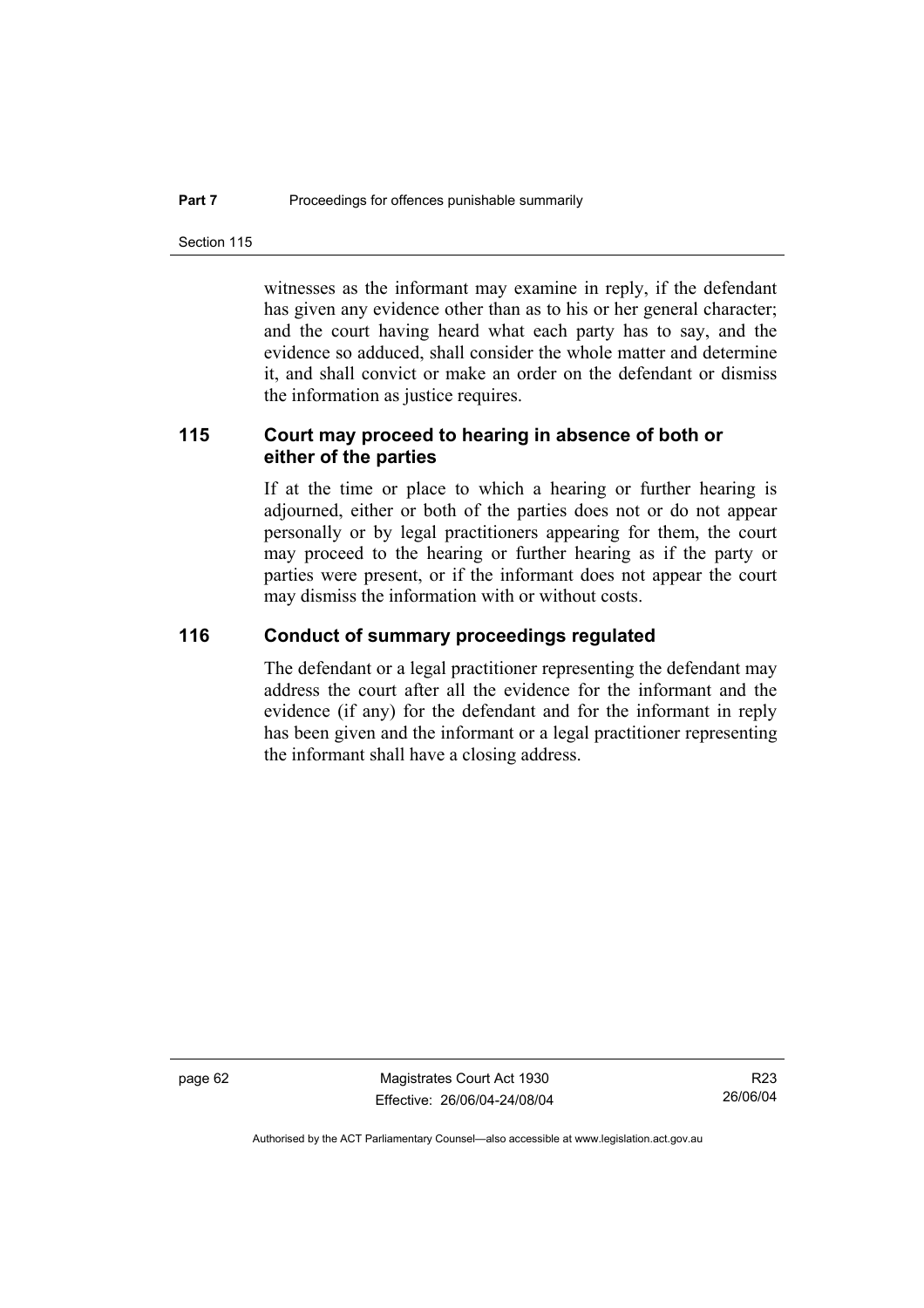witnesses as the informant may examine in reply, if the defendant has given any evidence other than as to his or her general character; and the court having heard what each party has to say, and the evidence so adduced, shall consider the whole matter and determine it, and shall convict or make an order on the defendant or dismiss the information as justice requires.

## 115 Court may proceed to hearing in absence of both or either of the parties

If at the time or place to which a hearing or further hearing is adjourned, either or both of the parties does not or do not appear personally or by legal practitioners appearing for them, the court may proceed to the hearing or further hearing as if the party or parties were present, or if the informant does not appear the court may dismiss the information with or without costs.

## 116 Conduct of summary proceedings regulated

The defendant or a legal practitioner representing the defendant may address the court after all the evidence for the informant and the evidence (if any) for the defendant and for the informant in reply has been given and the informant or a legal practitioner representing the informant shall have a closing address.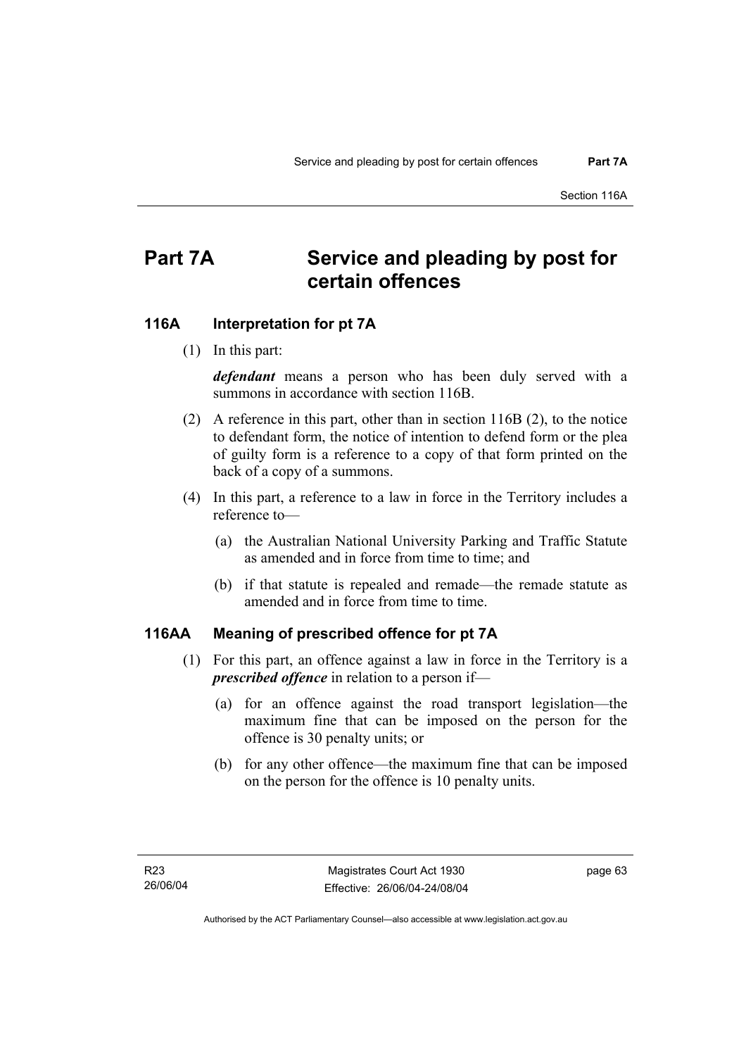# Part 7A Service and pleading by post for certain offences

## 116A Interpretation for pt 7A

(1) In this part:

***defendant*** means a person who has been duly served with a summons in accordance with section 116B.

(2) A reference in this part, other than in section 116B (2), to the notice to defendant form, the notice of intention to defend form or the plea of guilty form is a reference to a copy of that form printed on the back of a copy of a summons.

(4) In this part, a reference to a law in force in the Territory includes a reference to—

(a) the Australian National University Parking and Traffic Statute as amended and in force from time to time; and

(b) if that statute is repealed and remade—the remade statute as amended and in force from time to time.

## 116AA Meaning of prescribed offence for pt 7A

(1) For this part, an offence against a law in force in the Territory is a ***prescribed offence*** in relation to a person if—

(a) for an offence against the road transport legislation—the maximum fine that can be imposed on the person for the offence is 30 penalty units; or

(b) for any other offence—the maximum fine that can be imposed on the person for the offence is 10 penalty units.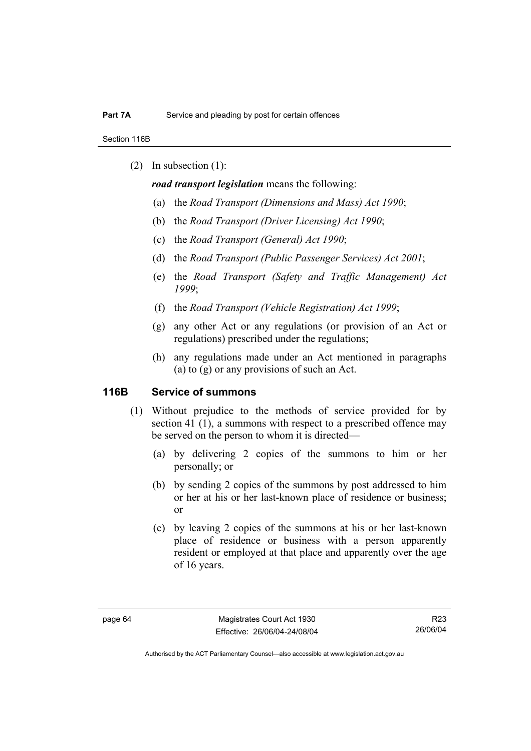(2) In subsection (1):

***road transport legislation*** means the following:

(a) the *Road Transport (Dimensions and Mass) Act 1990*;

(b) the *Road Transport (Driver Licensing) Act 1990*;

(c) the *Road Transport (General) Act 1990*;

(d) the *Road Transport (Public Passenger Services) Act 2001*;

(e) the *Road Transport (Safety and Traffic Management) Act 1999*;

(f) the *Road Transport (Vehicle Registration) Act 1999*;

(g) any other Act or any regulations (or provision of an Act or regulations) prescribed under the regulations;

(h) any regulations made under an Act mentioned in paragraphs (a) to (g) or any provisions of such an Act.

## 116B Service of summons

(1) Without prejudice to the methods of service provided for by section 41 (1), a summons with respect to a prescribed offence may be served on the person to whom it is directed—

(a) by delivering 2 copies of the summons to him or her personally; or

(b) by sending 2 copies of the summons by post addressed to him or her at his or her last-known place of residence or business; or

(c) by leaving 2 copies of the summons at his or her last-known place of residence or business with a person apparently resident or employed at that place and apparently over the age of 16 years.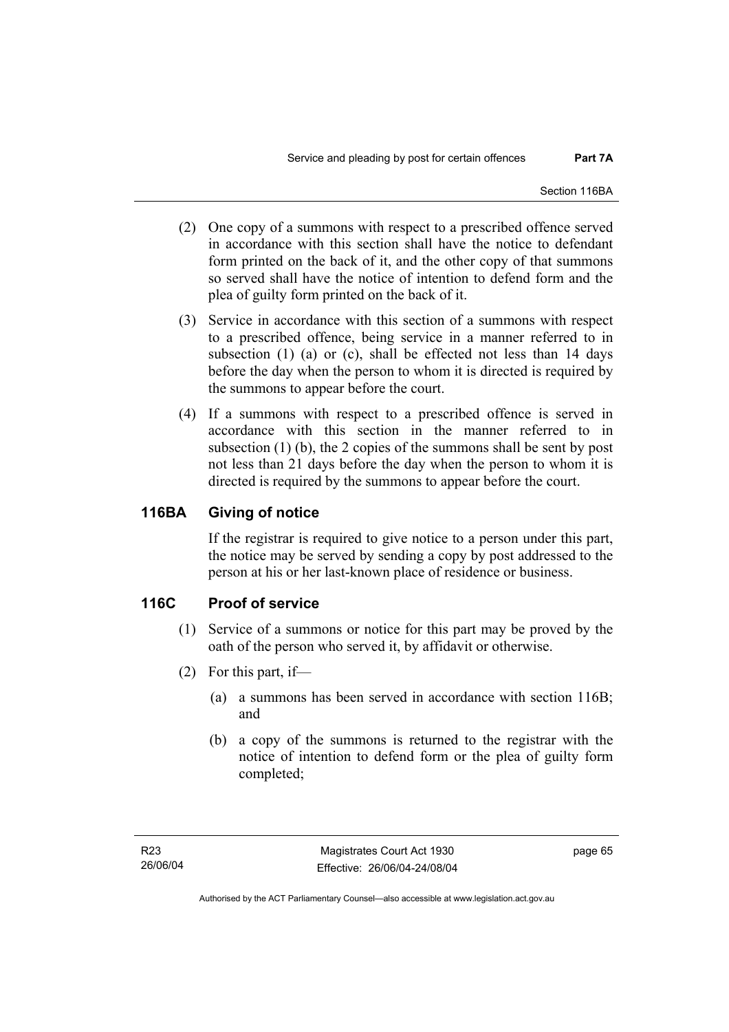(2) One copy of a summons with respect to a prescribed offence served in accordance with this section shall have the notice to defendant form printed on the back of it, and the other copy of that summons so served shall have the notice of intention to defend form and the plea of guilty form printed on the back of it.

(3) Service in accordance with this section of a summons with respect to a prescribed offence, being service in a manner referred to in subsection (1) (a) or (c), shall be effected not less than 14 days before the day when the person to whom it is directed is required by the summons to appear before the court.

(4) If a summons with respect to a prescribed offence is served in accordance with this section in the manner referred to in subsection (1) (b), the 2 copies of the summons shall be sent by post not less than 21 days before the day when the person to whom it is directed is required by the summons to appear before the court.

## 116BA Giving of notice

If the registrar is required to give notice to a person under this part, the notice may be served by sending a copy by post addressed to the person at his or her last-known place of residence or business.

## 116C Proof of service

(1) Service of a summons or notice for this part may be proved by the oath of the person who served it, by affidavit or otherwise.

(2) For this part, if—

(a) a summons has been served in accordance with section 116B; and

(b) a copy of the summons is returned to the registrar with the notice of intention to defend form or the plea of guilty form completed;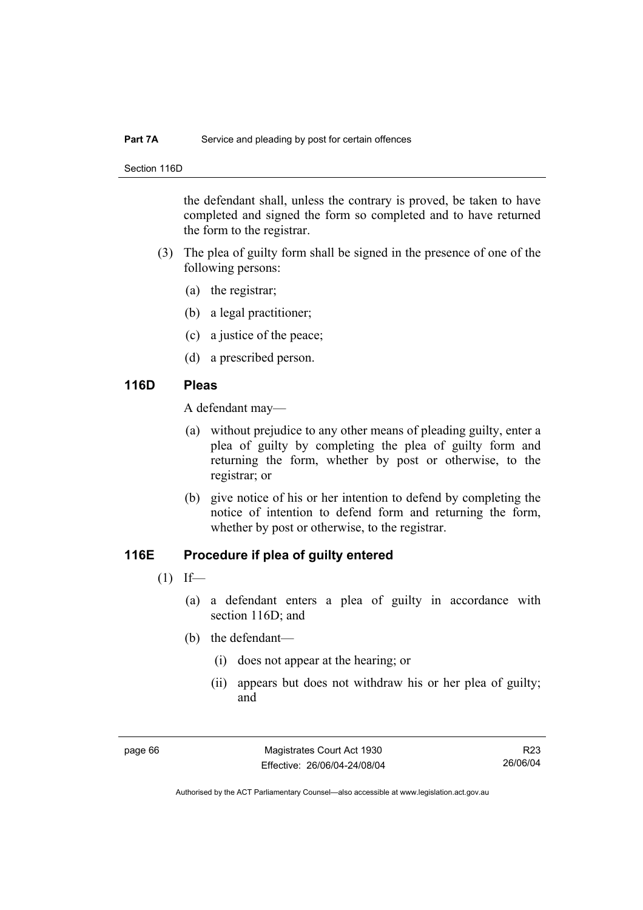the defendant shall, unless the contrary is proved, be taken to have completed and signed the form so completed and to have returned the form to the registrar.

(3) The plea of guilty form shall be signed in the presence of one of the following persons:

(a) the registrar;

(b) a legal practitioner;

(c) a justice of the peace;

(d) a prescribed person.

## 116D Pleas

A defendant may—

(a) without prejudice to any other means of pleading guilty, enter a plea of guilty by completing the plea of guilty form and returning the form, whether by post or otherwise, to the registrar; or

(b) give notice of his or her intention to defend by completing the notice of intention to defend form and returning the form, whether by post or otherwise, to the registrar.

## 116E Procedure if plea of guilty entered

(1) If—

(a) a defendant enters a plea of guilty in accordance with section 116D; and

(b) the defendant—

(i) does not appear at the hearing; or

(ii) appears but does not withdraw his or her plea of guilty; and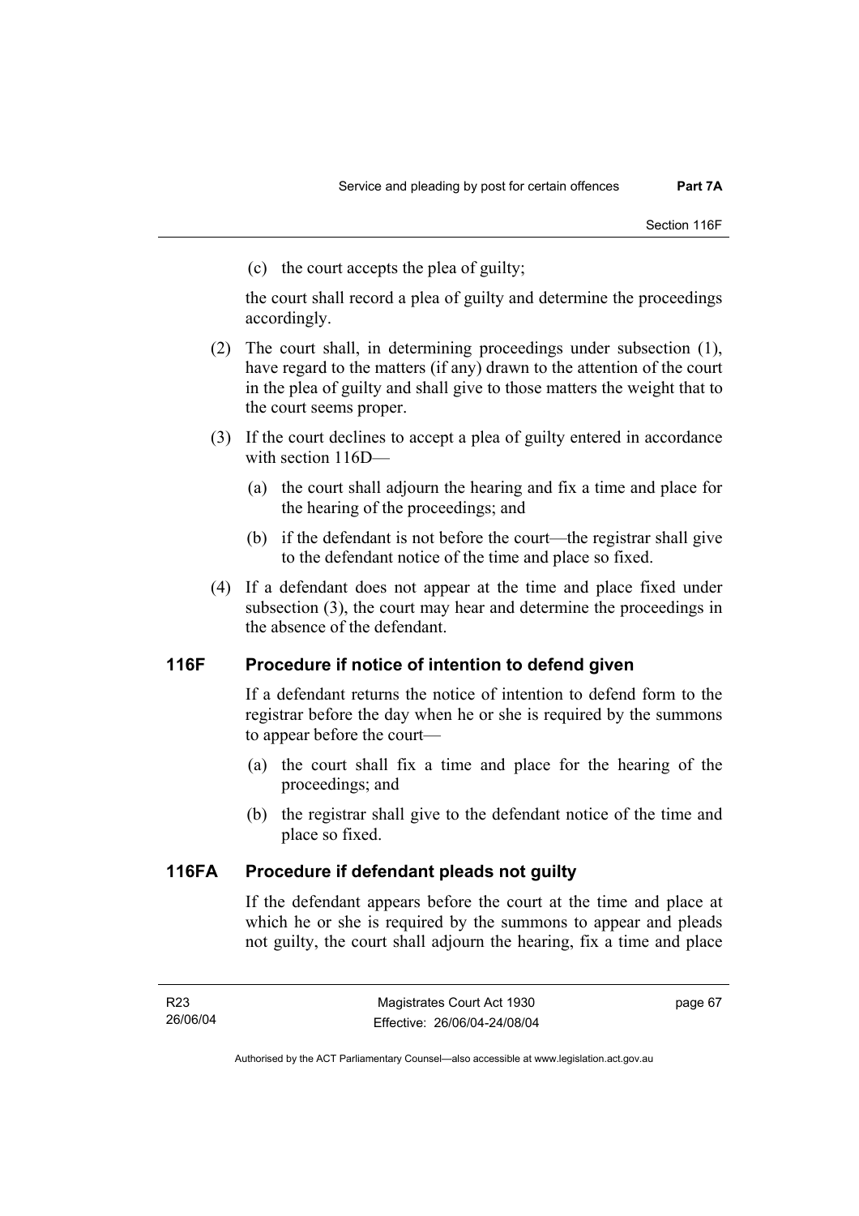(c) the court accepts the plea of guilty;

the court shall record a plea of guilty and determine the proceedings accordingly.

(2) The court shall, in determining proceedings under subsection (1), have regard to the matters (if any) drawn to the attention of the court in the plea of guilty and shall give to those matters the weight that to the court seems proper.

(3) If the court declines to accept a plea of guilty entered in accordance with section 116D—

(a) the court shall adjourn the hearing and fix a time and place for the hearing of the proceedings; and

(b) if the defendant is not before the court—the registrar shall give to the defendant notice of the time and place so fixed.

(4) If a defendant does not appear at the time and place fixed under subsection (3), the court may hear and determine the proceedings in the absence of the defendant.

## 116F Procedure if notice of intention to defend given

If a defendant returns the notice of intention to defend form to the registrar before the day when he or she is required by the summons to appear before the court—

(a) the court shall fix a time and place for the hearing of the proceedings; and

(b) the registrar shall give to the defendant notice of the time and place so fixed.

## 116FA Procedure if defendant pleads not guilty

If the defendant appears before the court at the time and place at which he or she is required by the summons to appear and pleads not guilty, the court shall adjourn the hearing, fix a time and place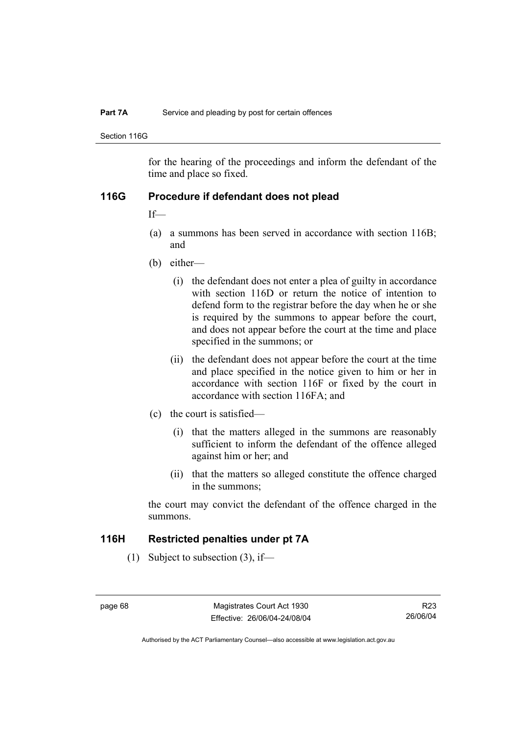for the hearing of the proceedings and inform the defendant of the time and place so fixed.

## 116G Procedure if defendant does not plead

If—

(a) a summons has been served in accordance with section 116B; and

(b) either—

  (i) the defendant does not enter a plea of guilty in accordance with section 116D or return the notice of intention to defend form to the registrar before the day when he or she is required by the summons to appear before the court, and does not appear before the court at the time and place specified in the summons; or

  (ii) the defendant does not appear before the court at the time and place specified in the notice given to him or her in accordance with section 116F or fixed by the court in accordance with section 116FA; and

(c) the court is satisfied—

  (i) that the matters alleged in the summons are reasonably sufficient to inform the defendant of the offence alleged against him or her; and

  (ii) that the matters so alleged constitute the offence charged in the summons;

the court may convict the defendant of the offence charged in the summons.

## 116H Restricted penalties under pt 7A

(1) Subject to subsection (3), if—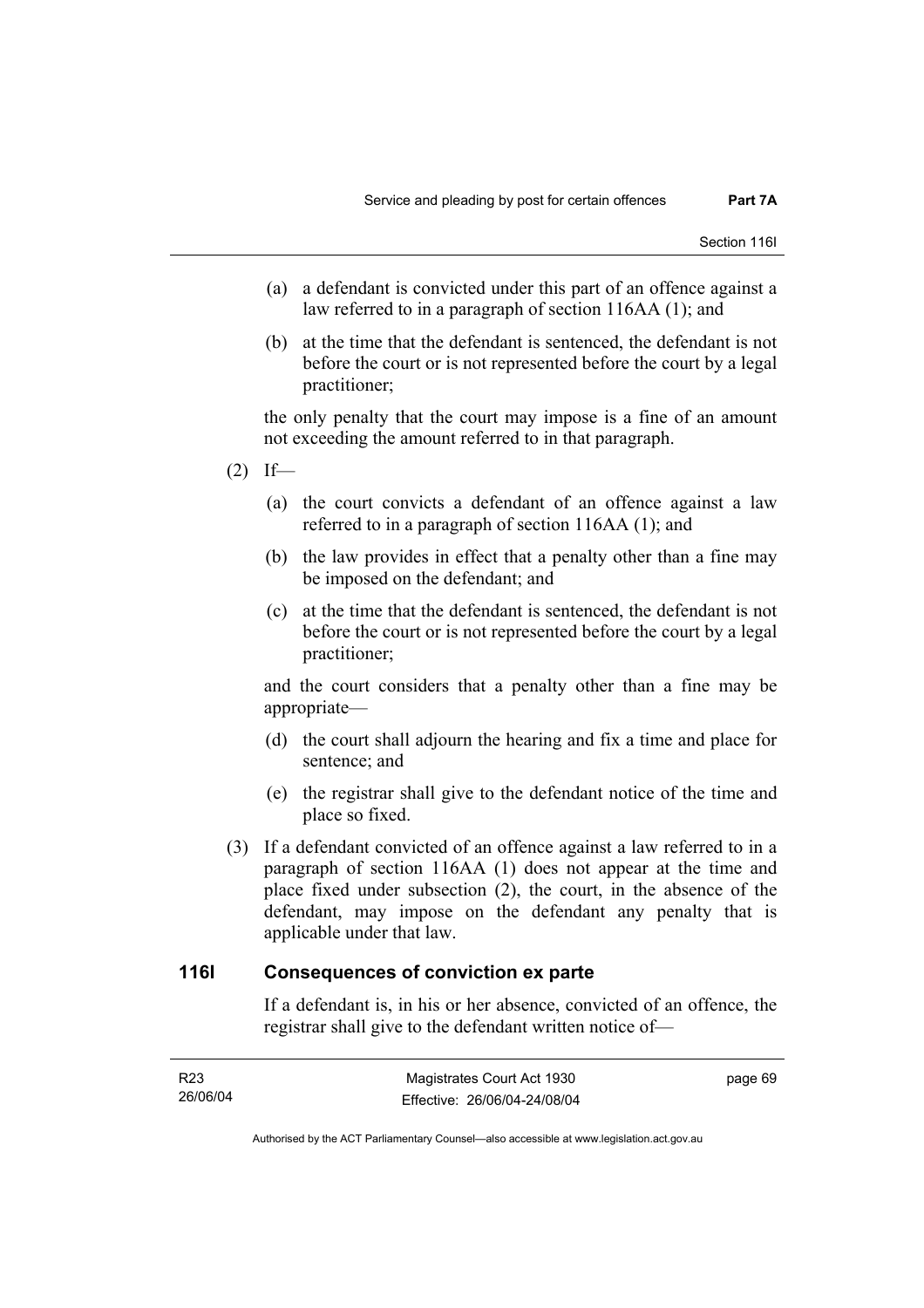(a) a defendant is convicted under this part of an offence against a law referred to in a paragraph of section 116AA (1); and

(b) at the time that the defendant is sentenced, the defendant is not before the court or is not represented before the court by a legal practitioner;

the only penalty that the court may impose is a fine of an amount not exceeding the amount referred to in that paragraph.

(2) If—

(a) the court convicts a defendant of an offence against a law referred to in a paragraph of section 116AA (1); and

(b) the law provides in effect that a penalty other than a fine may be imposed on the defendant; and

(c) at the time that the defendant is sentenced, the defendant is not before the court or is not represented before the court by a legal practitioner;

and the court considers that a penalty other than a fine may be appropriate—

(d) the court shall adjourn the hearing and fix a time and place for sentence; and

(e) the registrar shall give to the defendant notice of the time and place so fixed.

(3) If a defendant convicted of an offence against a law referred to in a paragraph of section 116AA (1) does not appear at the time and place fixed under subsection (2), the court, in the absence of the defendant, may impose on the defendant any penalty that is applicable under that law.

## 116I Consequences of conviction ex parte

If a defendant is, in his or her absence, convicted of an offence, the registrar shall give to the defendant written notice of—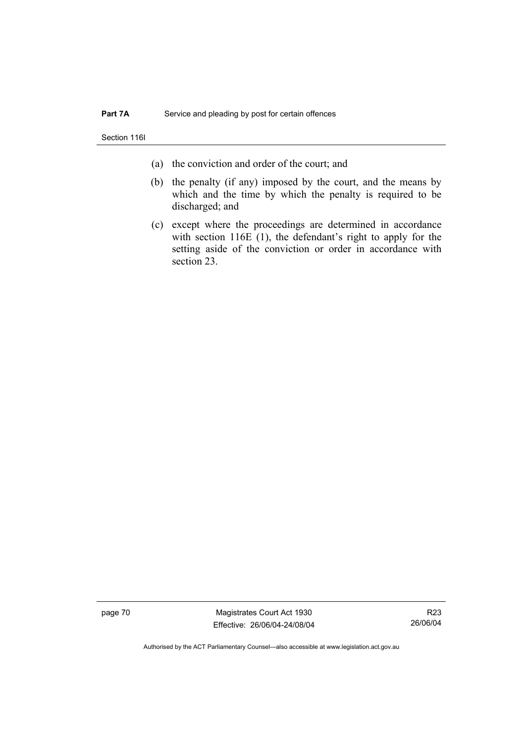(a) the conviction and order of the court; and

(b) the penalty (if any) imposed by the court, and the means by which and the time by which the penalty is required to be discharged; and

(c) except where the proceedings are determined in accordance with section 116E (1), the defendant's right to apply for the setting aside of the conviction or order in accordance with section 23.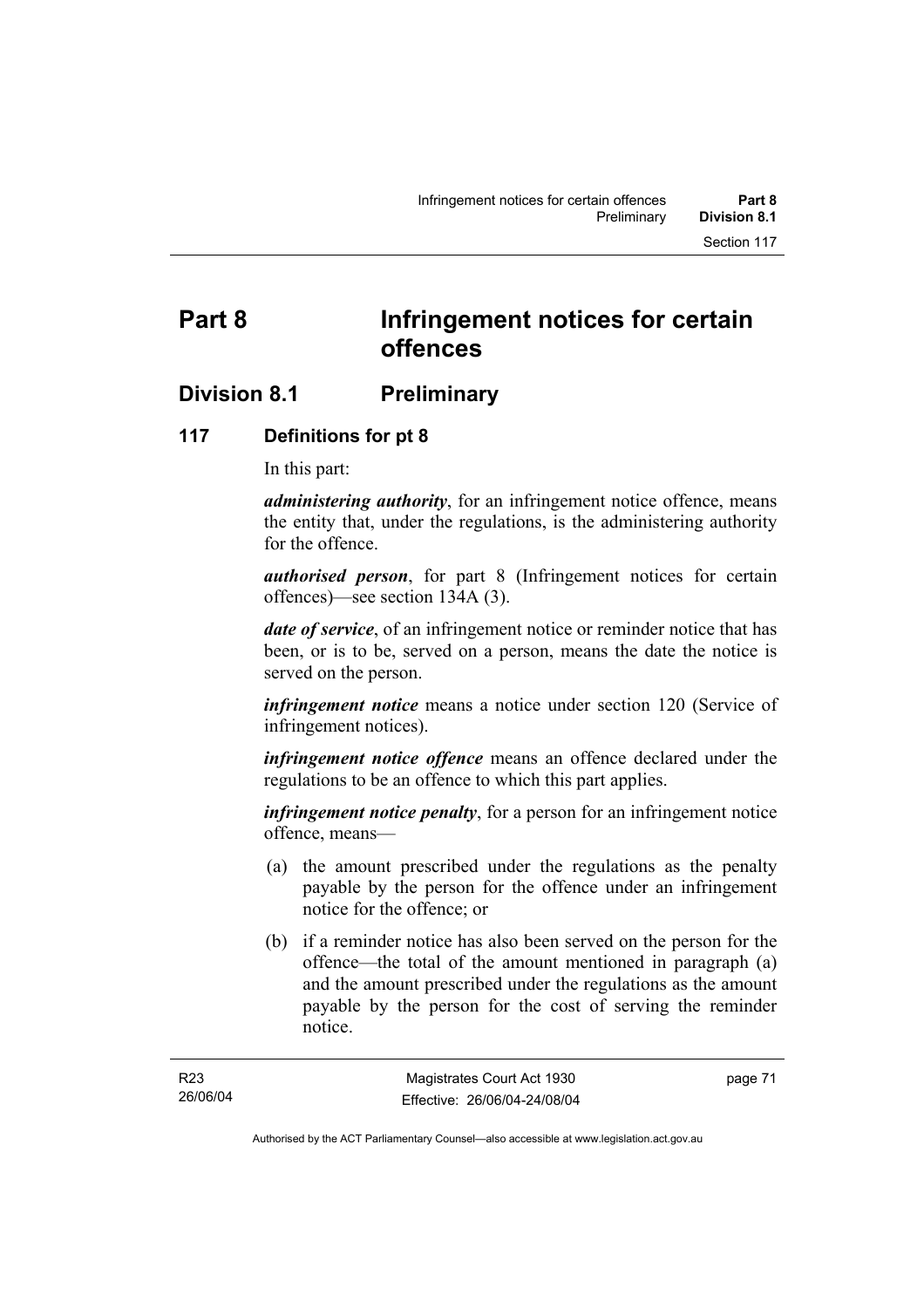# Part 8 Infringement notices for certain offences

## Division 8.1 Preliminary

### 117 Definitions for pt 8

In this part:

***administering authority***, for an infringement notice offence, means the entity that, under the regulations, is the administering authority for the offence.

***authorised person***, for part 8 (Infringement notices for certain offences)—see section 134A (3).

***date of service***, of an infringement notice or reminder notice that has been, or is to be, served on a person, means the date the notice is served on the person.

***infringement notice*** means a notice under section 120 (Service of infringement notices).

***infringement notice offence*** means an offence declared under the regulations to be an offence to which this part applies.

***infringement notice penalty***, for a person for an infringement notice offence, means—

(a) the amount prescribed under the regulations as the penalty payable by the person for the offence under an infringement notice for the offence; or

(b) if a reminder notice has also been served on the person for the offence—the total of the amount mentioned in paragraph (a) and the amount prescribed under the regulations as the amount payable by the person for the cost of serving the reminder notice.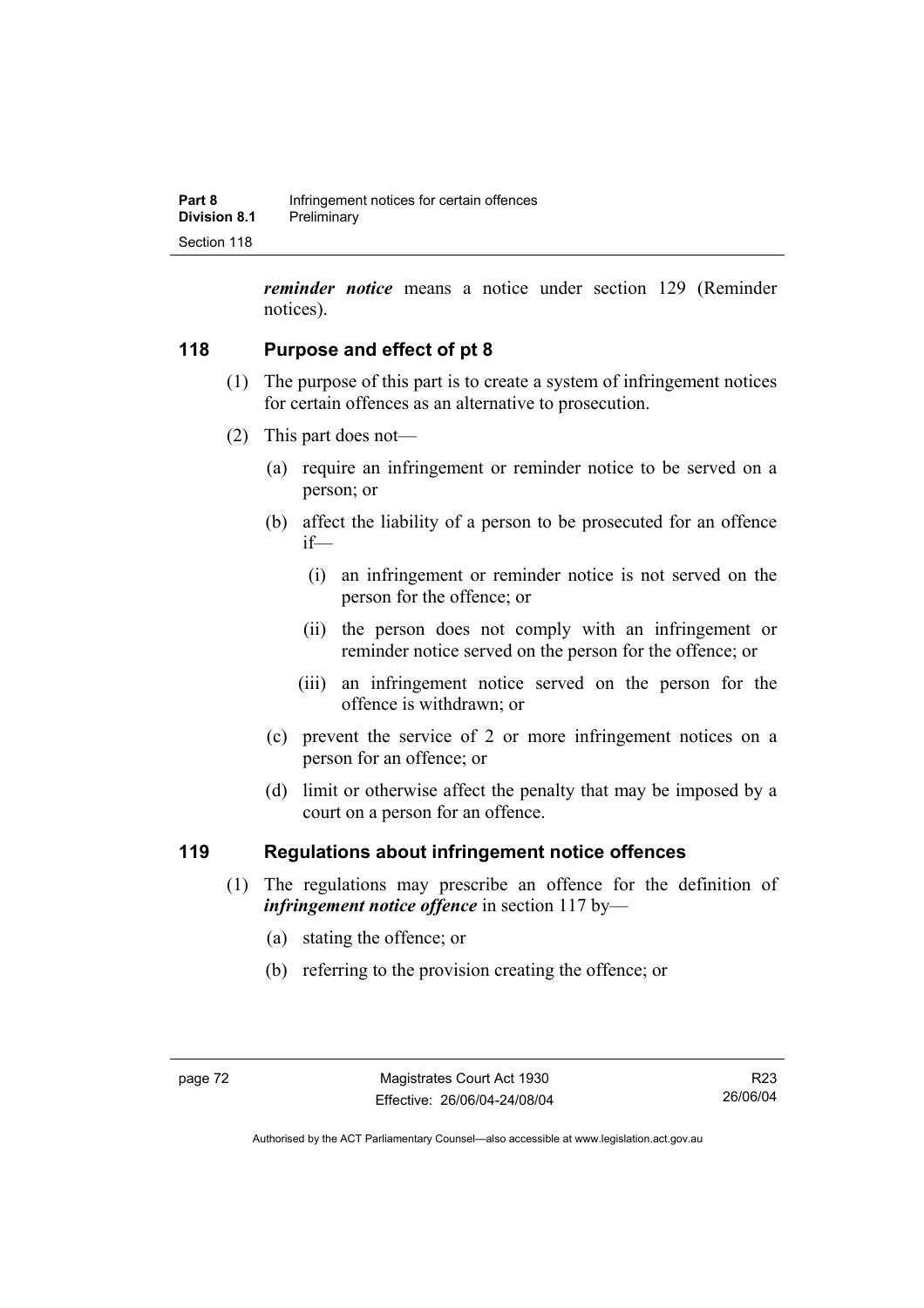***reminder notice*** means a notice under section 129 (Reminder notices).

## 118 Purpose and effect of pt 8

(1) The purpose of this part is to create a system of infringement notices for certain offences as an alternative to prosecution.

(2) This part does not—

(a) require an infringement or reminder notice to be served on a person; or

(b) affect the liability of a person to be prosecuted for an offence if—

(i) an infringement or reminder notice is not served on the person for the offence; or

(ii) the person does not comply with an infringement or reminder notice served on the person for the offence; or

(iii) an infringement notice served on the person for the offence is withdrawn; or

(c) prevent the service of 2 or more infringement notices on a person for an offence; or

(d) limit or otherwise affect the penalty that may be imposed by a court on a person for an offence.

## 119 Regulations about infringement notice offences

(1) The regulations may prescribe an offence for the definition of ***infringement notice offence*** in section 117 by—

(a) stating the offence; or

(b) referring to the provision creating the offence; or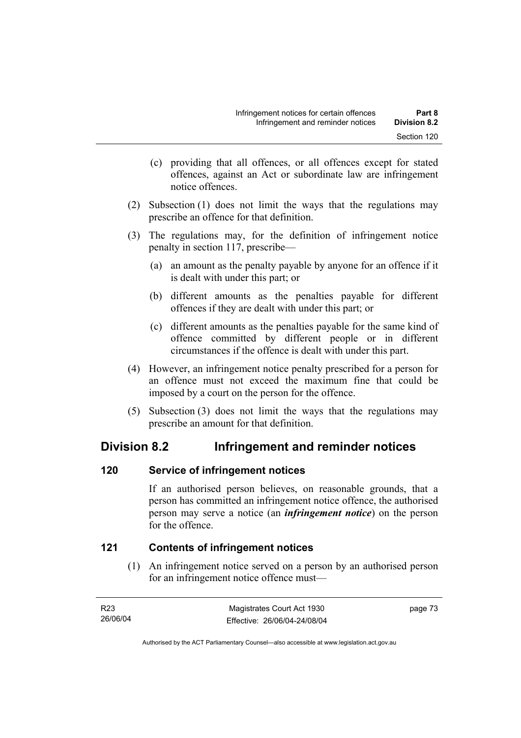(c) providing that all offences, or all offences except for stated offences, against an Act or subordinate law are infringement notice offences.

(2) Subsection (1) does not limit the ways that the regulations may prescribe an offence for that definition.

(3) The regulations may, for the definition of infringement notice penalty in section 117, prescribe—

(a) an amount as the penalty payable by anyone for an offence if it is dealt with under this part; or

(b) different amounts as the penalties payable for different offences if they are dealt with under this part; or

(c) different amounts as the penalties payable for the same kind of offence committed by different people or in different circumstances if the offence is dealt with under this part.

(4) However, an infringement notice penalty prescribed for a person for an offence must not exceed the maximum fine that could be imposed by a court on the person for the offence.

(5) Subsection (3) does not limit the ways that the regulations may prescribe an amount for that definition.

## Division 8.2 Infringement and reminder notices

### 120 Service of infringement notices

If an authorised person believes, on reasonable grounds, that a person has committed an infringement notice offence, the authorised person may serve a notice (an ***infringement notice***) on the person for the offence.

### 121 Contents of infringement notices

(1) An infringement notice served on a person by an authorised person for an infringement notice offence must—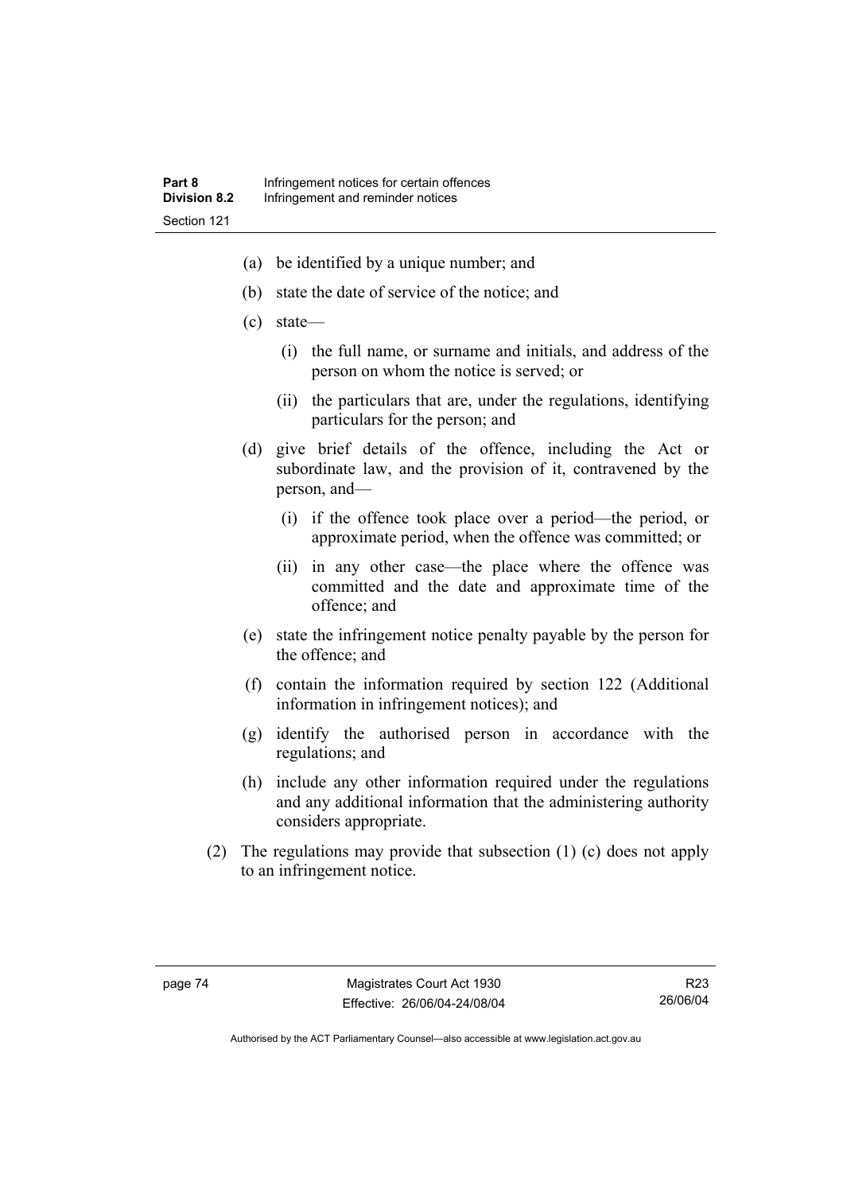(a) be identified by a unique number; and

(b) state the date of service of the notice; and

(c) state—

(i) the full name, or surname and initials, and address of the person on whom the notice is served; or

(ii) the particulars that are, under the regulations, identifying particulars for the person; and

(d) give brief details of the offence, including the Act or subordinate law, and the provision of it, contravened by the person, and—

(i) if the offence took place over a period—the period, or approximate period, when the offence was committed; or

(ii) in any other case—the place where the offence was committed and the date and approximate time of the offence; and

(e) state the infringement notice penalty payable by the person for the offence; and

(f) contain the information required by section 122 (Additional information in infringement notices); and

(g) identify the authorised person in accordance with the regulations; and

(h) include any other information required under the regulations and any additional information that the administering authority considers appropriate.

(2) The regulations may provide that subsection (1) (c) does not apply to an infringement notice.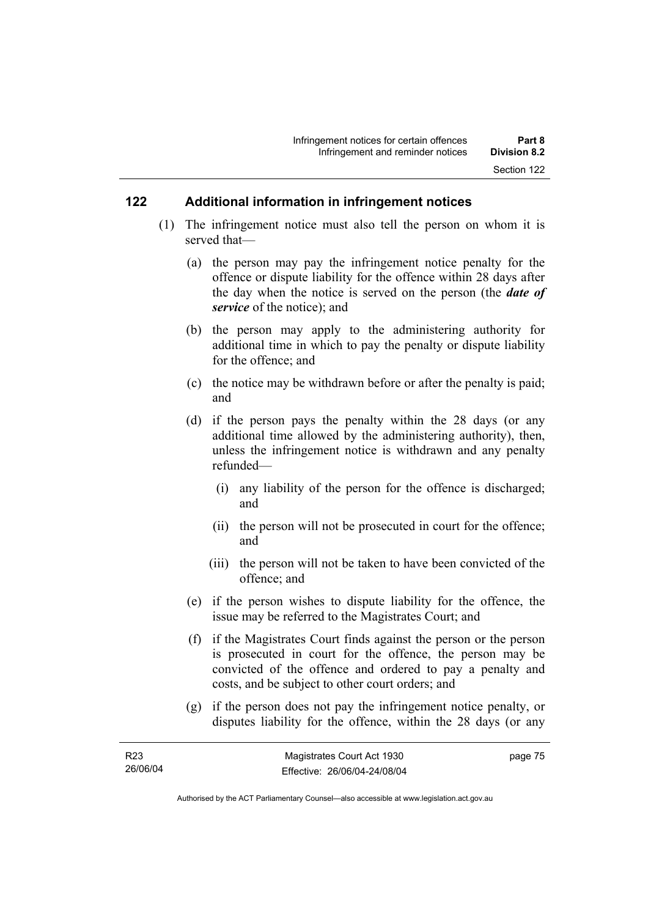## 122 Additional information in infringement notices

(1) The infringement notice must also tell the person on whom it is served that—

(a) the person may pay the infringement notice penalty for the offence or dispute liability for the offence within 28 days after the day when the notice is served on the person (the ***date of service*** of the notice); and

(b) the person may apply to the administering authority for additional time in which to pay the penalty or dispute liability for the offence; and

(c) the notice may be withdrawn before or after the penalty is paid; and

(d) if the person pays the penalty within the 28 days (or any additional time allowed by the administering authority), then, unless the infringement notice is withdrawn and any penalty refunded—

(i) any liability of the person for the offence is discharged; and

(ii) the person will not be prosecuted in court for the offence; and

(iii) the person will not be taken to have been convicted of the offence; and

(e) if the person wishes to dispute liability for the offence, the issue may be referred to the Magistrates Court; and

(f) if the Magistrates Court finds against the person or the person is prosecuted in court for the offence, the person may be convicted of the offence and ordered to pay a penalty and costs, and be subject to other court orders; and

(g) if the person does not pay the infringement notice penalty, or disputes liability for the offence, within the 28 days (or any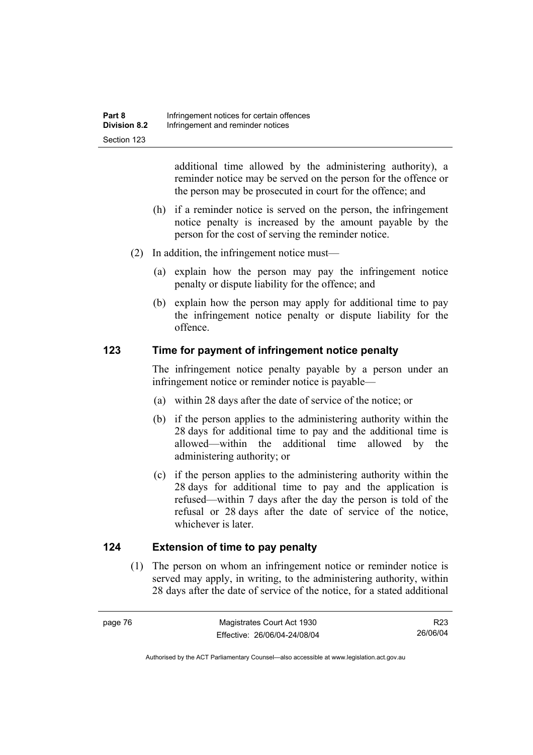additional time allowed by the administering authority), a reminder notice may be served on the person for the offence or the person may be prosecuted in court for the offence; and

(h) if a reminder notice is served on the person, the infringement notice penalty is increased by the amount payable by the person for the cost of serving the reminder notice.

(2) In addition, the infringement notice must—

(a) explain how the person may pay the infringement notice penalty or dispute liability for the offence; and

(b) explain how the person may apply for additional time to pay the infringement notice penalty or dispute liability for the offence.

## 123 Time for payment of infringement notice penalty

The infringement notice penalty payable by a person under an infringement notice or reminder notice is payable—

(a) within 28 days after the date of service of the notice; or

(b) if the person applies to the administering authority within the 28 days for additional time to pay and the additional time is allowed—within the additional time allowed by the administering authority; or

(c) if the person applies to the administering authority within the 28 days for additional time to pay and the application is refused—within 7 days after the day the person is told of the refusal or 28 days after the date of service of the notice, whichever is later.

## 124 Extension of time to pay penalty

(1) The person on whom an infringement notice or reminder notice is served may apply, in writing, to the administering authority, within 28 days after the date of service of the notice, for a stated additional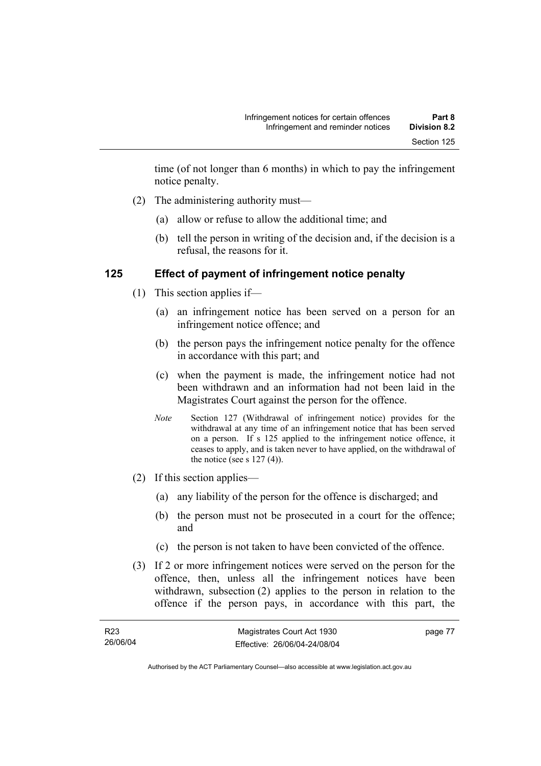time (of not longer than 6 months) in which to pay the infringement notice penalty.

(2) The administering authority must—

(a) allow or refuse to allow the additional time; and

(b) tell the person in writing of the decision and, if the decision is a refusal, the reasons for it.

## 125 Effect of payment of infringement notice penalty

(1) This section applies if—

(a) an infringement notice has been served on a person for an infringement notice offence; and

(b) the person pays the infringement notice penalty for the offence in accordance with this part; and

(c) when the payment is made, the infringement notice had not been withdrawn and an information had not been laid in the Magistrates Court against the person for the offence.

*Note* Section 127 (Withdrawal of infringement notice) provides for the withdrawal at any time of an infringement notice that has been served on a person. If s 125 applied to the infringement notice offence, it ceases to apply, and is taken never to have applied, on the withdrawal of the notice (see s 127 (4)).

(2) If this section applies—

(a) any liability of the person for the offence is discharged; and

(b) the person must not be prosecuted in a court for the offence; and

(c) the person is not taken to have been convicted of the offence.

(3) If 2 or more infringement notices were served on the person for the offence, then, unless all the infringement notices have been withdrawn, subsection (2) applies to the person in relation to the offence if the person pays, in accordance with this part, the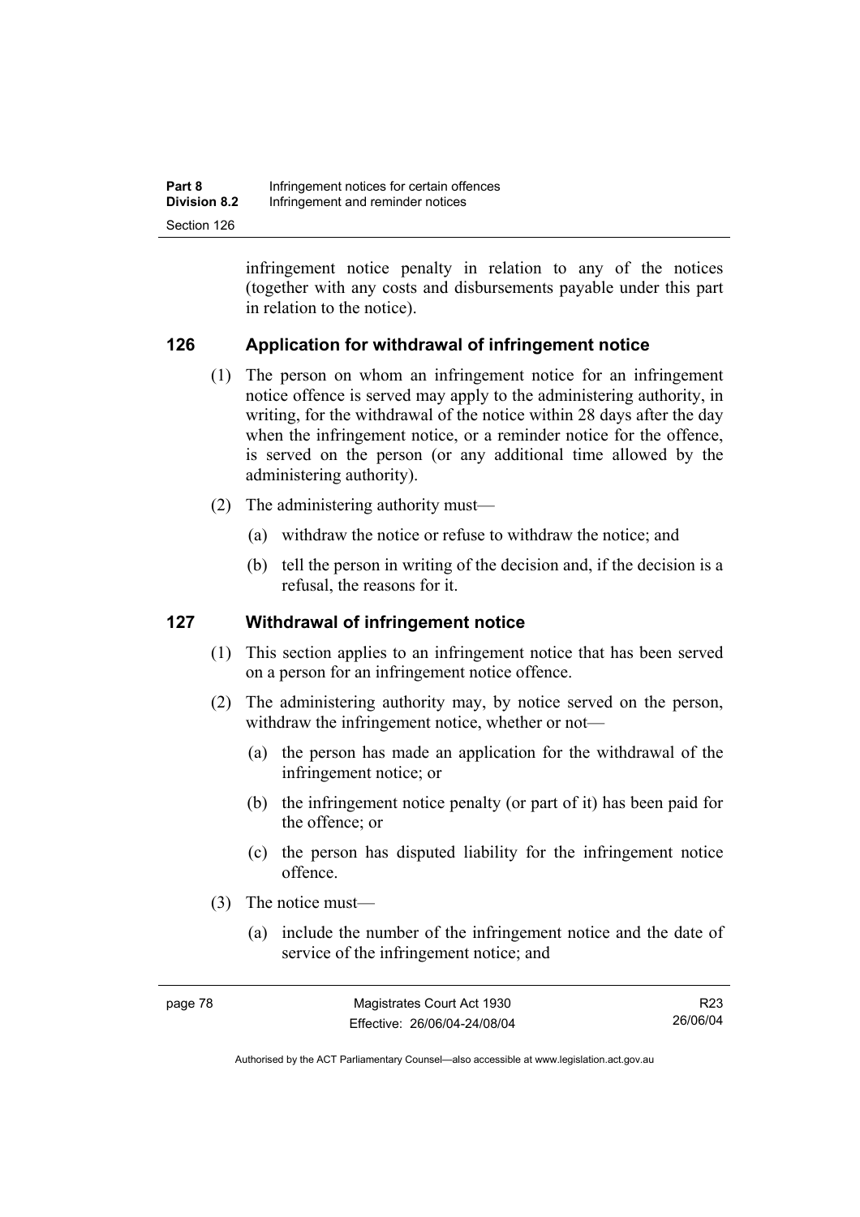infringement notice penalty in relation to any of the notices (together with any costs and disbursements payable under this part in relation to the notice).

## 126 Application for withdrawal of infringement notice

(1) The person on whom an infringement notice for an infringement notice offence is served may apply to the administering authority, in writing, for the withdrawal of the notice within 28 days after the day when the infringement notice, or a reminder notice for the offence, is served on the person (or any additional time allowed by the administering authority).

(2) The administering authority must—

(a) withdraw the notice or refuse to withdraw the notice; and

(b) tell the person in writing of the decision and, if the decision is a refusal, the reasons for it.

## 127 Withdrawal of infringement notice

(1) This section applies to an infringement notice that has been served on a person for an infringement notice offence.

(2) The administering authority may, by notice served on the person, withdraw the infringement notice, whether or not—

(a) the person has made an application for the withdrawal of the infringement notice; or

(b) the infringement notice penalty (or part of it) has been paid for the offence; or

(c) the person has disputed liability for the infringement notice offence.

(3) The notice must—

(a) include the number of the infringement notice and the date of service of the infringement notice; and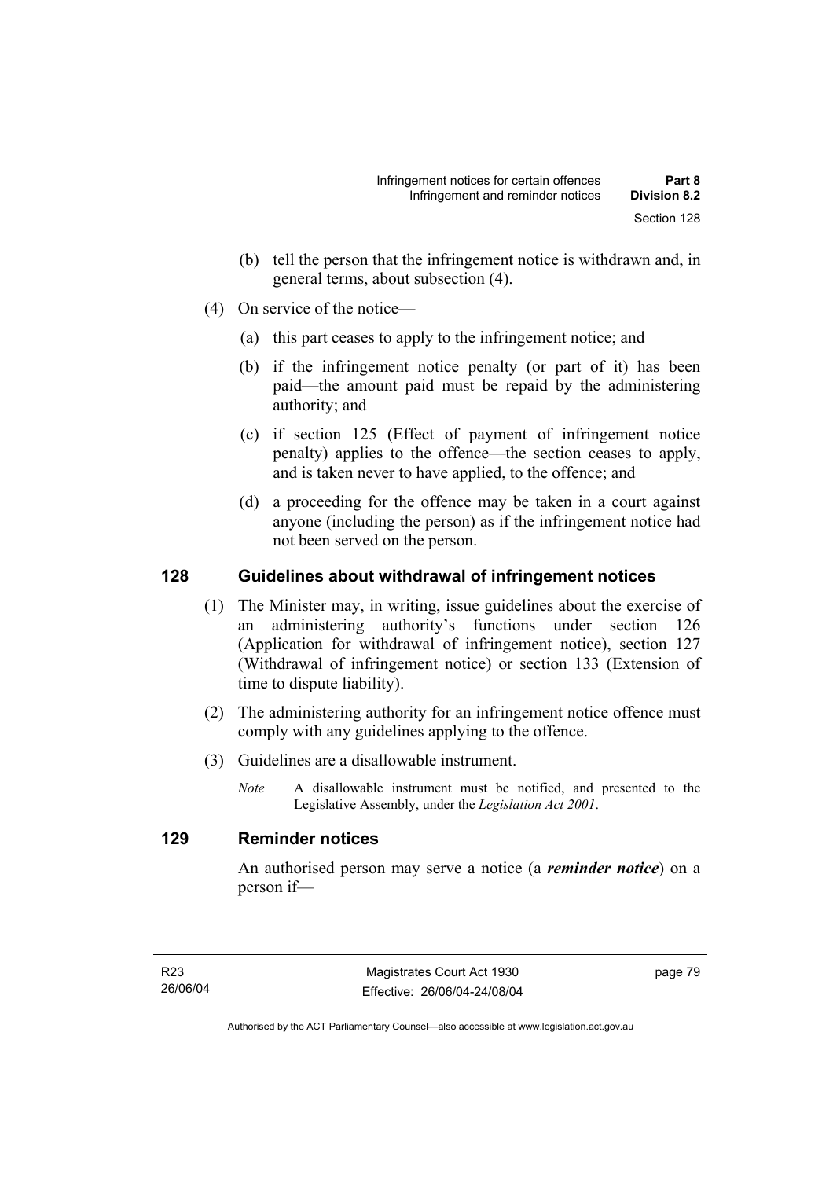(b) tell the person that the infringement notice is withdrawn and, in general terms, about subsection (4).

(4) On service of the notice—

(a) this part ceases to apply to the infringement notice; and

(b) if the infringement notice penalty (or part of it) has been paid—the amount paid must be repaid by the administering authority; and

(c) if section 125 (Effect of payment of infringement notice penalty) applies to the offence—the section ceases to apply, and is taken never to have applied, to the offence; and

(d) a proceeding for the offence may be taken in a court against anyone (including the person) as if the infringement notice had not been served on the person.

## 128 Guidelines about withdrawal of infringement notices

(1) The Minister may, in writing, issue guidelines about the exercise of an administering authority's functions under section 126 (Application for withdrawal of infringement notice), section 127 (Withdrawal of infringement notice) or section 133 (Extension of time to dispute liability).

(2) The administering authority for an infringement notice offence must comply with any guidelines applying to the offence.

(3) Guidelines are a disallowable instrument.

*Note* A disallowable instrument must be notified, and presented to the Legislative Assembly, under the *Legislation Act 2001*.

## 129 Reminder notices

An authorised person may serve a notice (a ***reminder notice***) on a person if—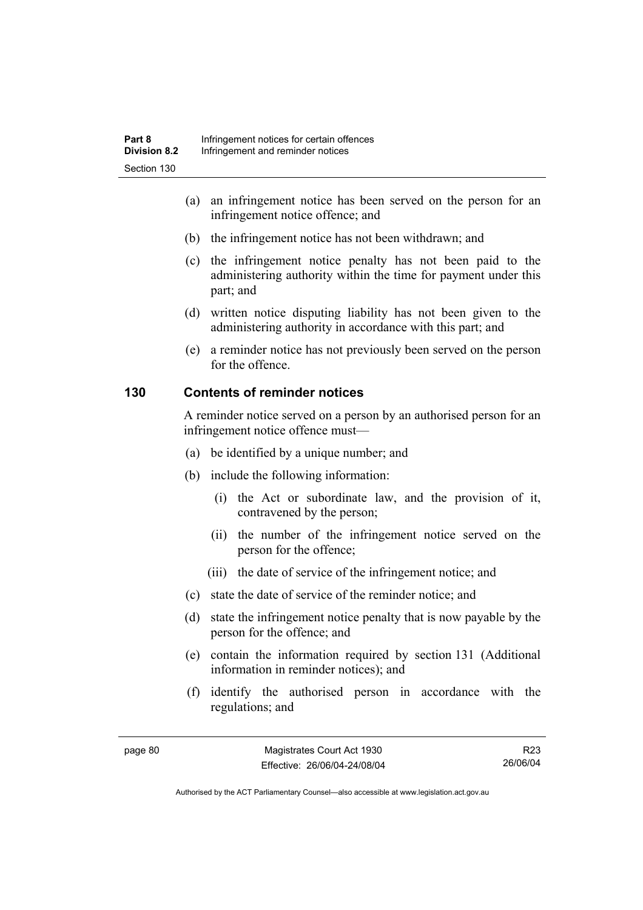(a) an infringement notice has been served on the person for an infringement notice offence; and

(b) the infringement notice has not been withdrawn; and

(c) the infringement notice penalty has not been paid to the administering authority within the time for payment under this part; and

(d) written notice disputing liability has not been given to the administering authority in accordance with this part; and

(e) a reminder notice has not previously been served on the person for the offence.

## 130 Contents of reminder notices

A reminder notice served on a person by an authorised person for an infringement notice offence must—

(a) be identified by a unique number; and

(b) include the following information:

  (i) the Act or subordinate law, and the provision of it, contravened by the person;

  (ii) the number of the infringement notice served on the person for the offence;

  (iii) the date of service of the infringement notice; and

(c) state the date of service of the reminder notice; and

(d) state the infringement notice penalty that is now payable by the person for the offence; and

(e) contain the information required by section 131 (Additional information in reminder notices); and

(f) identify the authorised person in accordance with the regulations; and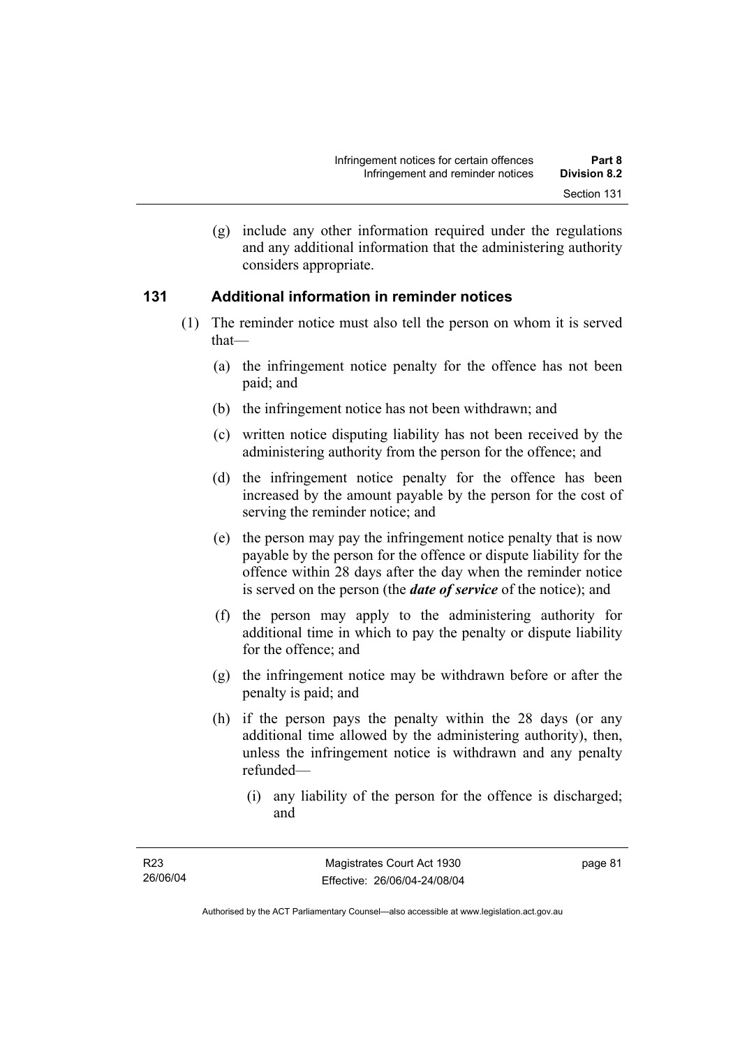(g) include any other information required under the regulations and any additional information that the administering authority considers appropriate.

### 131 Additional information in reminder notices

(1) The reminder notice must also tell the person on whom it is served that—

(a) the infringement notice penalty for the offence has not been paid; and

(b) the infringement notice has not been withdrawn; and

(c) written notice disputing liability has not been received by the administering authority from the person for the offence; and

(d) the infringement notice penalty for the offence has been increased by the amount payable by the person for the cost of serving the reminder notice; and

(e) the person may pay the infringement notice penalty that is now payable by the person for the offence or dispute liability for the offence within 28 days after the day when the reminder notice is served on the person (the ***date of service*** of the notice); and

(f) the person may apply to the administering authority for additional time in which to pay the penalty or dispute liability for the offence; and

(g) the infringement notice may be withdrawn before or after the penalty is paid; and

(h) if the person pays the penalty within the 28 days (or any additional time allowed by the administering authority), then, unless the infringement notice is withdrawn and any penalty refunded—

(i) any liability of the person for the offence is discharged; and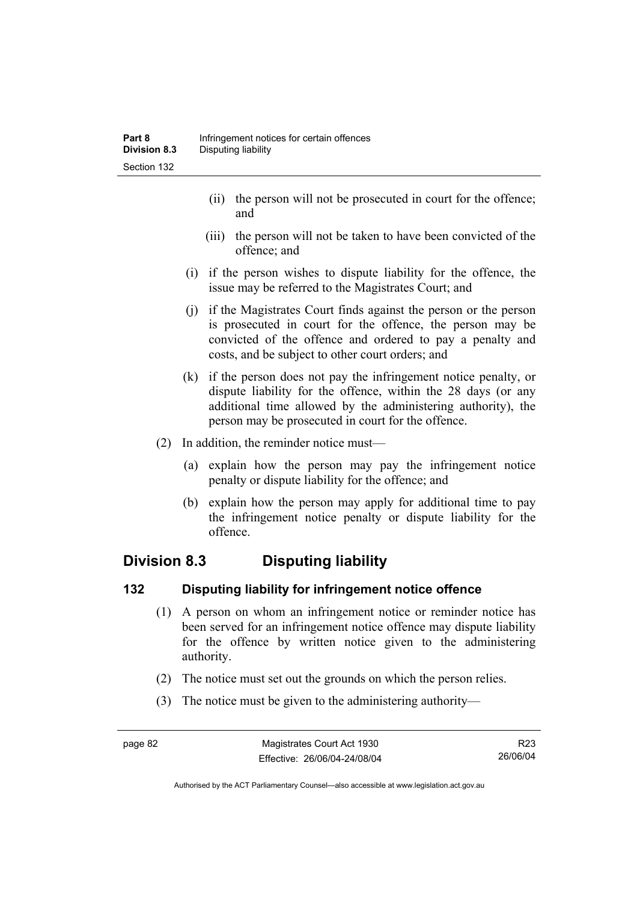(ii) the person will not be prosecuted in court for the offence; and

(iii) the person will not be taken to have been convicted of the offence; and

(i) if the person wishes to dispute liability for the offence, the issue may be referred to the Magistrates Court; and

(j) if the Magistrates Court finds against the person or the person is prosecuted in court for the offence, the person may be convicted of the offence and ordered to pay a penalty and costs, and be subject to other court orders; and

(k) if the person does not pay the infringement notice penalty, or dispute liability for the offence, within the 28 days (or any additional time allowed by the administering authority), the person may be prosecuted in court for the offence.

(2) In addition, the reminder notice must—

(a) explain how the person may pay the infringement notice penalty or dispute liability for the offence; and

(b) explain how the person may apply for additional time to pay the infringement notice penalty or dispute liability for the offence.

## Division 8.3 Disputing liability

### 132 Disputing liability for infringement notice offence

(1) A person on whom an infringement notice or reminder notice has been served for an infringement notice offence may dispute liability for the offence by written notice given to the administering authority.

(2) The notice must set out the grounds on which the person relies.

(3) The notice must be given to the administering authority—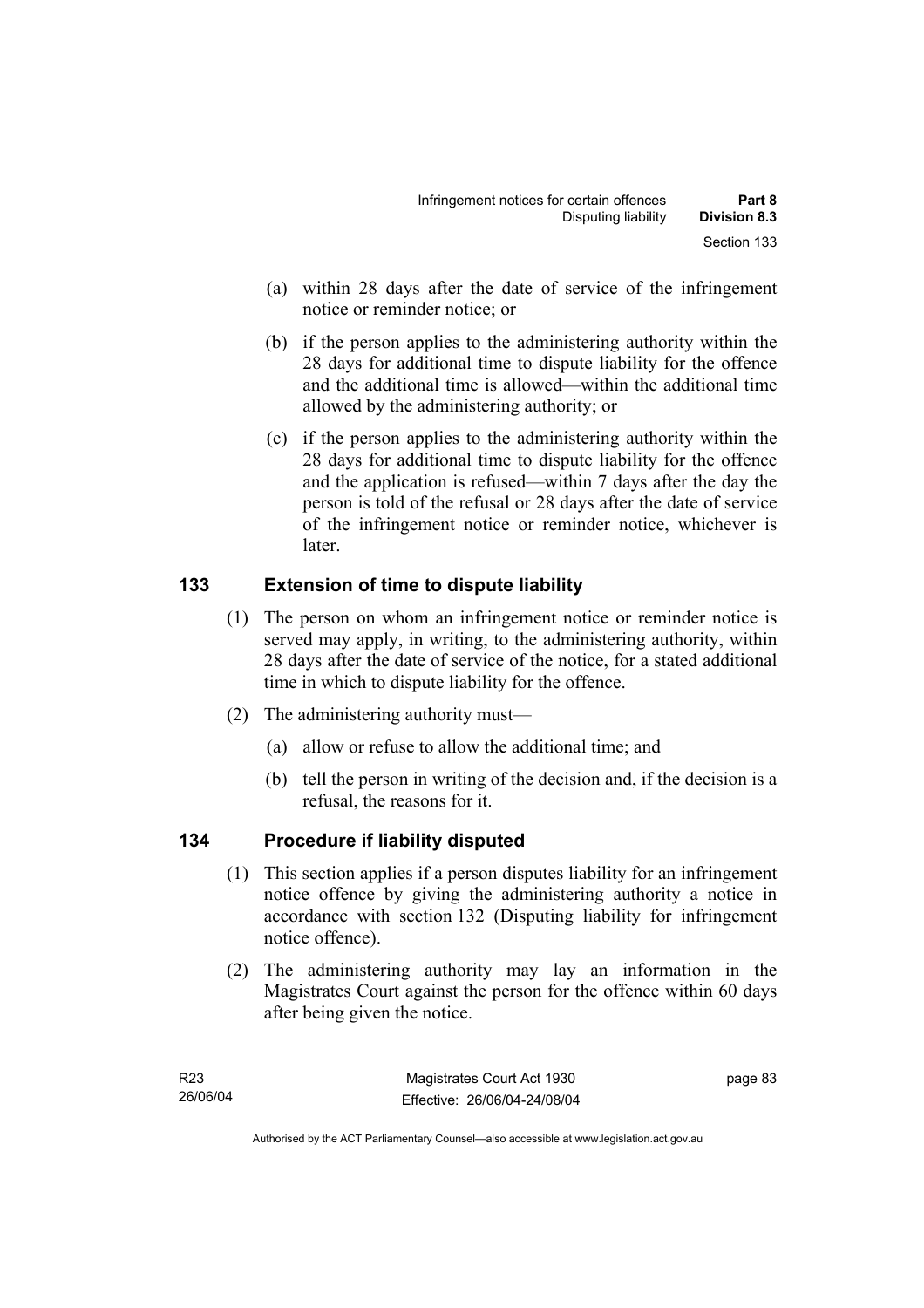(a) within 28 days after the date of service of the infringement notice or reminder notice; or

(b) if the person applies to the administering authority within the 28 days for additional time to dispute liability for the offence and the additional time is allowed—within the additional time allowed by the administering authority; or

(c) if the person applies to the administering authority within the 28 days for additional time to dispute liability for the offence and the application is refused—within 7 days after the day the person is told of the refusal or 28 days after the date of service of the infringement notice or reminder notice, whichever is later.

## 133 Extension of time to dispute liability

(1) The person on whom an infringement notice or reminder notice is served may apply, in writing, to the administering authority, within 28 days after the date of service of the notice, for a stated additional time in which to dispute liability for the offence.

(2) The administering authority must—

(a) allow or refuse to allow the additional time; and

(b) tell the person in writing of the decision and, if the decision is a refusal, the reasons for it.

## 134 Procedure if liability disputed

(1) This section applies if a person disputes liability for an infringement notice offence by giving the administering authority a notice in accordance with section 132 (Disputing liability for infringement notice offence).

(2) The administering authority may lay an information in the Magistrates Court against the person for the offence within 60 days after being given the notice.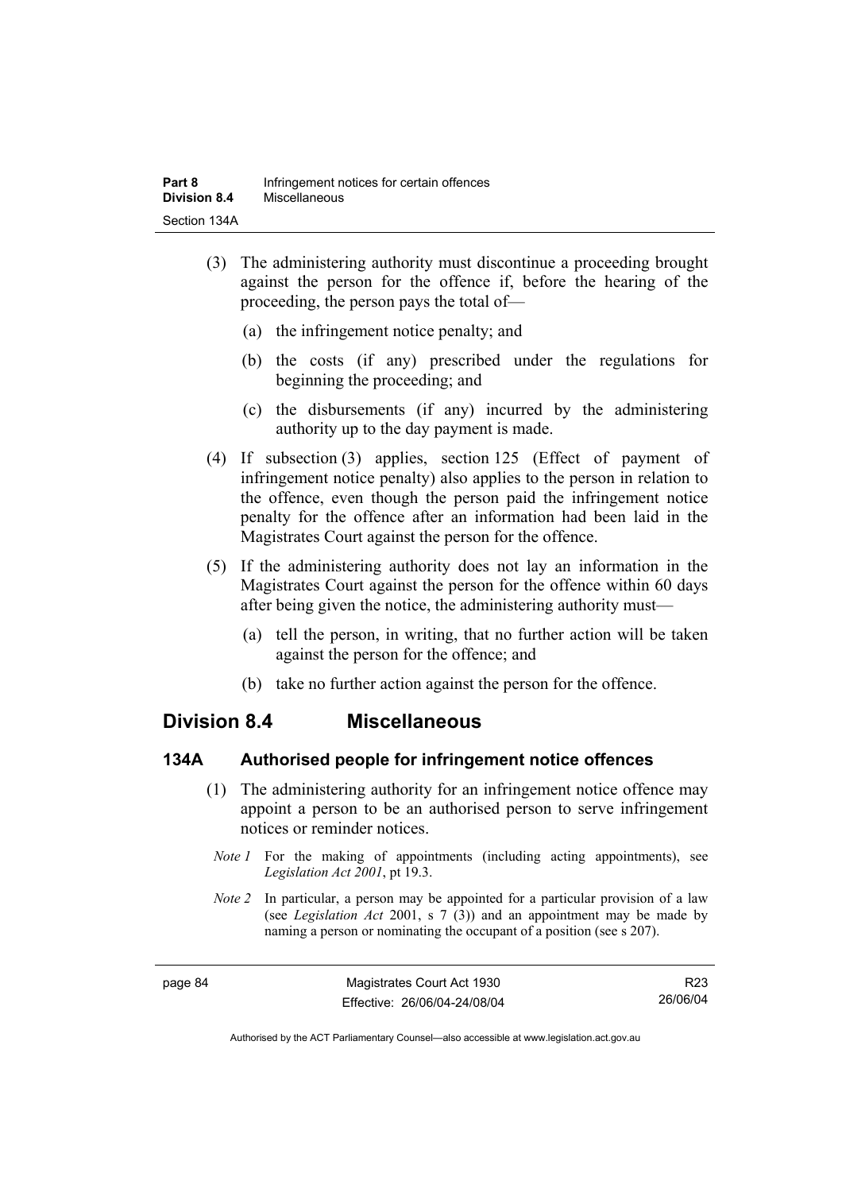(3) The administering authority must discontinue a proceeding brought against the person for the offence if, before the hearing of the proceeding, the person pays the total of—

(a) the infringement notice penalty; and

(b) the costs (if any) prescribed under the regulations for beginning the proceeding; and

(c) the disbursements (if any) incurred by the administering authority up to the day payment is made.

(4) If subsection (3) applies, section 125 (Effect of payment of infringement notice penalty) also applies to the person in relation to the offence, even though the person paid the infringement notice penalty for the offence after an information had been laid in the Magistrates Court against the person for the offence.

(5) If the administering authority does not lay an information in the Magistrates Court against the person for the offence within 60 days after being given the notice, the administering authority must—

(a) tell the person, in writing, that no further action will be taken against the person for the offence; and

(b) take no further action against the person for the offence.

## Division 8.4 Miscellaneous

### 134A Authorised people for infringement notice offences

(1) The administering authority for an infringement notice offence may appoint a person to be an authorised person to serve infringement notices or reminder notices.

*Note 1* For the making of appointments (including acting appointments), see *Legislation Act 2001*, pt 19.3.

*Note 2* In particular, a person may be appointed for a particular provision of a law (see *Legislation Act* 2001, s 7 (3)) and an appointment may be made by naming a person or nominating the occupant of a position (see s 207).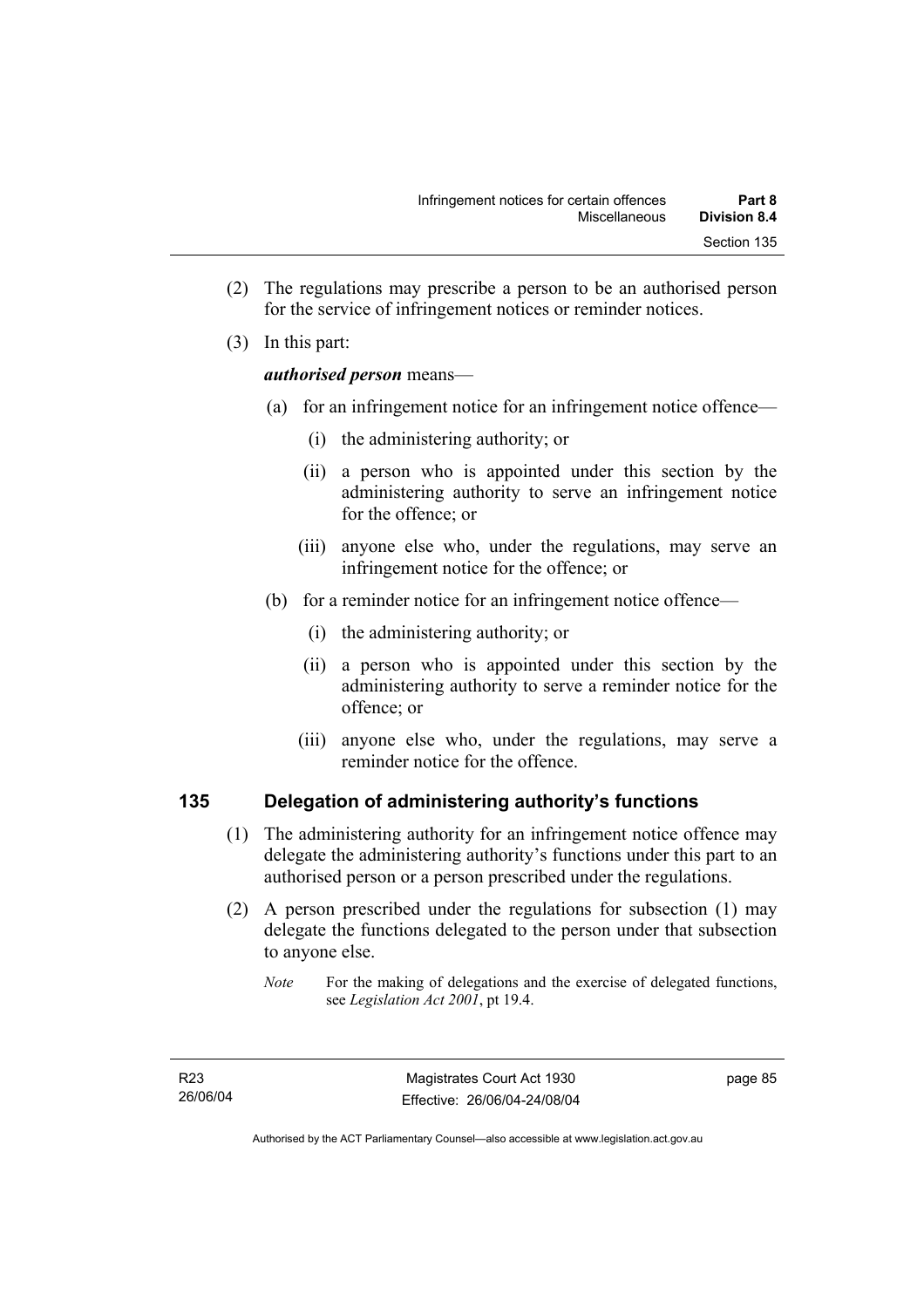(2) The regulations may prescribe a person to be an authorised person for the service of infringement notices or reminder notices.

(3) In this part:

***authorised person*** means—

(a) for an infringement notice for an infringement notice offence—

(i) the administering authority; or

(ii) a person who is appointed under this section by the administering authority to serve an infringement notice for the offence; or

(iii) anyone else who, under the regulations, may serve an infringement notice for the offence; or

(b) for a reminder notice for an infringement notice offence—

(i) the administering authority; or

(ii) a person who is appointed under this section by the administering authority to serve a reminder notice for the offence; or

(iii) anyone else who, under the regulations, may serve a reminder notice for the offence.

## 135 Delegation of administering authority's functions

(1) The administering authority for an infringement notice offence may delegate the administering authority's functions under this part to an authorised person or a person prescribed under the regulations.

(2) A person prescribed under the regulations for subsection (1) may delegate the functions delegated to the person under that subsection to anyone else.

*Note* For the making of delegations and the exercise of delegated functions, see *Legislation Act 2001*, pt 19.4.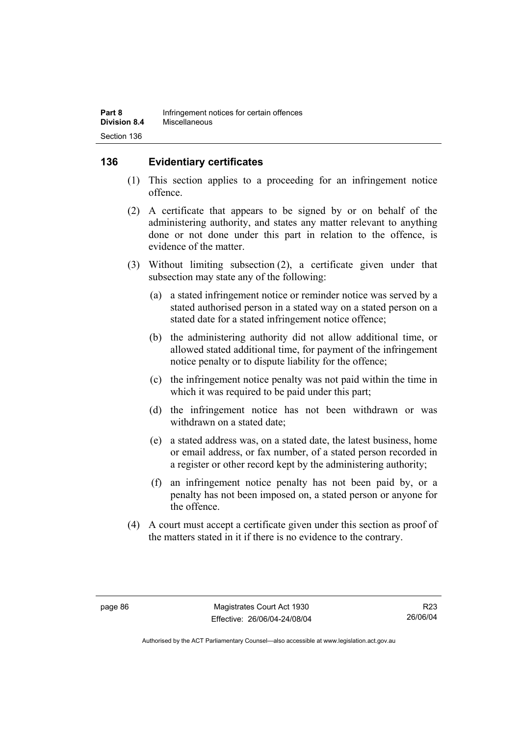## 136 Evidentiary certificates

(1) This section applies to a proceeding for an infringement notice offence.

(2) A certificate that appears to be signed by or on behalf of the administering authority, and states any matter relevant to anything done or not done under this part in relation to the offence, is evidence of the matter.

(3) Without limiting subsection (2), a certificate given under that subsection may state any of the following:

- (a) a stated infringement notice or reminder notice was served by a stated authorised person in a stated way on a stated person on a stated date for a stated infringement notice offence;
- (b) the administering authority did not allow additional time, or allowed stated additional time, for payment of the infringement notice penalty or to dispute liability for the offence;
- (c) the infringement notice penalty was not paid within the time in which it was required to be paid under this part;
- (d) the infringement notice has not been withdrawn or was withdrawn on a stated date;
- (e) a stated address was, on a stated date, the latest business, home or email address, or fax number, of a stated person recorded in a register or other record kept by the administering authority;
- (f) an infringement notice penalty has not been paid by, or a penalty has not been imposed on, a stated person or anyone for the offence.

(4) A court must accept a certificate given under this section as proof of the matters stated in it if there is no evidence to the contrary.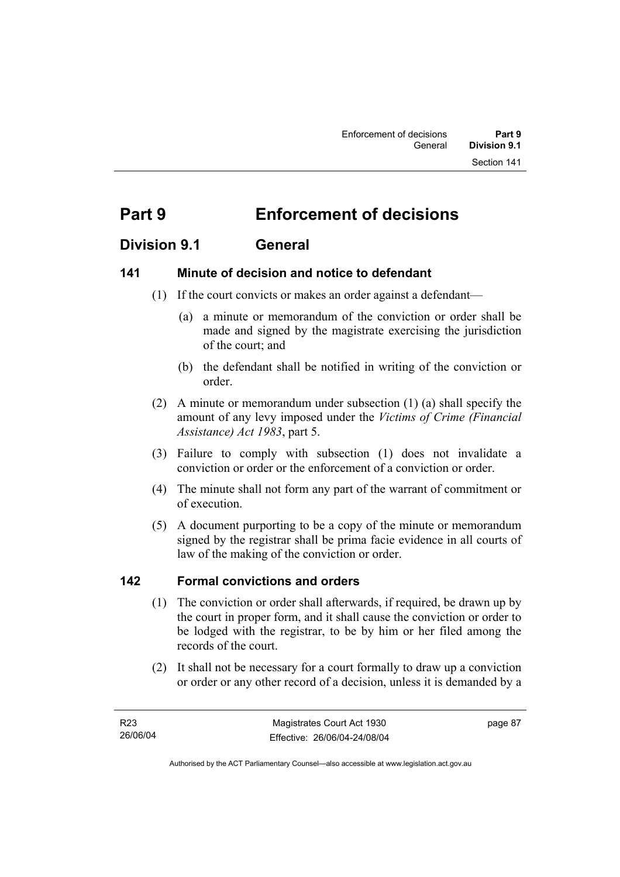# Part 9 Enforcement of decisions

## Division 9.1 General

### 141 Minute of decision and notice to defendant

(1) If the court convicts or makes an order against a defendant—

(a) a minute or memorandum of the conviction or order shall be made and signed by the magistrate exercising the jurisdiction of the court; and

(b) the defendant shall be notified in writing of the conviction or order.

(2) A minute or memorandum under subsection (1) (a) shall specify the amount of any levy imposed under the *Victims of Crime (Financial Assistance) Act 1983*, part 5.

(3) Failure to comply with subsection (1) does not invalidate a conviction or order or the enforcement of a conviction or order.

(4) The minute shall not form any part of the warrant of commitment or of execution.

(5) A document purporting to be a copy of the minute or memorandum signed by the registrar shall be prima facie evidence in all courts of law of the making of the conviction or order.

### 142 Formal convictions and orders

(1) The conviction or order shall afterwards, if required, be drawn up by the court in proper form, and it shall cause the conviction or order to be lodged with the registrar, to be by him or her filed among the records of the court.

(2) It shall not be necessary for a court formally to draw up a conviction or order or any other record of a decision, unless it is demanded by a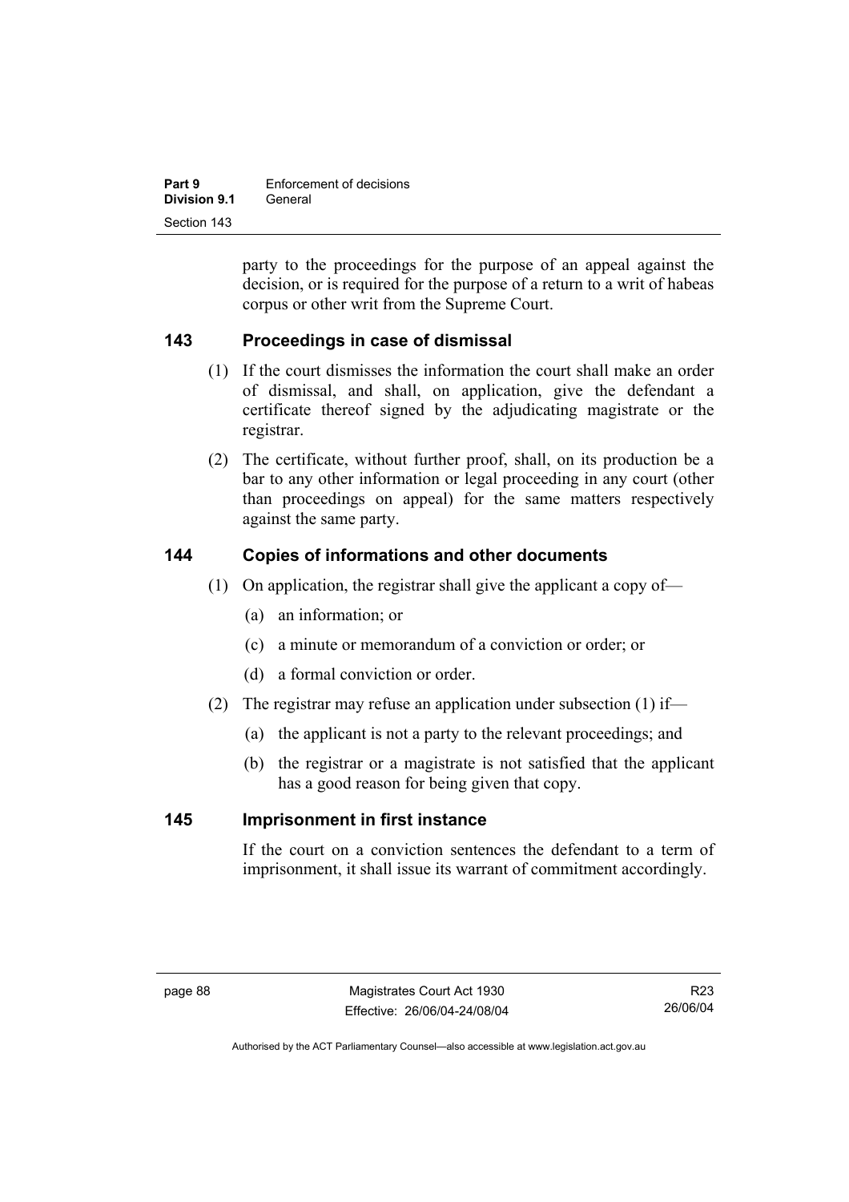party to the proceedings for the purpose of an appeal against the decision, or is required for the purpose of a return to a writ of habeas corpus or other writ from the Supreme Court.

## 143 Proceedings in case of dismissal

(1) If the court dismisses the information the court shall make an order of dismissal, and shall, on application, give the defendant a certificate thereof signed by the adjudicating magistrate or the registrar.

(2) The certificate, without further proof, shall, on its production be a bar to any other information or legal proceeding in any court (other than proceedings on appeal) for the same matters respectively against the same party.

## 144 Copies of informations and other documents

(1) On application, the registrar shall give the applicant a copy of—

(a) an information; or

(c) a minute or memorandum of a conviction or order; or

(d) a formal conviction or order.

(2) The registrar may refuse an application under subsection (1) if—

(a) the applicant is not a party to the relevant proceedings; and

(b) the registrar or a magistrate is not satisfied that the applicant has a good reason for being given that copy.

## 145 Imprisonment in first instance

If the court on a conviction sentences the defendant to a term of imprisonment, it shall issue its warrant of commitment accordingly.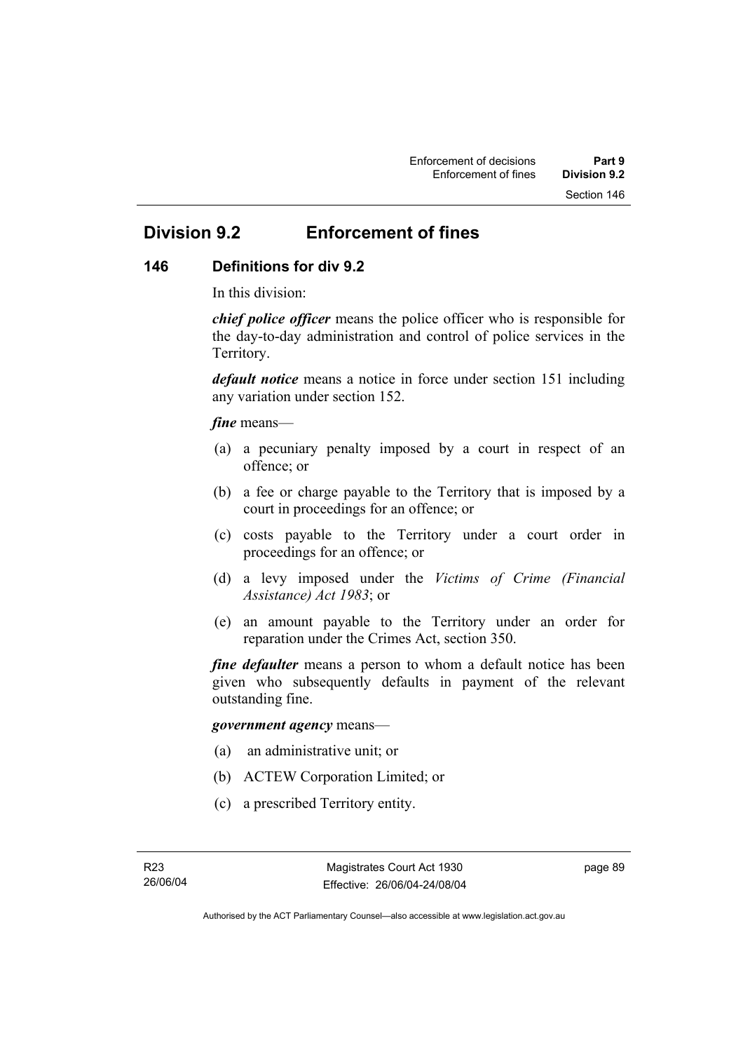## Division 9.2 Enforcement of fines

### 146 Definitions for div 9.2

In this division:

***chief police officer*** means the police officer who is responsible for the day-to-day administration and control of police services in the Territory.

***default notice*** means a notice in force under section 151 including any variation under section 152.

***fine*** means—

(a) a pecuniary penalty imposed by a court in respect of an offence; or

(b) a fee or charge payable to the Territory that is imposed by a court in proceedings for an offence; or

(c) costs payable to the Territory under a court order in proceedings for an offence; or

(d) a levy imposed under the *Victims of Crime (Financial Assistance) Act 1983*; or

(e) an amount payable to the Territory under an order for reparation under the Crimes Act, section 350.

***fine defaulter*** means a person to whom a default notice has been given who subsequently defaults in payment of the relevant outstanding fine.

***government agency*** means—

(a) an administrative unit; or

(b) ACTEW Corporation Limited; or

(c) a prescribed Territory entity.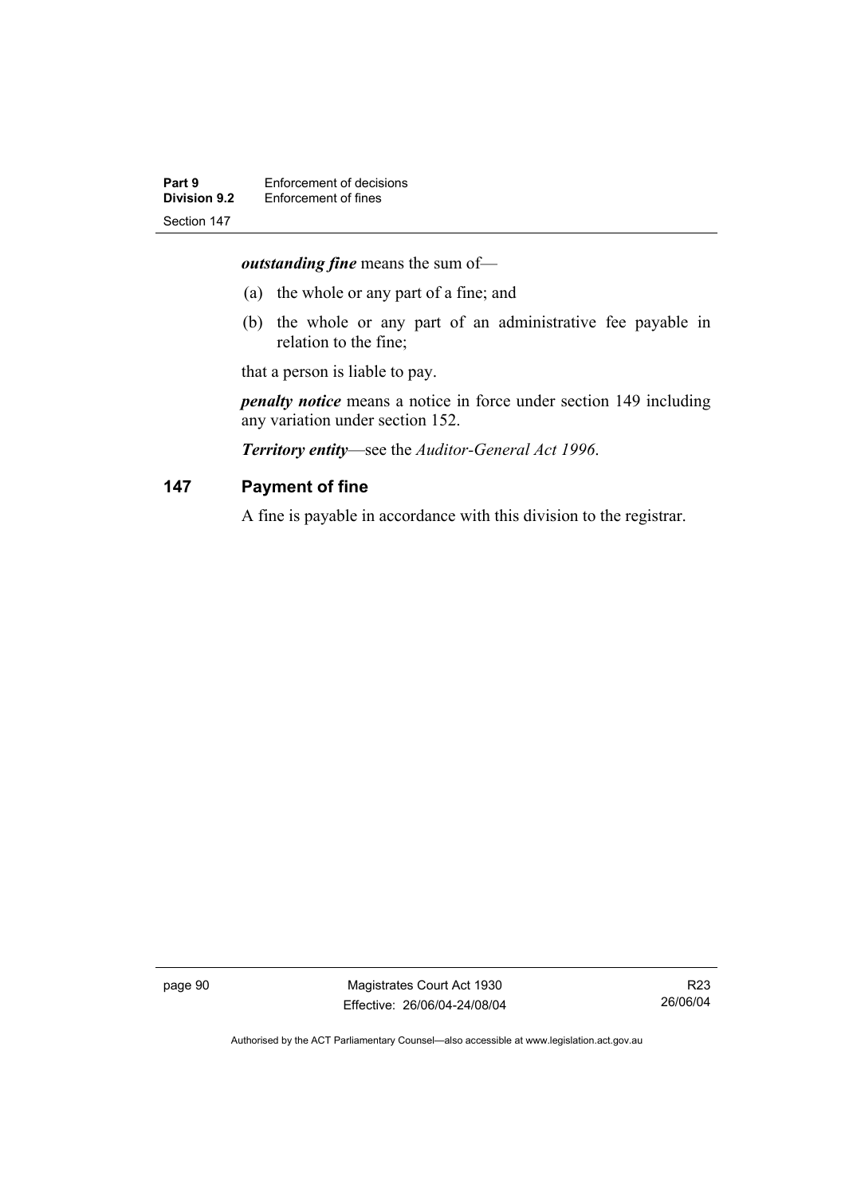***outstanding fine*** means the sum of—

(a) the whole or any part of a fine; and

(b) the whole or any part of an administrative fee payable in relation to the fine;

that a person is liable to pay.

***penalty notice*** means a notice in force under section 149 including any variation under section 152.

***Territory entity***—see the *Auditor-General Act 1996*.

### 147 Payment of fine

A fine is payable in accordance with this division to the registrar.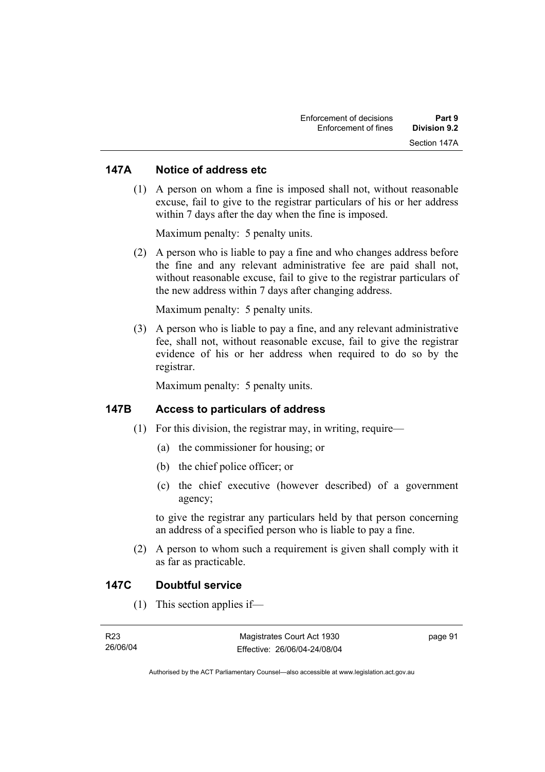### 147A Notice of address etc

(1) A person on whom a fine is imposed shall not, without reasonable excuse, fail to give to the registrar particulars of his or her address within 7 days after the day when the fine is imposed.

Maximum penalty: 5 penalty units.

(2) A person who is liable to pay a fine and who changes address before the fine and any relevant administrative fee are paid shall not, without reasonable excuse, fail to give to the registrar particulars of the new address within 7 days after changing address.

Maximum penalty: 5 penalty units.

(3) A person who is liable to pay a fine, and any relevant administrative fee, shall not, without reasonable excuse, fail to give the registrar evidence of his or her address when required to do so by the registrar.

Maximum penalty: 5 penalty units.

### 147B Access to particulars of address

(1) For this division, the registrar may, in writing, require—

(a) the commissioner for housing; or

(b) the chief police officer; or

(c) the chief executive (however described) of a government agency;

to give the registrar any particulars held by that person concerning an address of a specified person who is liable to pay a fine.

(2) A person to whom such a requirement is given shall comply with it as far as practicable.

### 147C Doubtful service

(1) This section applies if—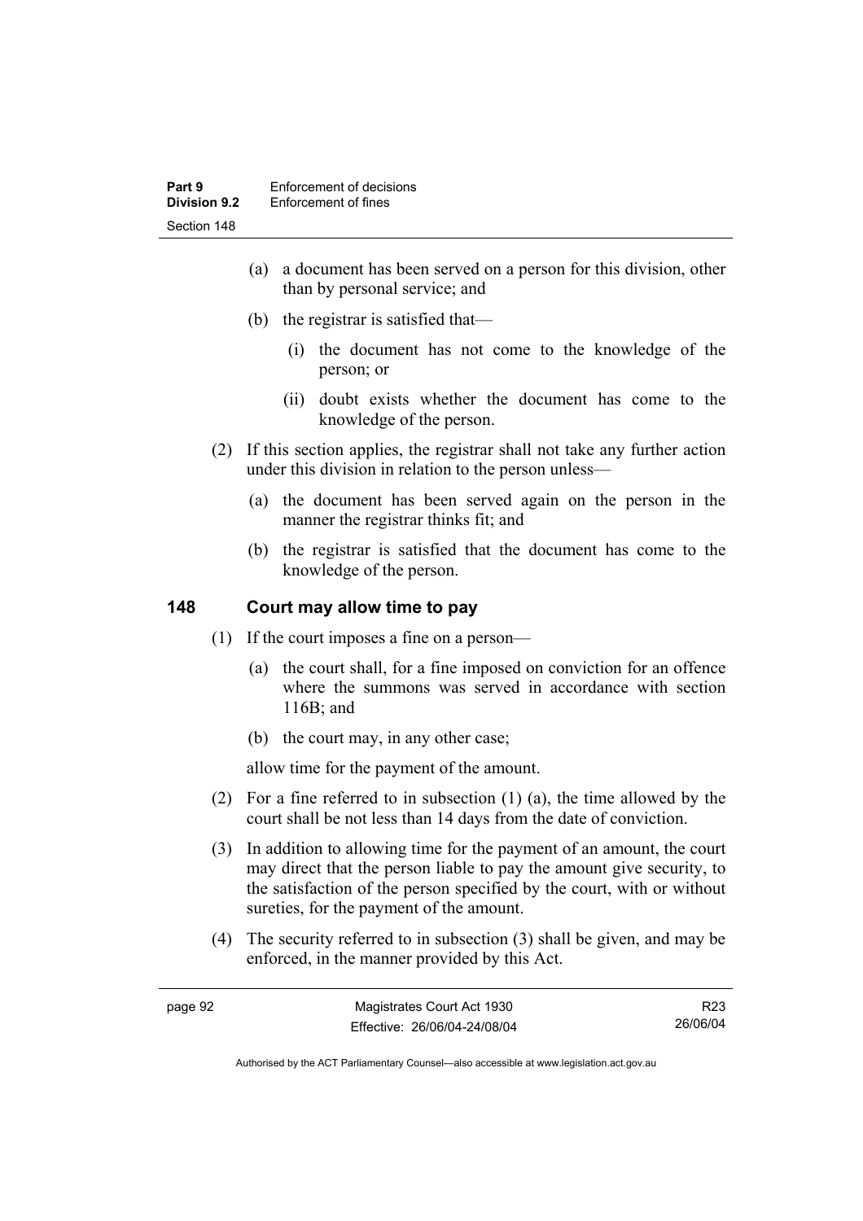(a) a document has been served on a person for this division, other than by personal service; and

(b) the registrar is satisfied that—

(i) the document has not come to the knowledge of the person; or

(ii) doubt exists whether the document has come to the knowledge of the person.

(2) If this section applies, the registrar shall not take any further action under this division in relation to the person unless—

(a) the document has been served again on the person in the manner the registrar thinks fit; and

(b) the registrar is satisfied that the document has come to the knowledge of the person.

## 148 Court may allow time to pay

(1) If the court imposes a fine on a person—

(a) the court shall, for a fine imposed on conviction for an offence where the summons was served in accordance with section 116B; and

(b) the court may, in any other case;

allow time for the payment of the amount.

(2) For a fine referred to in subsection (1) (a), the time allowed by the court shall be not less than 14 days from the date of conviction.

(3) In addition to allowing time for the payment of an amount, the court may direct that the person liable to pay the amount give security, to the satisfaction of the person specified by the court, with or without sureties, for the payment of the amount.

(4) The security referred to in subsection (3) shall be given, and may be enforced, in the manner provided by this Act.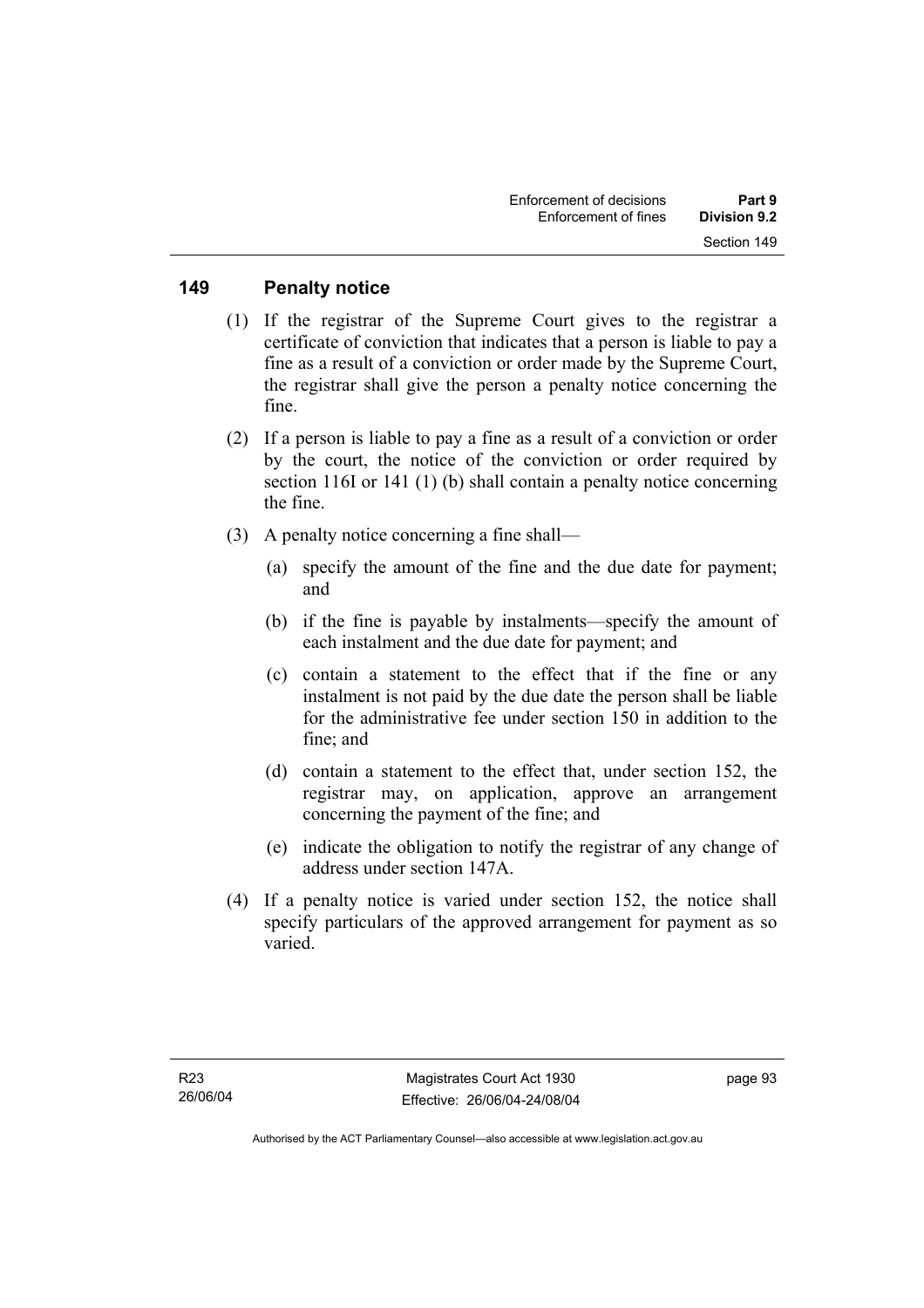## 149 Penalty notice

(1) If the registrar of the Supreme Court gives to the registrar a certificate of conviction that indicates that a person is liable to pay a fine as a result of a conviction or order made by the Supreme Court, the registrar shall give the person a penalty notice concerning the fine.

(2) If a person is liable to pay a fine as a result of a conviction or order by the court, the notice of the conviction or order required by section 116I or 141 (1) (b) shall contain a penalty notice concerning the fine.

(3) A penalty notice concerning a fine shall—

(a) specify the amount of the fine and the due date for payment; and

(b) if the fine is payable by instalments—specify the amount of each instalment and the due date for payment; and

(c) contain a statement to the effect that if the fine or any instalment is not paid by the due date the person shall be liable for the administrative fee under section 150 in addition to the fine; and

(d) contain a statement to the effect that, under section 152, the registrar may, on application, approve an arrangement concerning the payment of the fine; and

(e) indicate the obligation to notify the registrar of any change of address under section 147A.

(4) If a penalty notice is varied under section 152, the notice shall specify particulars of the approved arrangement for payment as so varied.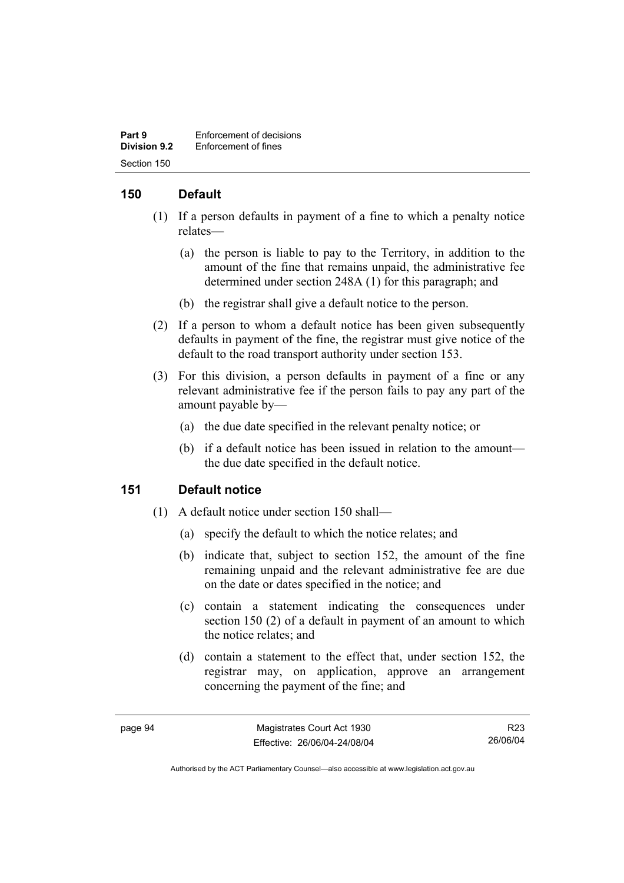## 150 Default

(1) If a person defaults in payment of a fine to which a penalty notice relates—

(a) the person is liable to pay to the Territory, in addition to the amount of the fine that remains unpaid, the administrative fee determined under section 248A (1) for this paragraph; and

(b) the registrar shall give a default notice to the person.

(2) If a person to whom a default notice has been given subsequently defaults in payment of the fine, the registrar must give notice of the default to the road transport authority under section 153.

(3) For this division, a person defaults in payment of a fine or any relevant administrative fee if the person fails to pay any part of the amount payable by—

(a) the due date specified in the relevant penalty notice; or

(b) if a default notice has been issued in relation to the amount—the due date specified in the default notice.

## 151 Default notice

(1) A default notice under section 150 shall—

(a) specify the default to which the notice relates; and

(b) indicate that, subject to section 152, the amount of the fine remaining unpaid and the relevant administrative fee are due on the date or dates specified in the notice; and

(c) contain a statement indicating the consequences under section 150 (2) of a default in payment of an amount to which the notice relates; and

(d) contain a statement to the effect that, under section 152, the registrar may, on application, approve an arrangement concerning the payment of the fine; and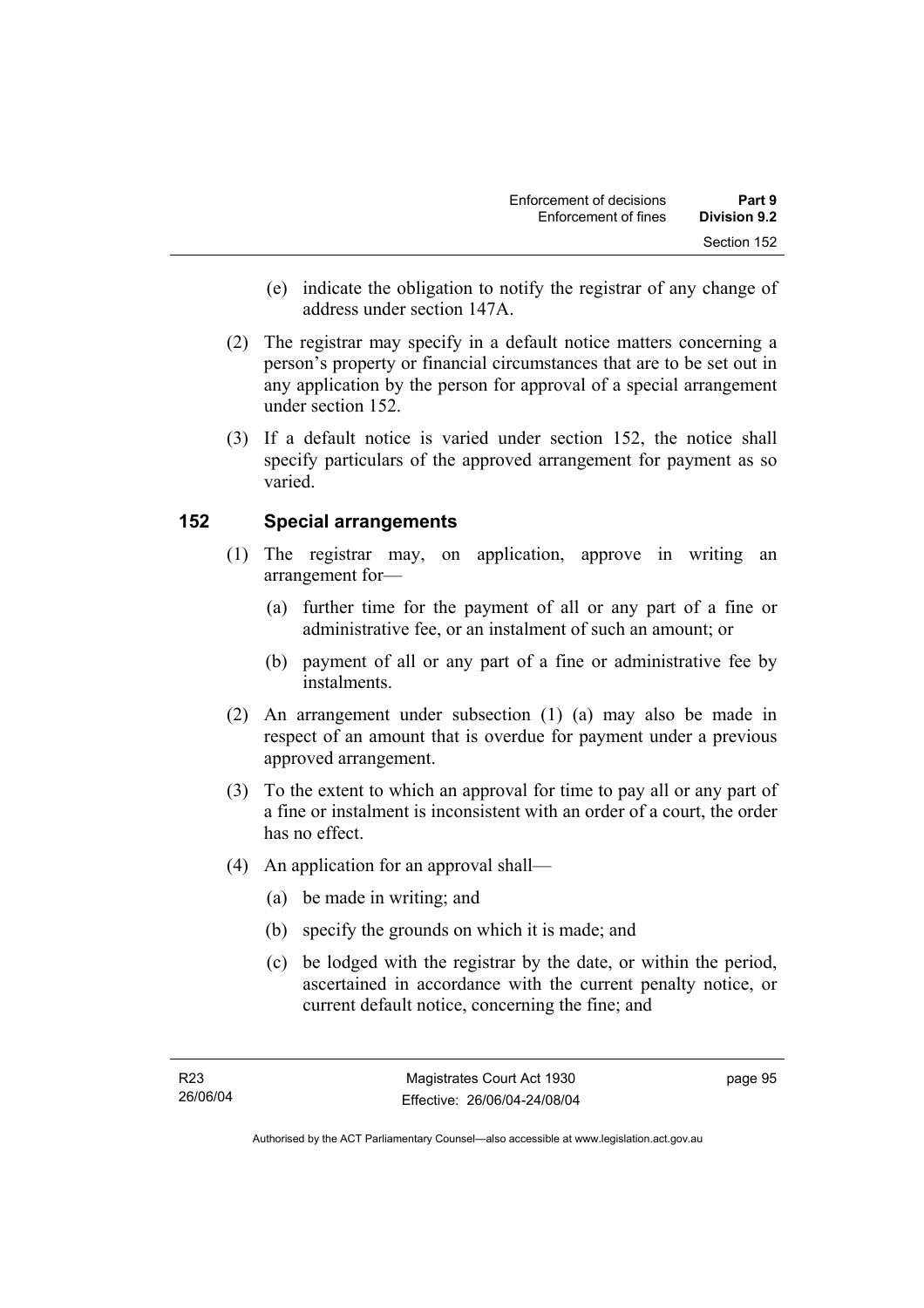(e) indicate the obligation to notify the registrar of any change of address under section 147A.

(2) The registrar may specify in a default notice matters concerning a person's property or financial circumstances that are to be set out in any application by the person for approval of a special arrangement under section 152.

(3) If a default notice is varied under section 152, the notice shall specify particulars of the approved arrangement for payment as so varied.

## 152 Special arrangements

(1) The registrar may, on application, approve in writing an arrangement for—

(a) further time for the payment of all or any part of a fine or administrative fee, or an instalment of such an amount; or

(b) payment of all or any part of a fine or administrative fee by instalments.

(2) An arrangement under subsection (1) (a) may also be made in respect of an amount that is overdue for payment under a previous approved arrangement.

(3) To the extent to which an approval for time to pay all or any part of a fine or instalment is inconsistent with an order of a court, the order has no effect.

(4) An application for an approval shall—

(a) be made in writing; and

(b) specify the grounds on which it is made; and

(c) be lodged with the registrar by the date, or within the period, ascertained in accordance with the current penalty notice, or current default notice, concerning the fine; and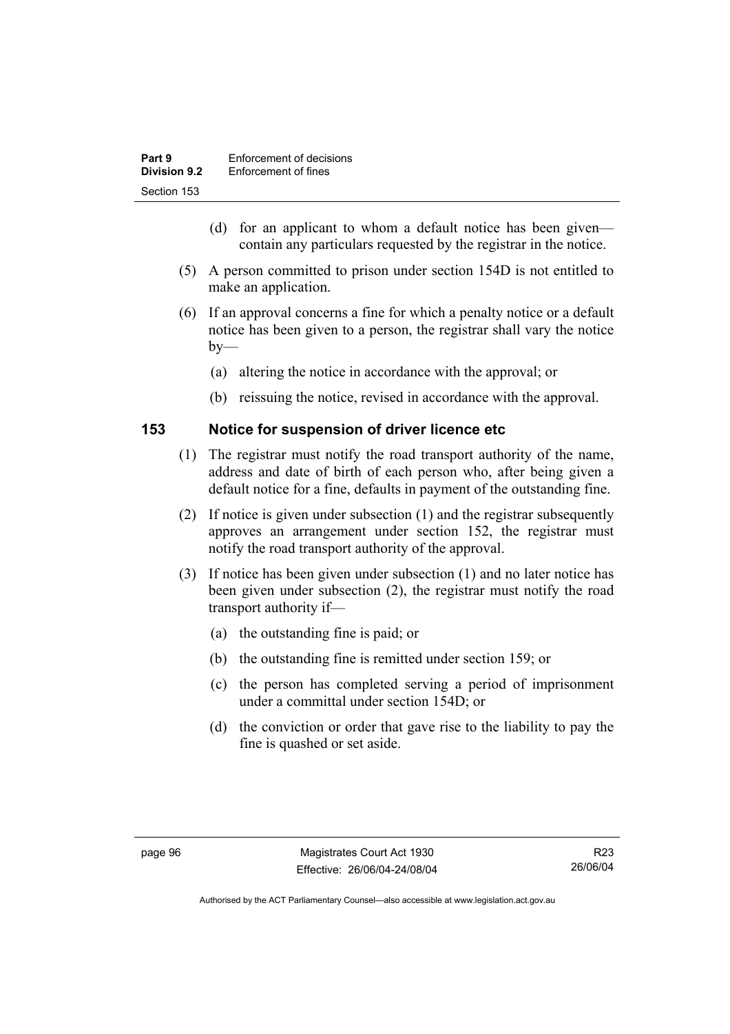(d) for an applicant to whom a default notice has been given—contain any particulars requested by the registrar in the notice.

(5) A person committed to prison under section 154D is not entitled to make an application.

(6) If an approval concerns a fine for which a penalty notice or a default notice has been given to a person, the registrar shall vary the notice by—

(a) altering the notice in accordance with the approval; or

(b) reissuing the notice, revised in accordance with the approval.

## 153 Notice for suspension of driver licence etc

(1) The registrar must notify the road transport authority of the name, address and date of birth of each person who, after being given a default notice for a fine, defaults in payment of the outstanding fine.

(2) If notice is given under subsection (1) and the registrar subsequently approves an arrangement under section 152, the registrar must notify the road transport authority of the approval.

(3) If notice has been given under subsection (1) and no later notice has been given under subsection (2), the registrar must notify the road transport authority if—

(a) the outstanding fine is paid; or

(b) the outstanding fine is remitted under section 159; or

(c) the person has completed serving a period of imprisonment under a committal under section 154D; or

(d) the conviction or order that gave rise to the liability to pay the fine is quashed or set aside.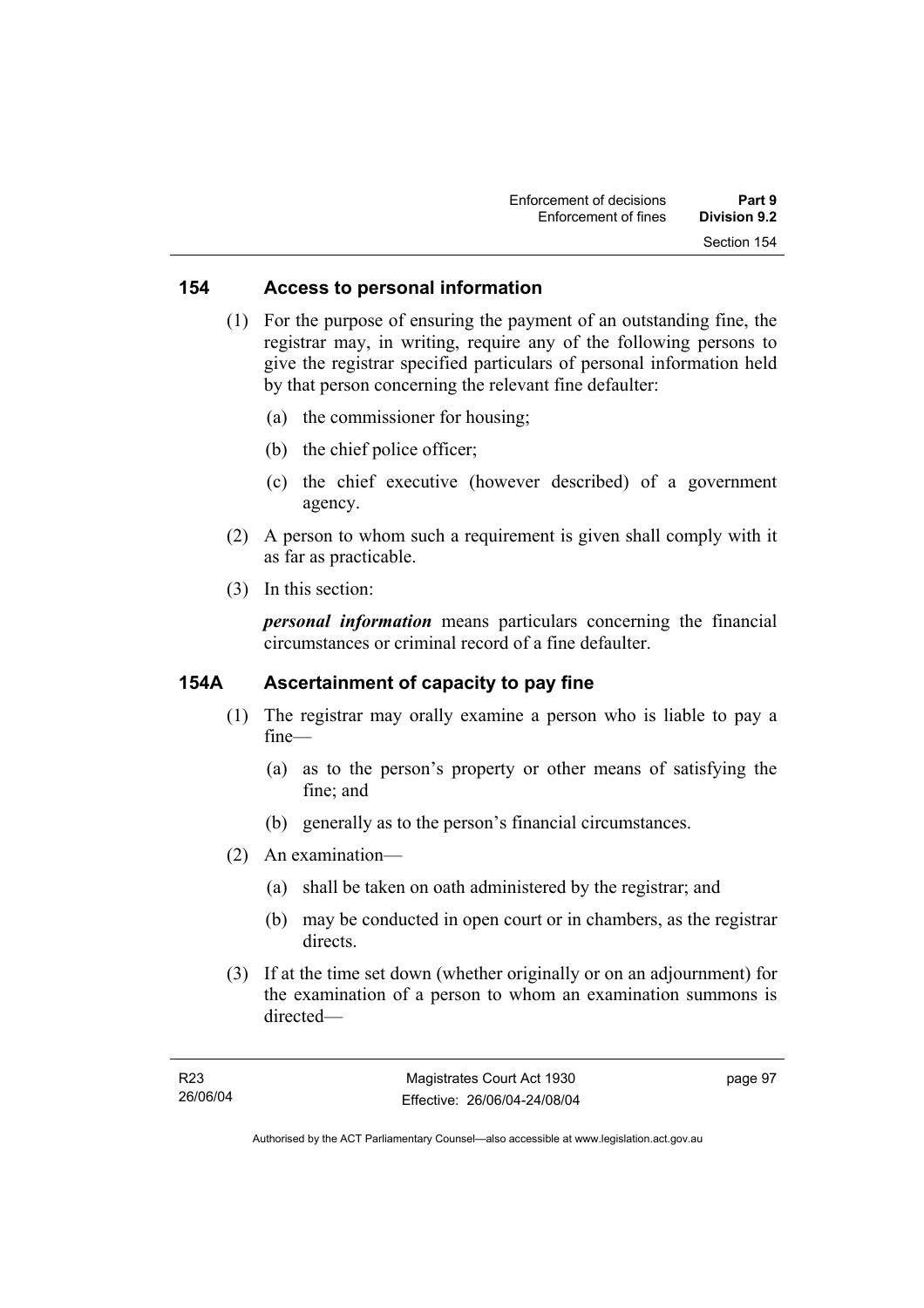## 154 Access to personal information

(1) For the purpose of ensuring the payment of an outstanding fine, the registrar may, in writing, require any of the following persons to give the registrar specified particulars of personal information held by that person concerning the relevant fine defaulter:

(a) the commissioner for housing;

(b) the chief police officer;

(c) the chief executive (however described) of a government agency.

(2) A person to whom such a requirement is given shall comply with it as far as practicable.

(3) In this section:

***personal information*** means particulars concerning the financial circumstances or criminal record of a fine defaulter.

## 154A Ascertainment of capacity to pay fine

(1) The registrar may orally examine a person who is liable to pay a fine—

(a) as to the person's property or other means of satisfying the fine; and

(b) generally as to the person's financial circumstances.

(2) An examination—

(a) shall be taken on oath administered by the registrar; and

(b) may be conducted in open court or in chambers, as the registrar directs.

(3) If at the time set down (whether originally or on an adjournment) for the examination of a person to whom an examination summons is directed—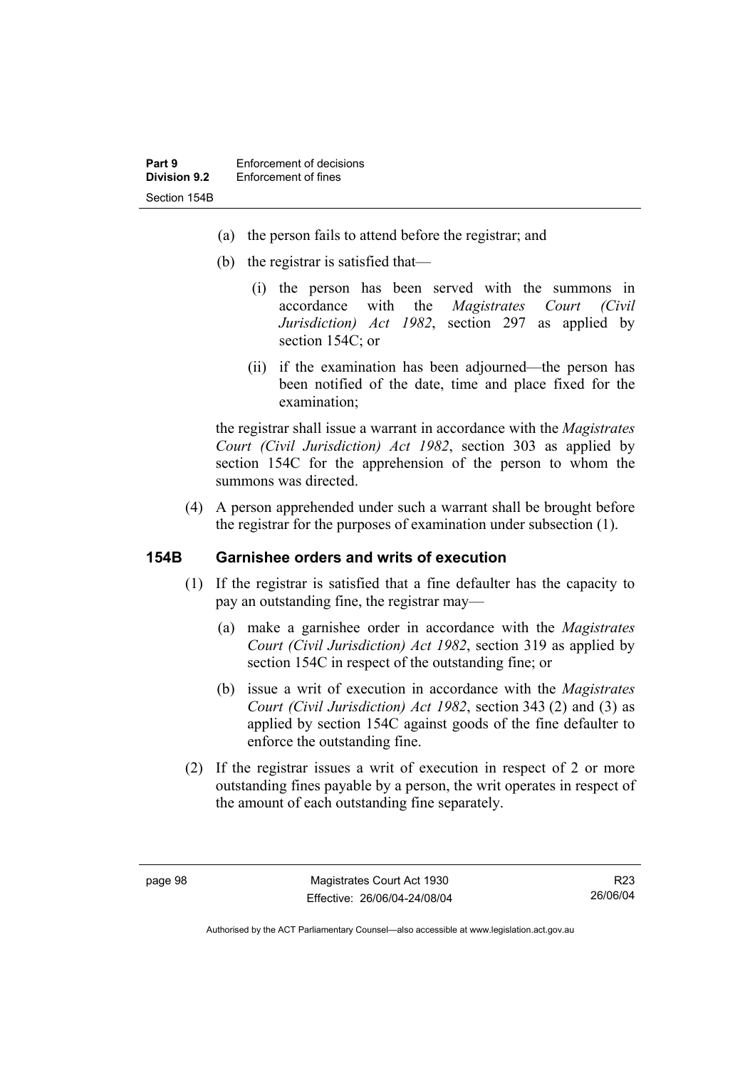(a) the person fails to attend before the registrar; and

(b) the registrar is satisfied that—

(i) the person has been served with the summons in accordance with the *Magistrates Court (Civil Jurisdiction) Act 1982*, section 297 as applied by section 154C; or

(ii) if the examination has been adjourned—the person has been notified of the date, time and place fixed for the examination;

the registrar shall issue a warrant in accordance with the *Magistrates Court (Civil Jurisdiction) Act 1982*, section 303 as applied by section 154C for the apprehension of the person to whom the summons was directed.

(4) A person apprehended under such a warrant shall be brought before the registrar for the purposes of examination under subsection (1).

### 154B Garnishee orders and writs of execution

(1) If the registrar is satisfied that a fine defaulter has the capacity to pay an outstanding fine, the registrar may—

(a) make a garnishee order in accordance with the *Magistrates Court (Civil Jurisdiction) Act 1982*, section 319 as applied by section 154C in respect of the outstanding fine; or

(b) issue a writ of execution in accordance with the *Magistrates Court (Civil Jurisdiction) Act 1982*, section 343 (2) and (3) as applied by section 154C against goods of the fine defaulter to enforce the outstanding fine.

(2) If the registrar issues a writ of execution in respect of 2 or more outstanding fines payable by a person, the writ operates in respect of the amount of each outstanding fine separately.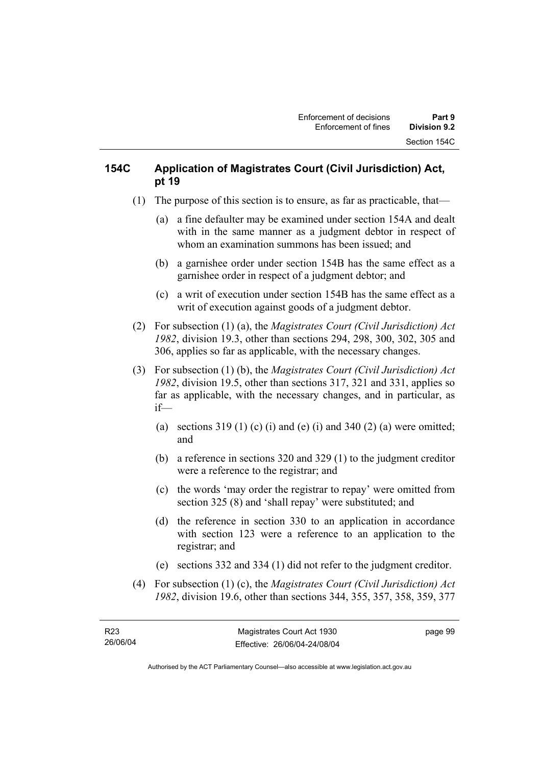## 154C Application of Magistrates Court (Civil Jurisdiction) Act, pt 19

(1) The purpose of this section is to ensure, as far as practicable, that—

(a) a fine defaulter may be examined under section 154A and dealt with in the same manner as a judgment debtor in respect of whom an examination summons has been issued; and

(b) a garnishee order under section 154B has the same effect as a garnishee order in respect of a judgment debtor; and

(c) a writ of execution under section 154B has the same effect as a writ of execution against goods of a judgment debtor.

(2) For subsection (1) (a), the *Magistrates Court (Civil Jurisdiction) Act 1982*, division 19.3, other than sections 294, 298, 300, 302, 305 and 306, applies so far as applicable, with the necessary changes.

(3) For subsection (1) (b), the *Magistrates Court (Civil Jurisdiction) Act 1982*, division 19.5, other than sections 317, 321 and 331, applies so far as applicable, with the necessary changes, and in particular, as if—

(a) sections 319 (1) (c) (i) and (e) (i) and 340 (2) (a) were omitted; and

(b) a reference in sections 320 and 329 (1) to the judgment creditor were a reference to the registrar; and

(c) the words 'may order the registrar to repay' were omitted from section 325 (8) and 'shall repay' were substituted; and

(d) the reference in section 330 to an application in accordance with section 123 were a reference to an application to the registrar; and

(e) sections 332 and 334 (1) did not refer to the judgment creditor.

(4) For subsection (1) (c), the *Magistrates Court (Civil Jurisdiction) Act 1982*, division 19.6, other than sections 344, 355, 357, 358, 359, 377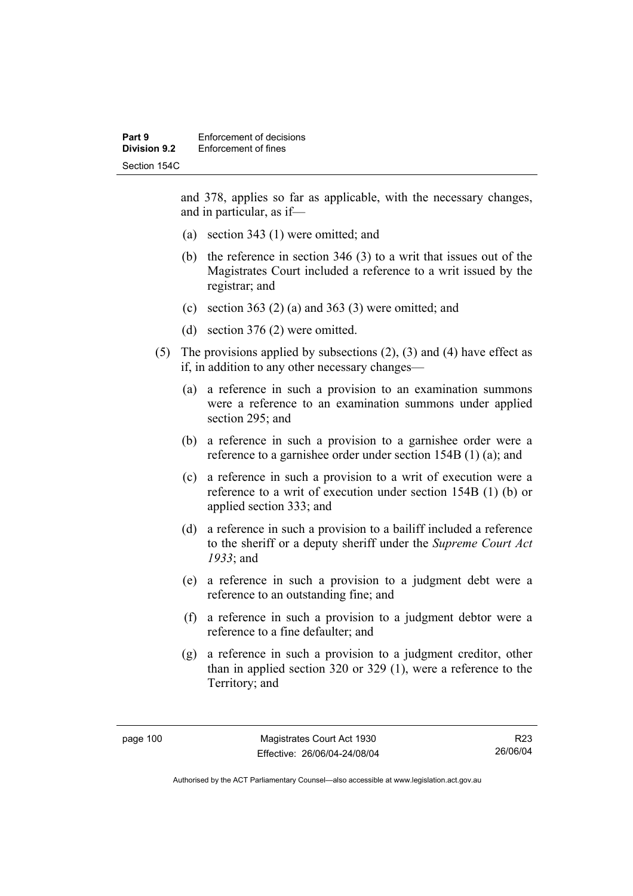and 378, applies so far as applicable, with the necessary changes, and in particular, as if—

(a) section 343 (1) were omitted; and

(b) the reference in section 346 (3) to a writ that issues out of the Magistrates Court included a reference to a writ issued by the registrar; and

(c) section 363 (2) (a) and 363 (3) were omitted; and

(d) section 376 (2) were omitted.

(5) The provisions applied by subsections (2), (3) and (4) have effect as if, in addition to any other necessary changes—

(a) a reference in such a provision to an examination summons were a reference to an examination summons under applied section 295; and

(b) a reference in such a provision to a garnishee order were a reference to a garnishee order under section 154B (1) (a); and

(c) a reference in such a provision to a writ of execution were a reference to a writ of execution under section 154B (1) (b) or applied section 333; and

(d) a reference in such a provision to a bailiff included a reference to the sheriff or a deputy sheriff under the *Supreme Court Act 1933*; and

(e) a reference in such a provision to a judgment debt were a reference to an outstanding fine; and

(f) a reference in such a provision to a judgment debtor were a reference to a fine defaulter; and

(g) a reference in such a provision to a judgment creditor, other than in applied section 320 or 329 (1), were a reference to the Territory; and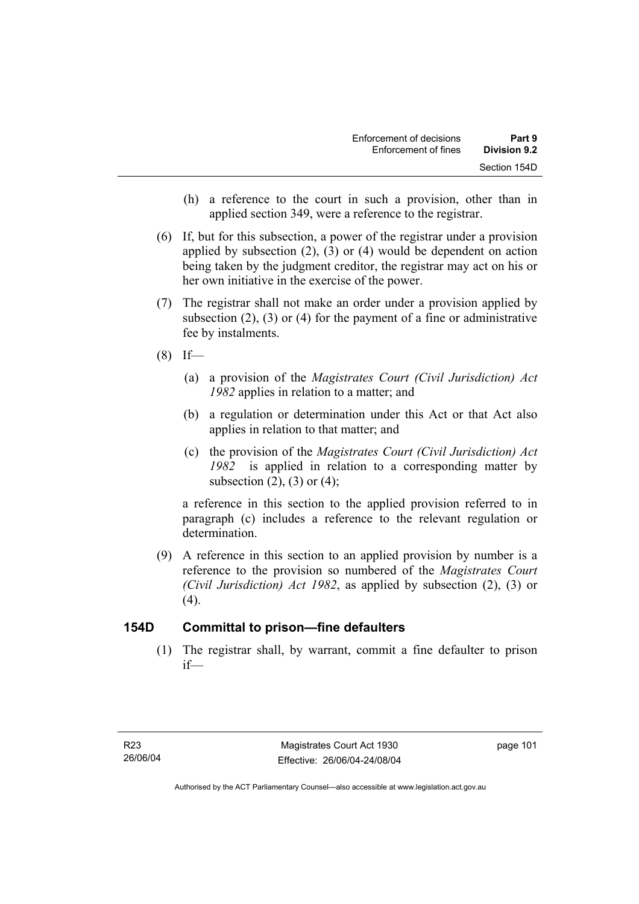(h) a reference to the court in such a provision, other than in applied section 349, were a reference to the registrar.

(6) If, but for this subsection, a power of the registrar under a provision applied by subsection (2), (3) or (4) would be dependent on action being taken by the judgment creditor, the registrar may act on his or her own initiative in the exercise of the power.

(7) The registrar shall not make an order under a provision applied by subsection (2), (3) or (4) for the payment of a fine or administrative fee by instalments.

(8) If—

(a) a provision of the *Magistrates Court (Civil Jurisdiction) Act 1982* applies in relation to a matter; and

(b) a regulation or determination under this Act or that Act also applies in relation to that matter; and

(c) the provision of the *Magistrates Court (Civil Jurisdiction) Act 1982* is applied in relation to a corresponding matter by subsection (2), (3) or (4);

a reference in this section to the applied provision referred to in paragraph (c) includes a reference to the relevant regulation or determination.

(9) A reference in this section to an applied provision by number is a reference to the provision so numbered of the *Magistrates Court (Civil Jurisdiction) Act 1982*, as applied by subsection (2), (3) or (4).

## 154D Committal to prison—fine defaulters

(1) The registrar shall, by warrant, commit a fine defaulter to prison if—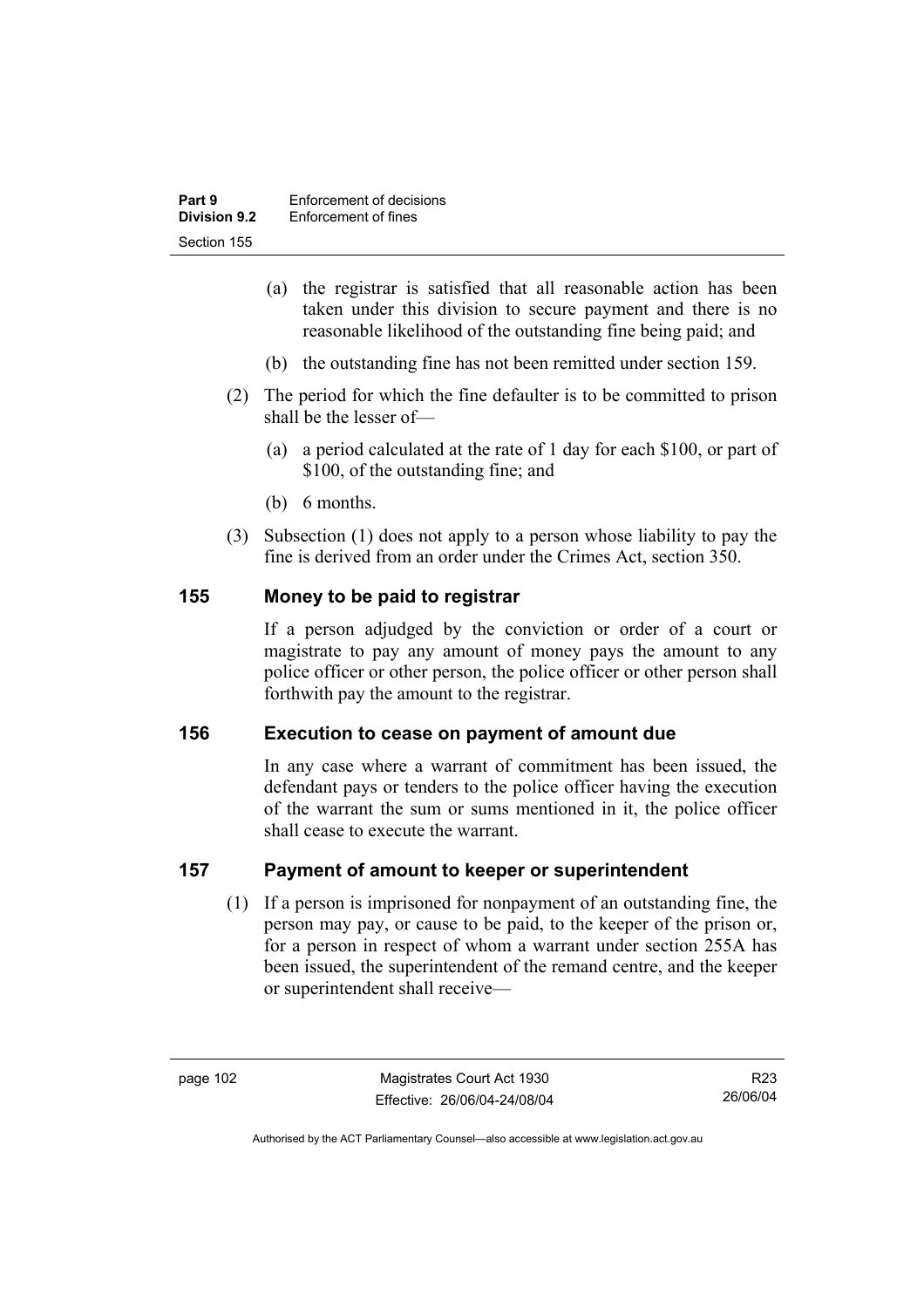- (a) the registrar is satisfied that all reasonable action has been taken under this division to secure payment and there is no reasonable likelihood of the outstanding fine being paid; and
- (b) the outstanding fine has not been remitted under section 159.

(2) The period for which the fine defaulter is to be committed to prison shall be the lesser of—

- (a) a period calculated at the rate of 1 day for each \$100, or part of \$100, of the outstanding fine; and
- (b) 6 months.

(3) Subsection (1) does not apply to a person whose liability to pay the fine is derived from an order under the Crimes Act, section 350.

## 155 Money to be paid to registrar

If a person adjudged by the conviction or order of a court or magistrate to pay any amount of money pays the amount to any police officer or other person, the police officer or other person shall forthwith pay the amount to the registrar.

## 156 Execution to cease on payment of amount due

In any case where a warrant of commitment has been issued, the defendant pays or tenders to the police officer having the execution of the warrant the sum or sums mentioned in it, the police officer shall cease to execute the warrant.

## 157 Payment of amount to keeper or superintendent

(1) If a person is imprisoned for nonpayment of an outstanding fine, the person may pay, or cause to be paid, to the keeper of the prison or, for a person in respect of whom a warrant under section 255A has been issued, the superintendent of the remand centre, and the keeper or superintendent shall receive—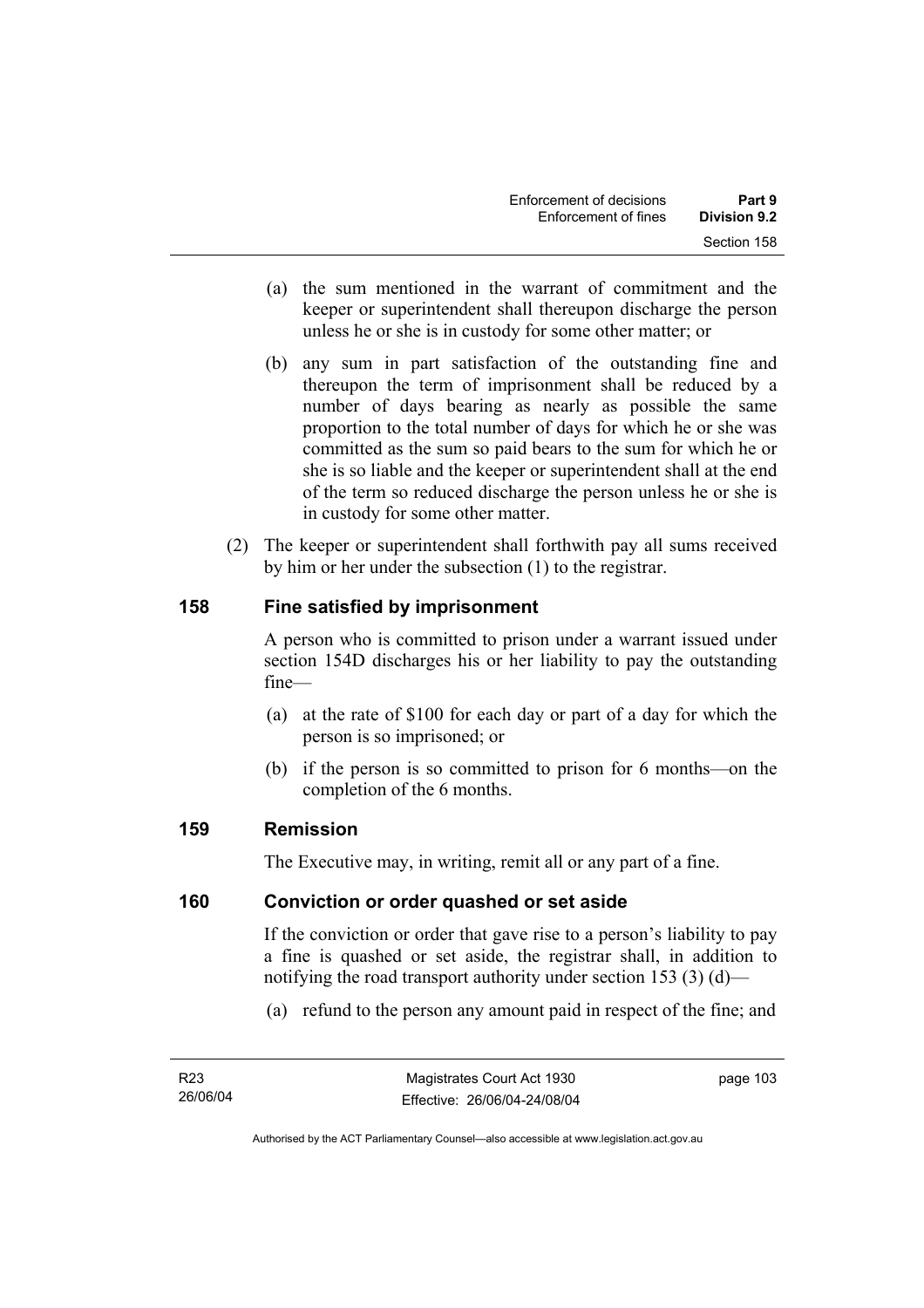(a) the sum mentioned in the warrant of commitment and the keeper or superintendent shall thereupon discharge the person unless he or she is in custody for some other matter; or

(b) any sum in part satisfaction of the outstanding fine and thereupon the term of imprisonment shall be reduced by a number of days bearing as nearly as possible the same proportion to the total number of days for which he or she was committed as the sum so paid bears to the sum for which he or she is so liable and the keeper or superintendent shall at the end of the term so reduced discharge the person unless he or she is in custody for some other matter.

(2) The keeper or superintendent shall forthwith pay all sums received by him or her under the subsection (1) to the registrar.

## 158 Fine satisfied by imprisonment

A person who is committed to prison under a warrant issued under section 154D discharges his or her liability to pay the outstanding fine—

(a) at the rate of $100 for each day or part of a day for which the person is so imprisoned; or

(b) if the person is so committed to prison for 6 months—on the completion of the 6 months.

## 159 Remission

The Executive may, in writing, remit all or any part of a fine.

## 160 Conviction or order quashed or set aside

If the conviction or order that gave rise to a person's liability to pay a fine is quashed or set aside, the registrar shall, in addition to notifying the road transport authority under section 153 (3) (d)—

(a) refund to the person any amount paid in respect of the fine; and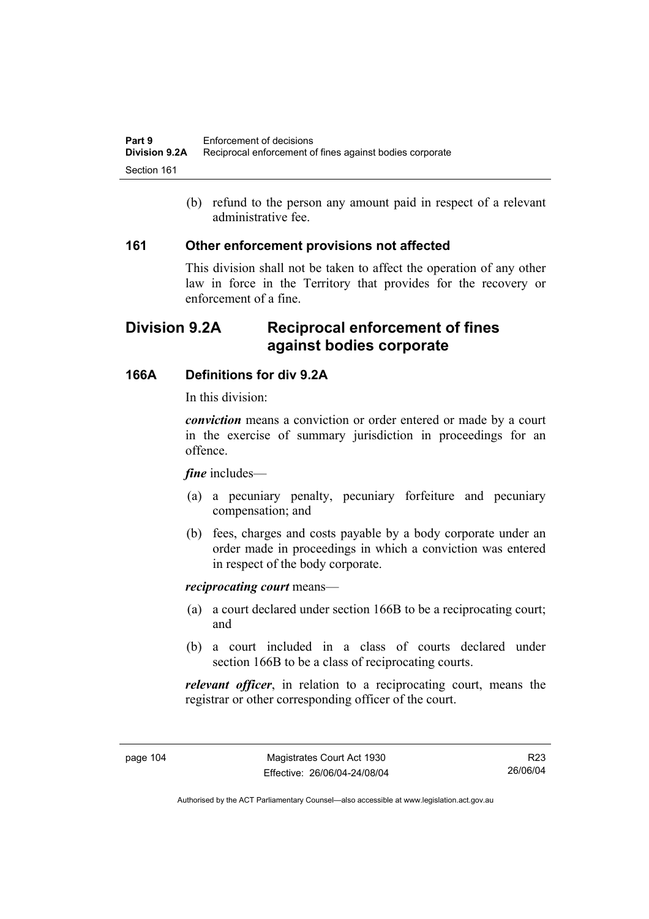(b) refund to the person any amount paid in respect of a relevant administrative fee.

### 161 Other enforcement provisions not affected

This division shall not be taken to affect the operation of any other law in force in the Territory that provides for the recovery or enforcement of a fine.

## Division 9.2A Reciprocal enforcement of fines against bodies corporate

### 166A Definitions for div 9.2A

In this division:

***conviction*** means a conviction or order entered or made by a court in the exercise of summary jurisdiction in proceedings for an offence.

***fine*** includes—

(a) a pecuniary penalty, pecuniary forfeiture and pecuniary compensation; and

(b) fees, charges and costs payable by a body corporate under an order made in proceedings in which a conviction was entered in respect of the body corporate.

***reciprocating court*** means—

(a) a court declared under section 166B to be a reciprocating court; and

(b) a court included in a class of courts declared under section 166B to be a class of reciprocating courts.

***relevant officer***, in relation to a reciprocating court, means the registrar or other corresponding officer of the court.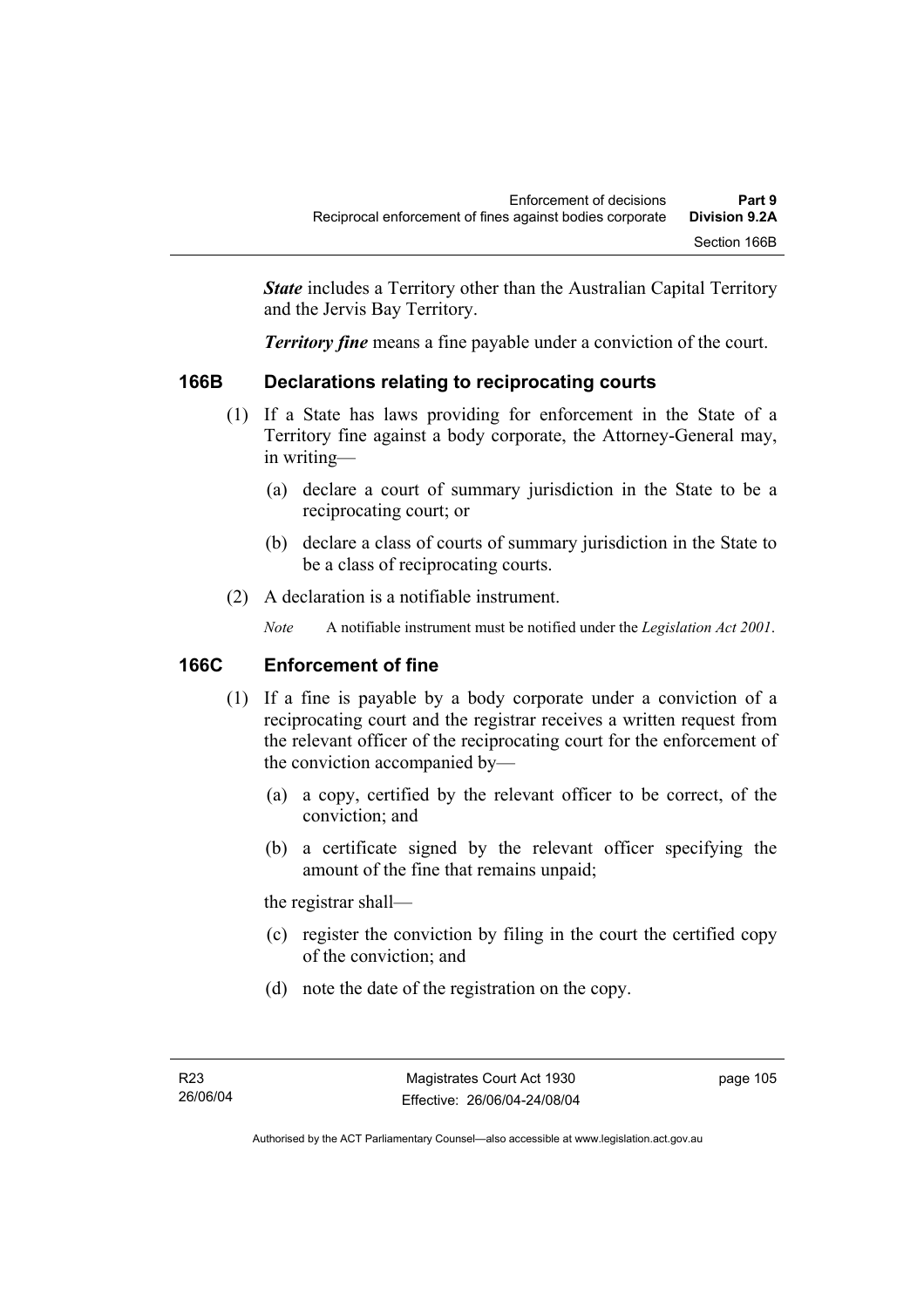***State*** includes a Territory other than the Australian Capital Territory and the Jervis Bay Territory.

***Territory fine*** means a fine payable under a conviction of the court.

## 166B Declarations relating to reciprocating courts

(1) If a State has laws providing for enforcement in the State of a Territory fine against a body corporate, the Attorney-General may, in writing—

(a) declare a court of summary jurisdiction in the State to be a reciprocating court; or

(b) declare a class of courts of summary jurisdiction in the State to be a class of reciprocating courts.

(2) A declaration is a notifiable instrument.

*Note* A notifiable instrument must be notified under the *Legislation Act 2001*.

## 166C Enforcement of fine

(1) If a fine is payable by a body corporate under a conviction of a reciprocating court and the registrar receives a written request from the relevant officer of the reciprocating court for the enforcement of the conviction accompanied by—

(a) a copy, certified by the relevant officer to be correct, of the conviction; and

(b) a certificate signed by the relevant officer specifying the amount of the fine that remains unpaid;

the registrar shall—

(c) register the conviction by filing in the court the certified copy of the conviction; and

(d) note the date of the registration on the copy.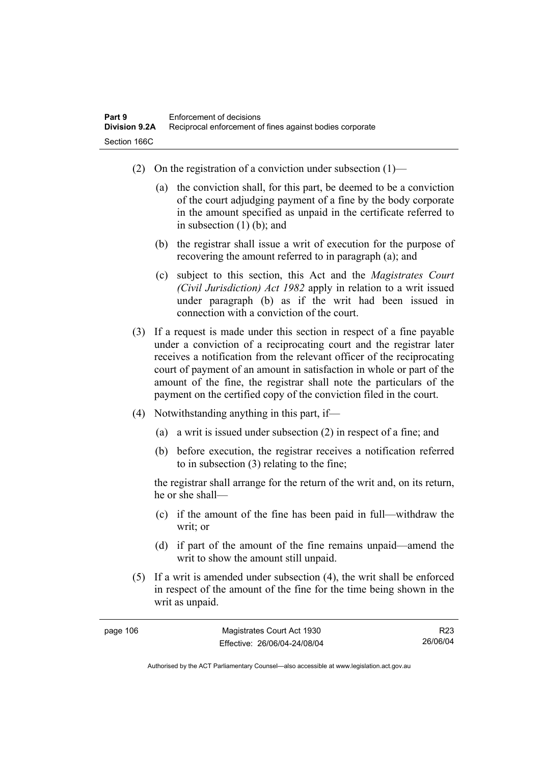(2) On the registration of a conviction under subsection (1)—

(a) the conviction shall, for this part, be deemed to be a conviction of the court adjudging payment of a fine by the body corporate in the amount specified as unpaid in the certificate referred to in subsection (1) (b); and

(b) the registrar shall issue a writ of execution for the purpose of recovering the amount referred to in paragraph (a); and

(c) subject to this section, this Act and the *Magistrates Court (Civil Jurisdiction) Act 1982* apply in relation to a writ issued under paragraph (b) as if the writ had been issued in connection with a conviction of the court.

(3) If a request is made under this section in respect of a fine payable under a conviction of a reciprocating court and the registrar later receives a notification from the relevant officer of the reciprocating court of payment of an amount in satisfaction in whole or part of the amount of the fine, the registrar shall note the particulars of the payment on the certified copy of the conviction filed in the court.

(4) Notwithstanding anything in this part, if—

(a) a writ is issued under subsection (2) in respect of a fine; and

(b) before execution, the registrar receives a notification referred to in subsection (3) relating to the fine;

the registrar shall arrange for the return of the writ and, on its return, he or she shall—

(c) if the amount of the fine has been paid in full—withdraw the writ; or

(d) if part of the amount of the fine remains unpaid—amend the writ to show the amount still unpaid.

(5) If a writ is amended under subsection (4), the writ shall be enforced in respect of the amount of the fine for the time being shown in the writ as unpaid.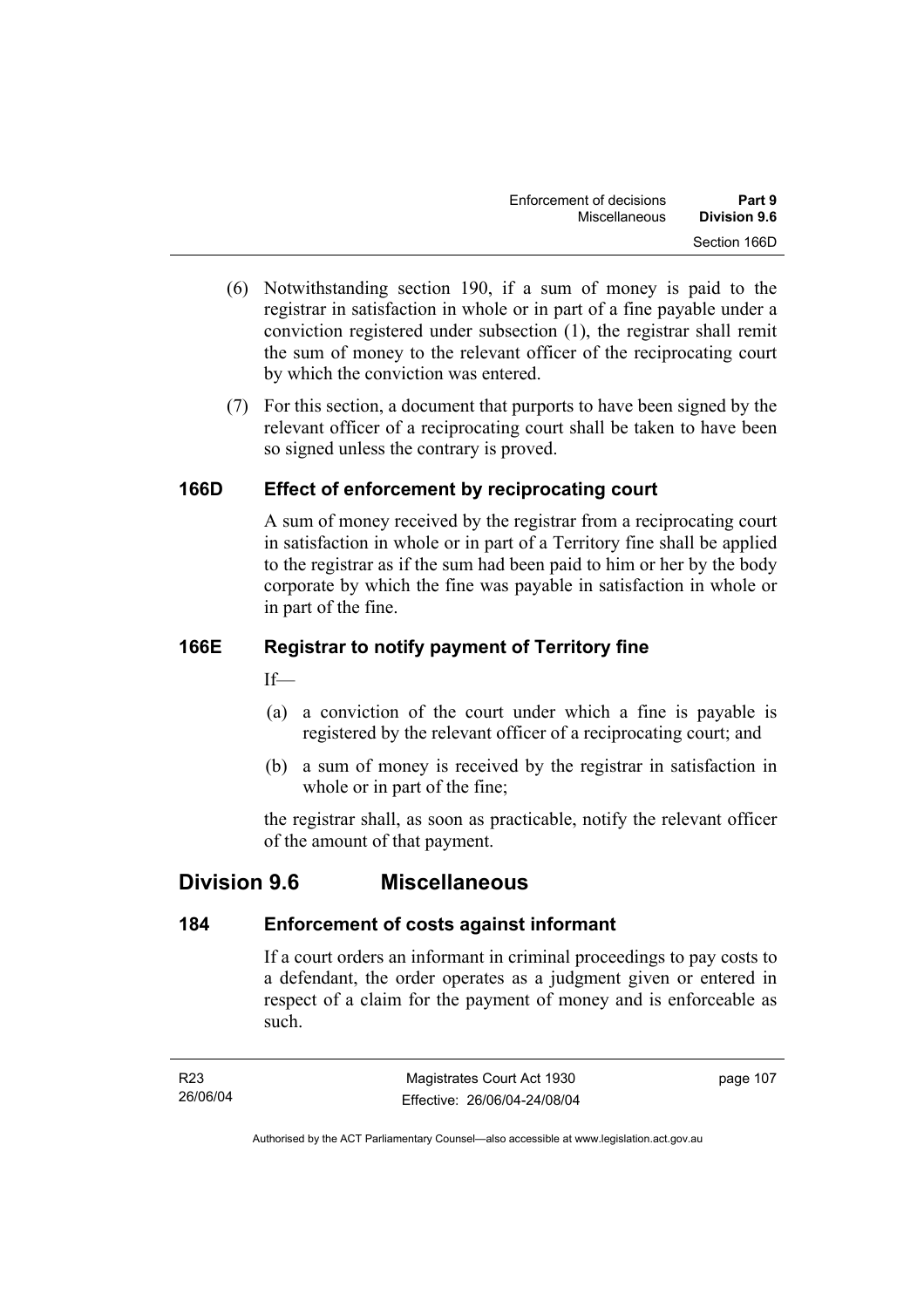(6) Notwithstanding section 190, if a sum of money is paid to the registrar in satisfaction in whole or in part of a fine payable under a conviction registered under subsection (1), the registrar shall remit the sum of money to the relevant officer of the reciprocating court by which the conviction was entered.

(7) For this section, a document that purports to have been signed by the relevant officer of a reciprocating court shall be taken to have been so signed unless the contrary is proved.

### 166D Effect of enforcement by reciprocating court

A sum of money received by the registrar from a reciprocating court in satisfaction in whole or in part of a Territory fine shall be applied to the registrar as if the sum had been paid to him or her by the body corporate by which the fine was payable in satisfaction in whole or in part of the fine.

### 166E Registrar to notify payment of Territory fine

If—

(a) a conviction of the court under which a fine is payable is registered by the relevant officer of a reciprocating court; and

(b) a sum of money is received by the registrar in satisfaction in whole or in part of the fine;

the registrar shall, as soon as practicable, notify the relevant officer of the amount of that payment.

## Division 9.6 Miscellaneous

### 184 Enforcement of costs against informant

If a court orders an informant in criminal proceedings to pay costs to a defendant, the order operates as a judgment given or entered in respect of a claim for the payment of money and is enforceable as such.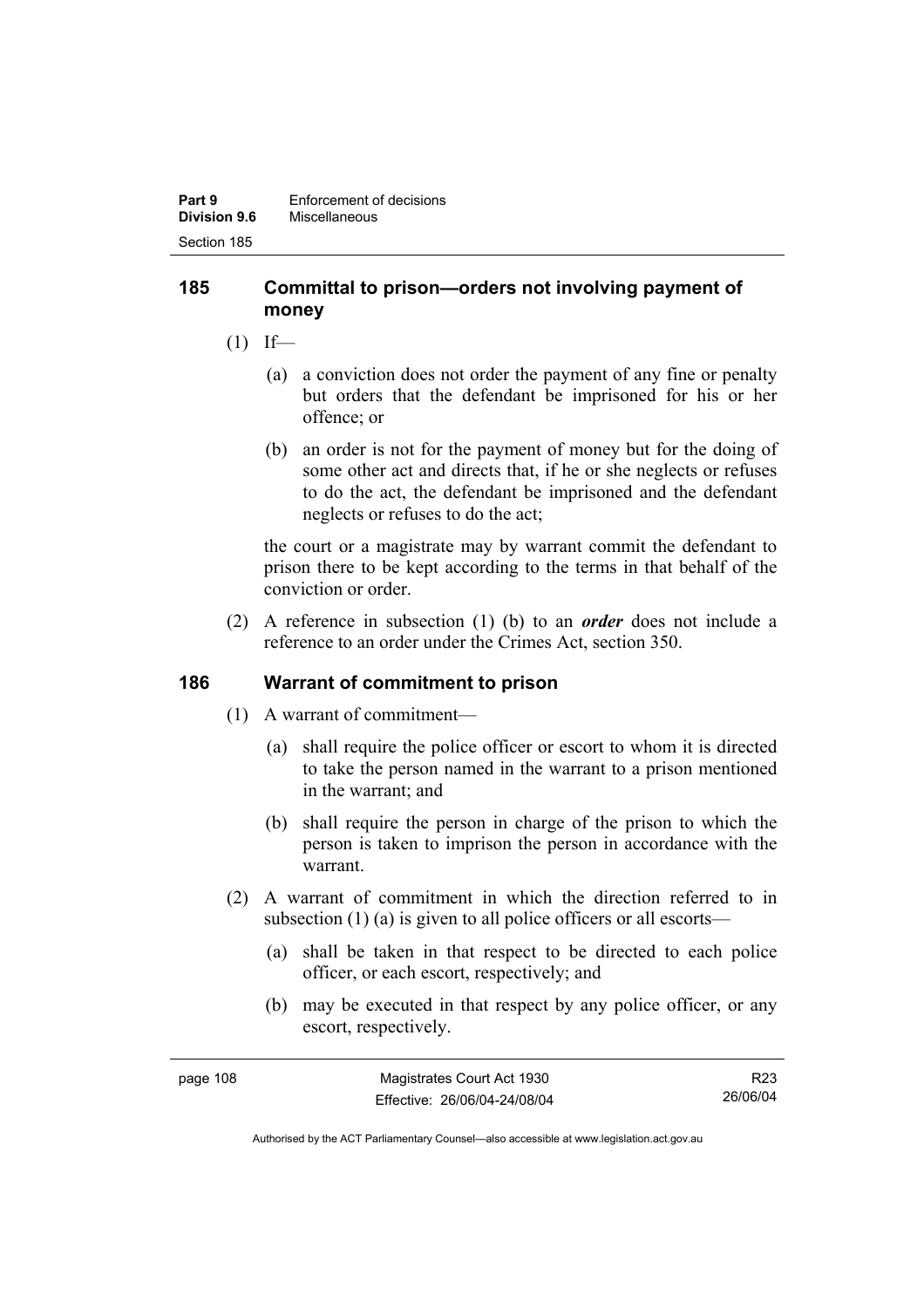## 185 Committal to prison—orders not involving payment of money

(1) If—

(a) a conviction does not order the payment of any fine or penalty but orders that the defendant be imprisoned for his or her offence; or

(b) an order is not for the payment of money but for the doing of some other act and directs that, if he or she neglects or refuses to do the act, the defendant be imprisoned and the defendant neglects or refuses to do the act;

the court or a magistrate may by warrant commit the defendant to prison there to be kept according to the terms in that behalf of the conviction or order.

(2) A reference in subsection (1) (b) to an ***order*** does not include a reference to an order under the Crimes Act, section 350.

## 186 Warrant of commitment to prison

(1) A warrant of commitment—

(a) shall require the police officer or escort to whom it is directed to take the person named in the warrant to a prison mentioned in the warrant; and

(b) shall require the person in charge of the prison to which the person is taken to imprison the person in accordance with the warrant.

(2) A warrant of commitment in which the direction referred to in subsection (1) (a) is given to all police officers or all escorts—

(a) shall be taken in that respect to be directed to each police officer, or each escort, respectively; and

(b) may be executed in that respect by any police officer, or any escort, respectively.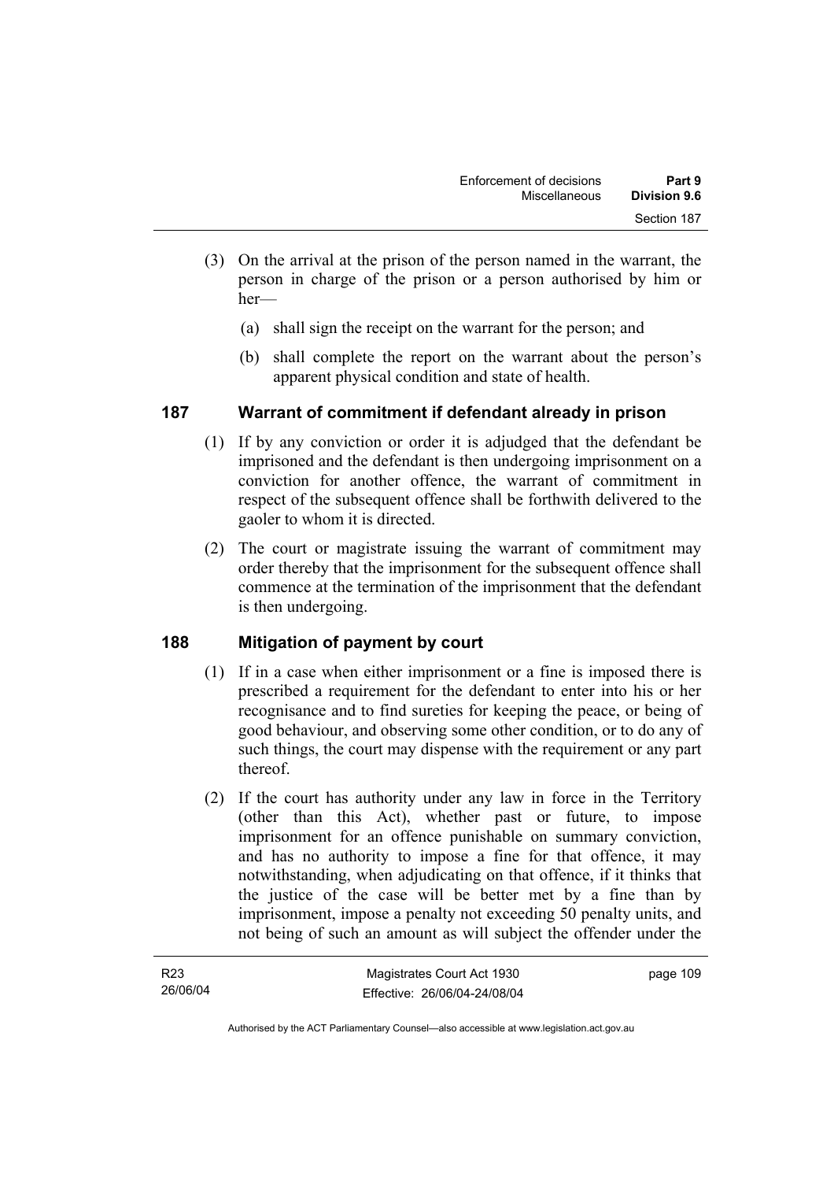(3) On the arrival at the prison of the person named in the warrant, the person in charge of the prison or a person authorised by him or her—

(a) shall sign the receipt on the warrant for the person; and

(b) shall complete the report on the warrant about the person's apparent physical condition and state of health.

### 187 Warrant of commitment if defendant already in prison

(1) If by any conviction or order it is adjudged that the defendant be imprisoned and the defendant is then undergoing imprisonment on a conviction for another offence, the warrant of commitment in respect of the subsequent offence shall be forthwith delivered to the gaoler to whom it is directed.

(2) The court or magistrate issuing the warrant of commitment may order thereby that the imprisonment for the subsequent offence shall commence at the termination of the imprisonment that the defendant is then undergoing.

### 188 Mitigation of payment by court

(1) If in a case when either imprisonment or a fine is imposed there is prescribed a requirement for the defendant to enter into his or her recognisance and to find sureties for keeping the peace, or being of good behaviour, and observing some other condition, or to do any of such things, the court may dispense with the requirement or any part thereof.

(2) If the court has authority under any law in force in the Territory (other than this Act), whether past or future, to impose imprisonment for an offence punishable on summary conviction, and has no authority to impose a fine for that offence, it may notwithstanding, when adjudicating on that offence, if it thinks that the justice of the case will be better met by a fine than by imprisonment, impose a penalty not exceeding 50 penalty units, and not being of such an amount as will subject the offender under the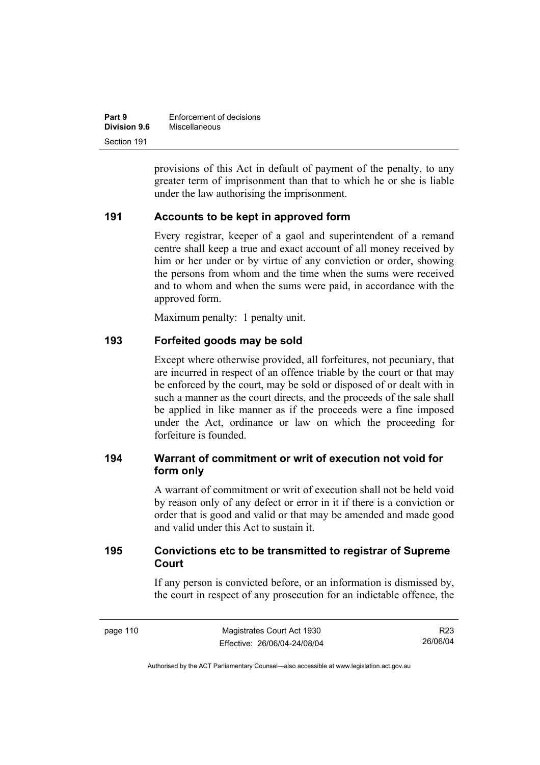provisions of this Act in default of payment of the penalty, to any greater term of imprisonment than that to which he or she is liable under the law authorising the imprisonment.

### 191 Accounts to be kept in approved form

Every registrar, keeper of a gaol and superintendent of a remand centre shall keep a true and exact account of all money received by him or her under or by virtue of any conviction or order, showing the persons from whom and the time when the sums were received and to whom and when the sums were paid, in accordance with the approved form.

Maximum penalty: 1 penalty unit.

### 193 Forfeited goods may be sold

Except where otherwise provided, all forfeitures, not pecuniary, that are incurred in respect of an offence triable by the court or that may be enforced by the court, may be sold or disposed of or dealt with in such a manner as the court directs, and the proceeds of the sale shall be applied in like manner as if the proceeds were a fine imposed under the Act, ordinance or law on which the proceeding for forfeiture is founded.

### 194 Warrant of commitment or writ of execution not void for form only

A warrant of commitment or writ of execution shall not be held void by reason only of any defect or error in it if there is a conviction or order that is good and valid or that may be amended and made good and valid under this Act to sustain it.

### 195 Convictions etc to be transmitted to registrar of Supreme Court

If any person is convicted before, or an information is dismissed by, the court in respect of any prosecution for an indictable offence, the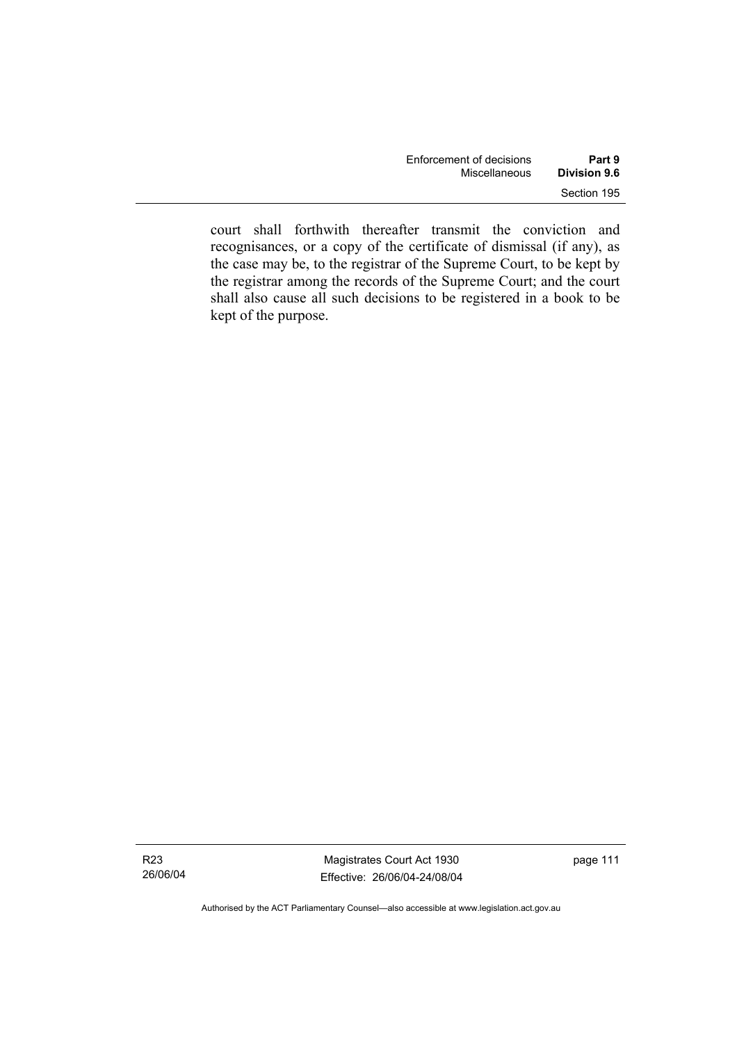court shall forthwith thereafter transmit the conviction and recognisances, or a copy of the certificate of dismissal (if any), as the case may be, to the registrar of the Supreme Court, to be kept by the registrar among the records of the Supreme Court; and the court shall also cause all such decisions to be registered in a book to be kept of the purpose.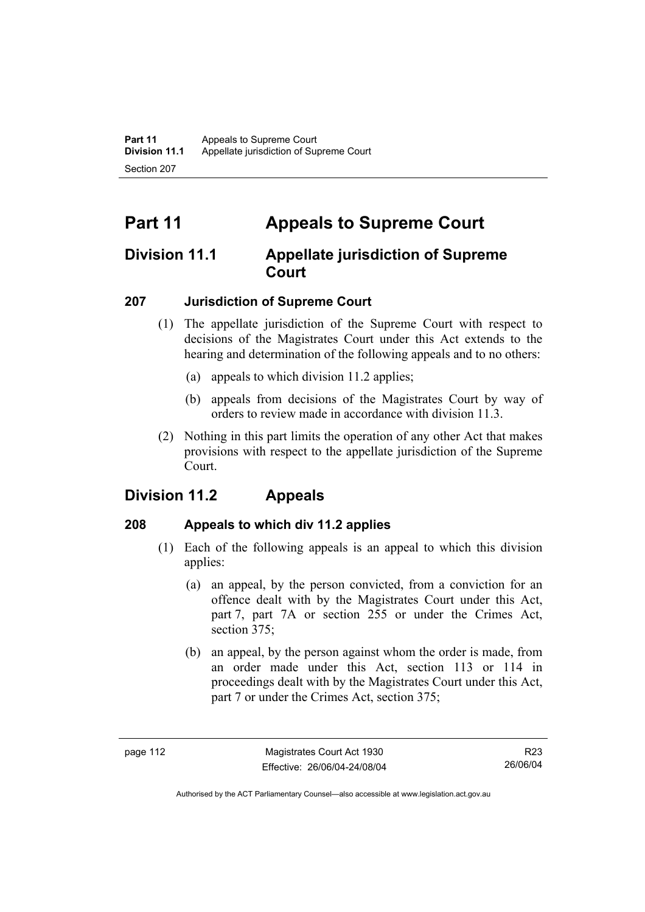# Part 11 Appeals to Supreme Court

## Division 11.1 Appellate jurisdiction of Supreme Court

### 207 Jurisdiction of Supreme Court

(1) The appellate jurisdiction of the Supreme Court with respect to decisions of the Magistrates Court under this Act extends to the hearing and determination of the following appeals and to no others:

(a) appeals to which division 11.2 applies;

(b) appeals from decisions of the Magistrates Court by way of orders to review made in accordance with division 11.3.

(2) Nothing in this part limits the operation of any other Act that makes provisions with respect to the appellate jurisdiction of the Supreme Court.

## Division 11.2 Appeals

### 208 Appeals to which div 11.2 applies

(1) Each of the following appeals is an appeal to which this division applies:

(a) an appeal, by the person convicted, from a conviction for an offence dealt with by the Magistrates Court under this Act, part 7, part 7A or section 255 or under the Crimes Act, section 375;

(b) an appeal, by the person against whom the order is made, from an order made under this Act, section 113 or 114 in proceedings dealt with by the Magistrates Court under this Act, part 7 or under the Crimes Act, section 375;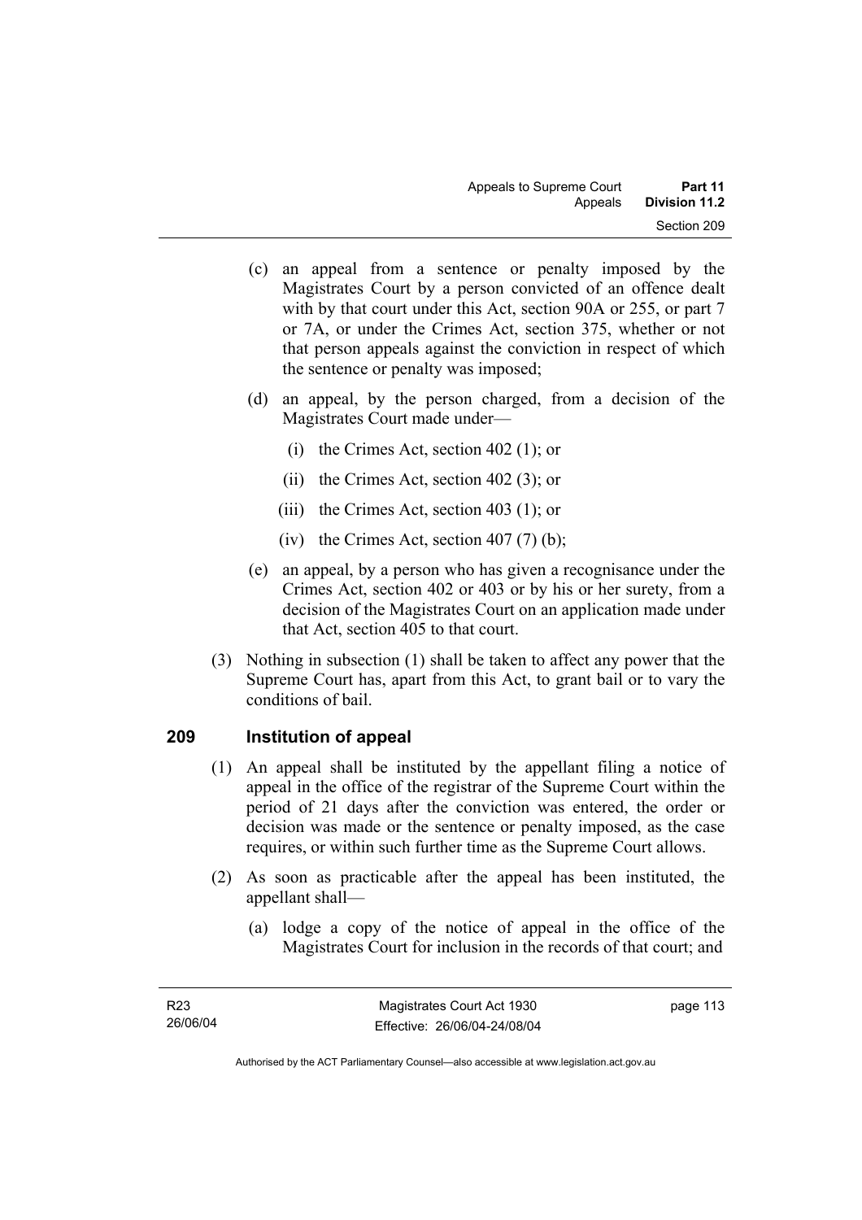(c) an appeal from a sentence or penalty imposed by the Magistrates Court by a person convicted of an offence dealt with by that court under this Act, section 90A or 255, or part 7 or 7A, or under the Crimes Act, section 375, whether or not that person appeals against the conviction in respect of which the sentence or penalty was imposed;

(d) an appeal, by the person charged, from a decision of the Magistrates Court made under—

 (i) the Crimes Act, section 402 (1); or

 (ii) the Crimes Act, section 402 (3); or

 (iii) the Crimes Act, section 403 (1); or

 (iv) the Crimes Act, section 407 (7) (b);

(e) an appeal, by a person who has given a recognisance under the Crimes Act, section 402 or 403 or by his or her surety, from a decision of the Magistrates Court on an application made under that Act, section 405 to that court.

(3) Nothing in subsection (1) shall be taken to affect any power that the Supreme Court has, apart from this Act, to grant bail or to vary the conditions of bail.

## 209 Institution of appeal

(1) An appeal shall be instituted by the appellant filing a notice of appeal in the office of the registrar of the Supreme Court within the period of 21 days after the conviction was entered, the order or decision was made or the sentence or penalty imposed, as the case requires, or within such further time as the Supreme Court allows.

(2) As soon as practicable after the appeal has been instituted, the appellant shall—

 (a) lodge a copy of the notice of appeal in the office of the Magistrates Court for inclusion in the records of that court; and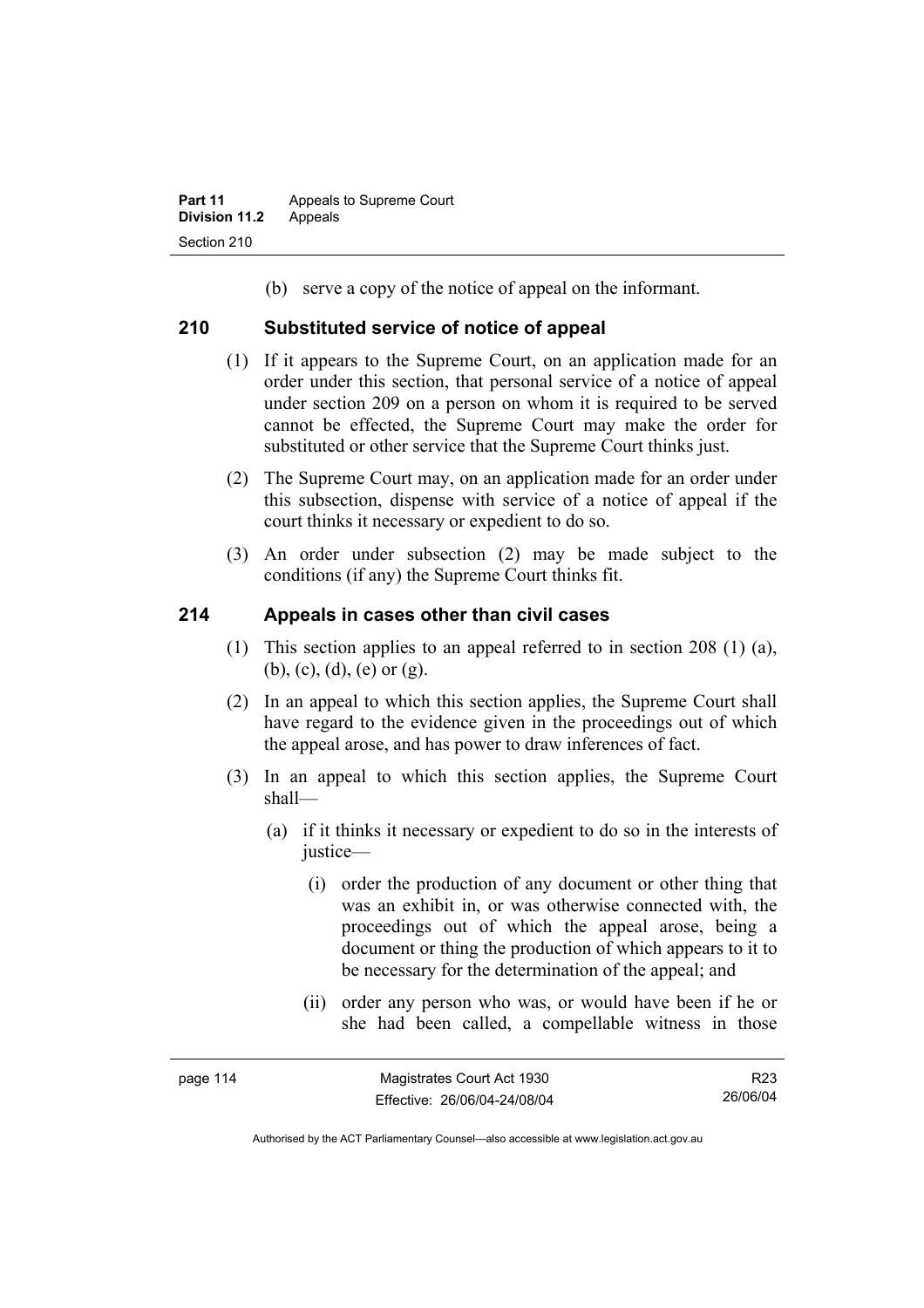(b) serve a copy of the notice of appeal on the informant.

## 210 Substituted service of notice of appeal

(1) If it appears to the Supreme Court, on an application made for an order under this section, that personal service of a notice of appeal under section 209 on a person on whom it is required to be served cannot be effected, the Supreme Court may make the order for substituted or other service that the Supreme Court thinks just.

(2) The Supreme Court may, on an application made for an order under this subsection, dispense with service of a notice of appeal if the court thinks it necessary or expedient to do so.

(3) An order under subsection (2) may be made subject to the conditions (if any) the Supreme Court thinks fit.

## 214 Appeals in cases other than civil cases

(1) This section applies to an appeal referred to in section 208 (1) (a), (b), (c), (d), (e) or (g).

(2) In an appeal to which this section applies, the Supreme Court shall have regard to the evidence given in the proceedings out of which the appeal arose, and has power to draw inferences of fact.

(3) In an appeal to which this section applies, the Supreme Court shall—

(a) if it thinks it necessary or expedient to do so in the interests of justice—

(i) order the production of any document or other thing that was an exhibit in, or was otherwise connected with, the proceedings out of which the appeal arose, being a document or thing the production of which appears to it to be necessary for the determination of the appeal; and

(ii) order any person who was, or would have been if he or she had been called, a compellable witness in those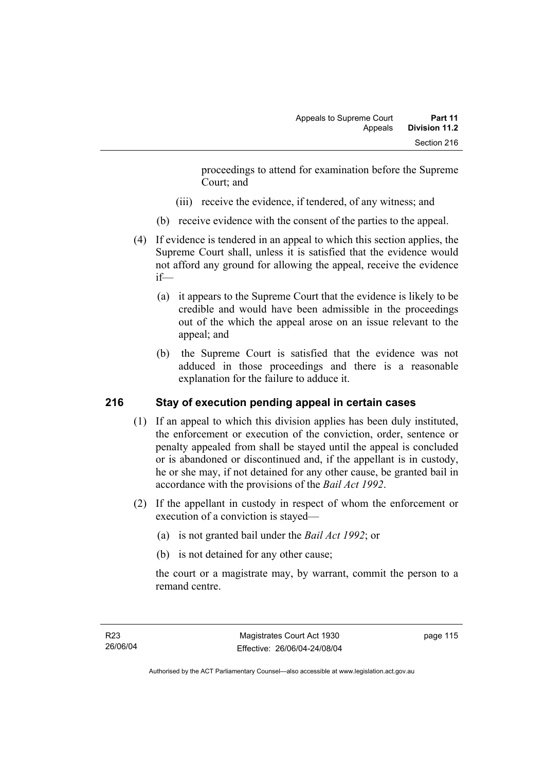proceedings to attend for examination before the Supreme Court; and

(iii) receive the evidence, if tendered, of any witness; and

(b) receive evidence with the consent of the parties to the appeal.

(4) If evidence is tendered in an appeal to which this section applies, the Supreme Court shall, unless it is satisfied that the evidence would not afford any ground for allowing the appeal, receive the evidence if—

(a) it appears to the Supreme Court that the evidence is likely to be credible and would have been admissible in the proceedings out of the which the appeal arose on an issue relevant to the appeal; and

(b) the Supreme Court is satisfied that the evidence was not adduced in those proceedings and there is a reasonable explanation for the failure to adduce it.

## 216 Stay of execution pending appeal in certain cases

(1) If an appeal to which this division applies has been duly instituted, the enforcement or execution of the conviction, order, sentence or penalty appealed from shall be stayed until the appeal is concluded or is abandoned or discontinued and, if the appellant is in custody, he or she may, if not detained for any other cause, be granted bail in accordance with the provisions of the *Bail Act 1992*.

(2) If the appellant in custody in respect of whom the enforcement or execution of a conviction is stayed—

(a) is not granted bail under the *Bail Act 1992*; or

(b) is not detained for any other cause;

the court or a magistrate may, by warrant, commit the person to a remand centre.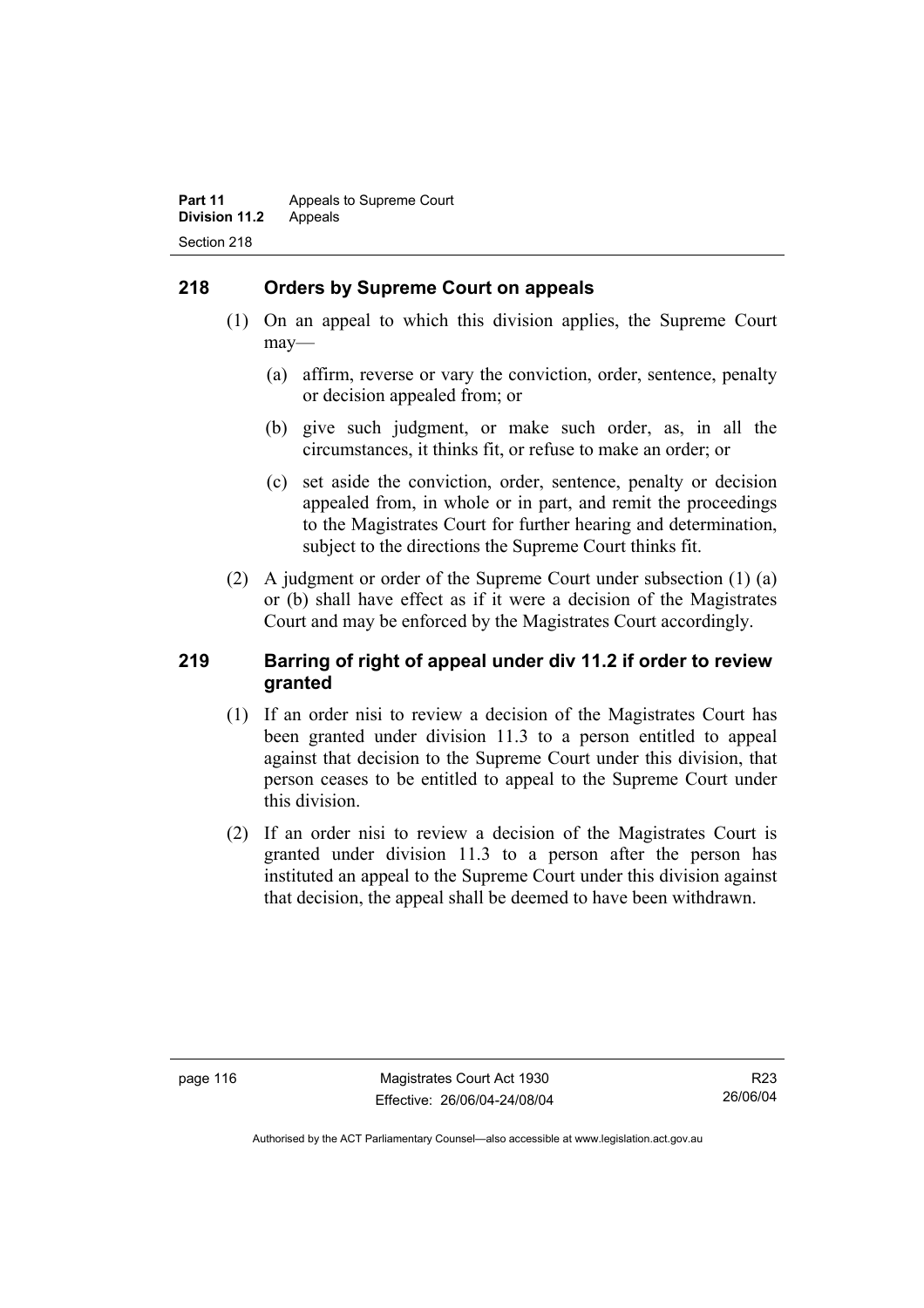## 218 Orders by Supreme Court on appeals

(1) On an appeal to which this division applies, the Supreme Court may—

(a) affirm, reverse or vary the conviction, order, sentence, penalty or decision appealed from; or

(b) give such judgment, or make such order, as, in all the circumstances, it thinks fit, or refuse to make an order; or

(c) set aside the conviction, order, sentence, penalty or decision appealed from, in whole or in part, and remit the proceedings to the Magistrates Court for further hearing and determination, subject to the directions the Supreme Court thinks fit.

(2) A judgment or order of the Supreme Court under subsection (1) (a) or (b) shall have effect as if it were a decision of the Magistrates Court and may be enforced by the Magistrates Court accordingly.

## 219 Barring of right of appeal under div 11.2 if order to review granted

(1) If an order nisi to review a decision of the Magistrates Court has been granted under division 11.3 to a person entitled to appeal against that decision to the Supreme Court under this division, that person ceases to be entitled to appeal to the Supreme Court under this division.

(2) If an order nisi to review a decision of the Magistrates Court is granted under division 11.3 to a person after the person has instituted an appeal to the Supreme Court under this division against that decision, the appeal shall be deemed to have been withdrawn.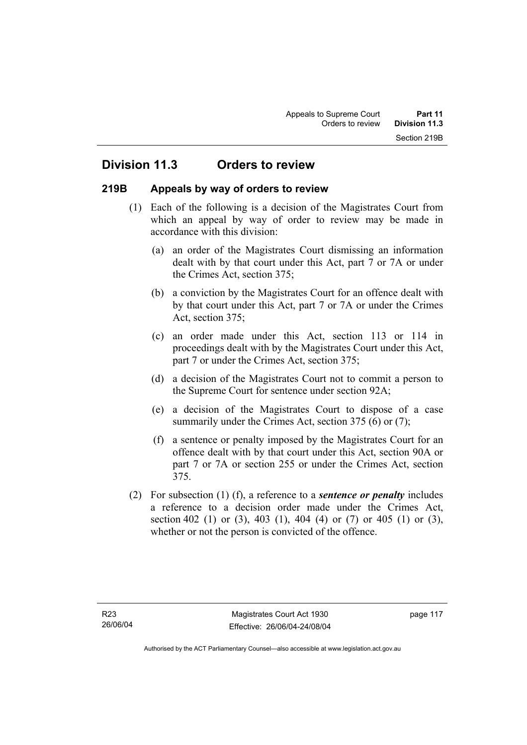## Division 11.3 Orders to review

### 219B Appeals by way of orders to review

(1) Each of the following is a decision of the Magistrates Court from which an appeal by way of order to review may be made in accordance with this division:

(a) an order of the Magistrates Court dismissing an information dealt with by that court under this Act, part 7 or 7A or under the Crimes Act, section 375;

(b) a conviction by the Magistrates Court for an offence dealt with by that court under this Act, part 7 or 7A or under the Crimes Act, section 375;

(c) an order made under this Act, section 113 or 114 in proceedings dealt with by the Magistrates Court under this Act, part 7 or under the Crimes Act, section 375;

(d) a decision of the Magistrates Court not to commit a person to the Supreme Court for sentence under section 92A;

(e) a decision of the Magistrates Court to dispose of a case summarily under the Crimes Act, section 375 (6) or (7);

(f) a sentence or penalty imposed by the Magistrates Court for an offence dealt with by that court under this Act, section 90A or part 7 or 7A or section 255 or under the Crimes Act, section 375.

(2) For subsection (1) (f), a reference to a ***sentence or penalty*** includes a reference to a decision order made under the Crimes Act, section 402 (1) or (3), 403 (1), 404 (4) or (7) or 405 (1) or (3), whether or not the person is convicted of the offence.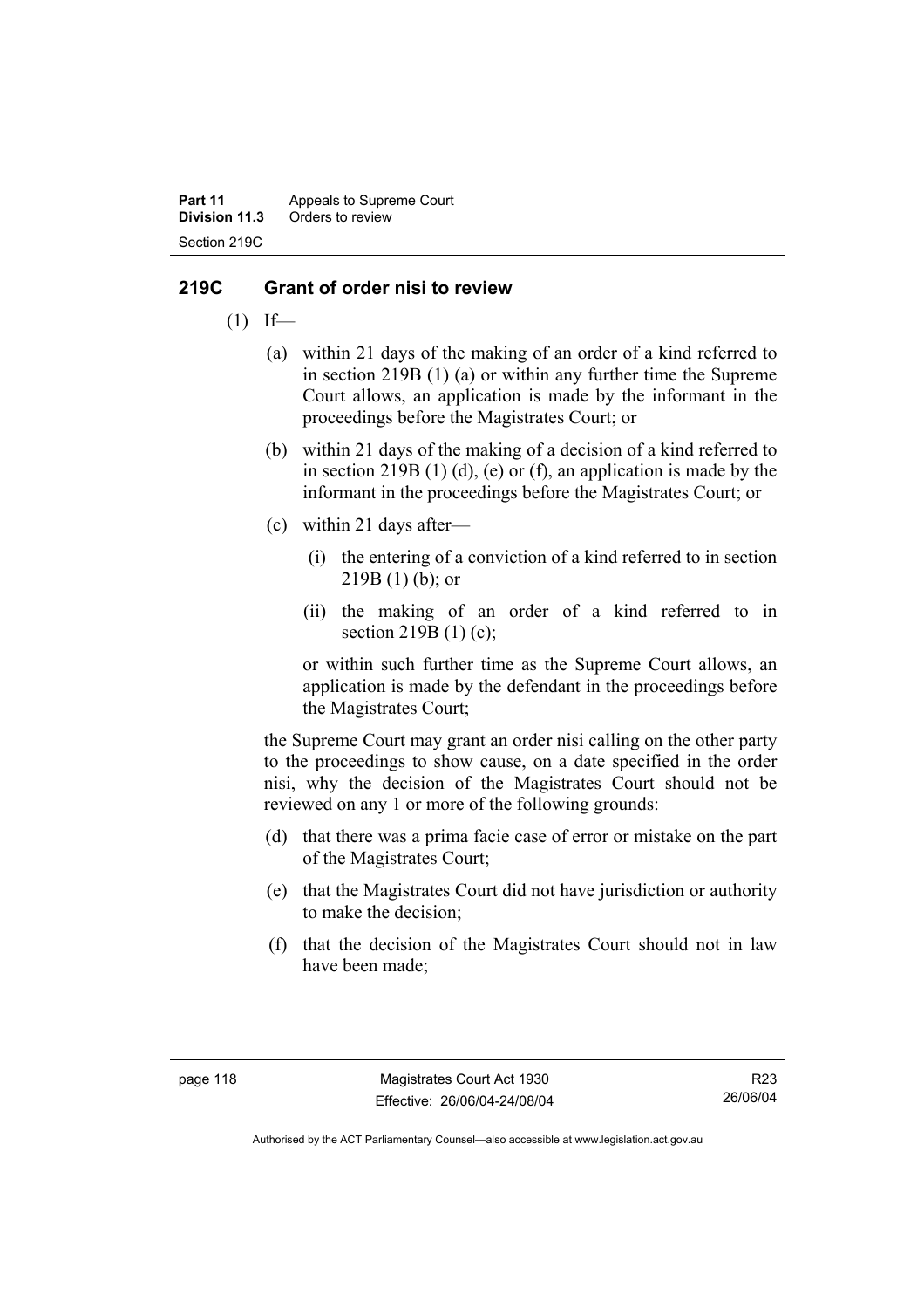## 219C Grant of order nisi to review

(1) If—

(a) within 21 days of the making of an order of a kind referred to in section 219B (1) (a) or within any further time the Supreme Court allows, an application is made by the informant in the proceedings before the Magistrates Court; or

(b) within 21 days of the making of a decision of a kind referred to in section 219B (1) (d), (e) or (f), an application is made by the informant in the proceedings before the Magistrates Court; or

(c) within 21 days after—

(i) the entering of a conviction of a kind referred to in section 219B (1) (b); or

(ii) the making of an order of a kind referred to in section 219B (1) (c);

or within such further time as the Supreme Court allows, an application is made by the defendant in the proceedings before the Magistrates Court;

the Supreme Court may grant an order nisi calling on the other party to the proceedings to show cause, on a date specified in the order nisi, why the decision of the Magistrates Court should not be reviewed on any 1 or more of the following grounds:

(d) that there was a prima facie case of error or mistake on the part of the Magistrates Court;

(e) that the Magistrates Court did not have jurisdiction or authority to make the decision;

(f) that the decision of the Magistrates Court should not in law have been made;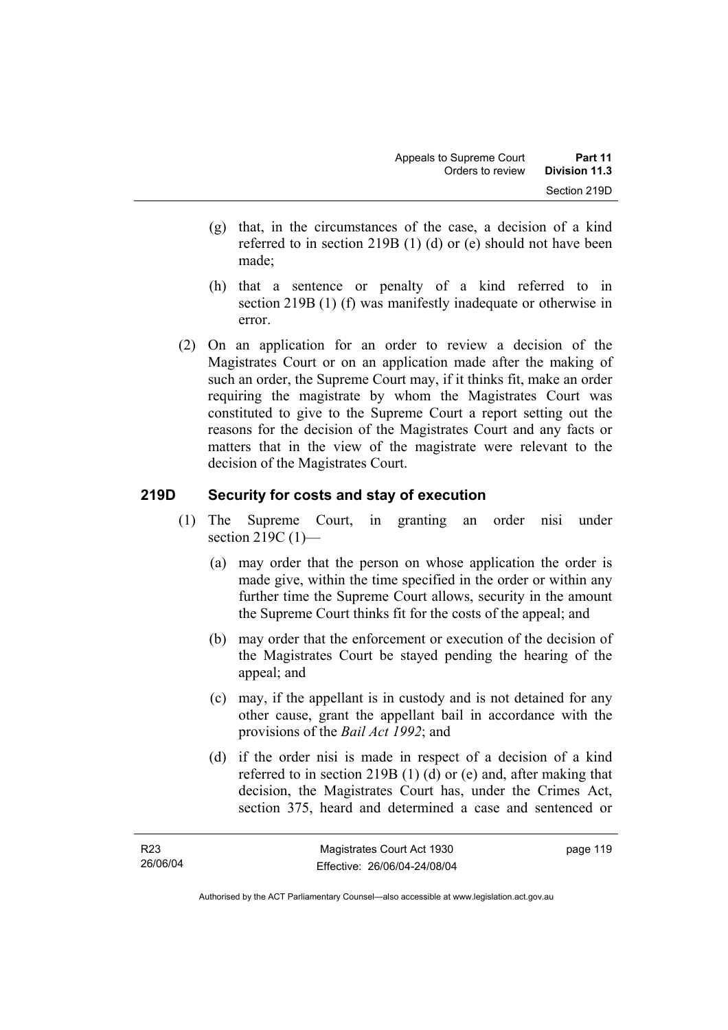(g) that, in the circumstances of the case, a decision of a kind referred to in section 219B (1) (d) or (e) should not have been made;

(h) that a sentence or penalty of a kind referred to in section 219B (1) (f) was manifestly inadequate or otherwise in error.

(2) On an application for an order to review a decision of the Magistrates Court or on an application made after the making of such an order, the Supreme Court may, if it thinks fit, make an order requiring the magistrate by whom the Magistrates Court was constituted to give to the Supreme Court a report setting out the reasons for the decision of the Magistrates Court and any facts or matters that in the view of the magistrate were relevant to the decision of the Magistrates Court.

## 219D Security for costs and stay of execution

(1) The Supreme Court, in granting an order nisi under section 219C (1)—

(a) may order that the person on whose application the order is made give, within the time specified in the order or within any further time the Supreme Court allows, security in the amount the Supreme Court thinks fit for the costs of the appeal; and

(b) may order that the enforcement or execution of the decision of the Magistrates Court be stayed pending the hearing of the appeal; and

(c) may, if the appellant is in custody and is not detained for any other cause, grant the appellant bail in accordance with the provisions of the *Bail Act 1992*; and

(d) if the order nisi is made in respect of a decision of a kind referred to in section 219B (1) (d) or (e) and, after making that decision, the Magistrates Court has, under the Crimes Act, section 375, heard and determined a case and sentenced or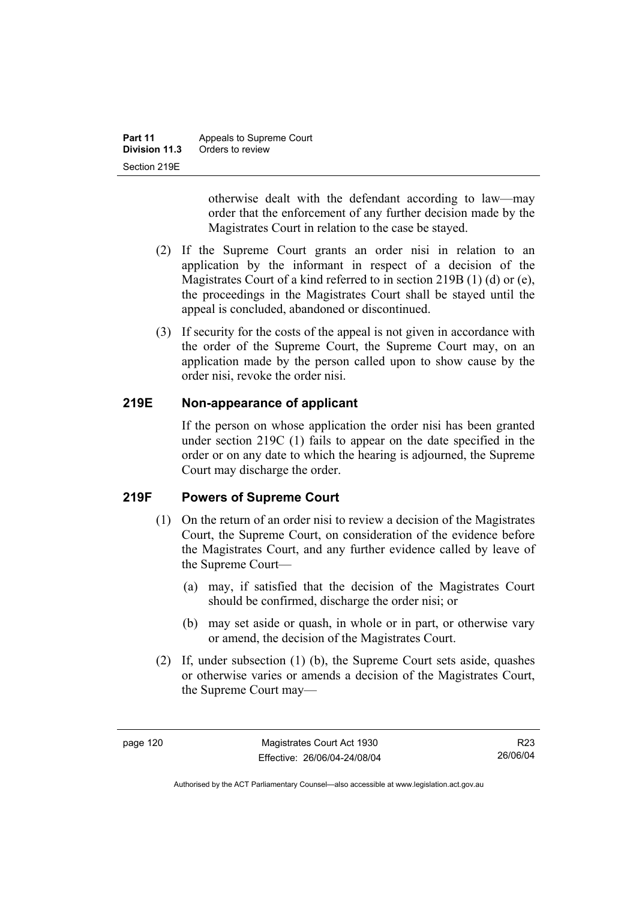otherwise dealt with the defendant according to law—may order that the enforcement of any further decision made by the Magistrates Court in relation to the case be stayed.

(2) If the Supreme Court grants an order nisi in relation to an application by the informant in respect of a decision of the Magistrates Court of a kind referred to in section 219B (1) (d) or (e), the proceedings in the Magistrates Court shall be stayed until the appeal is concluded, abandoned or discontinued.

(3) If security for the costs of the appeal is not given in accordance with the order of the Supreme Court, the Supreme Court may, on an application made by the person called upon to show cause by the order nisi, revoke the order nisi.

## 219E Non-appearance of applicant

If the person on whose application the order nisi has been granted under section 219C (1) fails to appear on the date specified in the order or on any date to which the hearing is adjourned, the Supreme Court may discharge the order.

## 219F Powers of Supreme Court

(1) On the return of an order nisi to review a decision of the Magistrates Court, the Supreme Court, on consideration of the evidence before the Magistrates Court, and any further evidence called by leave of the Supreme Court—

(a) may, if satisfied that the decision of the Magistrates Court should be confirmed, discharge the order nisi; or

(b) may set aside or quash, in whole or in part, or otherwise vary or amend, the decision of the Magistrates Court.

(2) If, under subsection (1) (b), the Supreme Court sets aside, quashes or otherwise varies or amends a decision of the Magistrates Court, the Supreme Court may—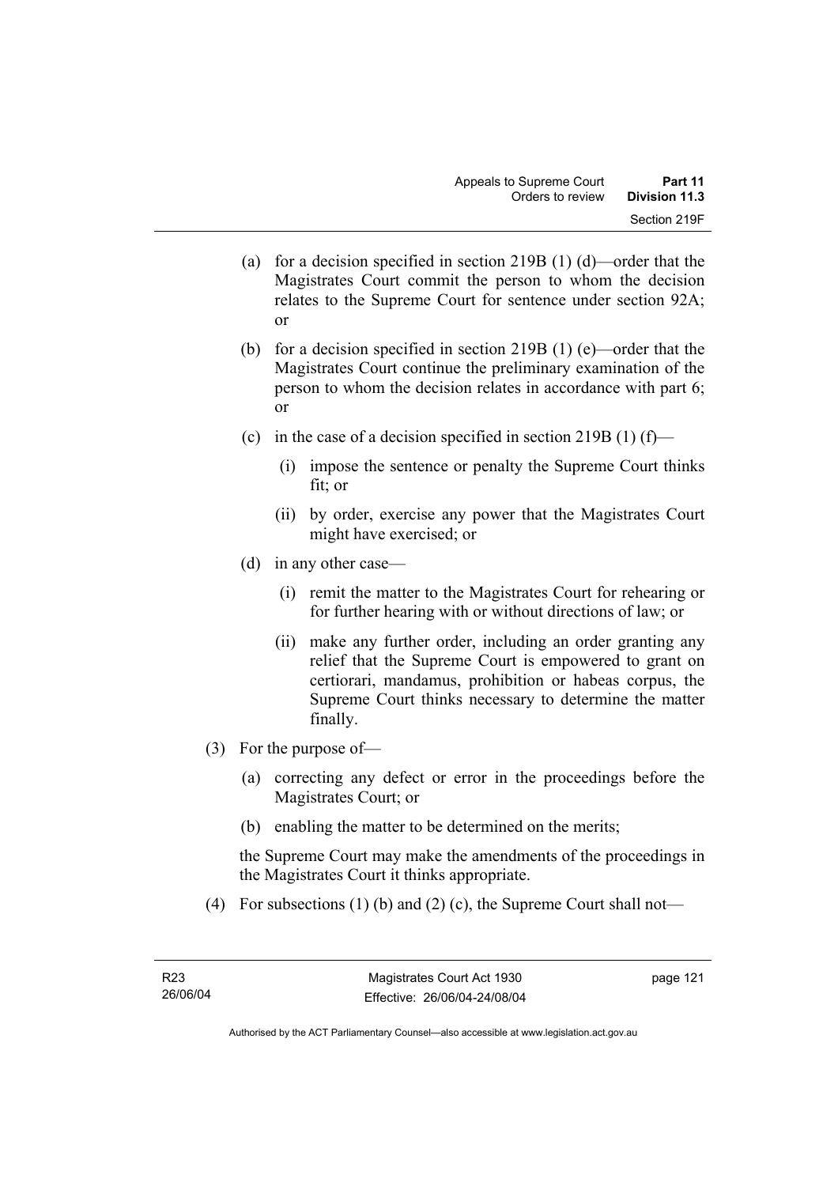(a) for a decision specified in section 219B (1) (d)—order that the Magistrates Court commit the person to whom the decision relates to the Supreme Court for sentence under section 92A; or

(b) for a decision specified in section 219B (1) (e)—order that the Magistrates Court continue the preliminary examination of the person to whom the decision relates in accordance with part 6; or

(c) in the case of a decision specified in section 219B (1) (f)—

(i) impose the sentence or penalty the Supreme Court thinks fit; or

(ii) by order, exercise any power that the Magistrates Court might have exercised; or

(d) in any other case—

(i) remit the matter to the Magistrates Court for rehearing or for further hearing with or without directions of law; or

(ii) make any further order, including an order granting any relief that the Supreme Court is empowered to grant on certiorari, mandamus, prohibition or habeas corpus, the Supreme Court thinks necessary to determine the matter finally.

(3) For the purpose of—

(a) correcting any defect or error in the proceedings before the Magistrates Court; or

(b) enabling the matter to be determined on the merits;

the Supreme Court may make the amendments of the proceedings in the Magistrates Court it thinks appropriate.

(4) For subsections (1) (b) and (2) (c), the Supreme Court shall not—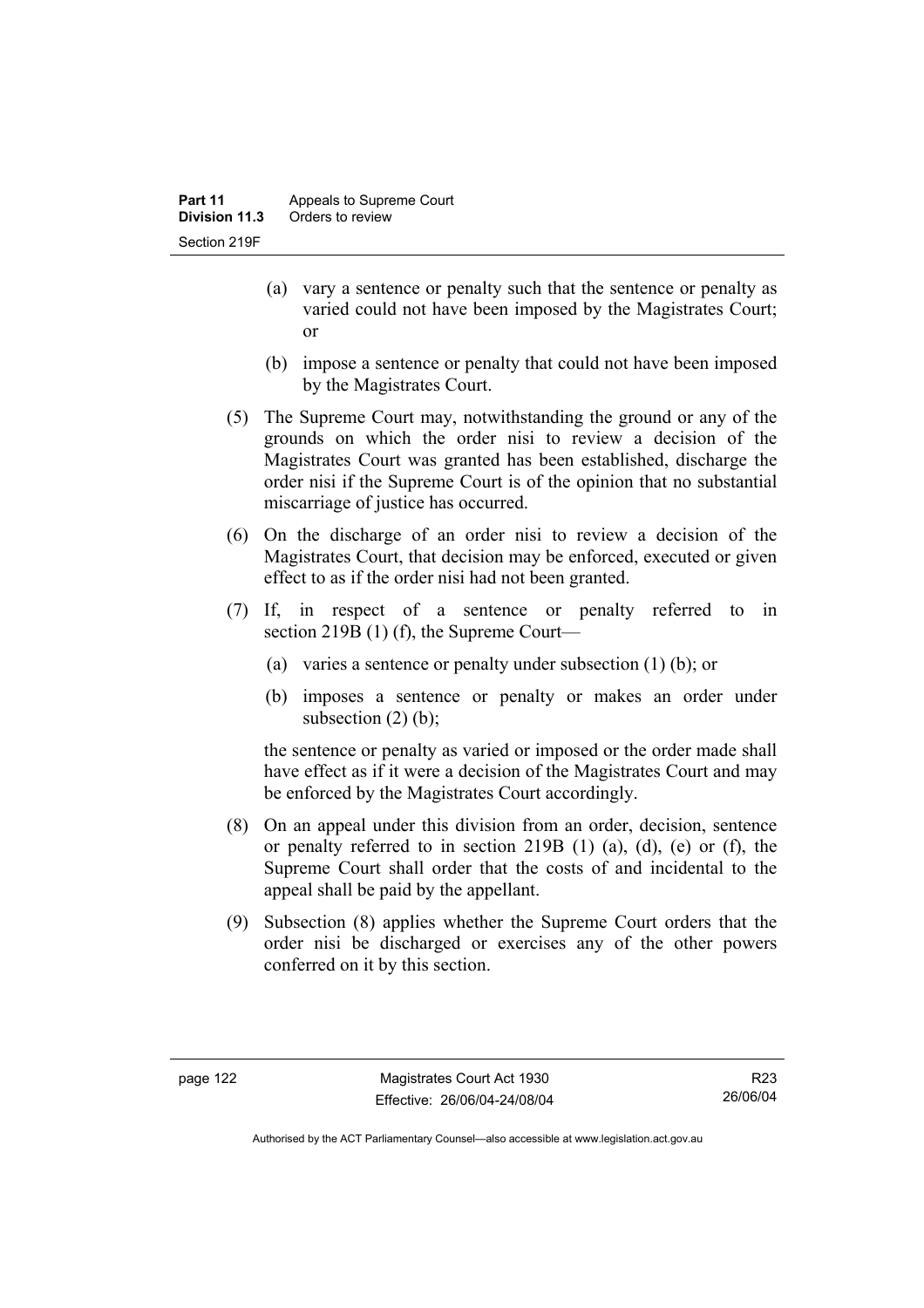(a) vary a sentence or penalty such that the sentence or penalty as varied could not have been imposed by the Magistrates Court; or

(b) impose a sentence or penalty that could not have been imposed by the Magistrates Court.

(5) The Supreme Court may, notwithstanding the ground or any of the grounds on which the order nisi to review a decision of the Magistrates Court was granted has been established, discharge the order nisi if the Supreme Court is of the opinion that no substantial miscarriage of justice has occurred.

(6) On the discharge of an order nisi to review a decision of the Magistrates Court, that decision may be enforced, executed or given effect to as if the order nisi had not been granted.

(7) If, in respect of a sentence or penalty referred to in section 219B (1) (f), the Supreme Court—

(a) varies a sentence or penalty under subsection (1) (b); or

(b) imposes a sentence or penalty or makes an order under subsection (2) (b);

the sentence or penalty as varied or imposed or the order made shall have effect as if it were a decision of the Magistrates Court and may be enforced by the Magistrates Court accordingly.

(8) On an appeal under this division from an order, decision, sentence or penalty referred to in section 219B (1) (a), (d), (e) or (f), the Supreme Court shall order that the costs of and incidental to the appeal shall be paid by the appellant.

(9) Subsection (8) applies whether the Supreme Court orders that the order nisi be discharged or exercises any of the other powers conferred on it by this section.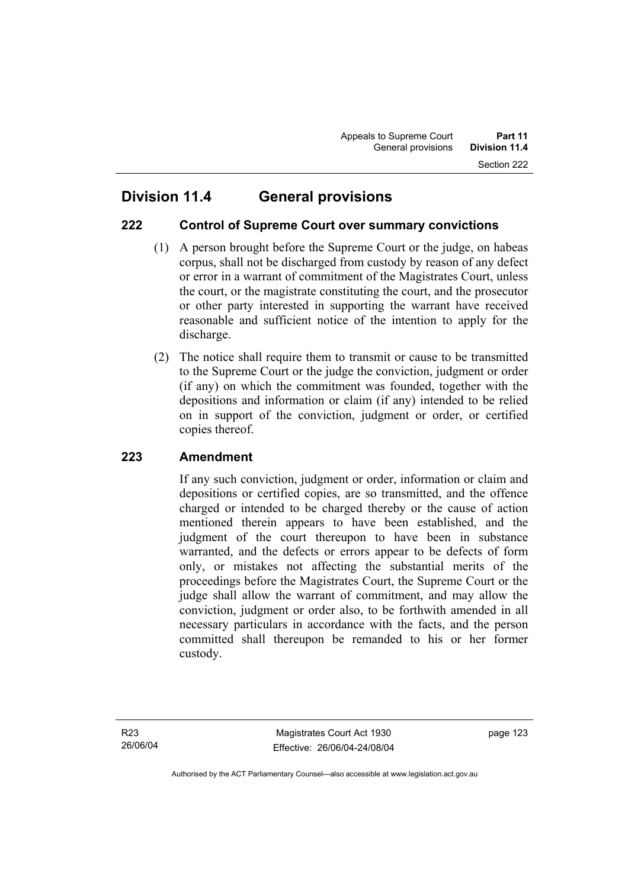## Division 11.4 General provisions

### 222 Control of Supreme Court over summary convictions

(1) A person brought before the Supreme Court or the judge, on habeas corpus, shall not be discharged from custody by reason of any defect or error in a warrant of commitment of the Magistrates Court, unless the court, or the magistrate constituting the court, and the prosecutor or other party interested in supporting the warrant have received reasonable and sufficient notice of the intention to apply for the discharge.

(2) The notice shall require them to transmit or cause to be transmitted to the Supreme Court or the judge the conviction, judgment or order (if any) on which the commitment was founded, together with the depositions and information or claim (if any) intended to be relied on in support of the conviction, judgment or order, or certified copies thereof.

### 223 Amendment

If any such conviction, judgment or order, information or claim and depositions or certified copies, are so transmitted, and the offence charged or intended to be charged thereby or the cause of action mentioned therein appears to have been established, and the judgment of the court thereupon to have been in substance warranted, and the defects or errors appear to be defects of form only, or mistakes not affecting the substantial merits of the proceedings before the Magistrates Court, the Supreme Court or the judge shall allow the warrant of commitment, and may allow the conviction, judgment or order also, to be forthwith amended in all necessary particulars in accordance with the facts, and the person committed shall thereupon be remanded to his or her former custody.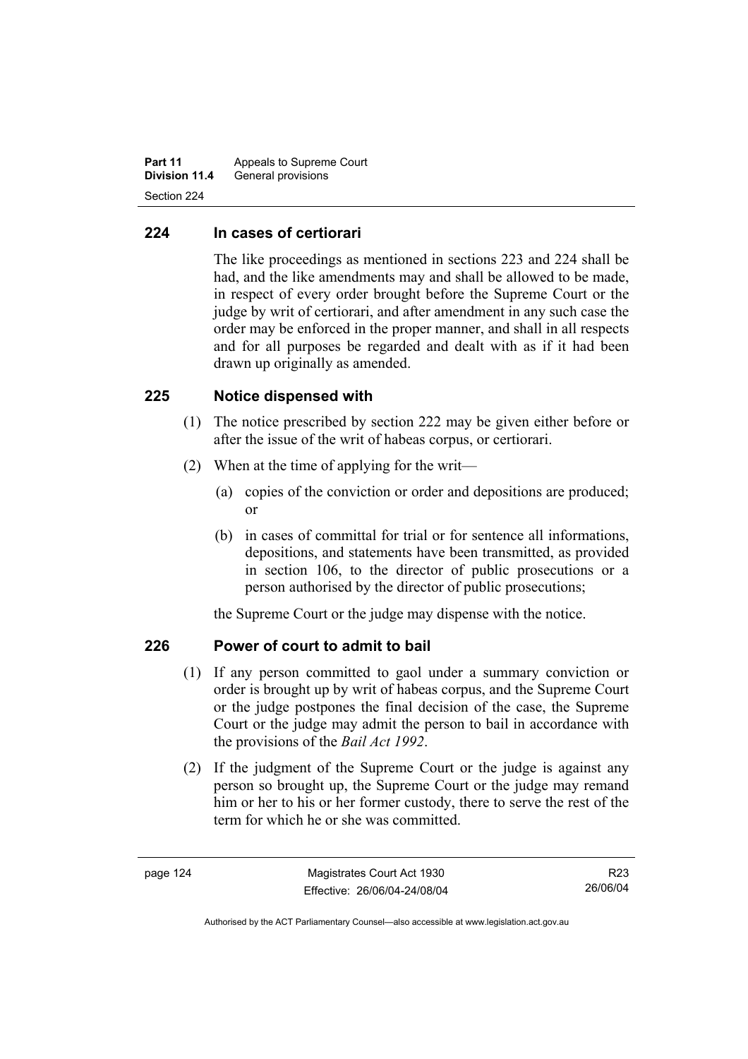## 224 In cases of certiorari

The like proceedings as mentioned in sections 223 and 224 shall be had, and the like amendments may and shall be allowed to be made, in respect of every order brought before the Supreme Court or the judge by writ of certiorari, and after amendment in any such case the order may be enforced in the proper manner, and shall in all respects and for all purposes be regarded and dealt with as if it had been drawn up originally as amended.

## 225 Notice dispensed with

(1) The notice prescribed by section 222 may be given either before or after the issue of the writ of habeas corpus, or certiorari.

(2) When at the time of applying for the writ—

(a) copies of the conviction or order and depositions are produced; or

(b) in cases of committal for trial or for sentence all informations, depositions, and statements have been transmitted, as provided in section 106, to the director of public prosecutions or a person authorised by the director of public prosecutions;

the Supreme Court or the judge may dispense with the notice.

## 226 Power of court to admit to bail

(1) If any person committed to gaol under a summary conviction or order is brought up by writ of habeas corpus, and the Supreme Court or the judge postpones the final decision of the case, the Supreme Court or the judge may admit the person to bail in accordance with the provisions of the *Bail Act 1992*.

(2) If the judgment of the Supreme Court or the judge is against any person so brought up, the Supreme Court or the judge may remand him or her to his or her former custody, there to serve the rest of the term for which he or she was committed.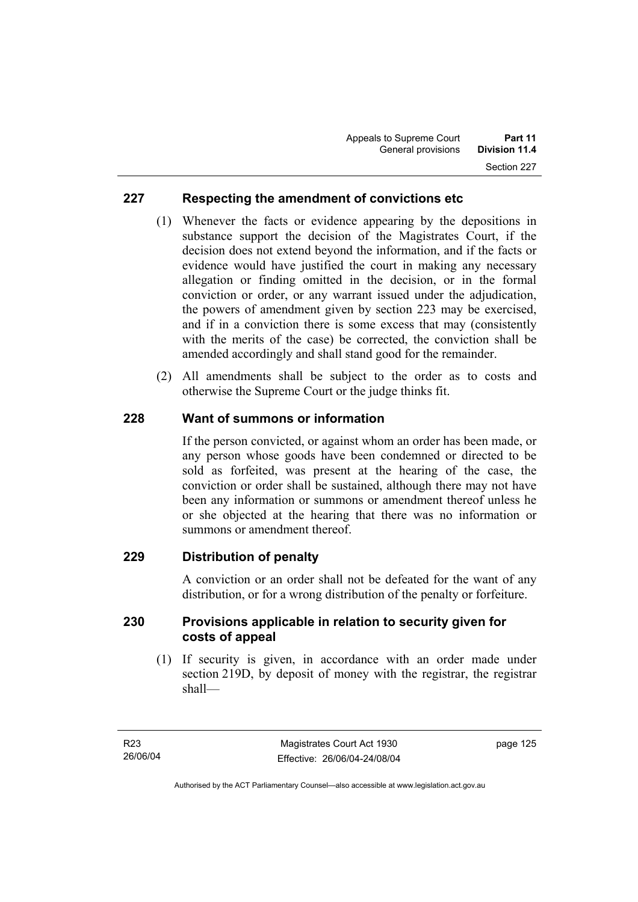## 227 Respecting the amendment of convictions etc

(1) Whenever the facts or evidence appearing by the depositions in substance support the decision of the Magistrates Court, if the decision does not extend beyond the information, and if the facts or evidence would have justified the court in making any necessary allegation or finding omitted in the decision, or in the formal conviction or order, or any warrant issued under the adjudication, the powers of amendment given by section 223 may be exercised, and if in a conviction there is some excess that may (consistently with the merits of the case) be corrected, the conviction shall be amended accordingly and shall stand good for the remainder.

(2) All amendments shall be subject to the order as to costs and otherwise the Supreme Court or the judge thinks fit.

## 228 Want of summons or information

If the person convicted, or against whom an order has been made, or any person whose goods have been condemned or directed to be sold as forfeited, was present at the hearing of the case, the conviction or order shall be sustained, although there may not have been any information or summons or amendment thereof unless he or she objected at the hearing that there was no information or summons or amendment thereof.

## 229 Distribution of penalty

A conviction or an order shall not be defeated for the want of any distribution, or for a wrong distribution of the penalty or forfeiture.

## 230 Provisions applicable in relation to security given for costs of appeal

(1) If security is given, in accordance with an order made under section 219D, by deposit of money with the registrar, the registrar shall—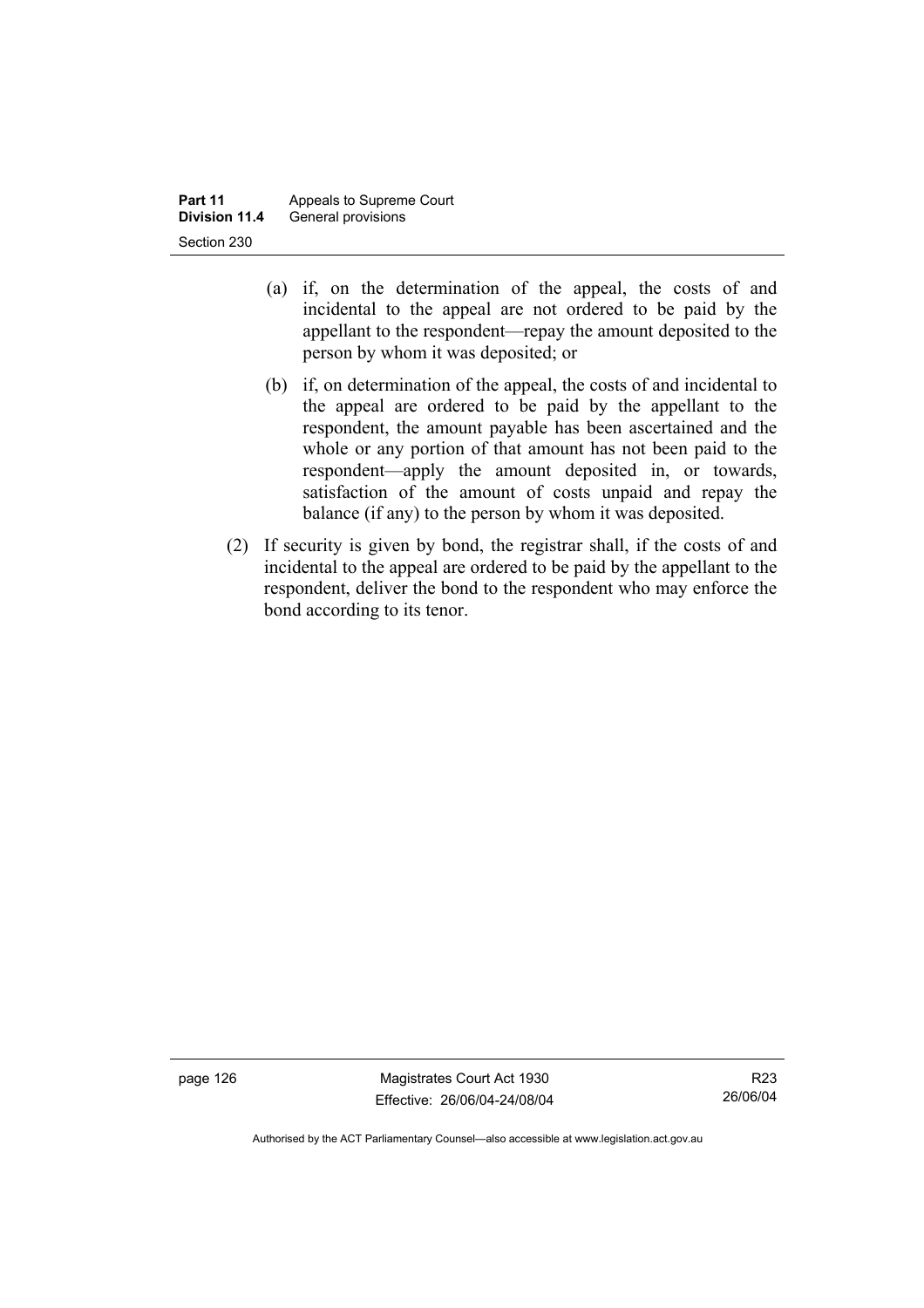(a) if, on the determination of the appeal, the costs of and incidental to the appeal are not ordered to be paid by the appellant to the respondent—repay the amount deposited to the person by whom it was deposited; or

(b) if, on determination of the appeal, the costs of and incidental to the appeal are ordered to be paid by the appellant to the respondent, the amount payable has been ascertained and the whole or any portion of that amount has not been paid to the respondent—apply the amount deposited in, or towards, satisfaction of the amount of costs unpaid and repay the balance (if any) to the person by whom it was deposited.

(2) If security is given by bond, the registrar shall, if the costs of and incidental to the appeal are ordered to be paid by the appellant to the respondent, deliver the bond to the respondent who may enforce the bond according to its tenor.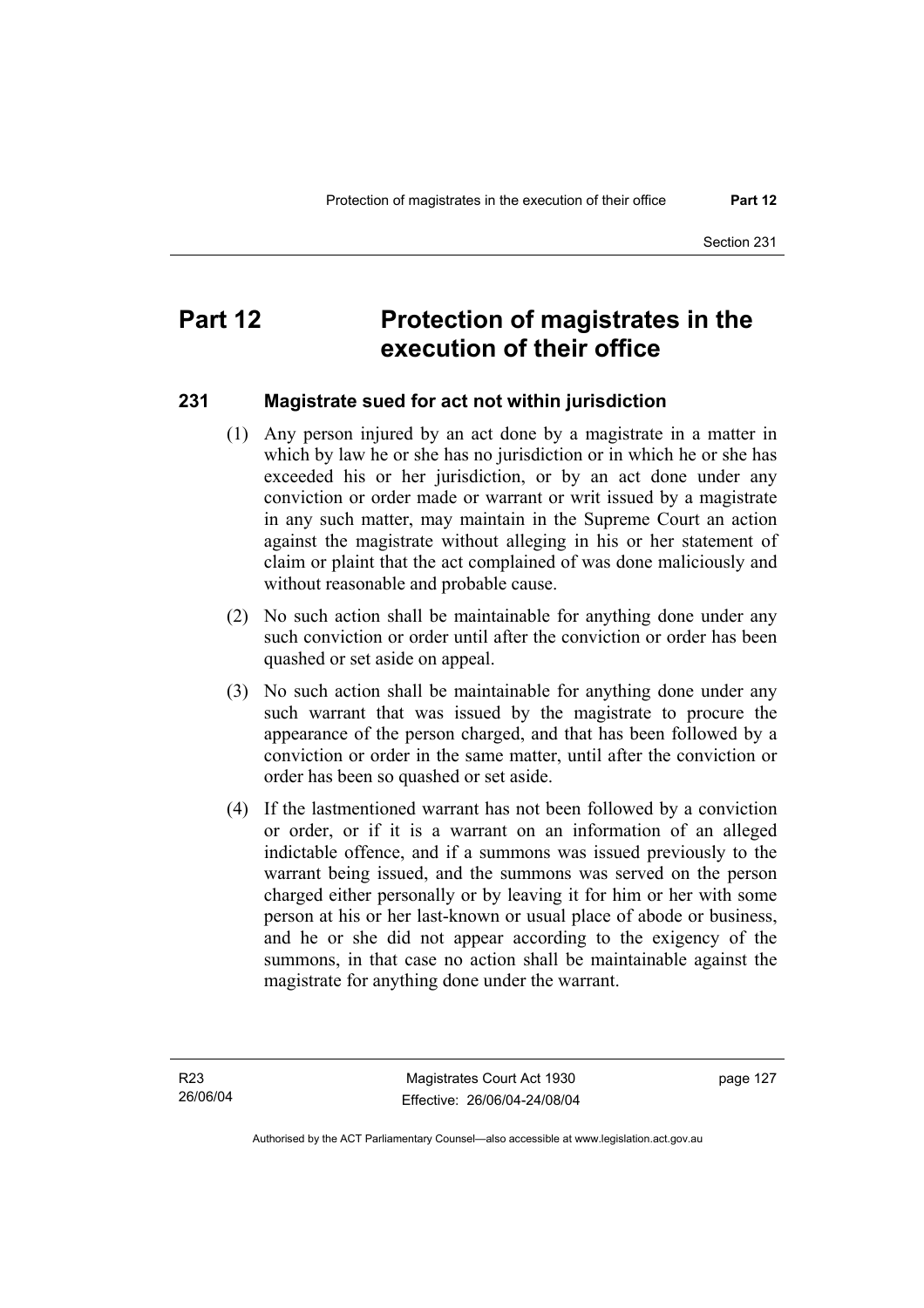# Part 12 Protection of magistrates in the execution of their office

## 231 Magistrate sued for act not within jurisdiction

(1) Any person injured by an act done by a magistrate in a matter in which by law he or she has no jurisdiction or in which he or she has exceeded his or her jurisdiction, or by an act done under any conviction or order made or warrant or writ issued by a magistrate in any such matter, may maintain in the Supreme Court an action against the magistrate without alleging in his or her statement of claim or plaint that the act complained of was done maliciously and without reasonable and probable cause.

(2) No such action shall be maintainable for anything done under any such conviction or order until after the conviction or order has been quashed or set aside on appeal.

(3) No such action shall be maintainable for anything done under any such warrant that was issued by the magistrate to procure the appearance of the person charged, and that has been followed by a conviction or order in the same matter, until after the conviction or order has been so quashed or set aside.

(4) If the lastmentioned warrant has not been followed by a conviction or order, or if it is a warrant on an information of an alleged indictable offence, and if a summons was issued previously to the warrant being issued, and the summons was served on the person charged either personally or by leaving it for him or her with some person at his or her last-known or usual place of abode or business, and he or she did not appear according to the exigency of the summons, in that case no action shall be maintainable against the magistrate for anything done under the warrant.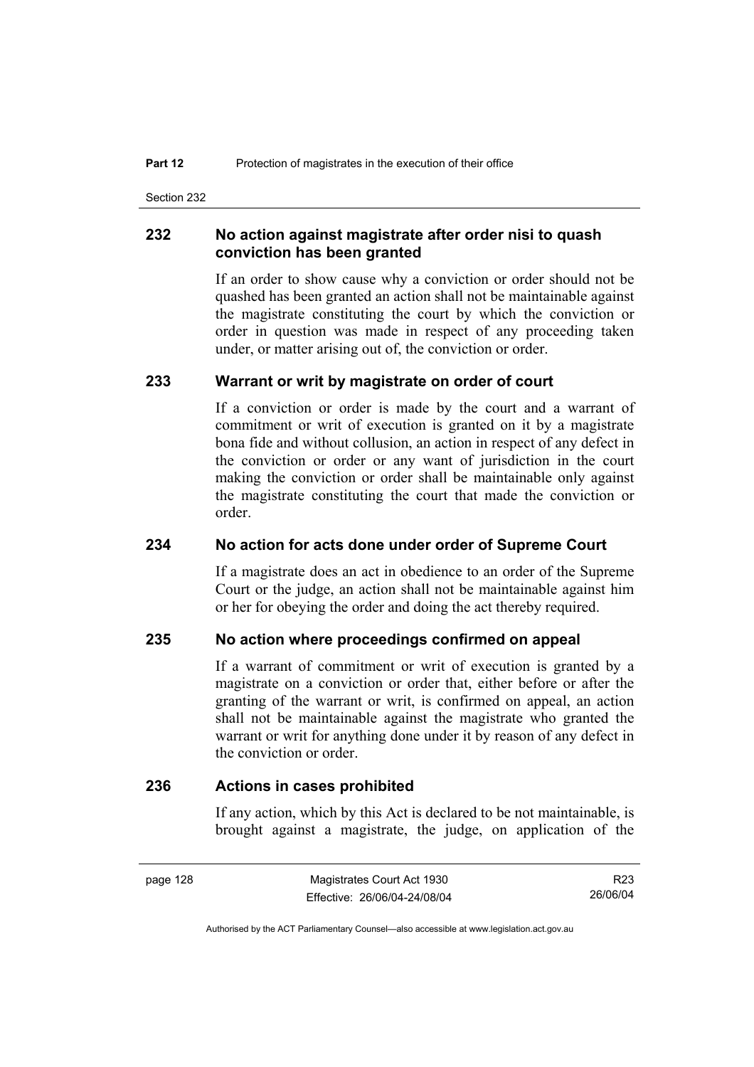## 232 No action against magistrate after order nisi to quash conviction has been granted

If an order to show cause why a conviction or order should not be quashed has been granted an action shall not be maintainable against the magistrate constituting the court by which the conviction or order in question was made in respect of any proceeding taken under, or matter arising out of, the conviction or order.

## 233 Warrant or writ by magistrate on order of court

If a conviction or order is made by the court and a warrant of commitment or writ of execution is granted on it by a magistrate bona fide and without collusion, an action in respect of any defect in the conviction or order or any want of jurisdiction in the court making the conviction or order shall be maintainable only against the magistrate constituting the court that made the conviction or order.

## 234 No action for acts done under order of Supreme Court

If a magistrate does an act in obedience to an order of the Supreme Court or the judge, an action shall not be maintainable against him or her for obeying the order and doing the act thereby required.

## 235 No action where proceedings confirmed on appeal

If a warrant of commitment or writ of execution is granted by a magistrate on a conviction or order that, either before or after the granting of the warrant or writ, is confirmed on appeal, an action shall not be maintainable against the magistrate who granted the warrant or writ for anything done under it by reason of any defect in the conviction or order.

## 236 Actions in cases prohibited

If any action, which by this Act is declared to be not maintainable, is brought against a magistrate, the judge, on application of the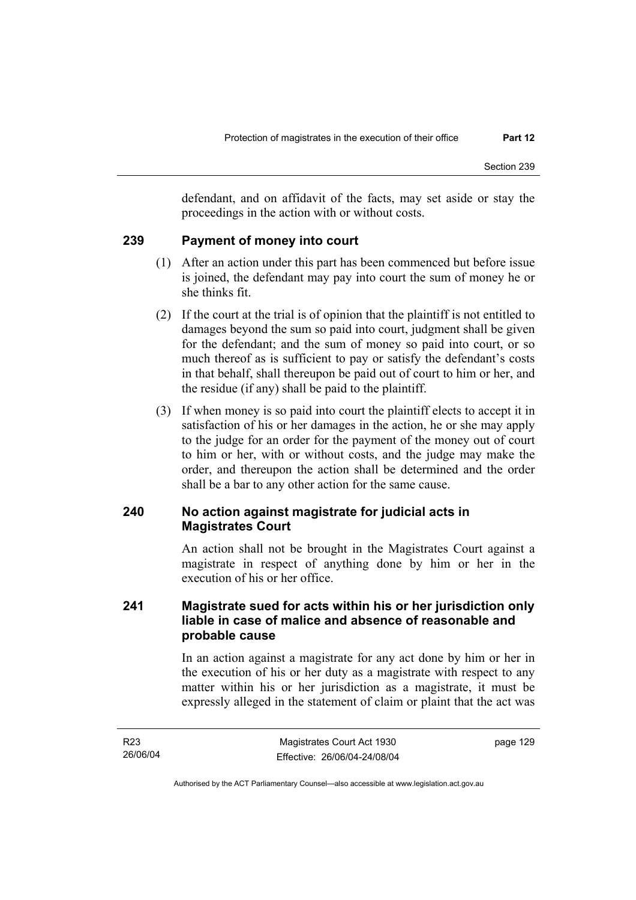defendant, and on affidavit of the facts, may set aside or stay the proceedings in the action with or without costs.

## 239 Payment of money into court

(1) After an action under this part has been commenced but before issue is joined, the defendant may pay into court the sum of money he or she thinks fit.

(2) If the court at the trial is of opinion that the plaintiff is not entitled to damages beyond the sum so paid into court, judgment shall be given for the defendant; and the sum of money so paid into court, or so much thereof as is sufficient to pay or satisfy the defendant's costs in that behalf, shall thereupon be paid out of court to him or her, and the residue (if any) shall be paid to the plaintiff.

(3) If when money is so paid into court the plaintiff elects to accept it in satisfaction of his or her damages in the action, he or she may apply to the judge for an order for the payment of the money out of court to him or her, with or without costs, and the judge may make the order, and thereupon the action shall be determined and the order shall be a bar to any other action for the same cause.

## 240 No action against magistrate for judicial acts in Magistrates Court

An action shall not be brought in the Magistrates Court against a magistrate in respect of anything done by him or her in the execution of his or her office.

## 241 Magistrate sued for acts within his or her jurisdiction only liable in case of malice and absence of reasonable and probable cause

In an action against a magistrate for any act done by him or her in the execution of his or her duty as a magistrate with respect to any matter within his or her jurisdiction as a magistrate, it must be expressly alleged in the statement of claim or plaint that the act was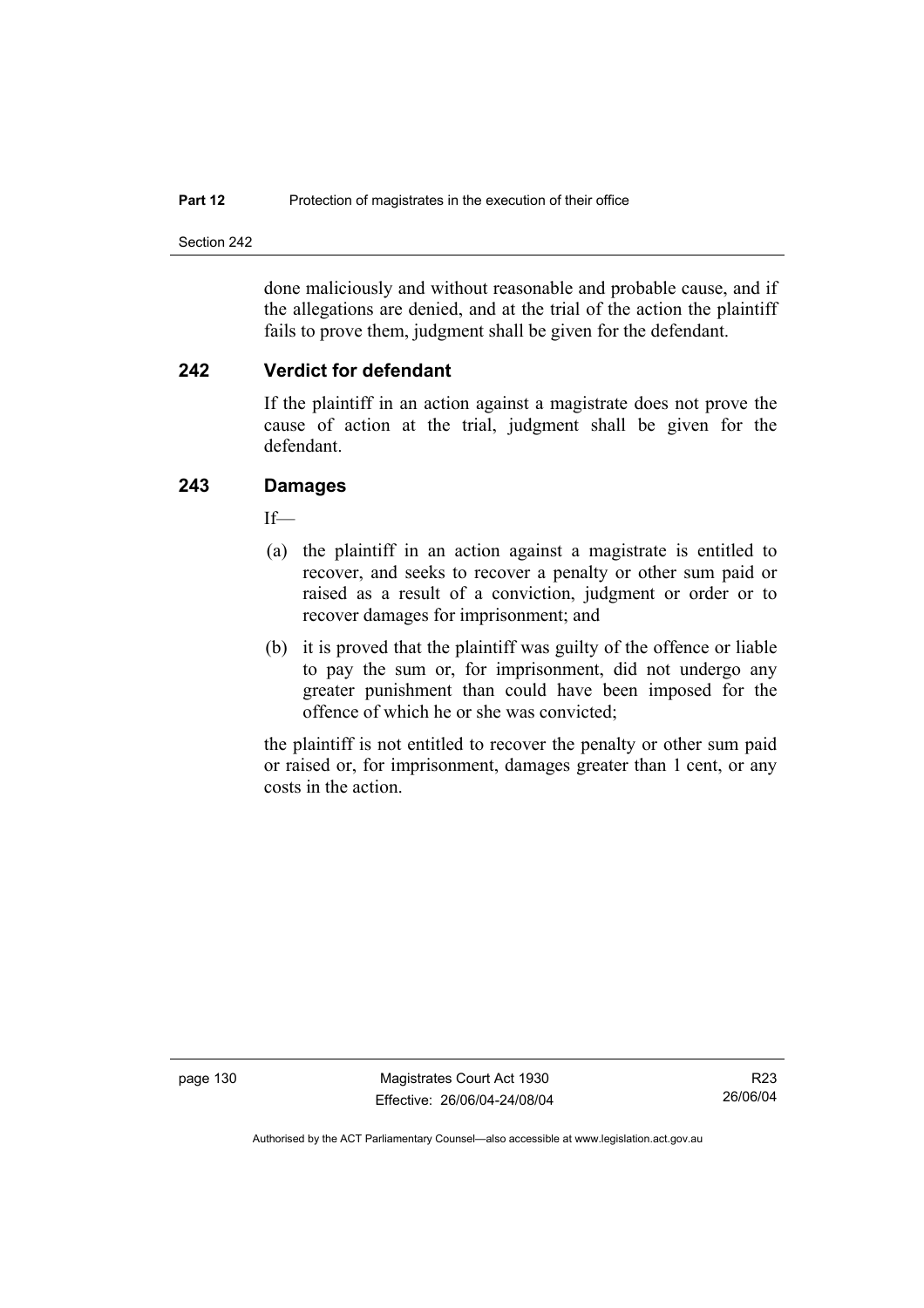done maliciously and without reasonable and probable cause, and if the allegations are denied, and at the trial of the action the plaintiff fails to prove them, judgment shall be given for the defendant.

## 242 Verdict for defendant

If the plaintiff in an action against a magistrate does not prove the cause of action at the trial, judgment shall be given for the defendant.

## 243 Damages

If—

(a) the plaintiff in an action against a magistrate is entitled to recover, and seeks to recover a penalty or other sum paid or raised as a result of a conviction, judgment or order or to recover damages for imprisonment; and

(b) it is proved that the plaintiff was guilty of the offence or liable to pay the sum or, for imprisonment, did not undergo any greater punishment than could have been imposed for the offence of which he or she was convicted;

the plaintiff is not entitled to recover the penalty or other sum paid or raised or, for imprisonment, damages greater than 1 cent, or any costs in the action.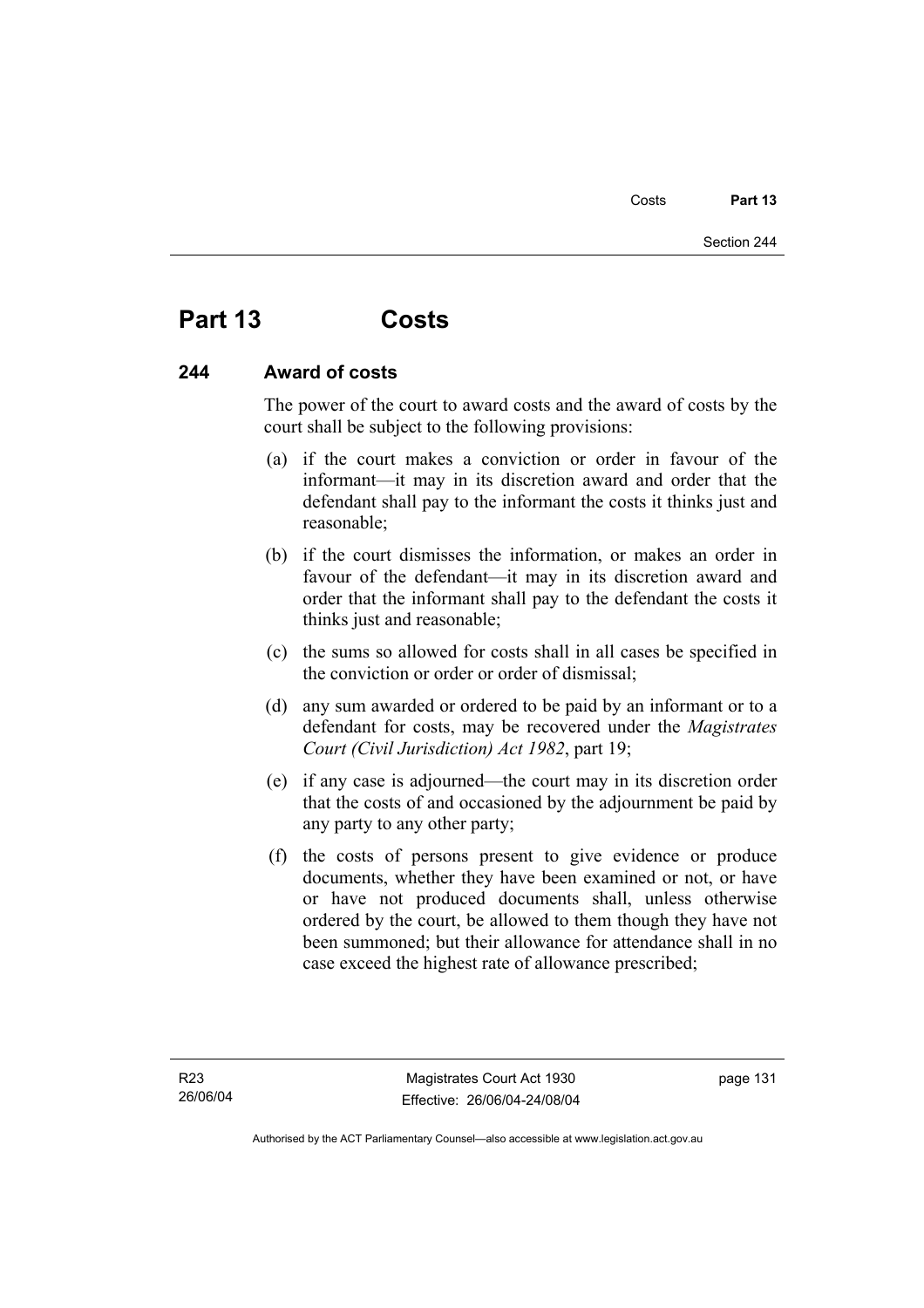# Part 13 Costs

## 244 Award of costs

The power of the court to award costs and the award of costs by the court shall be subject to the following provisions:

(a) if the court makes a conviction or order in favour of the informant—it may in its discretion award and order that the defendant shall pay to the informant the costs it thinks just and reasonable;

(b) if the court dismisses the information, or makes an order in favour of the defendant—it may in its discretion award and order that the informant shall pay to the defendant the costs it thinks just and reasonable;

(c) the sums so allowed for costs shall in all cases be specified in the conviction or order or order of dismissal;

(d) any sum awarded or ordered to be paid by an informant or to a defendant for costs, may be recovered under the *Magistrates Court (Civil Jurisdiction) Act 1982*, part 19;

(e) if any case is adjourned—the court may in its discretion order that the costs of and occasioned by the adjournment be paid by any party to any other party;

(f) the costs of persons present to give evidence or produce documents, whether they have been examined or not, or have or have not produced documents shall, unless otherwise ordered by the court, be allowed to them though they have not been summoned; but their allowance for attendance shall in no case exceed the highest rate of allowance prescribed;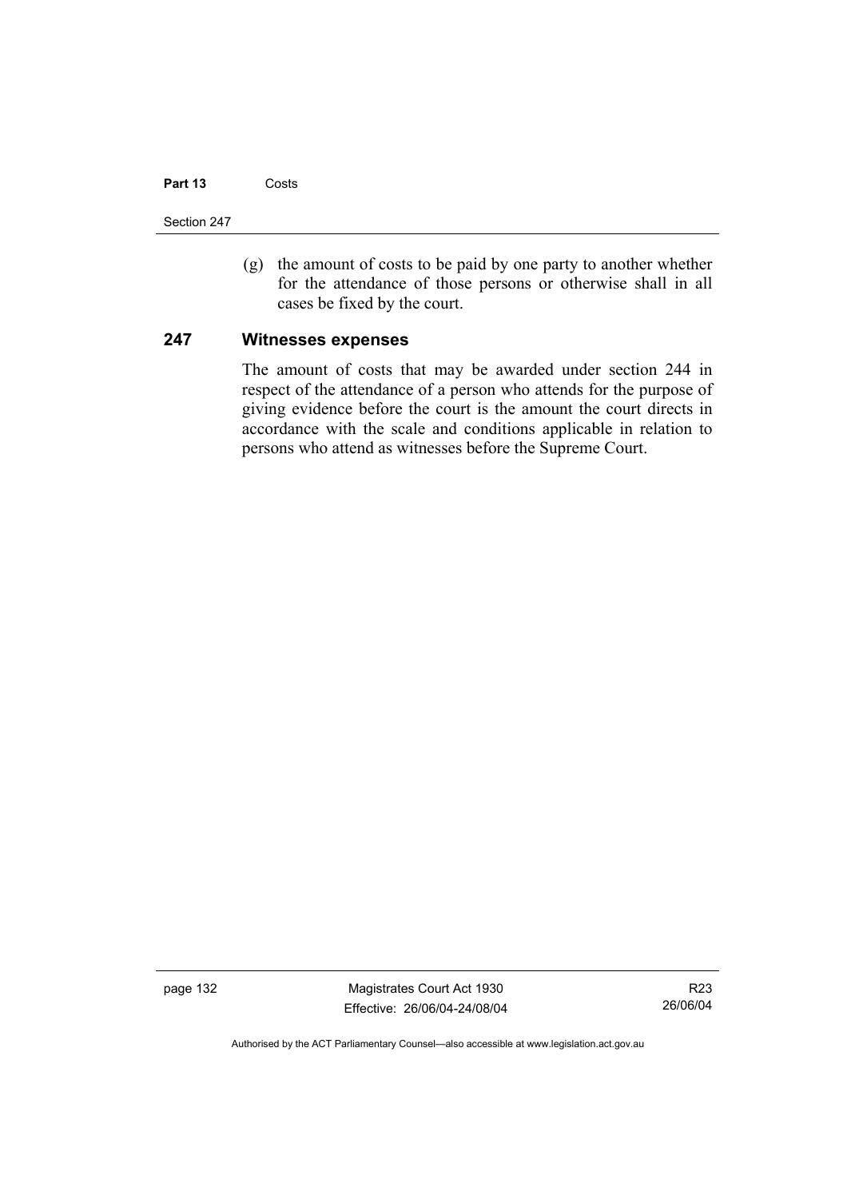(g) the amount of costs to be paid by one party to another whether for the attendance of those persons or otherwise shall in all cases be fixed by the court.

## 247 Witnesses expenses

The amount of costs that may be awarded under section 244 in respect of the attendance of a person who attends for the purpose of giving evidence before the court is the amount the court directs in accordance with the scale and conditions applicable in relation to persons who attend as witnesses before the Supreme Court.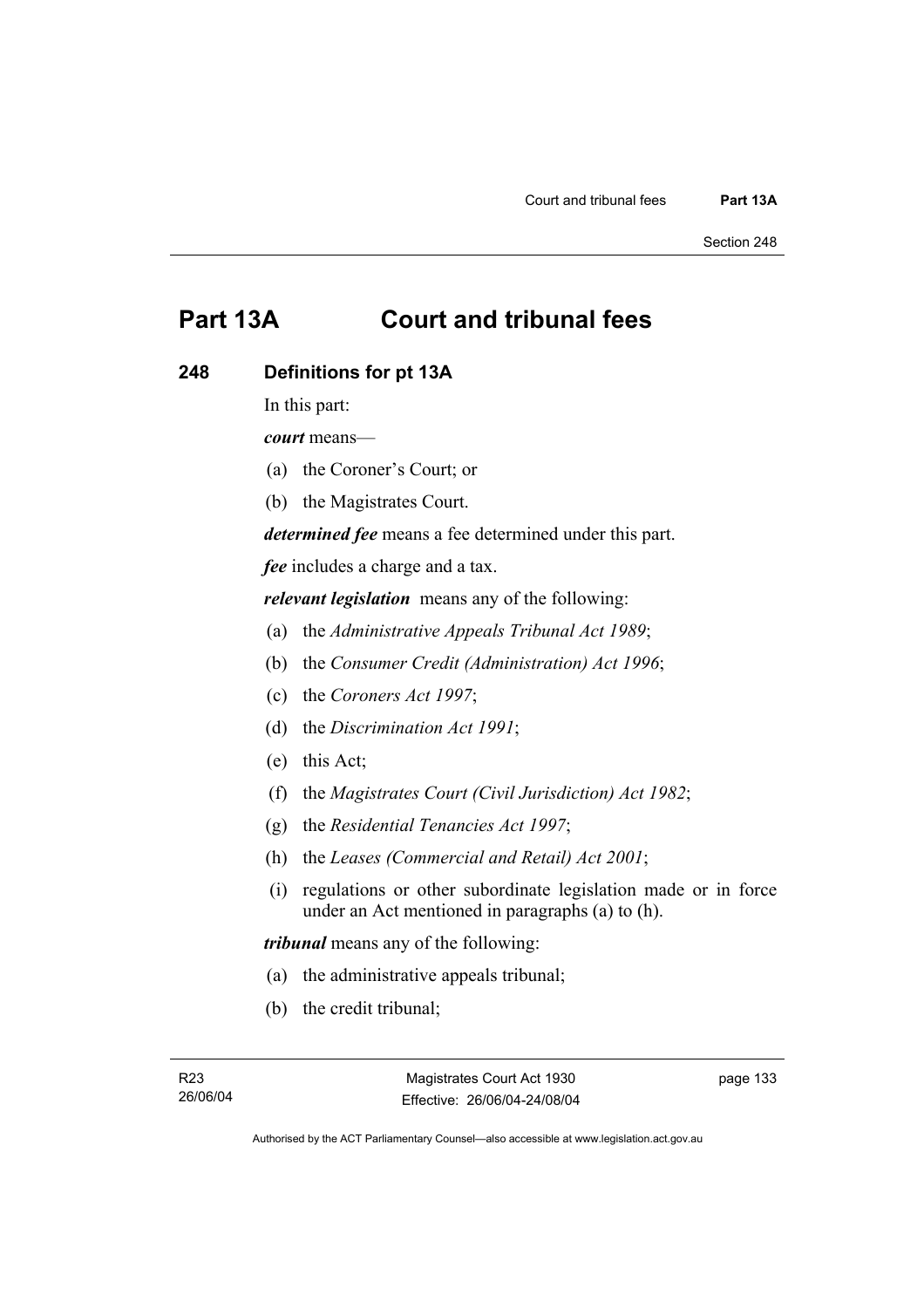# Part 13A Court and tribunal fees

## 248 Definitions for pt 13A

In this part:

***court*** means—

(a) the Coroner's Court; or

(b) the Magistrates Court.

***determined fee*** means a fee determined under this part.

***fee*** includes a charge and a tax.

***relevant legislation*** means any of the following:

(a) the *Administrative Appeals Tribunal Act 1989*;

(b) the *Consumer Credit (Administration) Act 1996*;

(c) the *Coroners Act 1997*;

(d) the *Discrimination Act 1991*;

(e) this Act;

(f) the *Magistrates Court (Civil Jurisdiction) Act 1982*;

(g) the *Residential Tenancies Act 1997*;

(h) the *Leases (Commercial and Retail) Act 2001*;

(i) regulations or other subordinate legislation made or in force under an Act mentioned in paragraphs (a) to (h).

***tribunal*** means any of the following:

(a) the administrative appeals tribunal;

(b) the credit tribunal;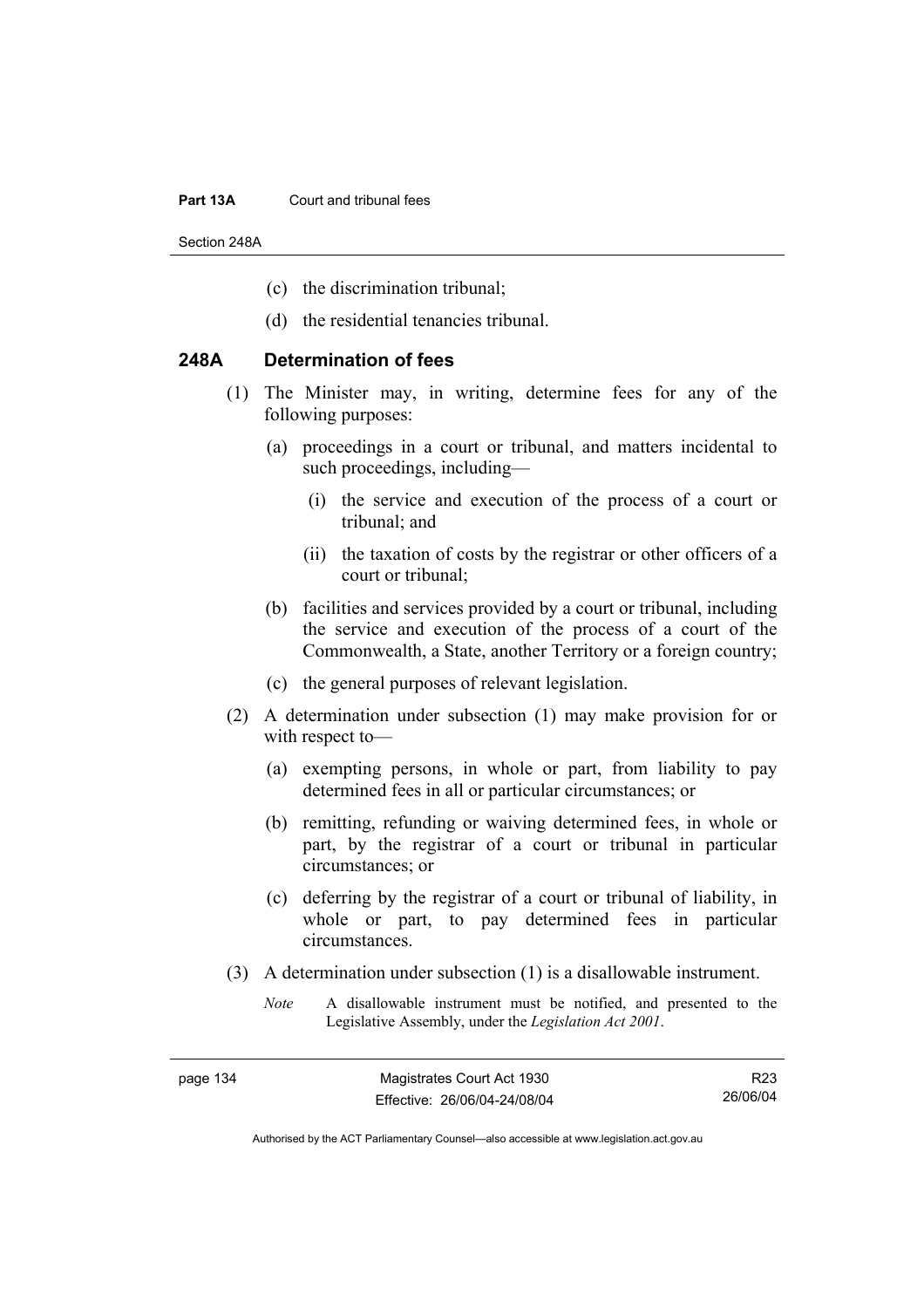(c) the discrimination tribunal;

(d) the residential tenancies tribunal.

### 248A Determination of fees

(1) The Minister may, in writing, determine fees for any of the following purposes:

(a) proceedings in a court or tribunal, and matters incidental to such proceedings, including—

(i) the service and execution of the process of a court or tribunal; and

(ii) the taxation of costs by the registrar or other officers of a court or tribunal;

(b) facilities and services provided by a court or tribunal, including the service and execution of the process of a court of the Commonwealth, a State, another Territory or a foreign country;

(c) the general purposes of relevant legislation.

(2) A determination under subsection (1) may make provision for or with respect to—

(a) exempting persons, in whole or part, from liability to pay determined fees in all or particular circumstances; or

(b) remitting, refunding or waiving determined fees, in whole or part, by the registrar of a court or tribunal in particular circumstances; or

(c) deferring by the registrar of a court or tribunal of liability, in whole or part, to pay determined fees in particular circumstances.

(3) A determination under subsection (1) is a disallowable instrument.

*Note* A disallowable instrument must be notified, and presented to the Legislative Assembly, under the *Legislation Act 2001*.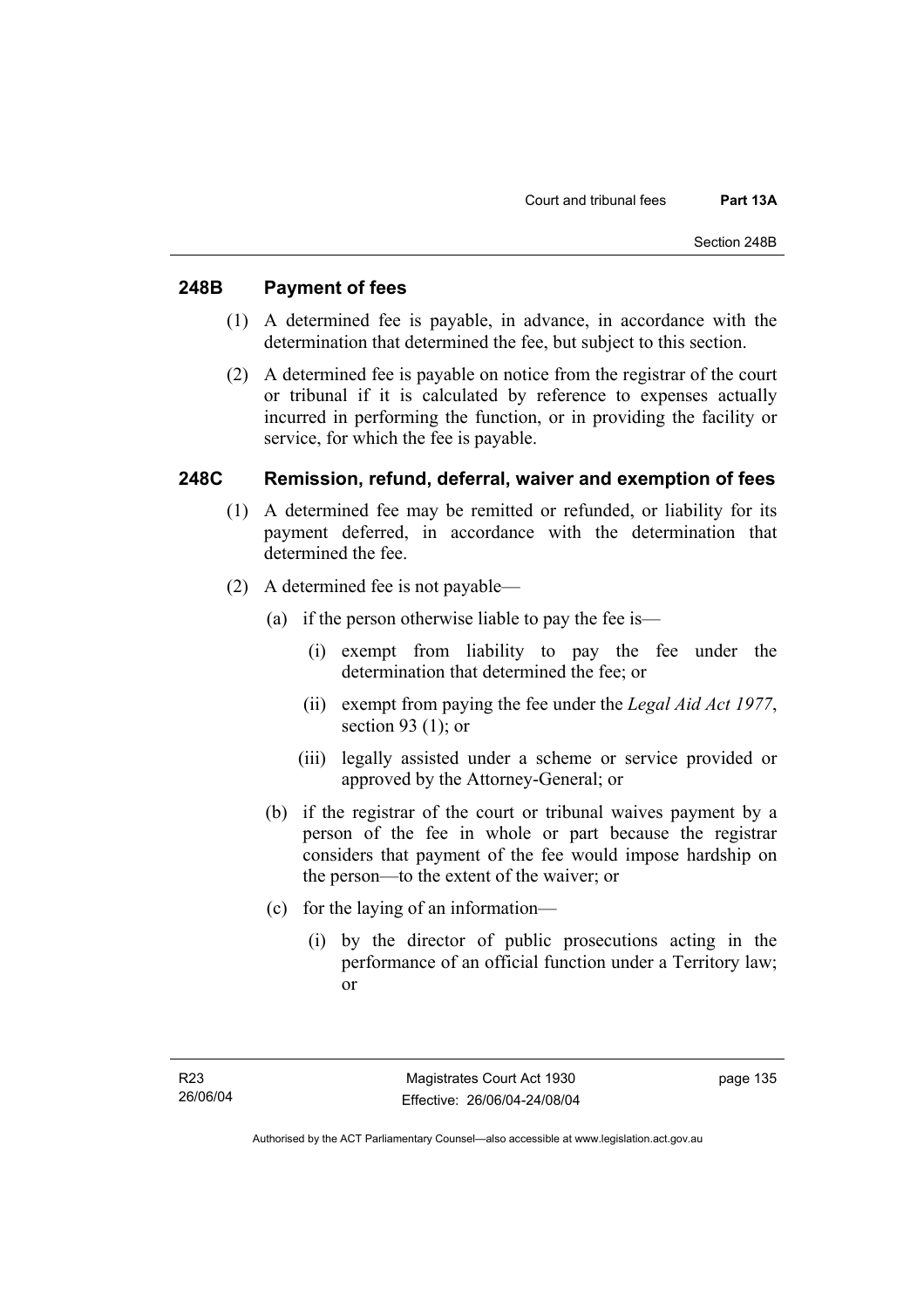## 248B Payment of fees

(1) A determined fee is payable, in advance, in accordance with the determination that determined the fee, but subject to this section.

(2) A determined fee is payable on notice from the registrar of the court or tribunal if it is calculated by reference to expenses actually incurred in performing the function, or in providing the facility or service, for which the fee is payable.

## 248C Remission, refund, deferral, waiver and exemption of fees

(1) A determined fee may be remitted or refunded, or liability for its payment deferred, in accordance with the determination that determined the fee.

(2) A determined fee is not payable—

(a) if the person otherwise liable to pay the fee is—

(i) exempt from liability to pay the fee under the determination that determined the fee; or

(ii) exempt from paying the fee under the *Legal Aid Act 1977*, section 93 (1); or

(iii) legally assisted under a scheme or service provided or approved by the Attorney-General; or

(b) if the registrar of the court or tribunal waives payment by a person of the fee in whole or part because the registrar considers that payment of the fee would impose hardship on the person—to the extent of the waiver; or

(c) for the laying of an information—

(i) by the director of public prosecutions acting in the performance of an official function under a Territory law; or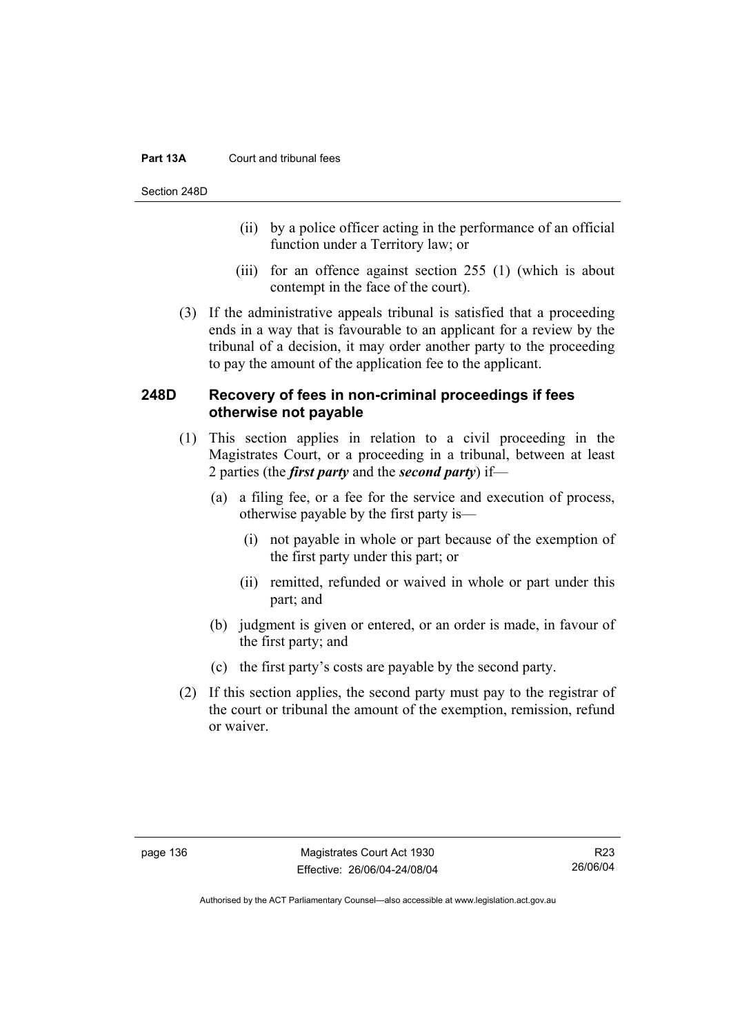(ii) by a police officer acting in the performance of an official function under a Territory law; or

(iii) for an offence against section 255 (1) (which is about contempt in the face of the court).

(3) If the administrative appeals tribunal is satisfied that a proceeding ends in a way that is favourable to an applicant for a review by the tribunal of a decision, it may order another party to the proceeding to pay the amount of the application fee to the applicant.

### 248D Recovery of fees in non-criminal proceedings if fees otherwise not payable

(1) This section applies in relation to a civil proceeding in the Magistrates Court, or a proceeding in a tribunal, between at least 2 parties (the ***first party*** and the ***second party***) if—

(a) a filing fee, or a fee for the service and execution of process, otherwise payable by the first party is—

(i) not payable in whole or part because of the exemption of the first party under this part; or

(ii) remitted, refunded or waived in whole or part under this part; and

(b) judgment is given or entered, or an order is made, in favour of the first party; and

(c) the first party's costs are payable by the second party.

(2) If this section applies, the second party must pay to the registrar of the court or tribunal the amount of the exemption, remission, refund or waiver.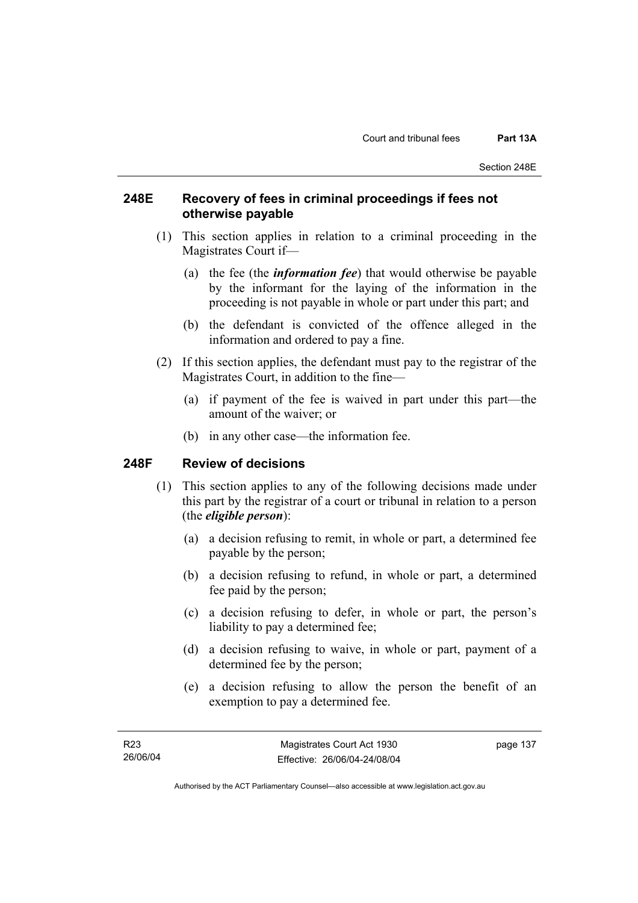## 248E Recovery of fees in criminal proceedings if fees not otherwise payable

(1) This section applies in relation to a criminal proceeding in the Magistrates Court if—

(a) the fee (the ***information fee***) that would otherwise be payable by the informant for the laying of the information in the proceeding is not payable in whole or part under this part; and

(b) the defendant is convicted of the offence alleged in the information and ordered to pay a fine.

(2) If this section applies, the defendant must pay to the registrar of the Magistrates Court, in addition to the fine—

(a) if payment of the fee is waived in part under this part—the amount of the waiver; or

(b) in any other case—the information fee.

## 248F Review of decisions

(1) This section applies to any of the following decisions made under this part by the registrar of a court or tribunal in relation to a person (the ***eligible person***):

(a) a decision refusing to remit, in whole or part, a determined fee payable by the person;

(b) a decision refusing to refund, in whole or part, a determined fee paid by the person;

(c) a decision refusing to defer, in whole or part, the person's liability to pay a determined fee;

(d) a decision refusing to waive, in whole or part, payment of a determined fee by the person;

(e) a decision refusing to allow the person the benefit of an exemption to pay a determined fee.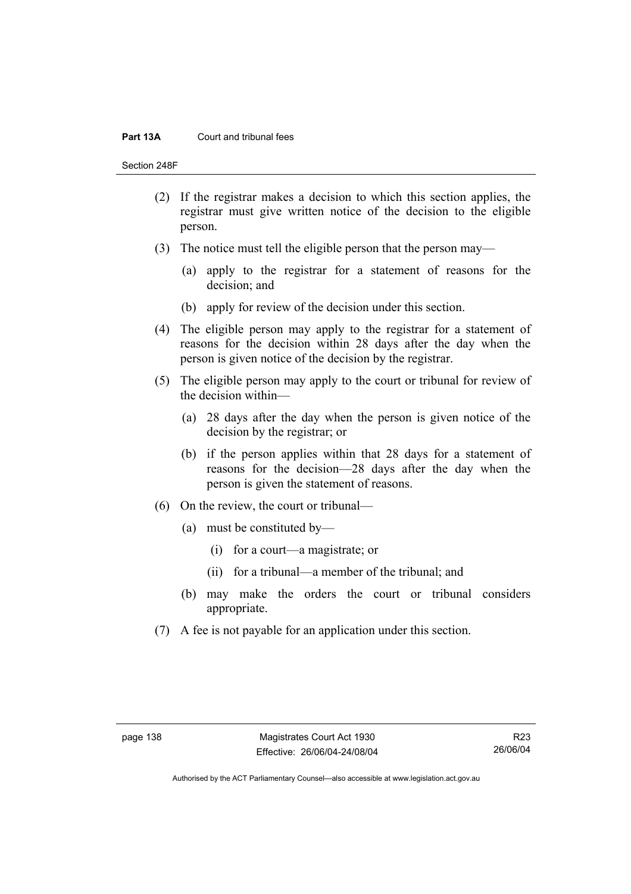(2) If the registrar makes a decision to which this section applies, the registrar must give written notice of the decision to the eligible person.

(3) The notice must tell the eligible person that the person may—

(a) apply to the registrar for a statement of reasons for the decision; and

(b) apply for review of the decision under this section.

(4) The eligible person may apply to the registrar for a statement of reasons for the decision within 28 days after the day when the person is given notice of the decision by the registrar.

(5) The eligible person may apply to the court or tribunal for review of the decision within—

(a) 28 days after the day when the person is given notice of the decision by the registrar; or

(b) if the person applies within that 28 days for a statement of reasons for the decision—28 days after the day when the person is given the statement of reasons.

(6) On the review, the court or tribunal—

(a) must be constituted by—

(i) for a court—a magistrate; or

(ii) for a tribunal—a member of the tribunal; and

(b) may make the orders the court or tribunal considers appropriate.

(7) A fee is not payable for an application under this section.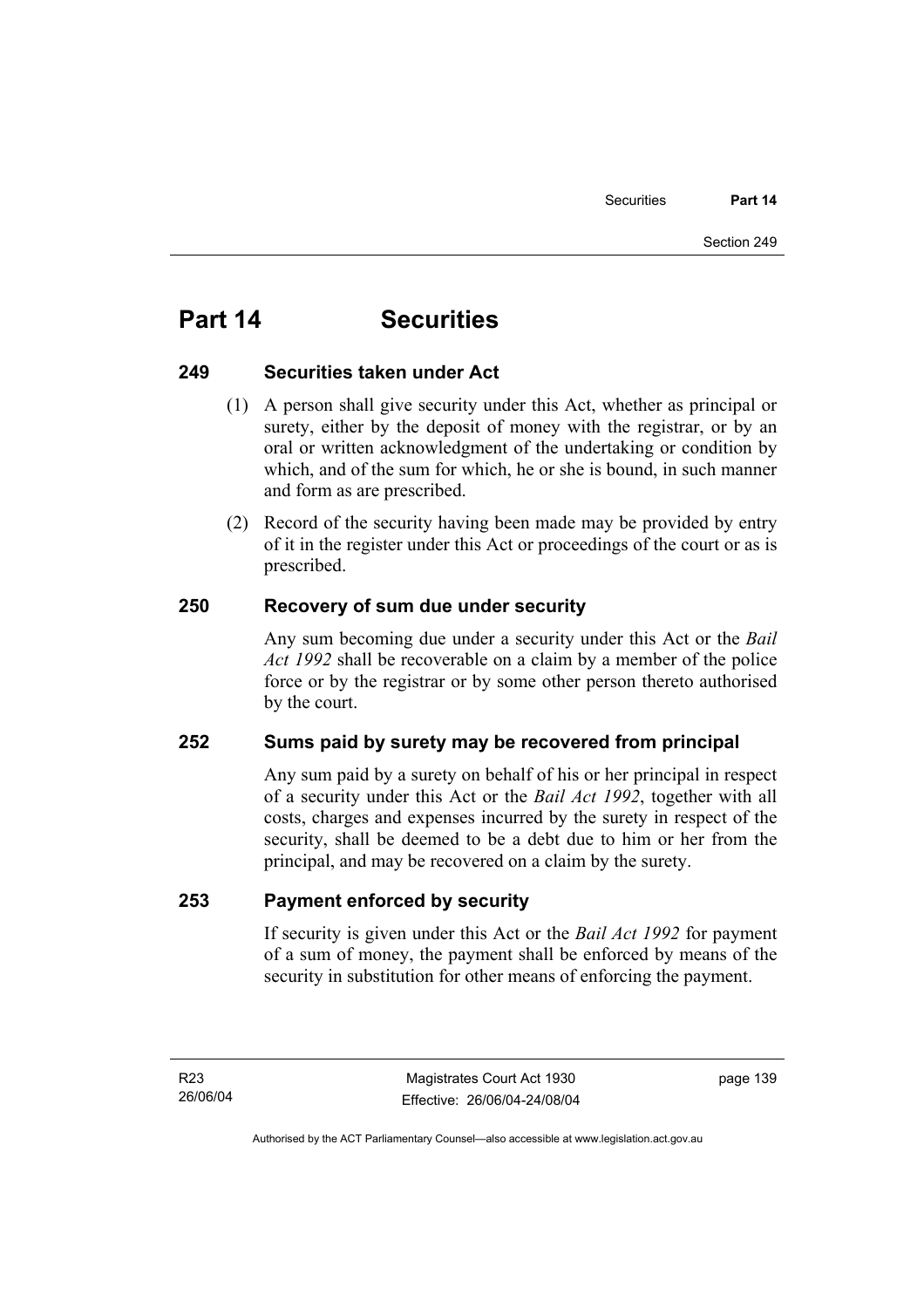# Part 14 Securities

## 249 Securities taken under Act

(1) A person shall give security under this Act, whether as principal or surety, either by the deposit of money with the registrar, or by an oral or written acknowledgment of the undertaking or condition by which, and of the sum for which, he or she is bound, in such manner and form as are prescribed.

(2) Record of the security having been made may be provided by entry of it in the register under this Act or proceedings of the court or as is prescribed.

## 250 Recovery of sum due under security

Any sum becoming due under a security under this Act or the *Bail Act 1992* shall be recoverable on a claim by a member of the police force or by the registrar or by some other person thereto authorised by the court.

## 252 Sums paid by surety may be recovered from principal

Any sum paid by a surety on behalf of his or her principal in respect of a security under this Act or the *Bail Act 1992*, together with all costs, charges and expenses incurred by the surety in respect of the security, shall be deemed to be a debt due to him or her from the principal, and may be recovered on a claim by the surety.

## 253 Payment enforced by security

If security is given under this Act or the *Bail Act 1992* for payment of a sum of money, the payment shall be enforced by means of the security in substitution for other means of enforcing the payment.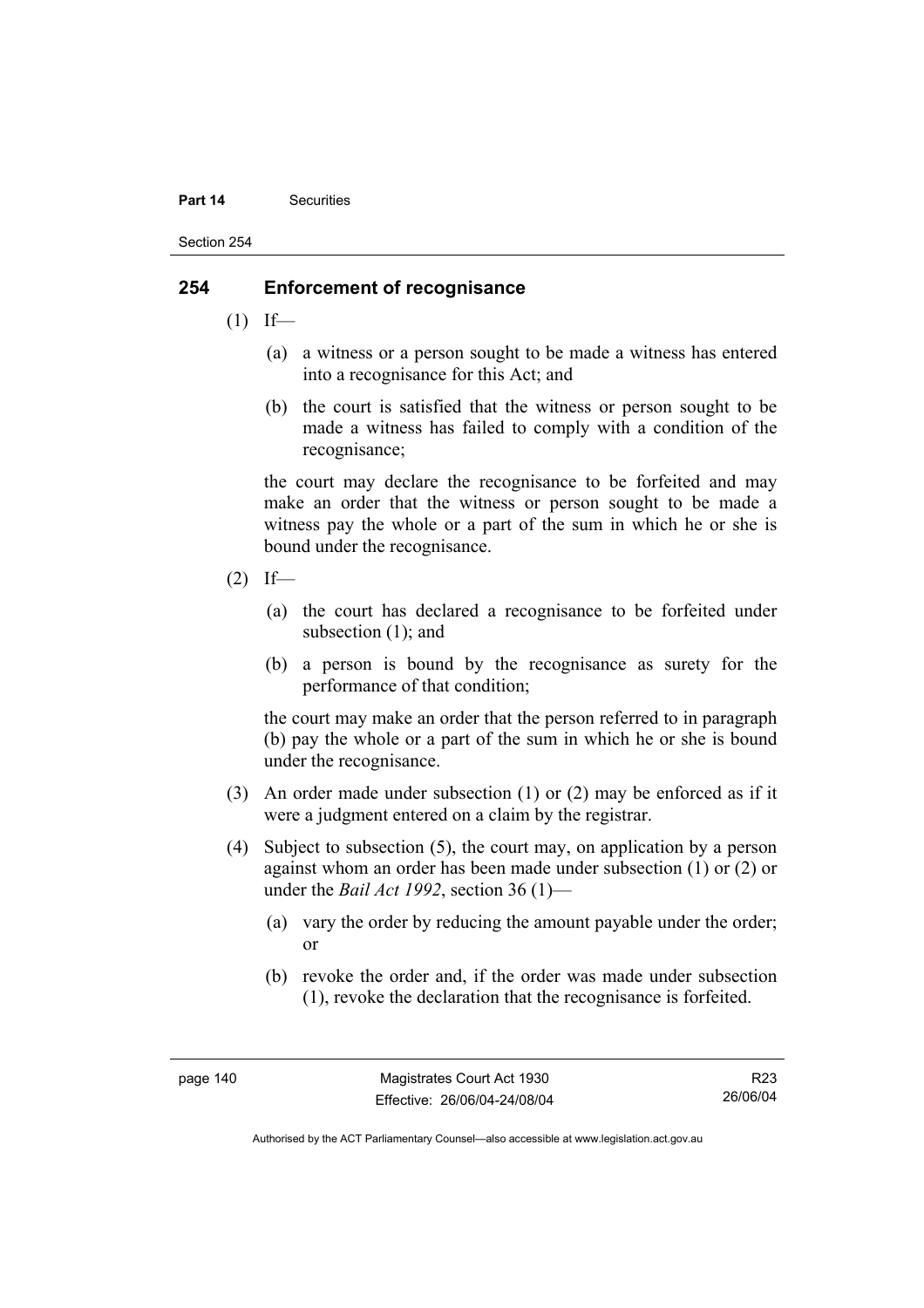## 254 Enforcement of recognisance

(1) If—

- (a) a witness or a person sought to be made a witness has entered into a recognisance for this Act; and
- (b) the court is satisfied that the witness or person sought to be made a witness has failed to comply with a condition of the recognisance;

the court may declare the recognisance to be forfeited and may make an order that the witness or person sought to be made a witness pay the whole or a part of the sum in which he or she is bound under the recognisance.

(2) If—

- (a) the court has declared a recognisance to be forfeited under subsection (1); and
- (b) a person is bound by the recognisance as surety for the performance of that condition;

the court may make an order that the person referred to in paragraph (b) pay the whole or a part of the sum in which he or she is bound under the recognisance.

(3) An order made under subsection (1) or (2) may be enforced as if it were a judgment entered on a claim by the registrar.

(4) Subject to subsection (5), the court may, on application by a person against whom an order has been made under subsection (1) or (2) or under the *Bail Act 1992*, section 36 (1)—

- (a) vary the order by reducing the amount payable under the order; or
- (b) revoke the order and, if the order was made under subsection (1), revoke the declaration that the recognisance is forfeited.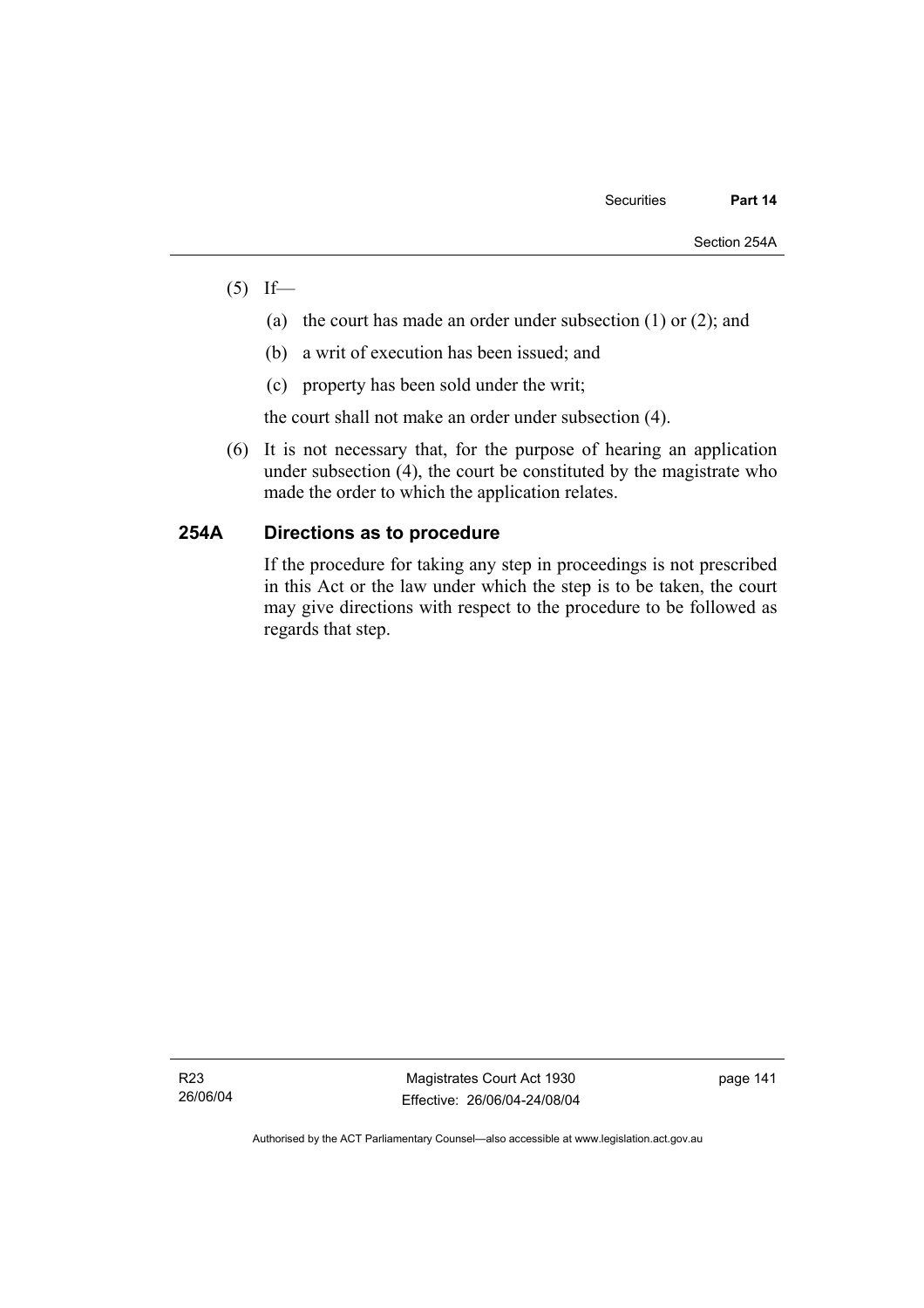(5) If—

(a) the court has made an order under subsection (1) or (2); and

(b) a writ of execution has been issued; and

(c) property has been sold under the writ;

the court shall not make an order under subsection (4).

(6) It is not necessary that, for the purpose of hearing an application under subsection (4), the court be constituted by the magistrate who made the order to which the application relates.

## 254A Directions as to procedure

If the procedure for taking any step in proceedings is not prescribed in this Act or the law under which the step is to be taken, the court may give directions with respect to the procedure to be followed as regards that step.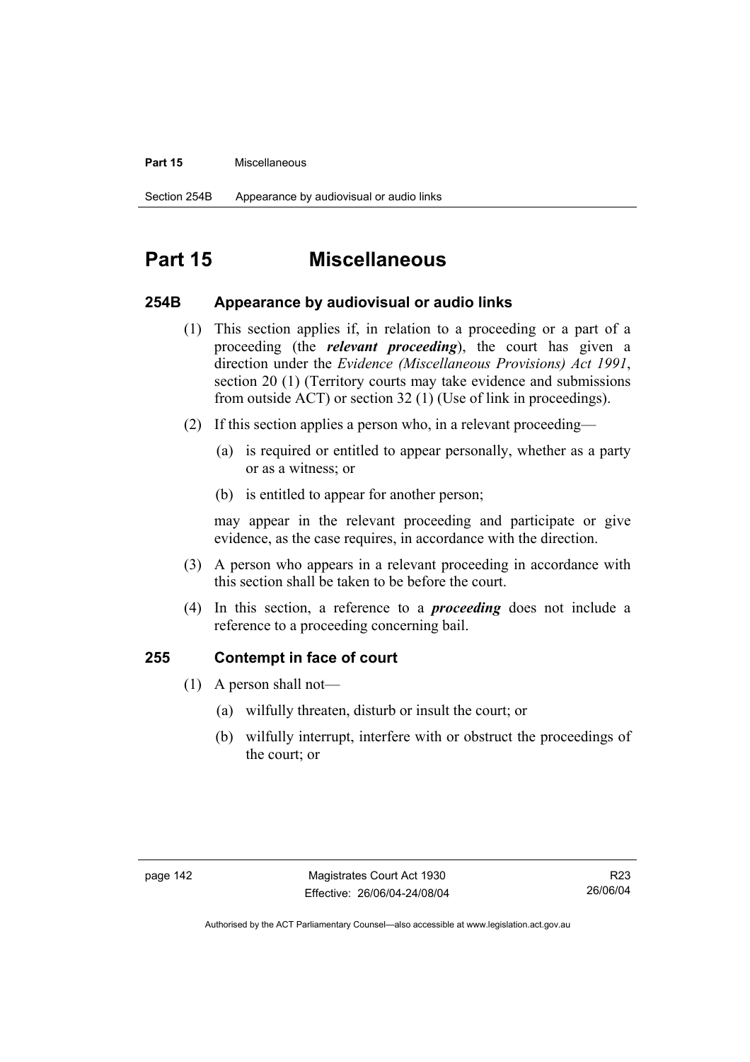# Part 15 Miscellaneous

## 254B Appearance by audiovisual or audio links

(1) This section applies if, in relation to a proceeding or a part of a proceeding (the ***relevant proceeding***), the court has given a direction under the *Evidence (Miscellaneous Provisions) Act 1991*, section 20 (1) (Territory courts may take evidence and submissions from outside ACT) or section 32 (1) (Use of link in proceedings).

(2) If this section applies a person who, in a relevant proceeding—

(a) is required or entitled to appear personally, whether as a party or as a witness; or

(b) is entitled to appear for another person;

may appear in the relevant proceeding and participate or give evidence, as the case requires, in accordance with the direction.

(3) A person who appears in a relevant proceeding in accordance with this section shall be taken to be before the court.

(4) In this section, a reference to a ***proceeding*** does not include a reference to a proceeding concerning bail.

## 255 Contempt in face of court

(1) A person shall not—

(a) wilfully threaten, disturb or insult the court; or

(b) wilfully interrupt, interfere with or obstruct the proceedings of the court; or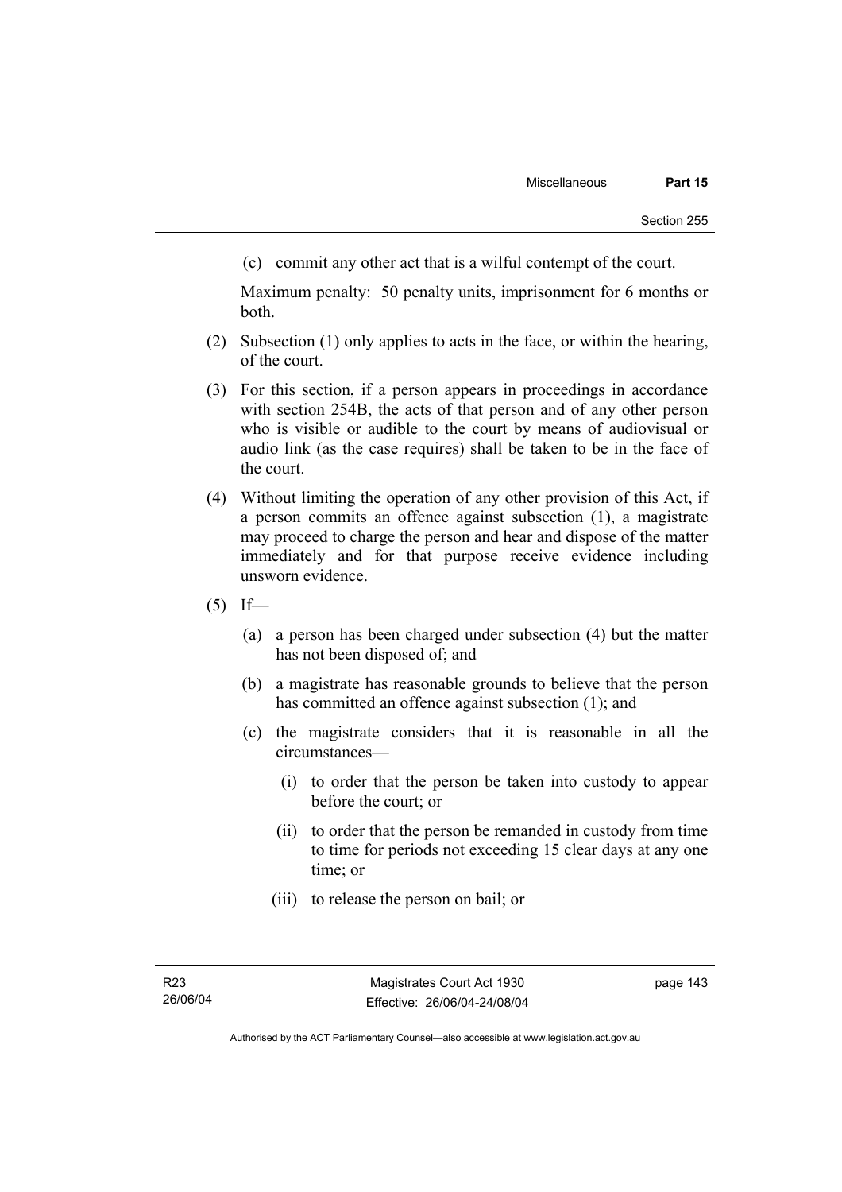(c) commit any other act that is a wilful contempt of the court.

Maximum penalty: 50 penalty units, imprisonment for 6 months or both.

(2) Subsection (1) only applies to acts in the face, or within the hearing, of the court.

(3) For this section, if a person appears in proceedings in accordance with section 254B, the acts of that person and of any other person who is visible or audible to the court by means of audiovisual or audio link (as the case requires) shall be taken to be in the face of the court.

(4) Without limiting the operation of any other provision of this Act, if a person commits an offence against subsection (1), a magistrate may proceed to charge the person and hear and dispose of the matter immediately and for that purpose receive evidence including unsworn evidence.

(5) If—

(a) a person has been charged under subsection (4) but the matter has not been disposed of; and

(b) a magistrate has reasonable grounds to believe that the person has committed an offence against subsection (1); and

(c) the magistrate considers that it is reasonable in all the circumstances—

(i) to order that the person be taken into custody to appear before the court; or

(ii) to order that the person be remanded in custody from time to time for periods not exceeding 15 clear days at any one time; or

(iii) to release the person on bail; or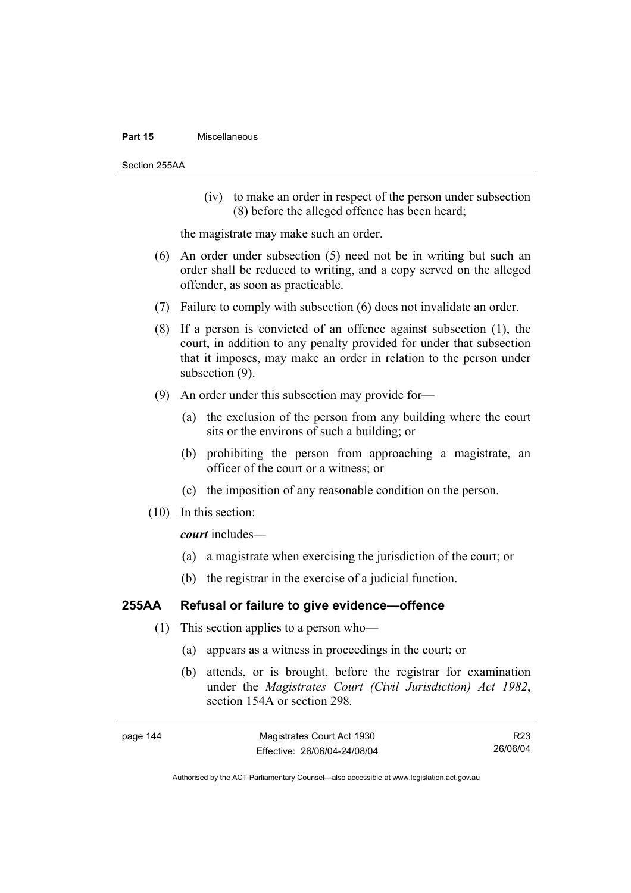(iv) to make an order in respect of the person under subsection (8) before the alleged offence has been heard;

the magistrate may make such an order.

(6) An order under subsection (5) need not be in writing but such an order shall be reduced to writing, and a copy served on the alleged offender, as soon as practicable.

(7) Failure to comply with subsection (6) does not invalidate an order.

(8) If a person is convicted of an offence against subsection (1), the court, in addition to any penalty provided for under that subsection that it imposes, may make an order in relation to the person under subsection (9).

(9) An order under this subsection may provide for—

(a) the exclusion of the person from any building where the court sits or the environs of such a building; or

(b) prohibiting the person from approaching a magistrate, an officer of the court or a witness; or

(c) the imposition of any reasonable condition on the person.

(10) In this section:

***court*** includes—

(a) a magistrate when exercising the jurisdiction of the court; or

(b) the registrar in the exercise of a judicial function.

### 255AA Refusal or failure to give evidence—offence

(1) This section applies to a person who—

(a) appears as a witness in proceedings in the court; or

(b) attends, or is brought, before the registrar for examination under the *Magistrates Court (Civil Jurisdiction) Act 1982*, section 154A or section 298.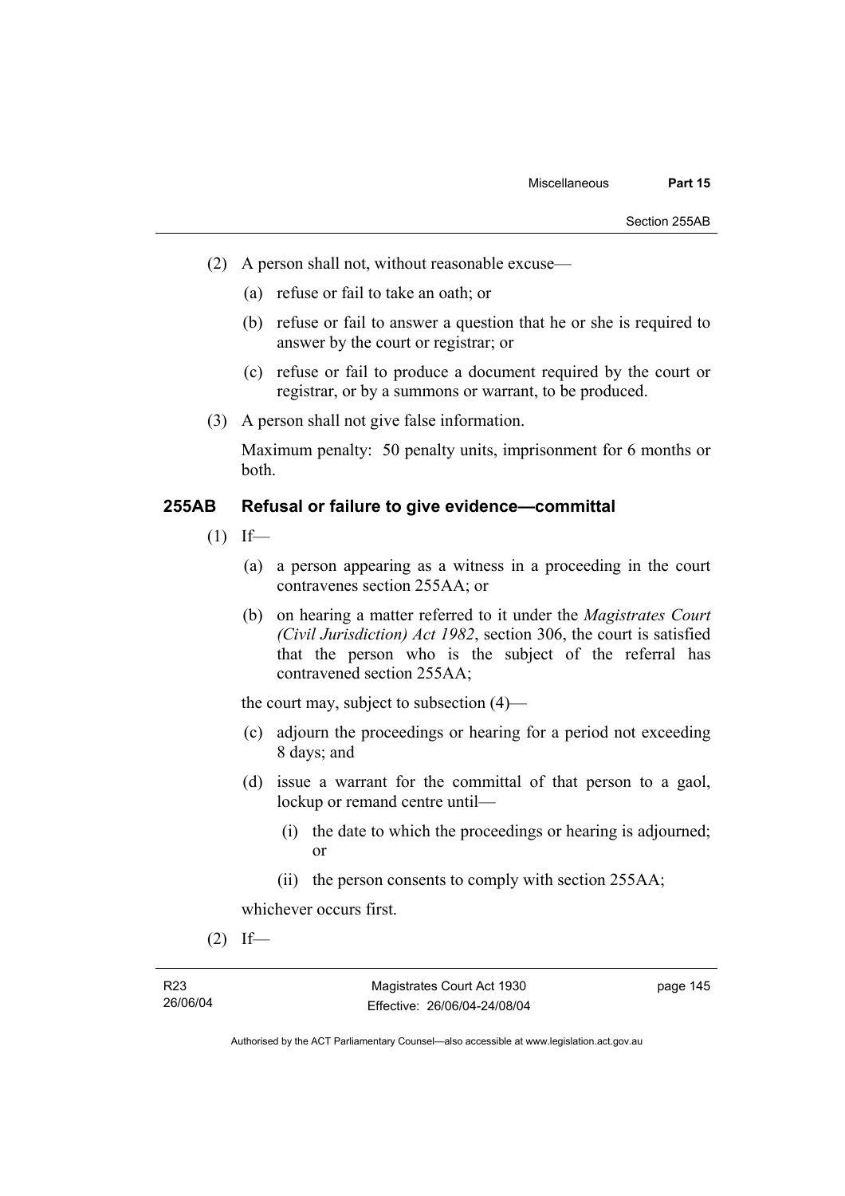(2) A person shall not, without reasonable excuse—

   (a) refuse or fail to take an oath; or

   (b) refuse or fail to answer a question that he or she is required to answer by the court or registrar; or

   (c) refuse or fail to produce a document required by the court or registrar, or by a summons or warrant, to be produced.

(3) A person shall not give false information.

   Maximum penalty: 50 penalty units, imprisonment for 6 months or both.

### 255AB Refusal or failure to give evidence—committal

(1) If—

   (a) a person appearing as a witness in a proceeding in the court contravenes section 255AA; or

   (b) on hearing a matter referred to it under the *Magistrates Court (Civil Jurisdiction) Act 1982*, section 306, the court is satisfied that the person who is the subject of the referral has contravened section 255AA;

   the court may, subject to subsection (4)—

   (c) adjourn the proceedings or hearing for a period not exceeding 8 days; and

   (d) issue a warrant for the committal of that person to a gaol, lockup or remand centre until—

      (i) the date to which the proceedings or hearing is adjourned; or

      (ii) the person consents to comply with section 255AA;

   whichever occurs first.

(2) If—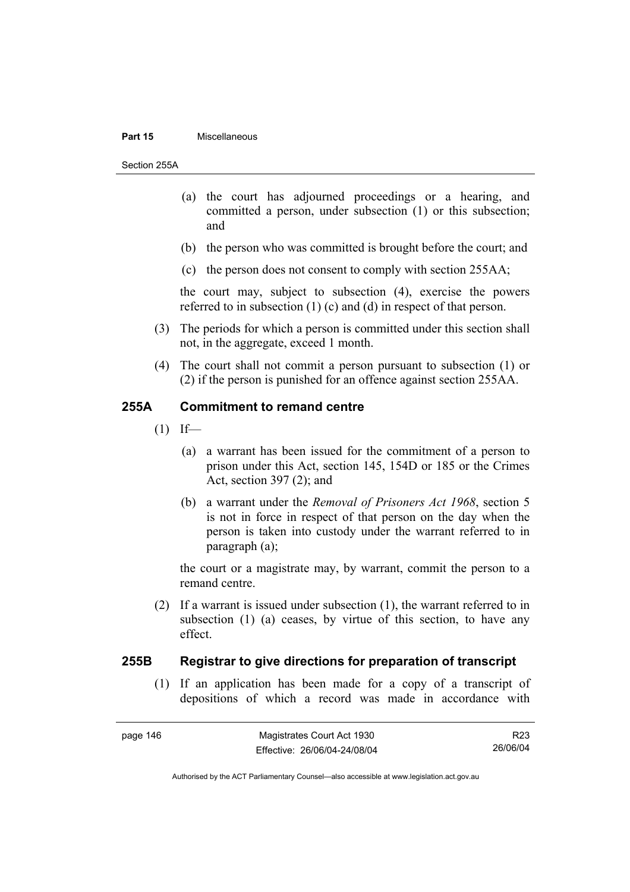(a) the court has adjourned proceedings or a hearing, and committed a person, under subsection (1) or this subsection; and

(b) the person who was committed is brought before the court; and

(c) the person does not consent to comply with section 255AA;

the court may, subject to subsection (4), exercise the powers referred to in subsection (1) (c) and (d) in respect of that person.

(3) The periods for which a person is committed under this section shall not, in the aggregate, exceed 1 month.

(4) The court shall not commit a person pursuant to subsection (1) or (2) if the person is punished for an offence against section 255AA.

## 255A Commitment to remand centre

(1) If—

(a) a warrant has been issued for the commitment of a person to prison under this Act, section 145, 154D or 185 or the Crimes Act, section 397 (2); and

(b) a warrant under the *Removal of Prisoners Act 1968*, section 5 is not in force in respect of that person on the day when the person is taken into custody under the warrant referred to in paragraph (a);

the court or a magistrate may, by warrant, commit the person to a remand centre.

(2) If a warrant is issued under subsection (1), the warrant referred to in subsection (1) (a) ceases, by virtue of this section, to have any effect.

## 255B Registrar to give directions for preparation of transcript

(1) If an application has been made for a copy of a transcript of depositions of which a record was made in accordance with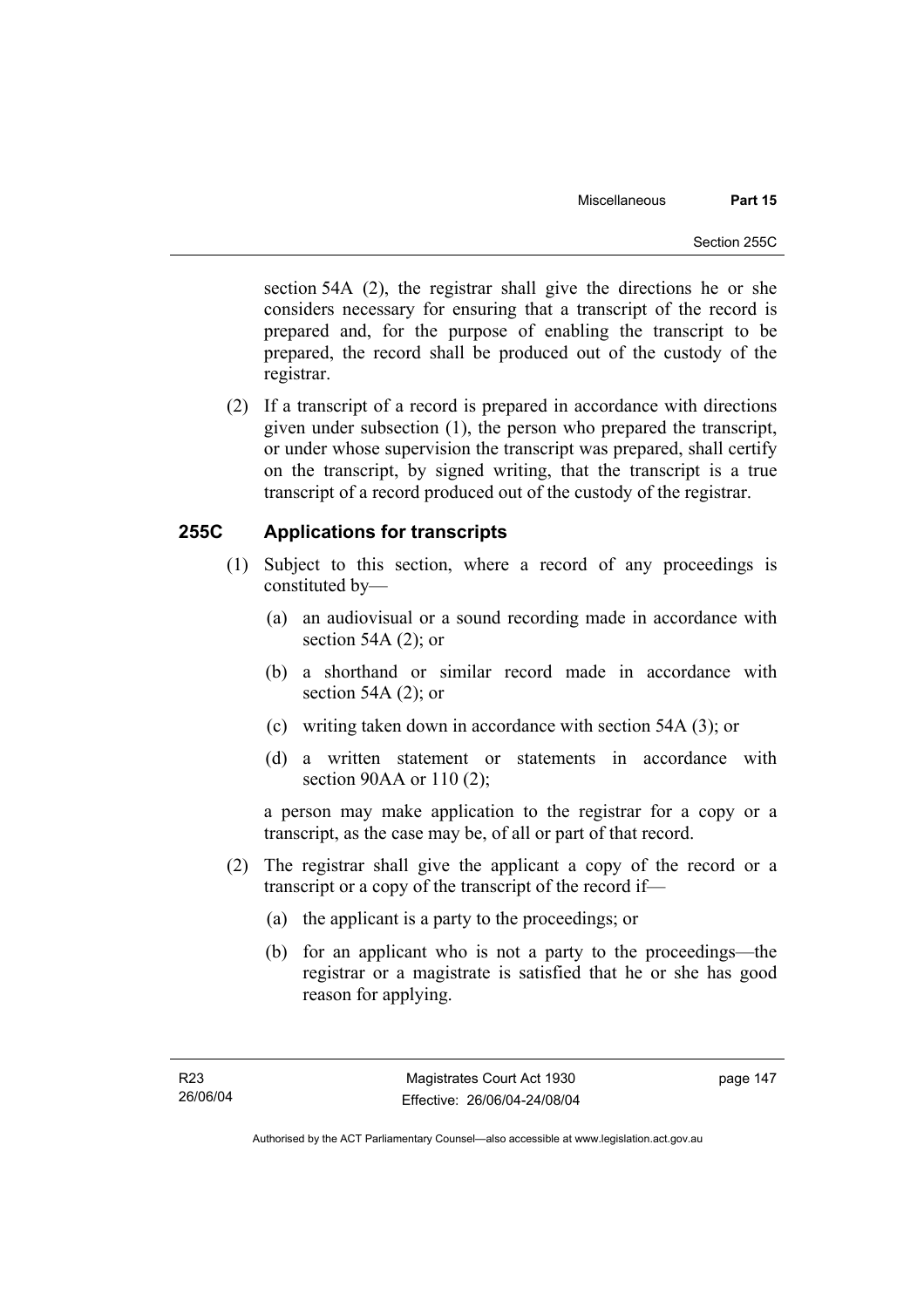section 54A (2), the registrar shall give the directions he or she considers necessary for ensuring that a transcript of the record is prepared and, for the purpose of enabling the transcript to be prepared, the record shall be produced out of the custody of the registrar.

(2) If a transcript of a record is prepared in accordance with directions given under subsection (1), the person who prepared the transcript, or under whose supervision the transcript was prepared, shall certify on the transcript, by signed writing, that the transcript is a true transcript of a record produced out of the custody of the registrar.

## 255C Applications for transcripts

(1) Subject to this section, where a record of any proceedings is constituted by—

- (a) an audiovisual or a sound recording made in accordance with section 54A (2); or
- (b) a shorthand or similar record made in accordance with section 54A (2); or
- (c) writing taken down in accordance with section 54A (3); or
- (d) a written statement or statements in accordance with section 90AA or 110 (2);

a person may make application to the registrar for a copy or a transcript, as the case may be, of all or part of that record.

(2) The registrar shall give the applicant a copy of the record or a transcript or a copy of the transcript of the record if—

- (a) the applicant is a party to the proceedings; or
- (b) for an applicant who is not a party to the proceedings—the registrar or a magistrate is satisfied that he or she has good reason for applying.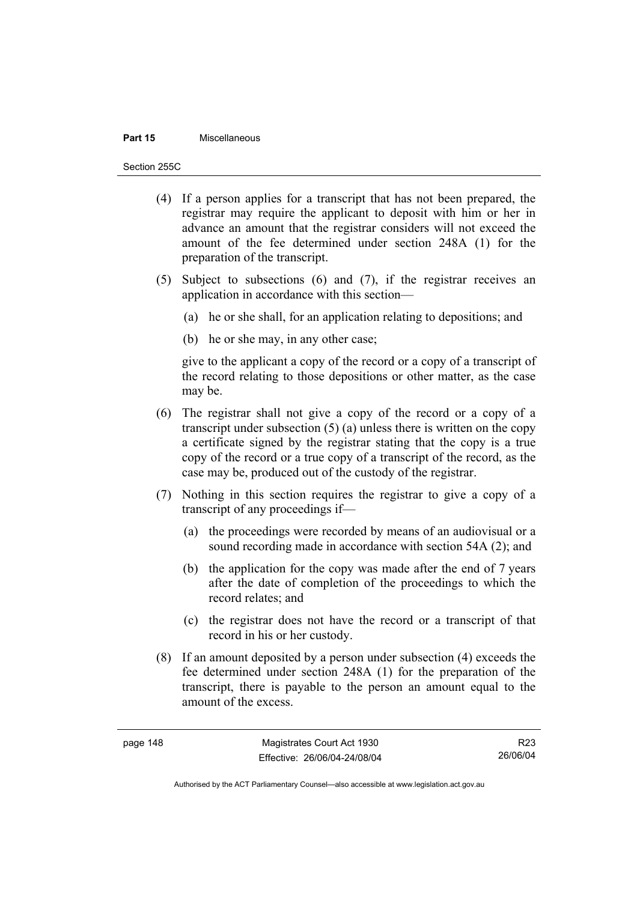(4) If a person applies for a transcript that has not been prepared, the registrar may require the applicant to deposit with him or her in advance an amount that the registrar considers will not exceed the amount of the fee determined under section 248A (1) for the preparation of the transcript.

(5) Subject to subsections (6) and (7), if the registrar receives an application in accordance with this section—

(a) he or she shall, for an application relating to depositions; and

(b) he or she may, in any other case;

give to the applicant a copy of the record or a copy of a transcript of the record relating to those depositions or other matter, as the case may be.

(6) The registrar shall not give a copy of the record or a copy of a transcript under subsection (5) (a) unless there is written on the copy a certificate signed by the registrar stating that the copy is a true copy of the record or a true copy of a transcript of the record, as the case may be, produced out of the custody of the registrar.

(7) Nothing in this section requires the registrar to give a copy of a transcript of any proceedings if—

(a) the proceedings were recorded by means of an audiovisual or a sound recording made in accordance with section 54A (2); and

(b) the application for the copy was made after the end of 7 years after the date of completion of the proceedings to which the record relates; and

(c) the registrar does not have the record or a transcript of that record in his or her custody.

(8) If an amount deposited by a person under subsection (4) exceeds the fee determined under section 248A (1) for the preparation of the transcript, there is payable to the person an amount equal to the amount of the excess.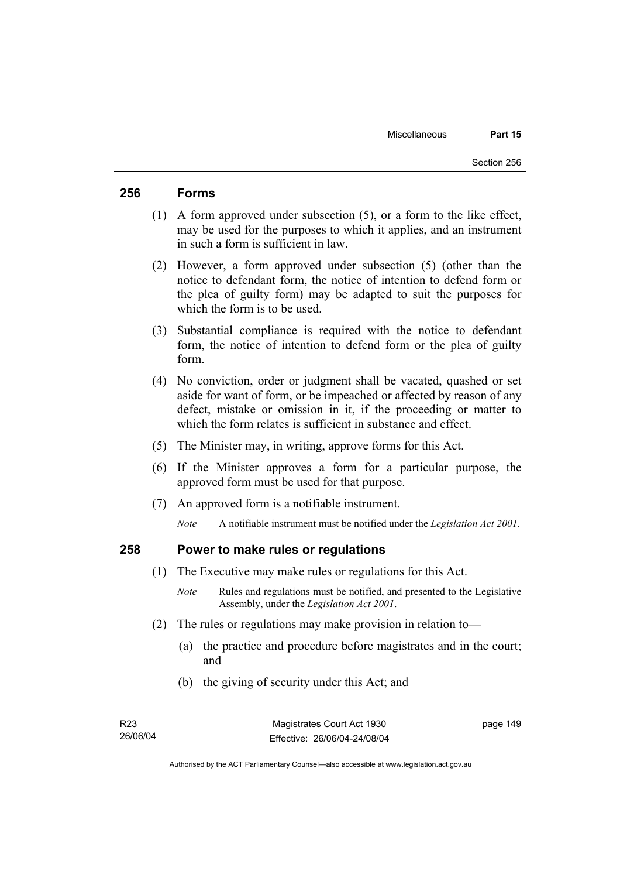## 256 Forms

(1) A form approved under subsection (5), or a form to the like effect, may be used for the purposes to which it applies, and an instrument in such a form is sufficient in law.

(2) However, a form approved under subsection (5) (other than the notice to defendant form, the notice of intention to defend form or the plea of guilty form) may be adapted to suit the purposes for which the form is to be used.

(3) Substantial compliance is required with the notice to defendant form, the notice of intention to defend form or the plea of guilty form.

(4) No conviction, order or judgment shall be vacated, quashed or set aside for want of form, or be impeached or affected by reason of any defect, mistake or omission in it, if the proceeding or matter to which the form relates is sufficient in substance and effect.

(5) The Minister may, in writing, approve forms for this Act.

(6) If the Minister approves a form for a particular purpose, the approved form must be used for that purpose.

(7) An approved form is a notifiable instrument.

*Note* A notifiable instrument must be notified under the *Legislation Act 2001*.

## 258 Power to make rules or regulations

(1) The Executive may make rules or regulations for this Act.

*Note* Rules and regulations must be notified, and presented to the Legislative Assembly, under the *Legislation Act 2001*.

(2) The rules or regulations may make provision in relation to—

(a) the practice and procedure before magistrates and in the court; and

(b) the giving of security under this Act; and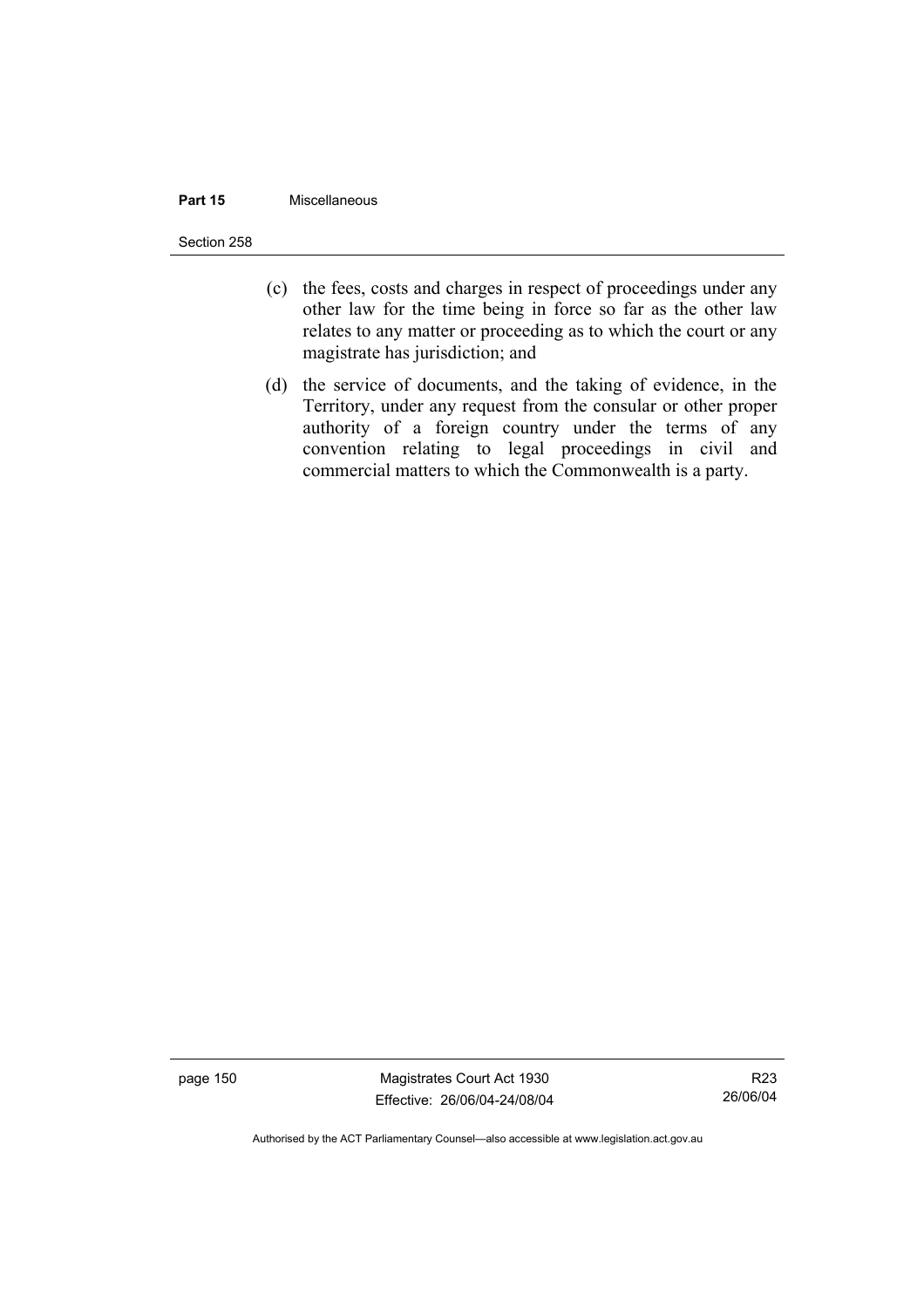(c) the fees, costs and charges in respect of proceedings under any other law for the time being in force so far as the other law relates to any matter or proceeding as to which the court or any magistrate has jurisdiction; and

(d) the service of documents, and the taking of evidence, in the Territory, under any request from the consular or other proper authority of a foreign country under the terms of any convention relating to legal proceedings in civil and commercial matters to which the Commonwealth is a party.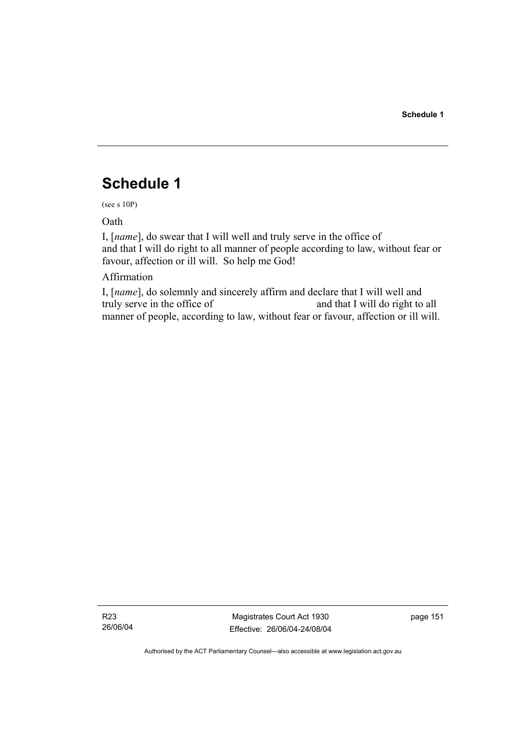# Schedule 1

(see s 10P)

Oath

I, [*name*], do swear that I will well and truly serve in the office of and that I will do right to all manner of people according to law, without fear or favour, affection or ill will. So help me God!

Affirmation

I, [*name*], do solemnly and sincerely affirm and declare that I will well and truly serve in the office of and that I will do right to all manner of people, according to law, without fear or favour, affection or ill will.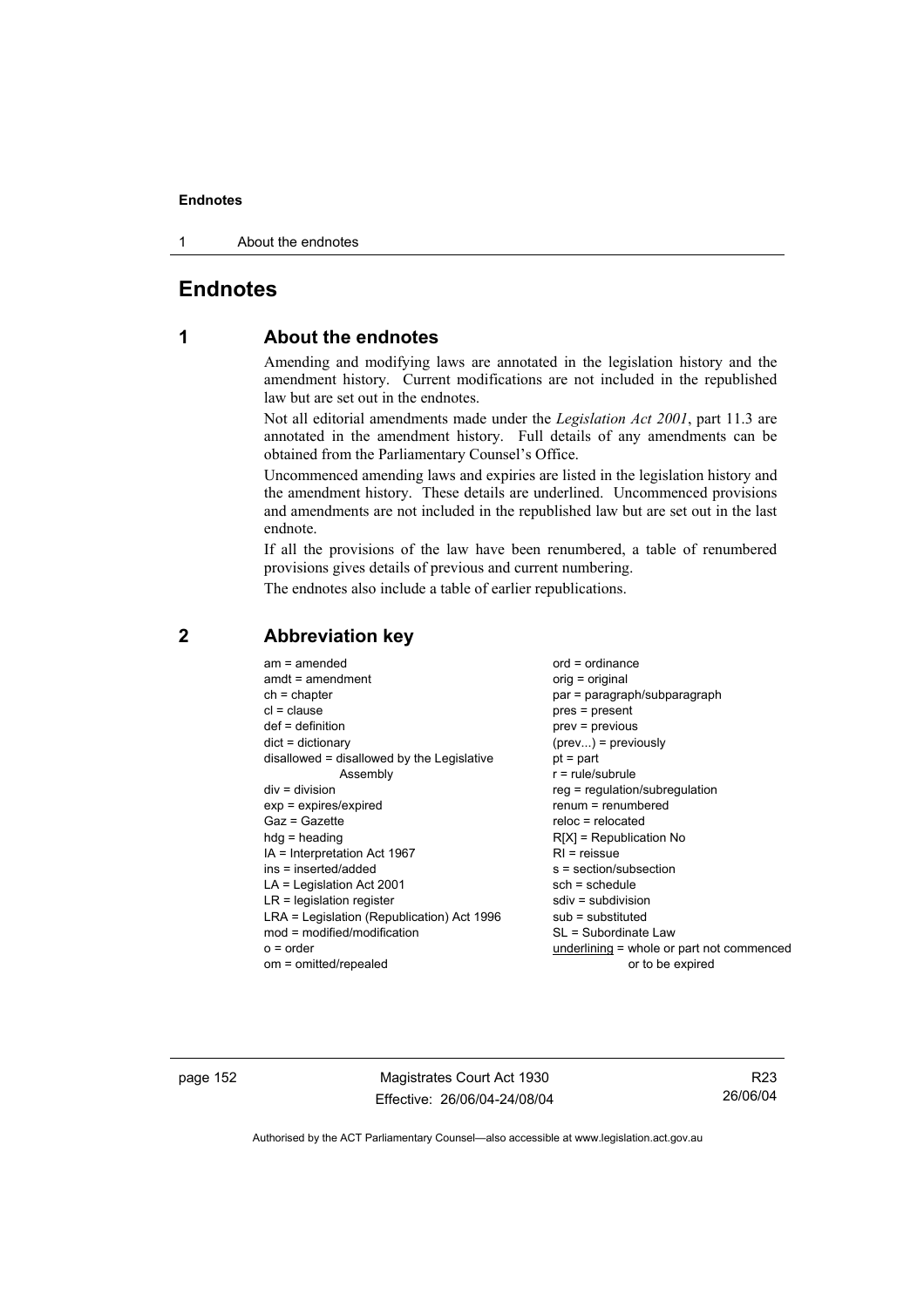# Endnotes

## 1 About the endnotes

Amending and modifying laws are annotated in the legislation history and the amendment history. Current modifications are not included in the republished law but are set out in the endnotes.

Not all editorial amendments made under the *Legislation Act 2001*, part 11.3 are annotated in the amendment history. Full details of any amendments can be obtained from the Parliamentary Counsel's Office.

Uncommenced amending laws and expiries are listed in the legislation history and the amendment history. These details are underlined. Uncommenced provisions and amendments are not included in the republished law but are set out in the last endnote.

If all the provisions of the law have been renumbered, a table of renumbered provisions gives details of previous and current numbering.

The endnotes also include a table of earlier republications.

## 2 Abbreviation key

am = amended
amdt = amendment
ch = chapter
cl = clause
def = definition
dict = dictionary
disallowed = disallowed by the Legislative Assembly
div = division
exp = expires/expired
Gaz = Gazette
hdg = heading
IA = Interpretation Act 1967
ins = inserted/added
LA = Legislation Act 2001
LR = legislation register
LRA = Legislation (Republication) Act 1996
mod = modified/modification
o = order
om = omitted/repealed
ord = ordinance
orig = original
par = paragraph/subparagraph
pres = present
prev = previous
(prev...) = previously
pt = part
r = rule/subrule
reg = regulation/subregulation
renum = renumbered
reloc = relocated
R[X] = Republication No
RI = reissue
s = section/subsection
sch = schedule
sdiv = subdivision
sub = substituted
SL = Subordinate Law
<u>underlining</u> = whole or part not commenced or to be expired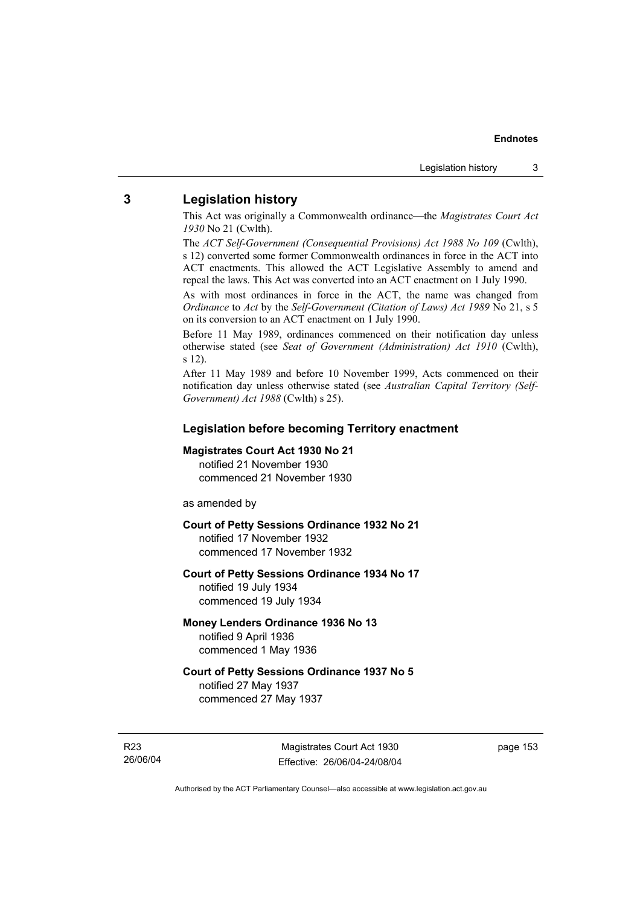## 3 Legislation history

This Act was originally a Commonwealth ordinance—the *Magistrates Court Act 1930* No 21 (Cwlth).

The *ACT Self-Government (Consequential Provisions) Act 1988 No 109* (Cwlth), s 12) converted some former Commonwealth ordinances in force in the ACT into ACT enactments. This allowed the ACT Legislative Assembly to amend and repeal the laws. This Act was converted into an ACT enactment on 1 July 1990.

As with most ordinances in force in the ACT, the name was changed from *Ordinance* to *Act* by the *Self-Government (Citation of Laws) Act 1989* No 21, s 5 on its conversion to an ACT enactment on 1 July 1990.

Before 11 May 1989, ordinances commenced on their notification day unless otherwise stated (see *Seat of Government (Administration) Act 1910* (Cwlth), s 12).

After 11 May 1989 and before 10 November 1999, Acts commenced on their notification day unless otherwise stated (see *Australian Capital Territory (Self-Government) Act 1988* (Cwlth) s 25).

### Legislation before becoming Territory enactment

**Magistrates Court Act 1930 No 21**
notified 21 November 1930
commenced 21 November 1930

as amended by

**Court of Petty Sessions Ordinance 1932 No 21**
notified 17 November 1932
commenced 17 November 1932

**Court of Petty Sessions Ordinance 1934 No 17**
notified 19 July 1934
commenced 19 July 1934

**Money Lenders Ordinance 1936 No 13**
notified 9 April 1936
commenced 1 May 1936

**Court of Petty Sessions Ordinance 1937 No 5**
notified 27 May 1937
commenced 27 May 1937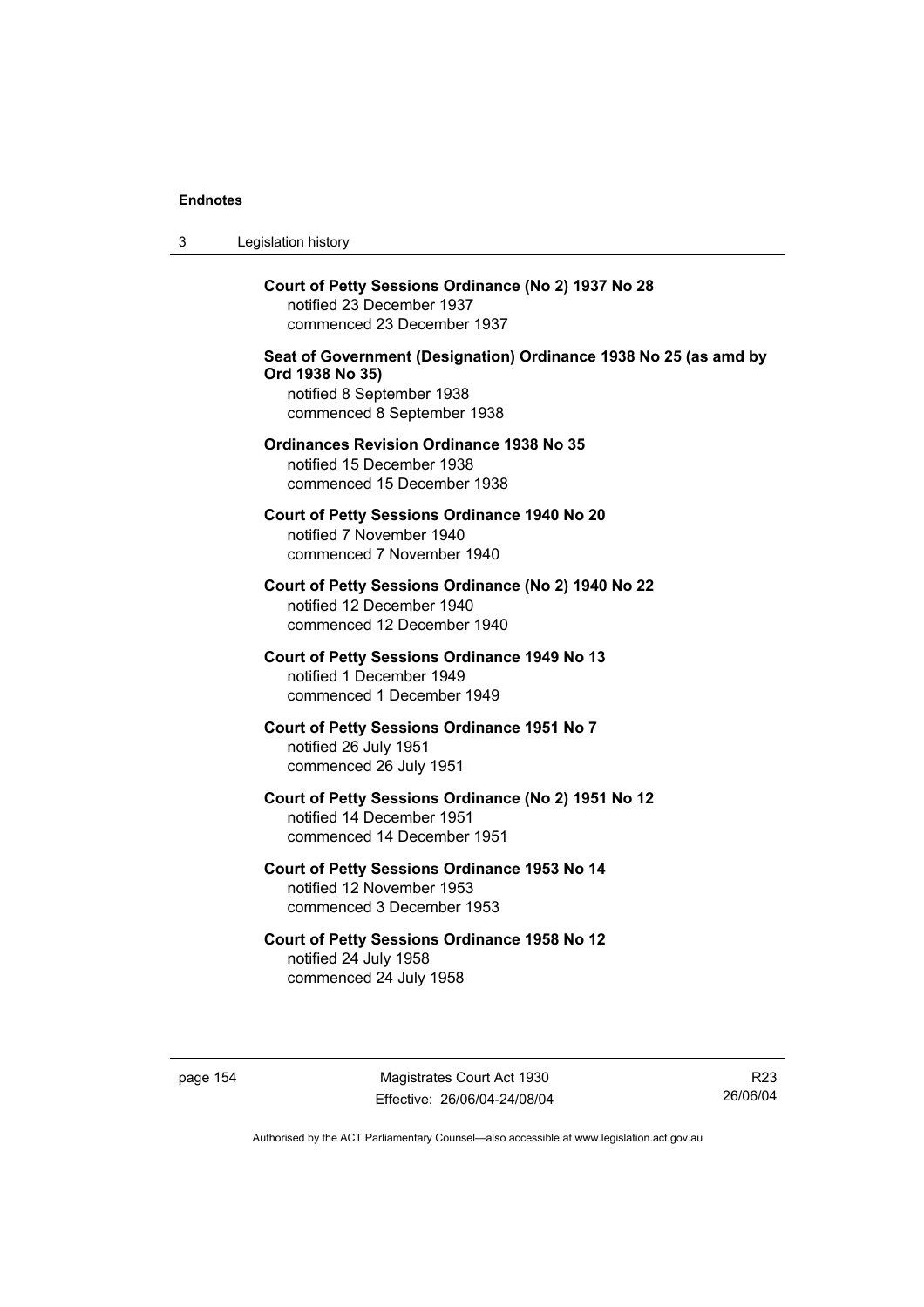**Court of Petty Sessions Ordinance (No 2) 1937 No 28**
notified 23 December 1937
commenced 23 December 1937

**Seat of Government (Designation) Ordinance 1938 No 25 (as amd by Ord 1938 No 35)**
notified 8 September 1938
commenced 8 September 1938

**Ordinances Revision Ordinance 1938 No 35**
notified 15 December 1938
commenced 15 December 1938

**Court of Petty Sessions Ordinance 1940 No 20**
notified 7 November 1940
commenced 7 November 1940

**Court of Petty Sessions Ordinance (No 2) 1940 No 22**
notified 12 December 1940
commenced 12 December 1940

**Court of Petty Sessions Ordinance 1949 No 13**
notified 1 December 1949
commenced 1 December 1949

**Court of Petty Sessions Ordinance 1951 No 7**
notified 26 July 1951
commenced 26 July 1951

**Court of Petty Sessions Ordinance (No 2) 1951 No 12**
notified 14 December 1951
commenced 14 December 1951

**Court of Petty Sessions Ordinance 1953 No 14**
notified 12 November 1953
commenced 3 December 1953

**Court of Petty Sessions Ordinance 1958 No 12**
notified 24 July 1958
commenced 24 July 1958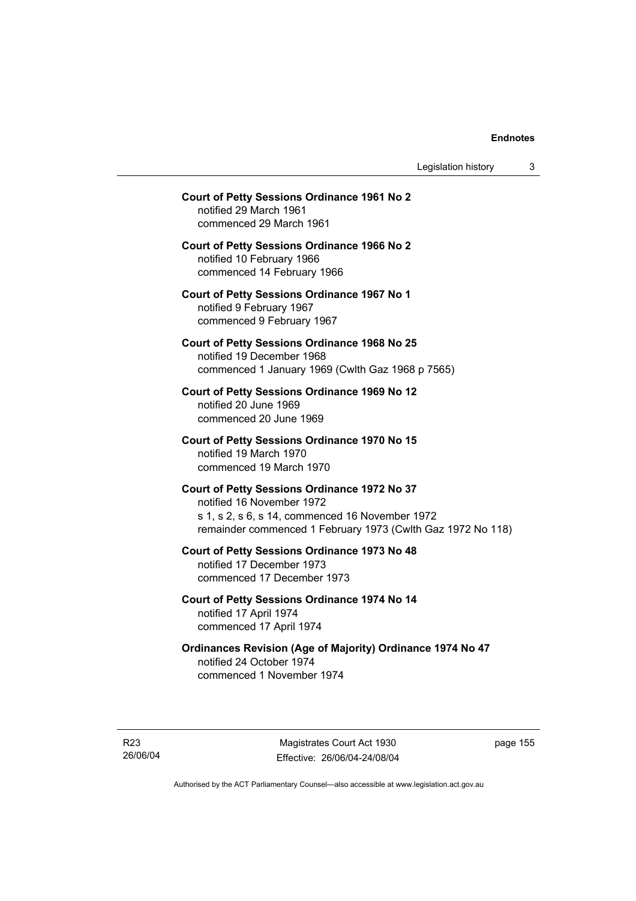**Court of Petty Sessions Ordinance 1961 No 2**
notified 29 March 1961
commenced 29 March 1961

**Court of Petty Sessions Ordinance 1966 No 2**
notified 10 February 1966
commenced 14 February 1966

**Court of Petty Sessions Ordinance 1967 No 1**
notified 9 February 1967
commenced 9 February 1967

**Court of Petty Sessions Ordinance 1968 No 25**
notified 19 December 1968
commenced 1 January 1969 (Cwlth Gaz 1968 p 7565)

**Court of Petty Sessions Ordinance 1969 No 12**
notified 20 June 1969
commenced 20 June 1969

**Court of Petty Sessions Ordinance 1970 No 15**
notified 19 March 1970
commenced 19 March 1970

**Court of Petty Sessions Ordinance 1972 No 37**
notified 16 November 1972
s 1, s 2, s 6, s 14, commenced 16 November 1972
remainder commenced 1 February 1973 (Cwlth Gaz 1972 No 118)

**Court of Petty Sessions Ordinance 1973 No 48**
notified 17 December 1973
commenced 17 December 1973

**Court of Petty Sessions Ordinance 1974 No 14**
notified 17 April 1974
commenced 17 April 1974

**Ordinances Revision (Age of Majority) Ordinance 1974 No 47**
notified 24 October 1974
commenced 1 November 1974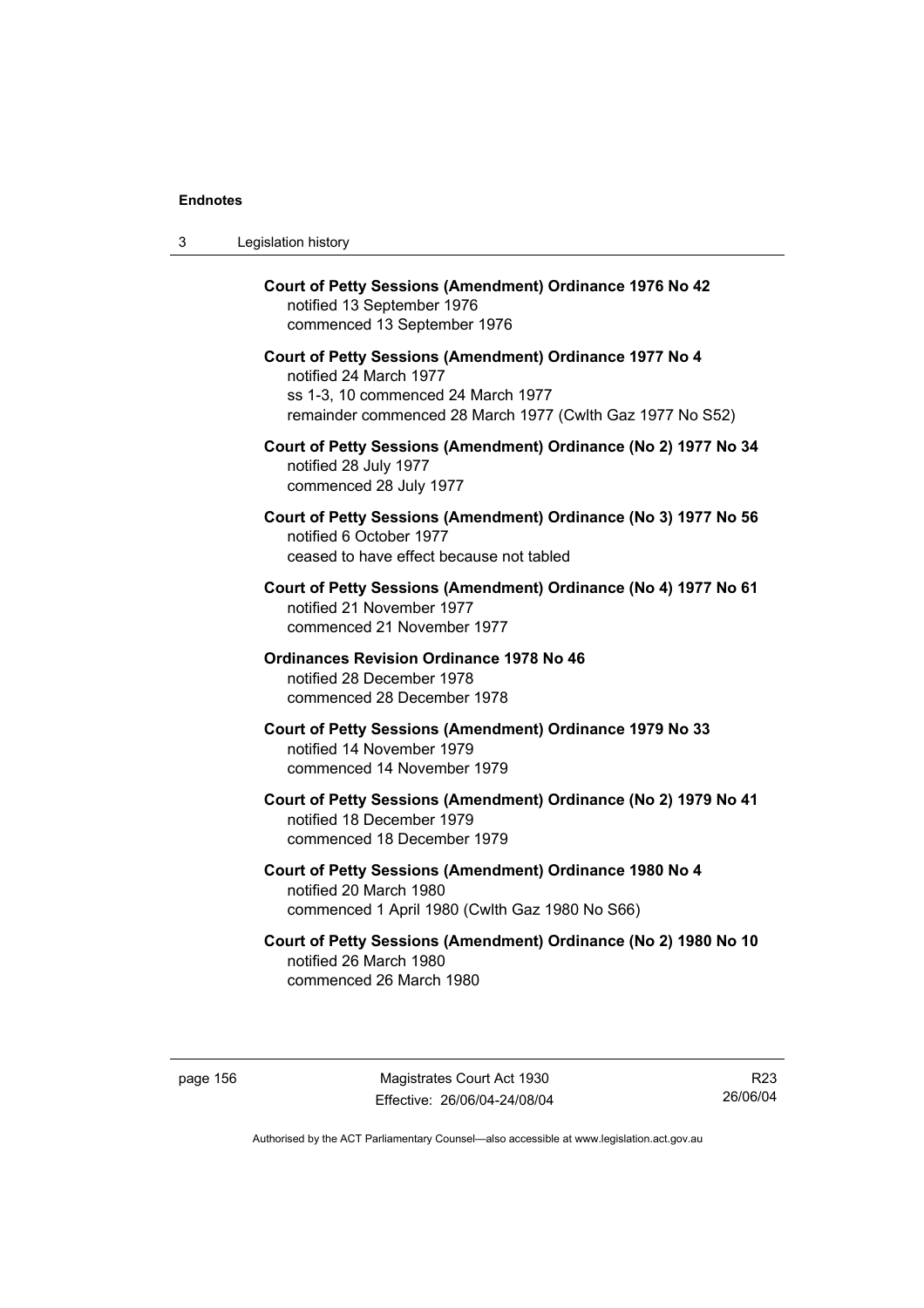**Court of Petty Sessions (Amendment) Ordinance 1976 No 42**
notified 13 September 1976
commenced 13 September 1976

**Court of Petty Sessions (Amendment) Ordinance 1977 No 4**
notified 24 March 1977
ss 1-3, 10 commenced 24 March 1977
remainder commenced 28 March 1977 (Cwlth Gaz 1977 No S52)

**Court of Petty Sessions (Amendment) Ordinance (No 2) 1977 No 34**
notified 28 July 1977
commenced 28 July 1977

**Court of Petty Sessions (Amendment) Ordinance (No 3) 1977 No 56**
notified 6 October 1977
ceased to have effect because not tabled

**Court of Petty Sessions (Amendment) Ordinance (No 4) 1977 No 61**
notified 21 November 1977
commenced 21 November 1977

**Ordinances Revision Ordinance 1978 No 46**
notified 28 December 1978
commenced 28 December 1978

**Court of Petty Sessions (Amendment) Ordinance 1979 No 33**
notified 14 November 1979
commenced 14 November 1979

**Court of Petty Sessions (Amendment) Ordinance (No 2) 1979 No 41**
notified 18 December 1979
commenced 18 December 1979

**Court of Petty Sessions (Amendment) Ordinance 1980 No 4**
notified 20 March 1980
commenced 1 April 1980 (Cwlth Gaz 1980 No S66)

**Court of Petty Sessions (Amendment) Ordinance (No 2) 1980 No 10**
notified 26 March 1980
commenced 26 March 1980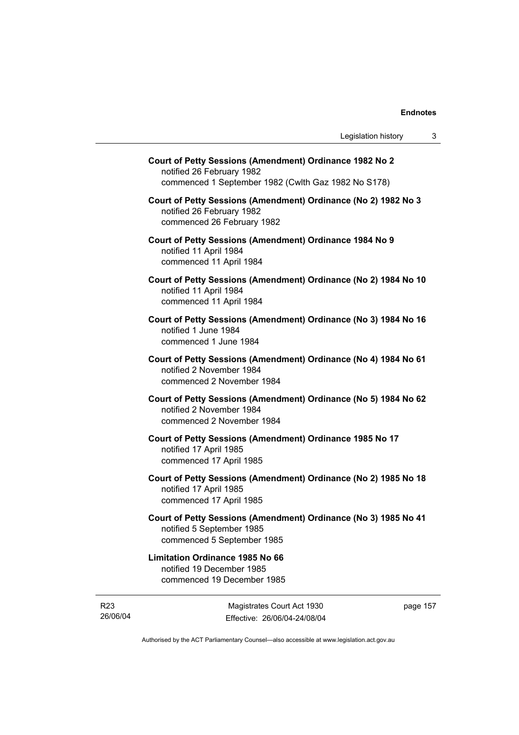**Court of Petty Sessions (Amendment) Ordinance 1982 No 2**
notified 26 February 1982
commenced 1 September 1982 (Cwlth Gaz 1982 No S178)

**Court of Petty Sessions (Amendment) Ordinance (No 2) 1982 No 3**
notified 26 February 1982
commenced 26 February 1982

**Court of Petty Sessions (Amendment) Ordinance 1984 No 9**
notified 11 April 1984
commenced 11 April 1984

**Court of Petty Sessions (Amendment) Ordinance (No 2) 1984 No 10**
notified 11 April 1984
commenced 11 April 1984

**Court of Petty Sessions (Amendment) Ordinance (No 3) 1984 No 16**
notified 1 June 1984
commenced 1 June 1984

**Court of Petty Sessions (Amendment) Ordinance (No 4) 1984 No 61**
notified 2 November 1984
commenced 2 November 1984

**Court of Petty Sessions (Amendment) Ordinance (No 5) 1984 No 62**
notified 2 November 1984
commenced 2 November 1984

**Court of Petty Sessions (Amendment) Ordinance 1985 No 17**
notified 17 April 1985
commenced 17 April 1985

**Court of Petty Sessions (Amendment) Ordinance (No 2) 1985 No 18**
notified 17 April 1985
commenced 17 April 1985

**Court of Petty Sessions (Amendment) Ordinance (No 3) 1985 No 41**
notified 5 September 1985
commenced 5 September 1985

**Limitation Ordinance 1985 No 66**
notified 19 December 1985
commenced 19 December 1985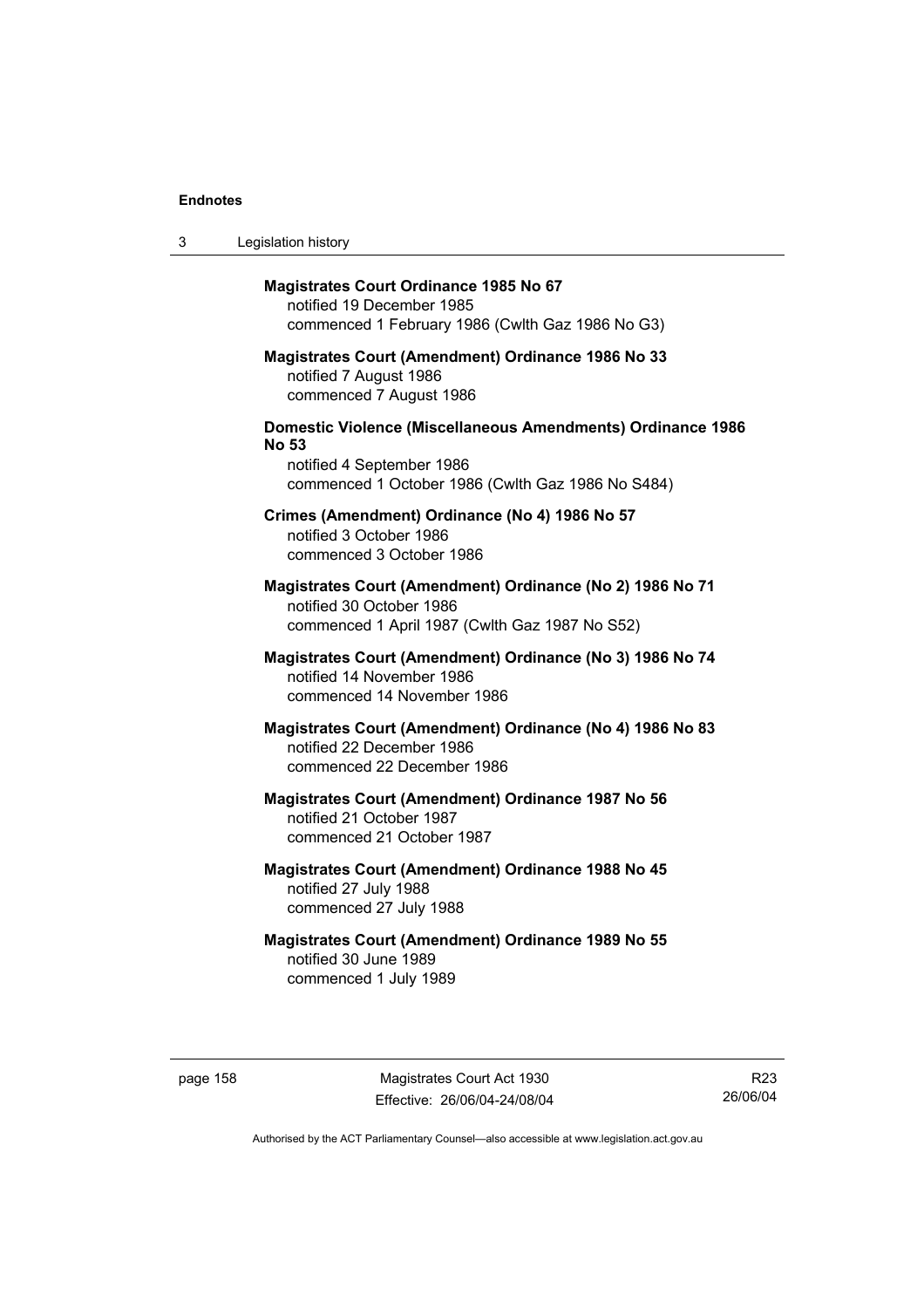**Magistrates Court Ordinance 1985 No 67**
notified 19 December 1985
commenced 1 February 1986 (Cwlth Gaz 1986 No G3)

**Magistrates Court (Amendment) Ordinance 1986 No 33**
notified 7 August 1986
commenced 7 August 1986

**Domestic Violence (Miscellaneous Amendments) Ordinance 1986 No 53**
notified 4 September 1986
commenced 1 October 1986 (Cwlth Gaz 1986 No S484)

**Crimes (Amendment) Ordinance (No 4) 1986 No 57**
notified 3 October 1986
commenced 3 October 1986

**Magistrates Court (Amendment) Ordinance (No 2) 1986 No 71**
notified 30 October 1986
commenced 1 April 1987 (Cwlth Gaz 1987 No S52)

**Magistrates Court (Amendment) Ordinance (No 3) 1986 No 74**
notified 14 November 1986
commenced 14 November 1986

**Magistrates Court (Amendment) Ordinance (No 4) 1986 No 83**
notified 22 December 1986
commenced 22 December 1986

**Magistrates Court (Amendment) Ordinance 1987 No 56**
notified 21 October 1987
commenced 21 October 1987

**Magistrates Court (Amendment) Ordinance 1988 No 45**
notified 27 July 1988
commenced 27 July 1988

**Magistrates Court (Amendment) Ordinance 1989 No 55**
notified 30 June 1989
commenced 1 July 1989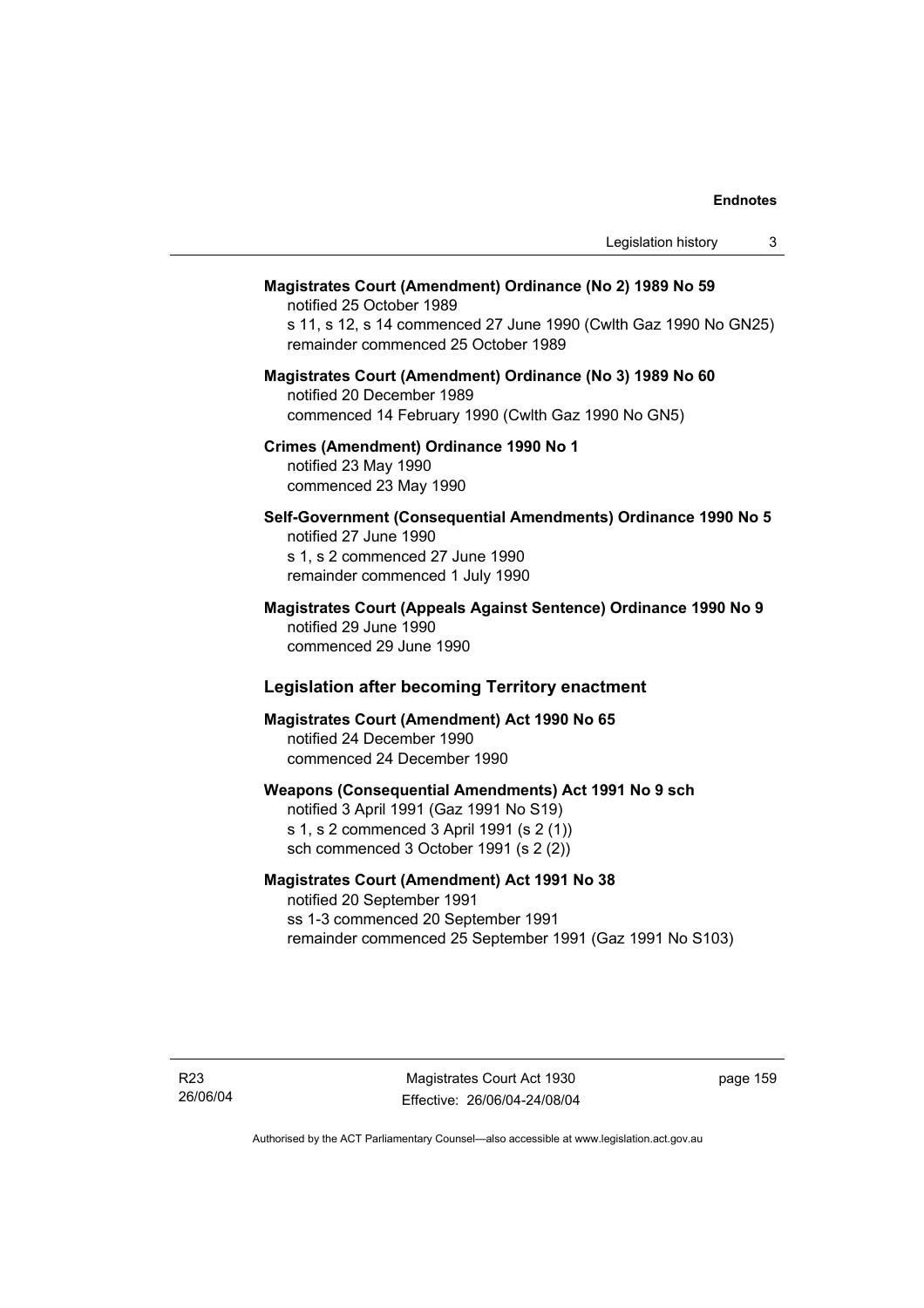**Magistrates Court (Amendment) Ordinance (No 2) 1989 No 59**

notified 25 October 1989

s 11, s 12, s 14 commenced 27 June 1990 (Cwlth Gaz 1990 No GN25)

remainder commenced 25 October 1989

**Magistrates Court (Amendment) Ordinance (No 3) 1989 No 60**

notified 20 December 1989

commenced 14 February 1990 (Cwlth Gaz 1990 No GN5)

**Crimes (Amendment) Ordinance 1990 No 1**

notified 23 May 1990

commenced 23 May 1990

**Self-Government (Consequential Amendments) Ordinance 1990 No 5**

notified 27 June 1990

s 1, s 2 commenced 27 June 1990

remainder commenced 1 July 1990

**Magistrates Court (Appeals Against Sentence) Ordinance 1990 No 9**

notified 29 June 1990

commenced 29 June 1990

## Legislation after becoming Territory enactment

**Magistrates Court (Amendment) Act 1990 No 65**

notified 24 December 1990

commenced 24 December 1990

**Weapons (Consequential Amendments) Act 1991 No 9 sch**

notified 3 April 1991 (Gaz 1991 No S19)

s 1, s 2 commenced 3 April 1991 (s 2 (1))

sch commenced 3 October 1991 (s 2 (2))

**Magistrates Court (Amendment) Act 1991 No 38**

notified 20 September 1991

ss 1-3 commenced 20 September 1991

remainder commenced 25 September 1991 (Gaz 1991 No S103)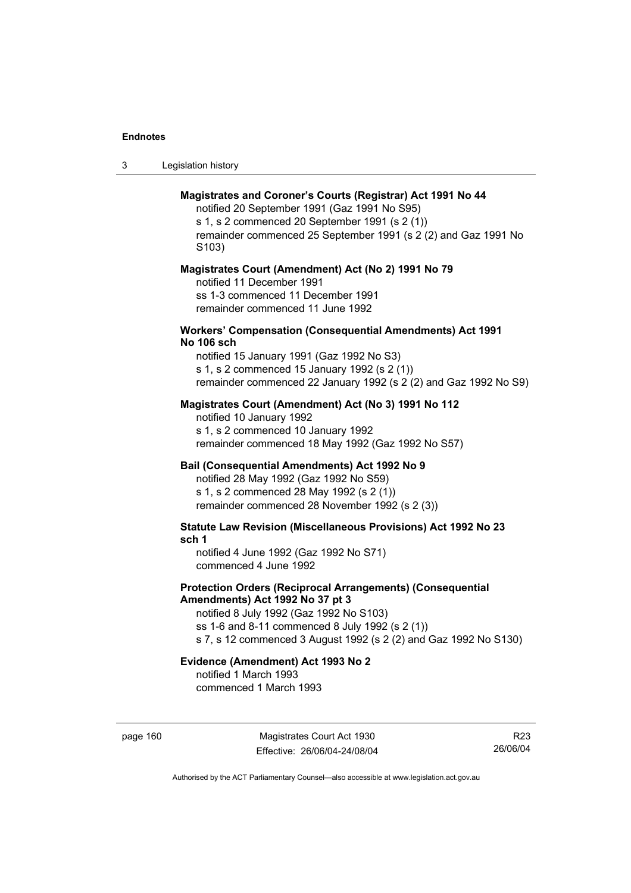**Magistrates and Coroner's Courts (Registrar) Act 1991 No 44**

notified 20 September 1991 (Gaz 1991 No S95)
s 1, s 2 commenced 20 September 1991 (s 2 (1))
remainder commenced 25 September 1991 (s 2 (2) and Gaz 1991 No S103)

**Magistrates Court (Amendment) Act (No 2) 1991 No 79**

notified 11 December 1991
ss 1-3 commenced 11 December 1991
remainder commenced 11 June 1992

**Workers' Compensation (Consequential Amendments) Act 1991 No 106 sch**

notified 15 January 1991 (Gaz 1992 No S3)
s 1, s 2 commenced 15 January 1992 (s 2 (1))
remainder commenced 22 January 1992 (s 2 (2) and Gaz 1992 No S9)

**Magistrates Court (Amendment) Act (No 3) 1991 No 112**

notified 10 January 1992
s 1, s 2 commenced 10 January 1992
remainder commenced 18 May 1992 (Gaz 1992 No S57)

**Bail (Consequential Amendments) Act 1992 No 9**

notified 28 May 1992 (Gaz 1992 No S59)
s 1, s 2 commenced 28 May 1992 (s 2 (1))
remainder commenced 28 November 1992 (s 2 (3))

**Statute Law Revision (Miscellaneous Provisions) Act 1992 No 23 sch 1**

notified 4 June 1992 (Gaz 1992 No S71)
commenced 4 June 1992

**Protection Orders (Reciprocal Arrangements) (Consequential Amendments) Act 1992 No 37 pt 3**

notified 8 July 1992 (Gaz 1992 No S103)
ss 1-6 and 8-11 commenced 8 July 1992 (s 2 (1))
s 7, s 12 commenced 3 August 1992 (s 2 (2) and Gaz 1992 No S130)

**Evidence (Amendment) Act 1993 No 2**

notified 1 March 1993
commenced 1 March 1993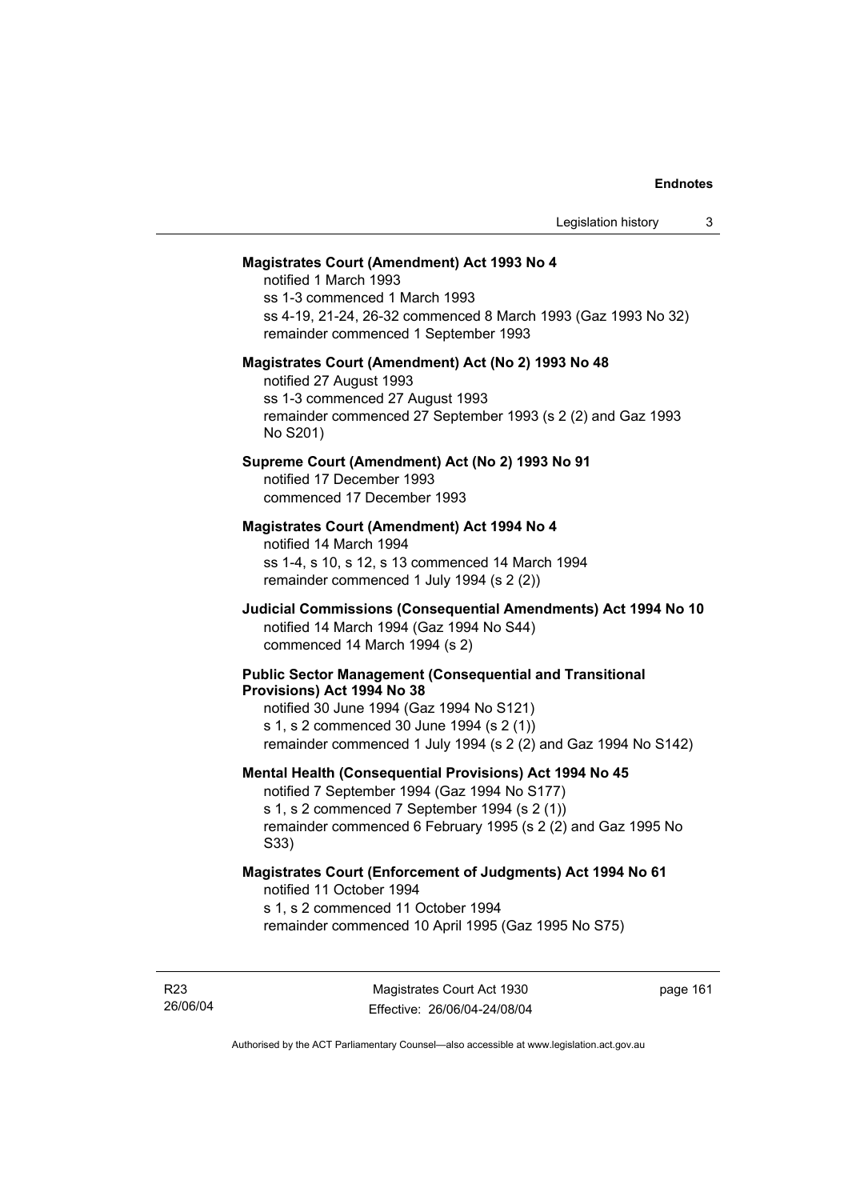**Magistrates Court (Amendment) Act 1993 No 4**

notified 1 March 1993
ss 1-3 commenced 1 March 1993
ss 4-19, 21-24, 26-32 commenced 8 March 1993 (Gaz 1993 No 32)
remainder commenced 1 September 1993

**Magistrates Court (Amendment) Act (No 2) 1993 No 48**

notified 27 August 1993
ss 1-3 commenced 27 August 1993
remainder commenced 27 September 1993 (s 2 (2) and Gaz 1993 No S201)

**Supreme Court (Amendment) Act (No 2) 1993 No 91**

notified 17 December 1993
commenced 17 December 1993

**Magistrates Court (Amendment) Act 1994 No 4**

notified 14 March 1994
ss 1-4, s 10, s 12, s 13 commenced 14 March 1994
remainder commenced 1 July 1994 (s 2 (2))

**Judicial Commissions (Consequential Amendments) Act 1994 No 10**

notified 14 March 1994 (Gaz 1994 No S44)
commenced 14 March 1994 (s 2)

**Public Sector Management (Consequential and Transitional Provisions) Act 1994 No 38**

notified 30 June 1994 (Gaz 1994 No S121)
s 1, s 2 commenced 30 June 1994 (s 2 (1))
remainder commenced 1 July 1994 (s 2 (2) and Gaz 1994 No S142)

**Mental Health (Consequential Provisions) Act 1994 No 45**

notified 7 September 1994 (Gaz 1994 No S177)
s 1, s 2 commenced 7 September 1994 (s 2 (1))
remainder commenced 6 February 1995 (s 2 (2) and Gaz 1995 No S33)

**Magistrates Court (Enforcement of Judgments) Act 1994 No 61**

notified 11 October 1994
s 1, s 2 commenced 11 October 1994
remainder commenced 10 April 1995 (Gaz 1995 No S75)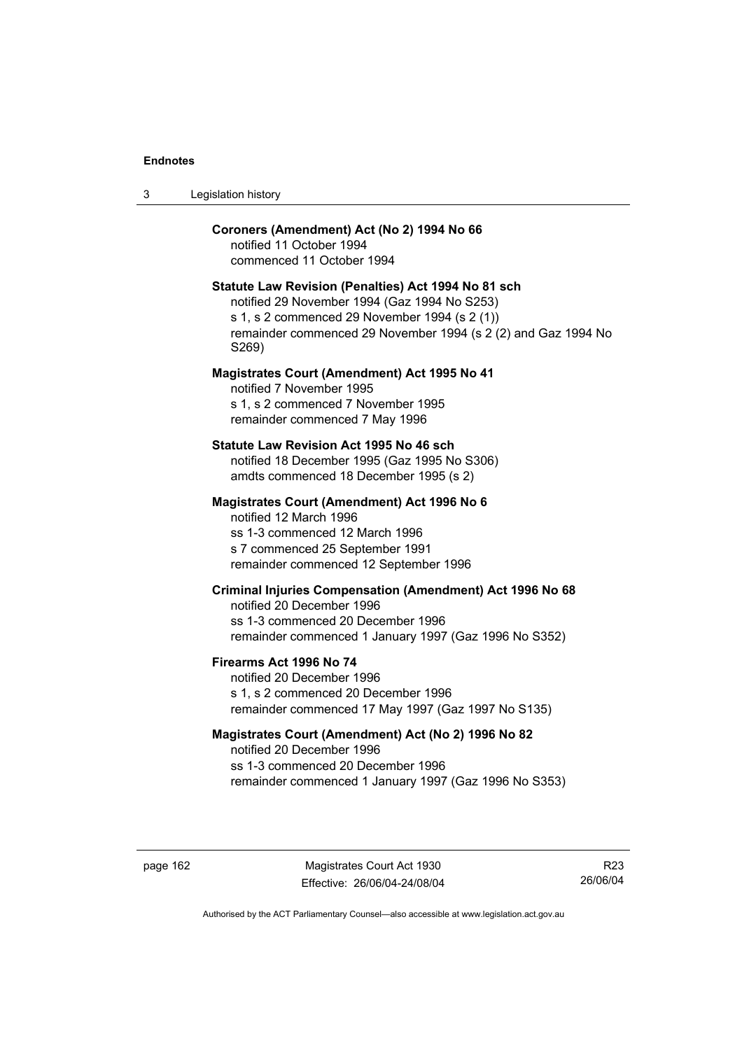**Coroners (Amendment) Act (No 2) 1994 No 66**
notified 11 October 1994
commenced 11 October 1994

**Statute Law Revision (Penalties) Act 1994 No 81 sch**
notified 29 November 1994 (Gaz 1994 No S253)
s 1, s 2 commenced 29 November 1994 (s 2 (1))
remainder commenced 29 November 1994 (s 2 (2) and Gaz 1994 No S269)

**Magistrates Court (Amendment) Act 1995 No 41**
notified 7 November 1995
s 1, s 2 commenced 7 November 1995
remainder commenced 7 May 1996

**Statute Law Revision Act 1995 No 46 sch**
notified 18 December 1995 (Gaz 1995 No S306)
amdts commenced 18 December 1995 (s 2)

**Magistrates Court (Amendment) Act 1996 No 6**
notified 12 March 1996
ss 1-3 commenced 12 March 1996
s 7 commenced 25 September 1991
remainder commenced 12 September 1996

**Criminal Injuries Compensation (Amendment) Act 1996 No 68**
notified 20 December 1996
ss 1-3 commenced 20 December 1996
remainder commenced 1 January 1997 (Gaz 1996 No S352)

**Firearms Act 1996 No 74**
notified 20 December 1996
s 1, s 2 commenced 20 December 1996
remainder commenced 17 May 1997 (Gaz 1997 No S135)

**Magistrates Court (Amendment) Act (No 2) 1996 No 82**
notified 20 December 1996
ss 1-3 commenced 20 December 1996
remainder commenced 1 January 1997 (Gaz 1996 No S353)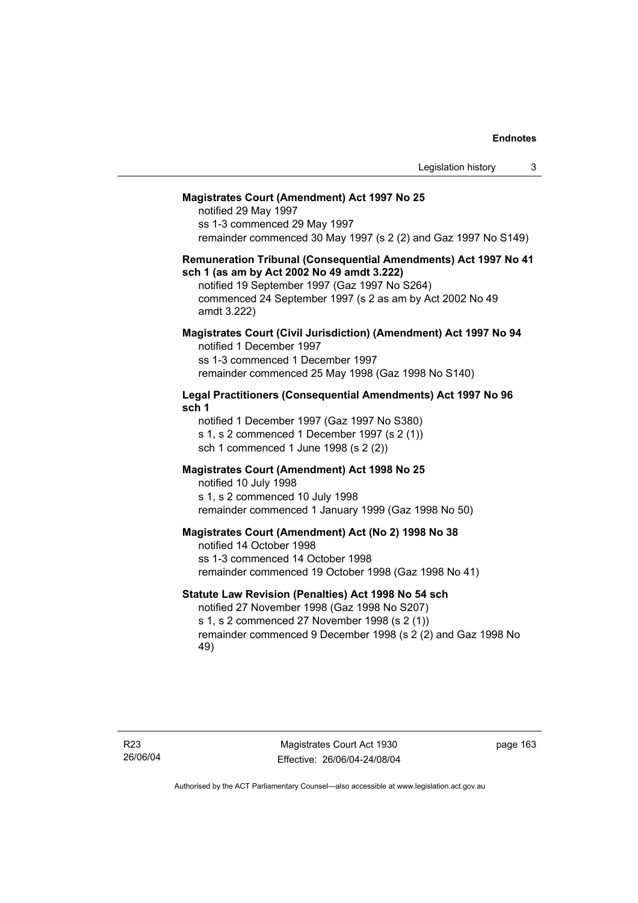**Magistrates Court (Amendment) Act 1997 No 25**

notified 29 May 1997
ss 1-3 commenced 29 May 1997
remainder commenced 30 May 1997 (s 2 (2) and Gaz 1997 No S149)

**Remuneration Tribunal (Consequential Amendments) Act 1997 No 41 sch 1 (as am by Act 2002 No 49 amdt 3.222)**

notified 19 September 1997 (Gaz 1997 No S264)
commenced 24 September 1997 (s 2 as am by Act 2002 No 49 amdt 3.222)

**Magistrates Court (Civil Jurisdiction) (Amendment) Act 1997 No 94**

notified 1 December 1997
ss 1-3 commenced 1 December 1997
remainder commenced 25 May 1998 (Gaz 1998 No S140)

**Legal Practitioners (Consequential Amendments) Act 1997 No 96 sch 1**

notified 1 December 1997 (Gaz 1997 No S380)
s 1, s 2 commenced 1 December 1997 (s 2 (1))
sch 1 commenced 1 June 1998 (s 2 (2))

**Magistrates Court (Amendment) Act 1998 No 25**

notified 10 July 1998
s 1, s 2 commenced 10 July 1998
remainder commenced 1 January 1999 (Gaz 1998 No 50)

**Magistrates Court (Amendment) Act (No 2) 1998 No 38**

notified 14 October 1998
ss 1-3 commenced 14 October 1998
remainder commenced 19 October 1998 (Gaz 1998 No 41)

**Statute Law Revision (Penalties) Act 1998 No 54 sch**

notified 27 November 1998 (Gaz 1998 No S207)
s 1, s 2 commenced 27 November 1998 (s 2 (1))
remainder commenced 9 December 1998 (s 2 (2) and Gaz 1998 No 49)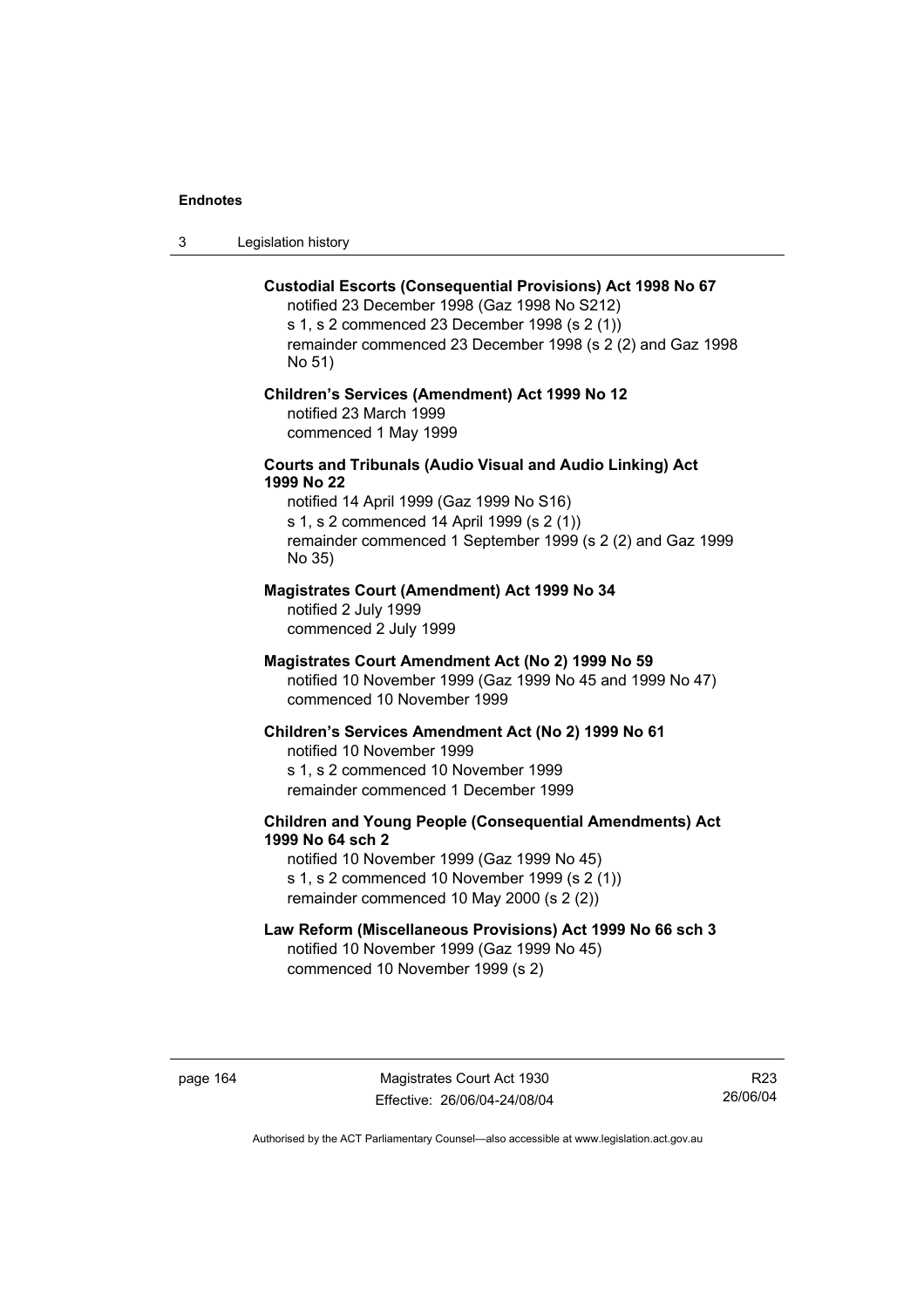**Custodial Escorts (Consequential Provisions) Act 1998 No 67**

notified 23 December 1998 (Gaz 1998 No S212)
s 1, s 2 commenced 23 December 1998 (s 2 (1))
remainder commenced 23 December 1998 (s 2 (2) and Gaz 1998 No 51)

**Children's Services (Amendment) Act 1999 No 12**

notified 23 March 1999
commenced 1 May 1999

**Courts and Tribunals (Audio Visual and Audio Linking) Act 1999 No 22**

notified 14 April 1999 (Gaz 1999 No S16)
s 1, s 2 commenced 14 April 1999 (s 2 (1))
remainder commenced 1 September 1999 (s 2 (2) and Gaz 1999 No 35)

**Magistrates Court (Amendment) Act 1999 No 34**

notified 2 July 1999
commenced 2 July 1999

**Magistrates Court Amendment Act (No 2) 1999 No 59**

notified 10 November 1999 (Gaz 1999 No 45 and 1999 No 47)
commenced 10 November 1999

**Children's Services Amendment Act (No 2) 1999 No 61**

notified 10 November 1999
s 1, s 2 commenced 10 November 1999
remainder commenced 1 December 1999

**Children and Young People (Consequential Amendments) Act 1999 No 64 sch 2**

notified 10 November 1999 (Gaz 1999 No 45)
s 1, s 2 commenced 10 November 1999 (s 2 (1))
remainder commenced 10 May 2000 (s 2 (2))

**Law Reform (Miscellaneous Provisions) Act 1999 No 66 sch 3**

notified 10 November 1999 (Gaz 1999 No 45)
commenced 10 November 1999 (s 2)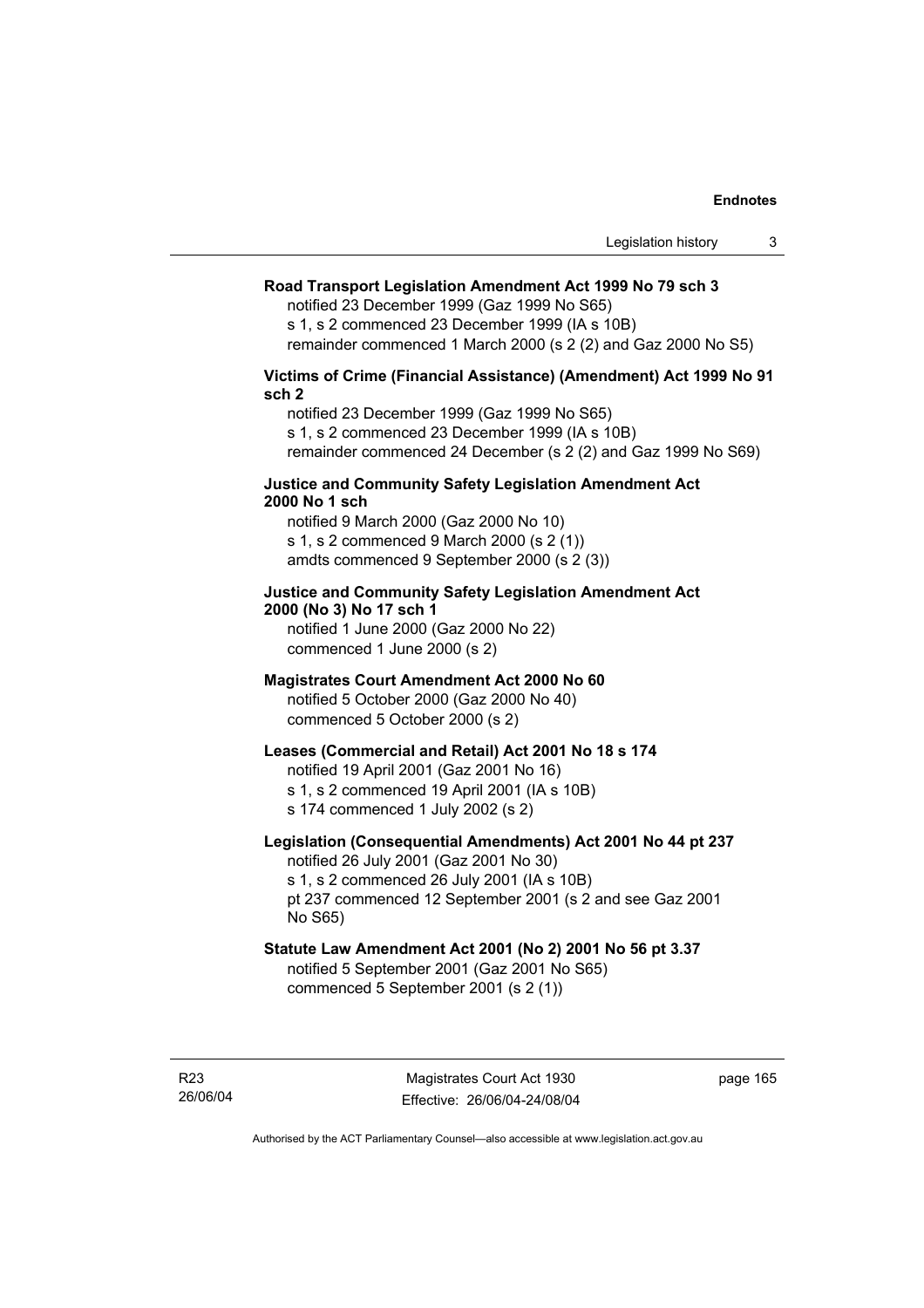**Road Transport Legislation Amendment Act 1999 No 79 sch 3**

notified 23 December 1999 (Gaz 1999 No S65)
s 1, s 2 commenced 23 December 1999 (IA s 10B)
remainder commenced 1 March 2000 (s 2 (2) and Gaz 2000 No S5)

**Victims of Crime (Financial Assistance) (Amendment) Act 1999 No 91 sch 2**

notified 23 December 1999 (Gaz 1999 No S65)
s 1, s 2 commenced 23 December 1999 (IA s 10B)
remainder commenced 24 December (s 2 (2) and Gaz 1999 No S69)

**Justice and Community Safety Legislation Amendment Act 2000 No 1 sch**

notified 9 March 2000 (Gaz 2000 No 10)
s 1, s 2 commenced 9 March 2000 (s 2 (1))
amdts commenced 9 September 2000 (s 2 (3))

**Justice and Community Safety Legislation Amendment Act 2000 (No 3) No 17 sch 1**

notified 1 June 2000 (Gaz 2000 No 22)
commenced 1 June 2000 (s 2)

**Magistrates Court Amendment Act 2000 No 60**

notified 5 October 2000 (Gaz 2000 No 40)
commenced 5 October 2000 (s 2)

**Leases (Commercial and Retail) Act 2001 No 18 s 174**

notified 19 April 2001 (Gaz 2001 No 16)
s 1, s 2 commenced 19 April 2001 (IA s 10B)
s 174 commenced 1 July 2002 (s 2)

**Legislation (Consequential Amendments) Act 2001 No 44 pt 237**

notified 26 July 2001 (Gaz 2001 No 30)
s 1, s 2 commenced 26 July 2001 (IA s 10B)
pt 237 commenced 12 September 2001 (s 2 and see Gaz 2001 No S65)

**Statute Law Amendment Act 2001 (No 2) 2001 No 56 pt 3.37**

notified 5 September 2001 (Gaz 2001 No S65)
commenced 5 September 2001 (s 2 (1))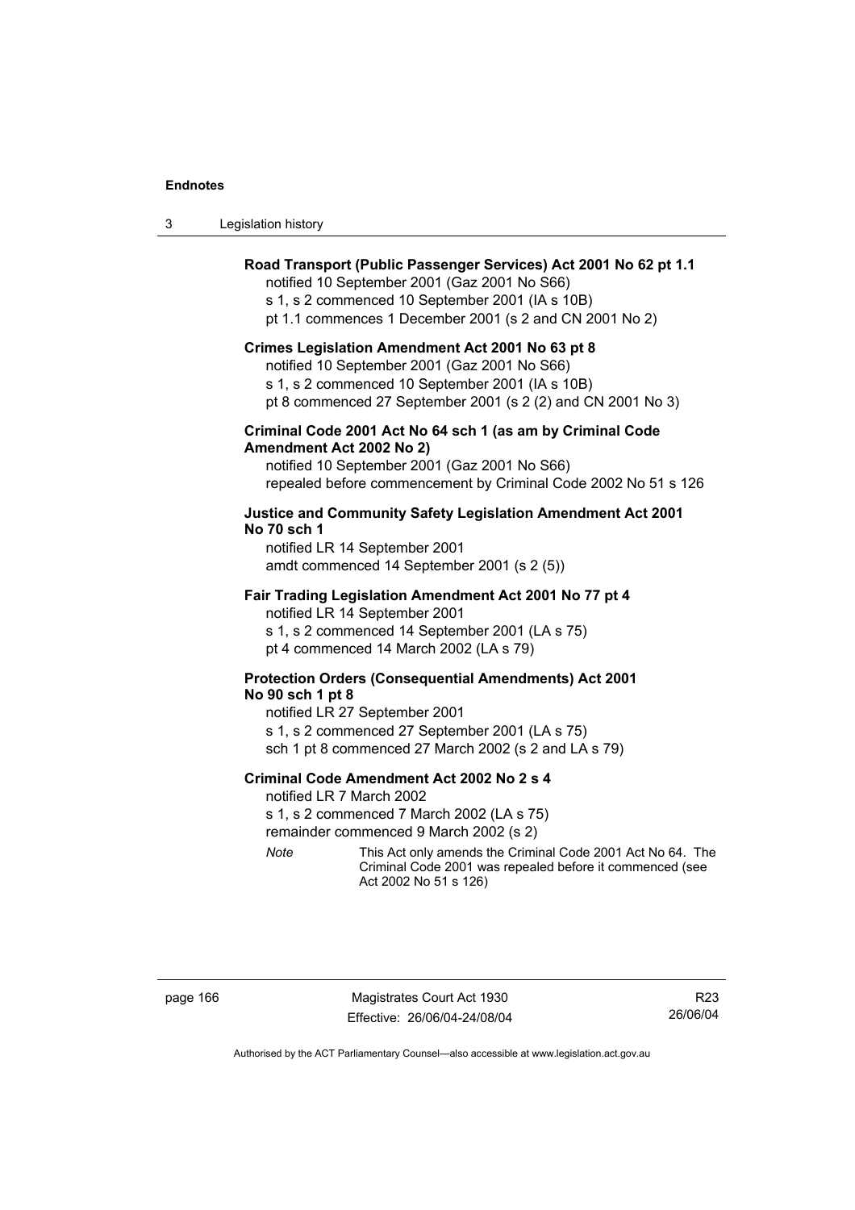**Road Transport (Public Passenger Services) Act 2001 No 62 pt 1.1**

notified 10 September 2001 (Gaz 2001 No S66)
s 1, s 2 commenced 10 September 2001 (IA s 10B)
pt 1.1 commences 1 December 2001 (s 2 and CN 2001 No 2)

**Crimes Legislation Amendment Act 2001 No 63 pt 8**

notified 10 September 2001 (Gaz 2001 No S66)
s 1, s 2 commenced 10 September 2001 (IA s 10B)
pt 8 commenced 27 September 2001 (s 2 (2) and CN 2001 No 3)

**Criminal Code 2001 Act No 64 sch 1 (as am by Criminal Code Amendment Act 2002 No 2)**

notified 10 September 2001 (Gaz 2001 No S66)
repealed before commencement by Criminal Code 2002 No 51 s 126

**Justice and Community Safety Legislation Amendment Act 2001 No 70 sch 1**

notified LR 14 September 2001
amdt commenced 14 September 2001 (s 2 (5))

**Fair Trading Legislation Amendment Act 2001 No 77 pt 4**

notified LR 14 September 2001
s 1, s 2 commenced 14 September 2001 (LA s 75)
pt 4 commenced 14 March 2002 (LA s 79)

**Protection Orders (Consequential Amendments) Act 2001 No 90 sch 1 pt 8**

notified LR 27 September 2001
s 1, s 2 commenced 27 September 2001 (LA s 75)
sch 1 pt 8 commenced 27 March 2002 (s 2 and LA s 79)

**Criminal Code Amendment Act 2002 No 2 s 4**

notified LR 7 March 2002
s 1, s 2 commenced 7 March 2002 (LA s 75)
remainder commenced 9 March 2002 (s 2)

*Note* This Act only amends the Criminal Code 2001 Act No 64. The Criminal Code 2001 was repealed before it commenced (see Act 2002 No 51 s 126)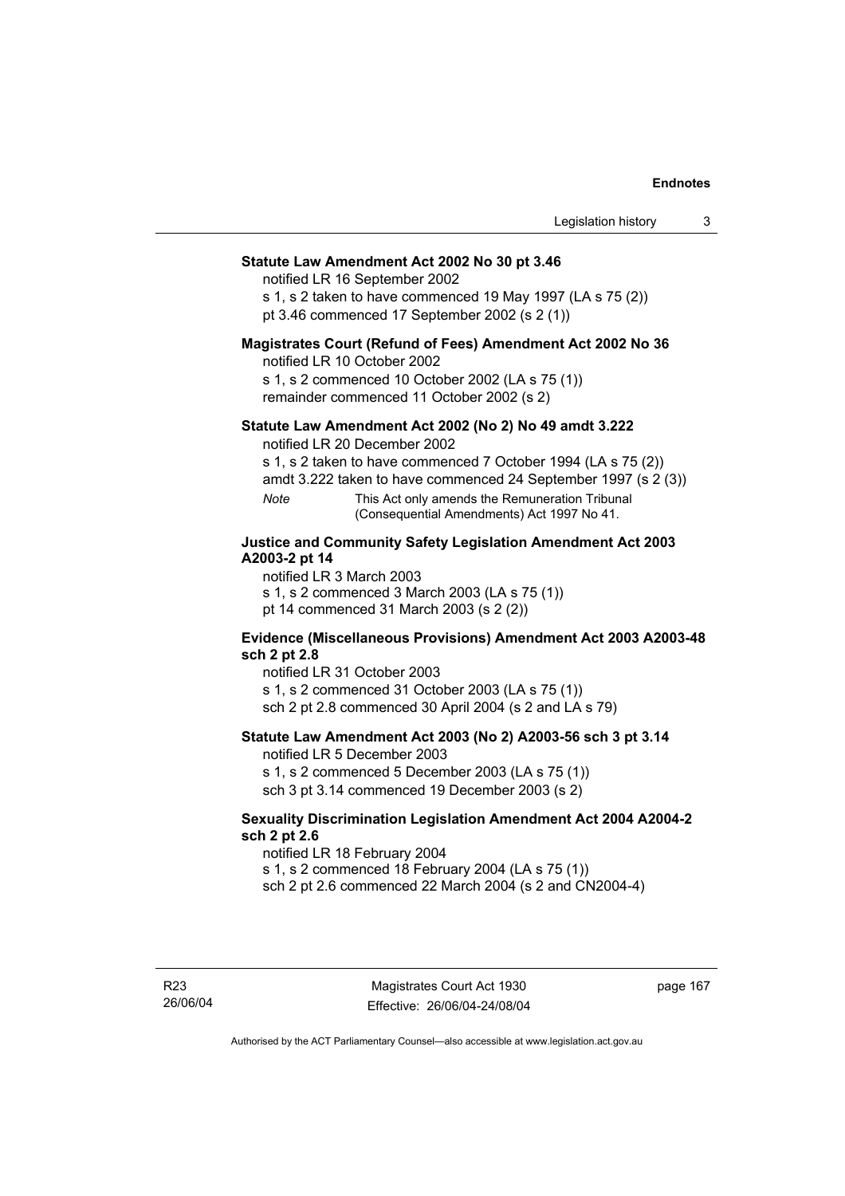**Statute Law Amendment Act 2002 No 30 pt 3.46**

notified LR 16 September 2002
s 1, s 2 taken to have commenced 19 May 1997 (LA s 75 (2))
pt 3.46 commenced 17 September 2002 (s 2 (1))

**Magistrates Court (Refund of Fees) Amendment Act 2002 No 36**

notified LR 10 October 2002
s 1, s 2 commenced 10 October 2002 (LA s 75 (1))
remainder commenced 11 October 2002 (s 2)

**Statute Law Amendment Act 2002 (No 2) No 49 amdt 3.222**

notified LR 20 December 2002
s 1, s 2 taken to have commenced 7 October 1994 (LA s 75 (2))
amdt 3.222 taken to have commenced 24 September 1997 (s 2 (3))

*Note* This Act only amends the Remuneration Tribunal (Consequential Amendments) Act 1997 No 41.

**Justice and Community Safety Legislation Amendment Act 2003 A2003-2 pt 14**

notified LR 3 March 2003
s 1, s 2 commenced 3 March 2003 (LA s 75 (1))
pt 14 commenced 31 March 2003 (s 2 (2))

**Evidence (Miscellaneous Provisions) Amendment Act 2003 A2003-48 sch 2 pt 2.8**

notified LR 31 October 2003
s 1, s 2 commenced 31 October 2003 (LA s 75 (1))
sch 2 pt 2.8 commenced 30 April 2004 (s 2 and LA s 79)

**Statute Law Amendment Act 2003 (No 2) A2003-56 sch 3 pt 3.14**

notified LR 5 December 2003
s 1, s 2 commenced 5 December 2003 (LA s 75 (1))
sch 3 pt 3.14 commenced 19 December 2003 (s 2)

**Sexuality Discrimination Legislation Amendment Act 2004 A2004-2 sch 2 pt 2.6**

notified LR 18 February 2004
s 1, s 2 commenced 18 February 2004 (LA s 75 (1))
sch 2 pt 2.6 commenced 22 March 2004 (s 2 and CN2004-4)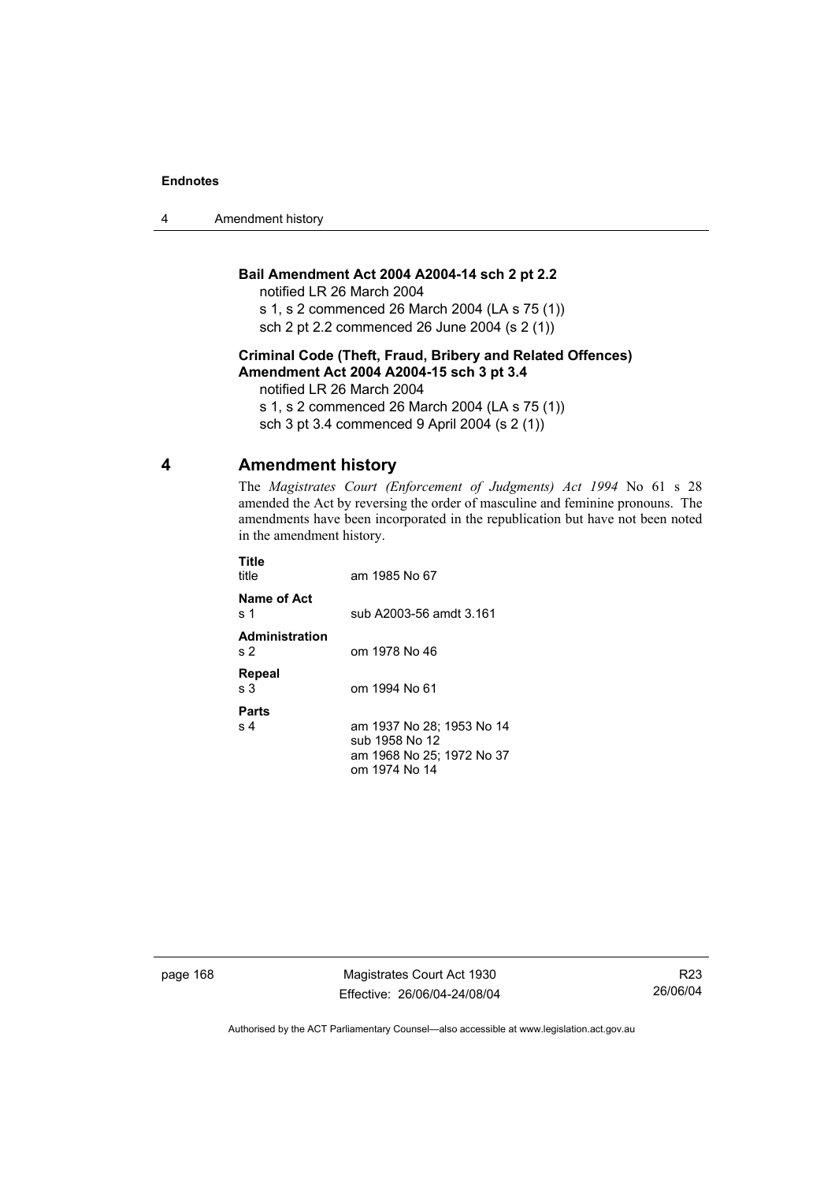**Bail Amendment Act 2004 A2004-14 sch 2 pt 2.2**

notified LR 26 March 2004

s 1, s 2 commenced 26 March 2004 (LA s 75 (1))

sch 2 pt 2.2 commenced 26 June 2004 (s 2 (1))

**Criminal Code (Theft, Fraud, Bribery and Related Offences) Amendment Act 2004 A2004-15 sch 3 pt 3.4**

notified LR 26 March 2004

s 1, s 2 commenced 26 March 2004 (LA s 75 (1))

sch 3 pt 3.4 commenced 9 April 2004 (s 2 (1))

## 4 Amendment history

The *Magistrates Court (Enforcement of Judgments) Act 1994* No 61 s 28 amended the Act by reversing the order of masculine and feminine pronouns. The amendments have been incorporated in the republication but have not been noted in the amendment history.

**Title**

title — am 1985 No 67

**Name of Act**

s 1 — sub A2003-56 amdt 3.161

**Administration**

s 2 — om 1978 No 46

**Repeal**

s 3 — om 1994 No 61

**Parts**

s 4 — am 1937 No 28; 1953 No 14
sub 1958 No 12
am 1968 No 25; 1972 No 37
om 1974 No 14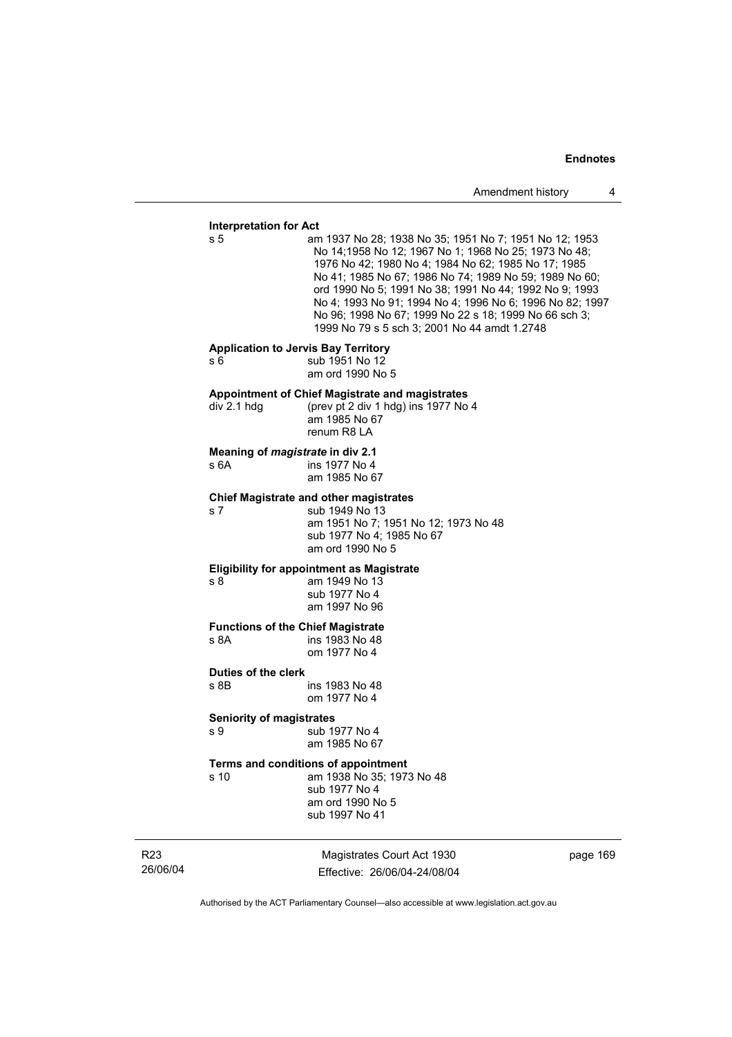**Interpretation for Act**

| | |
|---|---|
| s 5 | am 1937 No 28; 1938 No 35; 1951 No 7; 1951 No 12; 1953 No 14;1958 No 12; 1967 No 1; 1968 No 25; 1973 No 48; 1976 No 42; 1980 No 4; 1984 No 62; 1985 No 17; 1985 No 41; 1985 No 67; 1986 No 74; 1989 No 59; 1989 No 60; ord 1990 No 5; 1991 No 38; 1991 No 44; 1992 No 9; 1993 No 4; 1993 No 91; 1994 No 4; 1996 No 6; 1996 No 82; 1997 No 96; 1998 No 67; 1999 No 22 s 18; 1999 No 66 sch 3; 1999 No 79 s 5 sch 3; 2001 No 44 amdt 1.2748 |

**Application to Jervis Bay Territory**

| | |
|---|---|
| s 6 | sub 1951 No 12<br>am ord 1990 No 5 |

**Appointment of Chief Magistrate and magistrates**

| | |
|---|---|
| div 2.1 hdg | (prev pt 2 div 1 hdg) ins 1977 No 4<br>am 1985 No 67<br>renum R8 LA |

**Meaning of *magistrate* in div 2.1**

| | |
|---|---|
| s 6A | ins 1977 No 4<br>am 1985 No 67 |

**Chief Magistrate and other magistrates**

| | |
|---|---|
| s 7 | sub 1949 No 13<br>am 1951 No 7; 1951 No 12; 1973 No 48<br>sub 1977 No 4; 1985 No 67<br>am ord 1990 No 5 |

**Eligibility for appointment as Magistrate**

| | |
|---|---|
| s 8 | am 1949 No 13<br>sub 1977 No 4<br>am 1997 No 96 |

**Functions of the Chief Magistrate**

| | |
|---|---|
| s 8A | ins 1983 No 48<br>om 1977 No 4 |

**Duties of the clerk**

| | |
|---|---|
| s 8B | ins 1983 No 48<br>om 1977 No 4 |

**Seniority of magistrates**

| | |
|---|---|
| s 9 | sub 1977 No 4<br>am 1985 No 67 |

**Terms and conditions of appointment**

| | |
|---|---|
| s 10 | am 1938 No 35; 1973 No 48<br>sub 1977 No 4<br>am ord 1990 No 5<br>sub 1997 No 41 |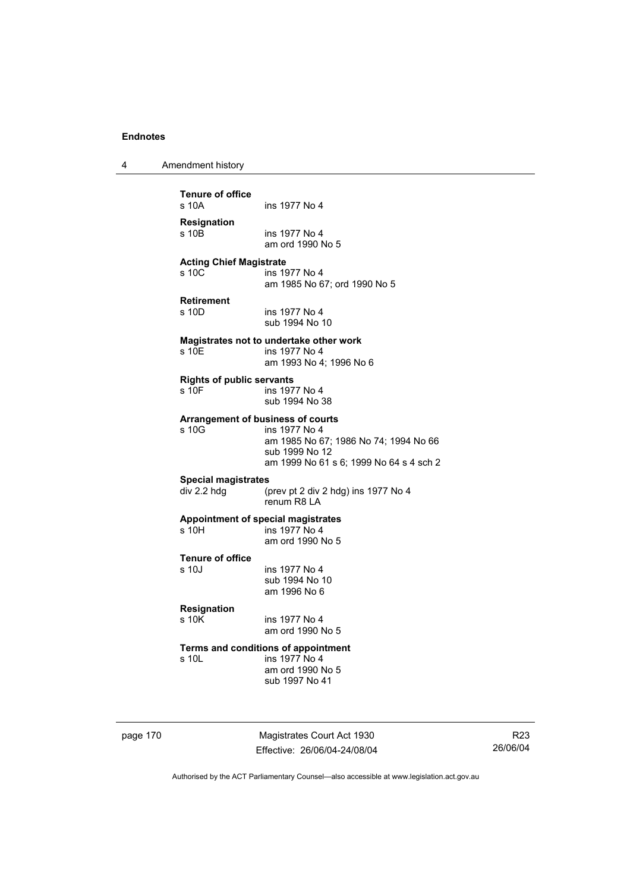**Tenure of office**

s 10A ins 1977 No 4

**Resignation**

s 10B ins 1977 No 4
am ord 1990 No 5

**Acting Chief Magistrate**

s 10C ins 1977 No 4
am 1985 No 67; ord 1990 No 5

**Retirement**

s 10D ins 1977 No 4
sub 1994 No 10

**Magistrates not to undertake other work**

s 10E ins 1977 No 4
am 1993 No 4; 1996 No 6

**Rights of public servants**

s 10F ins 1977 No 4
sub 1994 No 38

**Arrangement of business of courts**

s 10G ins 1977 No 4
am 1985 No 67; 1986 No 74; 1994 No 66
sub 1999 No 12
am 1999 No 61 s 6; 1999 No 64 s 4 sch 2

**Special magistrates**

div 2.2 hdg (prev pt 2 div 2 hdg) ins 1977 No 4
renum R8 LA

**Appointment of special magistrates**

s 10H ins 1977 No 4
am ord 1990 No 5

**Tenure of office**

s 10J ins 1977 No 4
sub 1994 No 10
am 1996 No 6

**Resignation**

s 10K ins 1977 No 4
am ord 1990 No 5

**Terms and conditions of appointment**

s 10L ins 1977 No 4
am ord 1990 No 5
sub 1997 No 41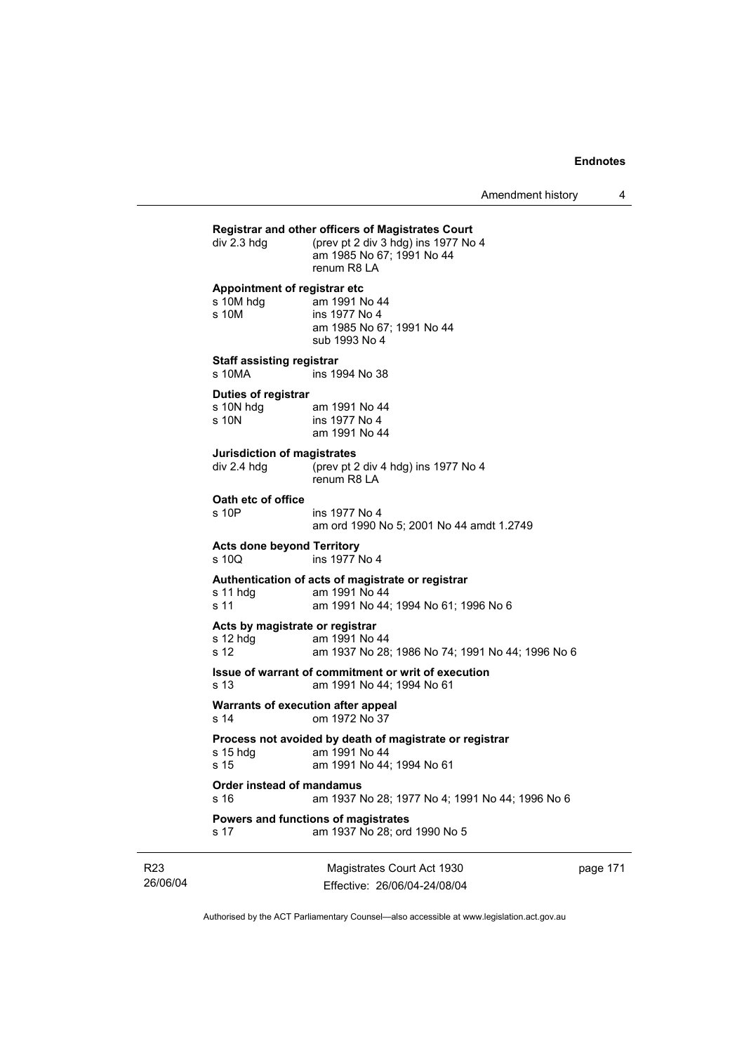**Registrar and other officers of Magistrates Court**

div 2.3 hdg (prev pt 2 div 3 hdg) ins 1977 No 4
am 1985 No 67; 1991 No 44
renum R8 LA

**Appointment of registrar etc**

s 10M hdg am 1991 No 44
s 10M ins 1977 No 4
am 1985 No 67; 1991 No 44
sub 1993 No 4

**Staff assisting registrar**

s 10MA ins 1994 No 38

**Duties of registrar**

s 10N hdg am 1991 No 44
s 10N ins 1977 No 4
am 1991 No 44

**Jurisdiction of magistrates**

div 2.4 hdg (prev pt 2 div 4 hdg) ins 1977 No 4
renum R8 LA

**Oath etc of office**

s 10P ins 1977 No 4
am ord 1990 No 5; 2001 No 44 amdt 1.2749

**Acts done beyond Territory**

s 10Q ins 1977 No 4

**Authentication of acts of magistrate or registrar**

s 11 hdg am 1991 No 44
s 11 am 1991 No 44; 1994 No 61; 1996 No 6

**Acts by magistrate or registrar**

s 12 hdg am 1991 No 44
s 12 am 1937 No 28; 1986 No 74; 1991 No 44; 1996 No 6

**Issue of warrant of commitment or writ of execution**

s 13 am 1991 No 44; 1994 No 61

**Warrants of execution after appeal**

s 14 om 1972 No 37

**Process not avoided by death of magistrate or registrar**

s 15 hdg am 1991 No 44
s 15 am 1991 No 44; 1994 No 61

**Order instead of mandamus**

s 16 am 1937 No 28; 1977 No 4; 1991 No 44; 1996 No 6

**Powers and functions of magistrates**

s 17 am 1937 No 28; ord 1990 No 5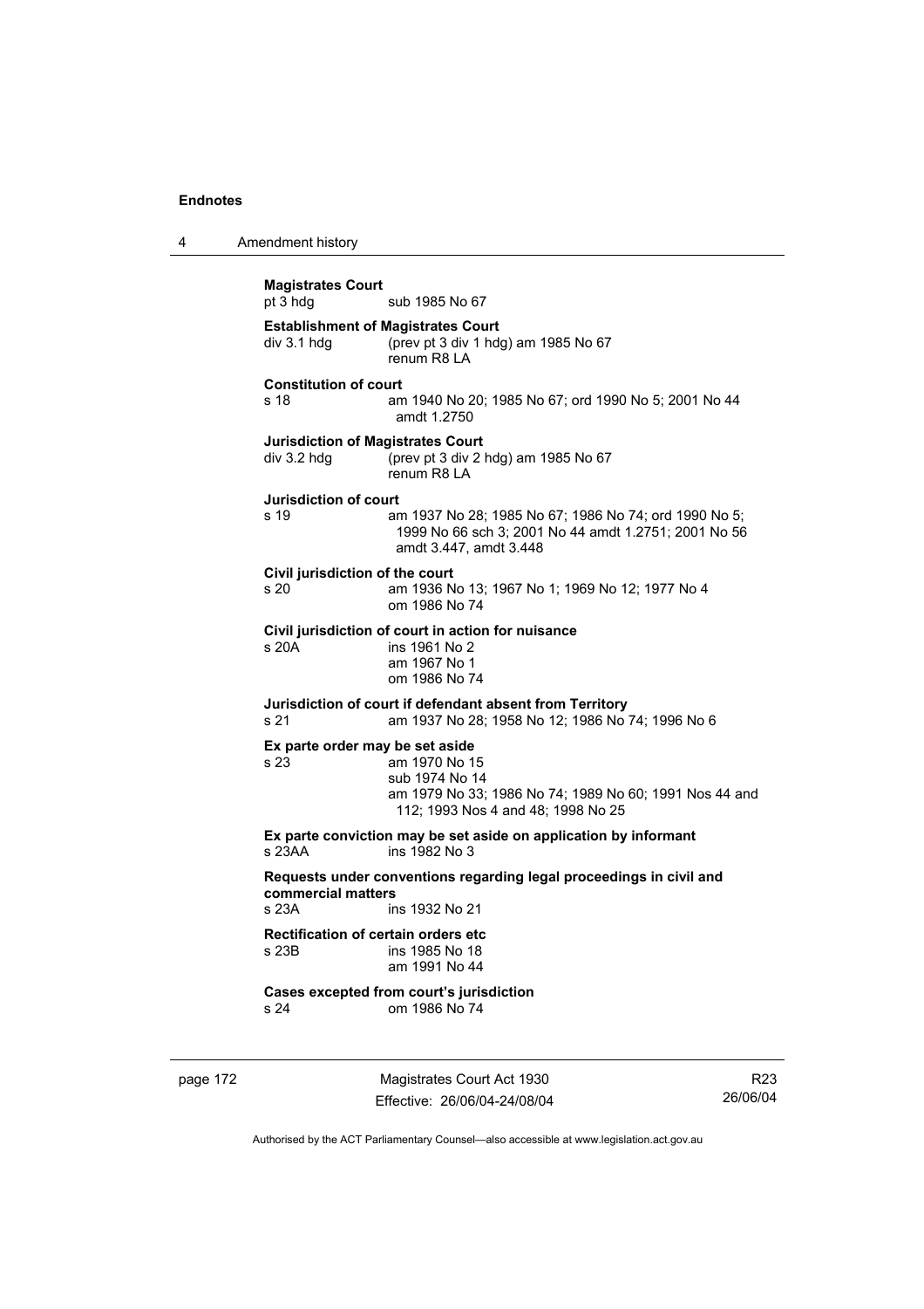**Magistrates Court**
pt 3 hdg sub 1985 No 67

**Establishment of Magistrates Court**
div 3.1 hdg (prev pt 3 div 1 hdg) am 1985 No 67
renum R8 LA

**Constitution of court**
s 18 am 1940 No 20; 1985 No 67; ord 1990 No 5; 2001 No 44 amdt 1.2750

**Jurisdiction of Magistrates Court**
div 3.2 hdg (prev pt 3 div 2 hdg) am 1985 No 67
renum R8 LA

**Jurisdiction of court**
s 19 am 1937 No 28; 1985 No 67; 1986 No 74; ord 1990 No 5; 1999 No 66 sch 3; 2001 No 44 amdt 1.2751; 2001 No 56 amdt 3.447, amdt 3.448

**Civil jurisdiction of the court**
s 20 am 1936 No 13; 1967 No 1; 1969 No 12; 1977 No 4
om 1986 No 74

**Civil jurisdiction of court in action for nuisance**
s 20A ins 1961 No 2
am 1967 No 1
om 1986 No 74

**Jurisdiction of court if defendant absent from Territory**
s 21 am 1937 No 28; 1958 No 12; 1986 No 74; 1996 No 6

**Ex parte order may be set aside**
s 23 am 1970 No 15
sub 1974 No 14
am 1979 No 33; 1986 No 74; 1989 No 60; 1991 Nos 44 and 112; 1993 Nos 4 and 48; 1998 No 25

**Ex parte conviction may be set aside on application by informant**
s 23AA ins 1982 No 3

**Requests under conventions regarding legal proceedings in civil and commercial matters**
s 23A ins 1932 No 21

**Rectification of certain orders etc**
s 23B ins 1985 No 18
am 1991 No 44

**Cases excepted from court's jurisdiction**
s 24 om 1986 No 74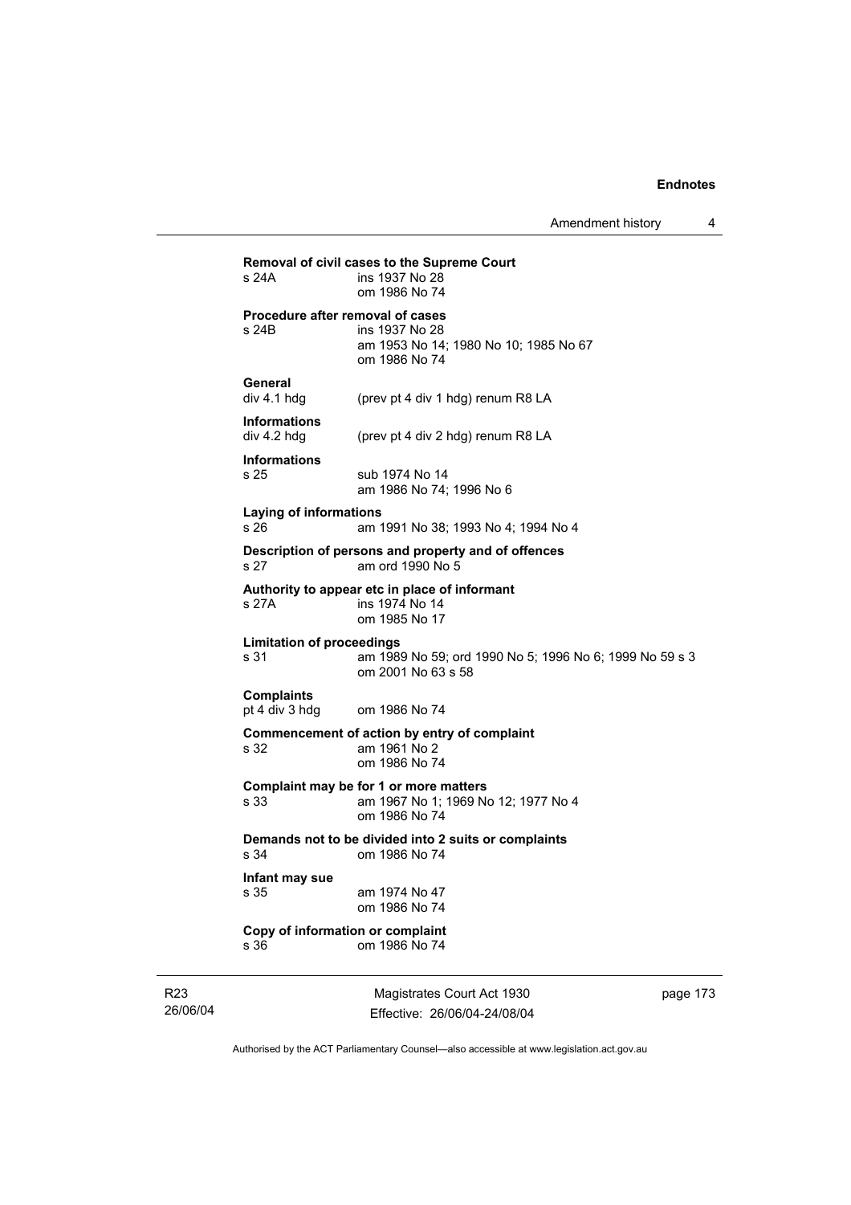**Removal of civil cases to the Supreme Court**
s 24A ins 1937 No 28
om 1986 No 74

**Procedure after removal of cases**
s 24B ins 1937 No 28
am 1953 No 14; 1980 No 10; 1985 No 67
om 1986 No 74

**General**
div 4.1 hdg (prev pt 4 div 1 hdg) renum R8 LA

**Informations**
div 4.2 hdg (prev pt 4 div 2 hdg) renum R8 LA

**Informations**
s 25 sub 1974 No 14
am 1986 No 74; 1996 No 6

**Laying of informations**
s 26 am 1991 No 38; 1993 No 4; 1994 No 4

**Description of persons and property and of offences**
s 27 am ord 1990 No 5

**Authority to appear etc in place of informant**
s 27A ins 1974 No 14
om 1985 No 17

**Limitation of proceedings**
s 31 am 1989 No 59; ord 1990 No 5; 1996 No 6; 1999 No 59 s 3
om 2001 No 63 s 58

**Complaints**
pt 4 div 3 hdg om 1986 No 74

**Commencement of action by entry of complaint**
s 32 am 1961 No 2
om 1986 No 74

**Complaint may be for 1 or more matters**
s 33 am 1967 No 1; 1969 No 12; 1977 No 4
om 1986 No 74

**Demands not to be divided into 2 suits or complaints**
s 34 om 1986 No 74

**Infant may sue**
s 35 am 1974 No 47
om 1986 No 74

**Copy of information or complaint**
s 36 om 1986 No 74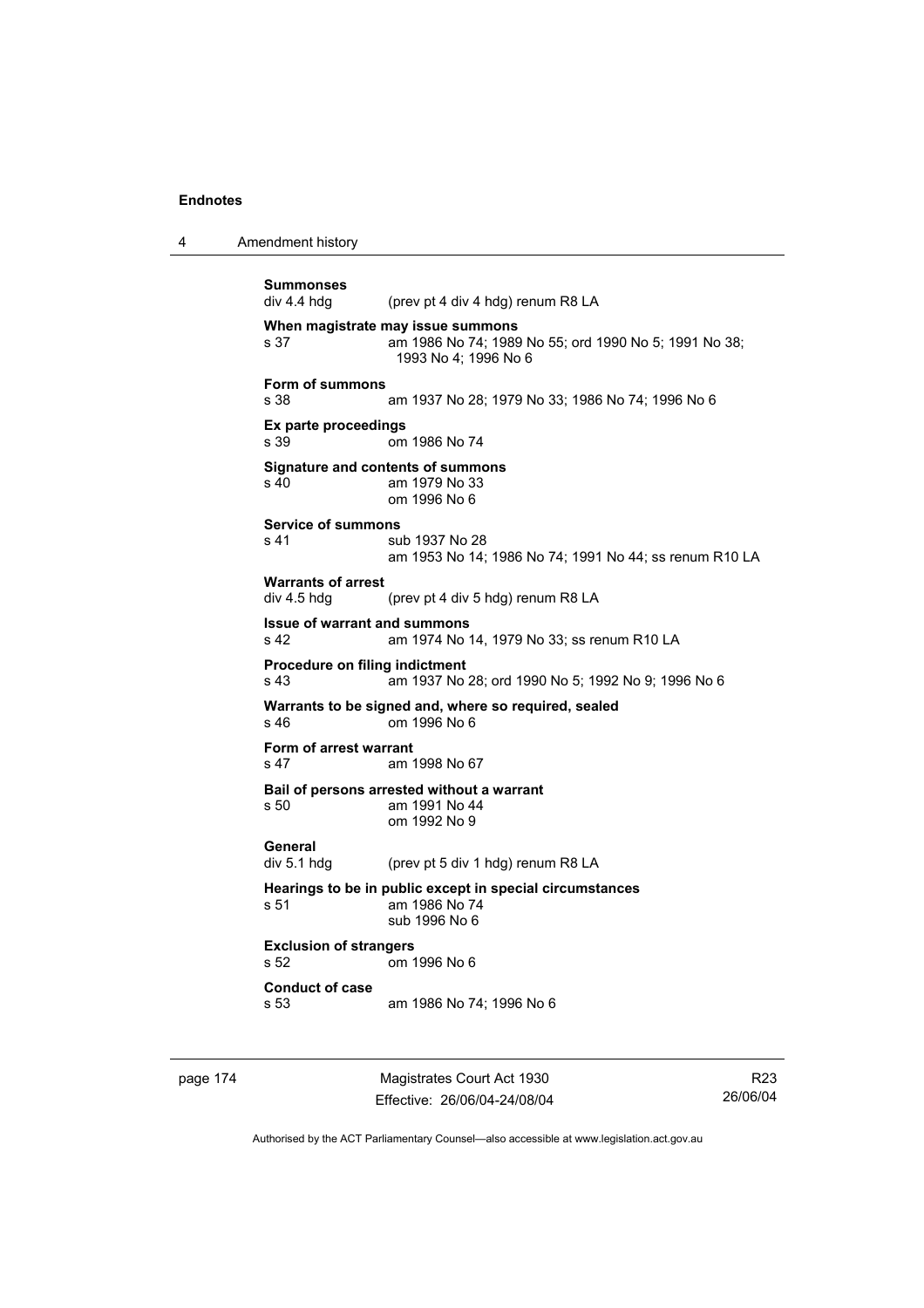**Summonses**

div 4.4 hdg (prev pt 4 div 4 hdg) renum R8 LA

**When magistrate may issue summons**

s 37 am 1986 No 74; 1989 No 55; ord 1990 No 5; 1991 No 38; 1993 No 4; 1996 No 6

**Form of summons**

s 38 am 1937 No 28; 1979 No 33; 1986 No 74; 1996 No 6

**Ex parte proceedings**

s 39 om 1986 No 74

**Signature and contents of summons**

s 40 am 1979 No 33
om 1996 No 6

**Service of summons**

s 41 sub 1937 No 28
am 1953 No 14; 1986 No 74; 1991 No 44; ss renum R10 LA

**Warrants of arrest**

div 4.5 hdg (prev pt 4 div 5 hdg) renum R8 LA

**Issue of warrant and summons**

s 42 am 1974 No 14, 1979 No 33; ss renum R10 LA

**Procedure on filing indictment**

s 43 am 1937 No 28; ord 1990 No 5; 1992 No 9; 1996 No 6

**Warrants to be signed and, where so required, sealed**

s 46 om 1996 No 6

**Form of arrest warrant**

s 47 am 1998 No 67

**Bail of persons arrested without a warrant**

s 50 am 1991 No 44
om 1992 No 9

**General**

div 5.1 hdg (prev pt 5 div 1 hdg) renum R8 LA

**Hearings to be in public except in special circumstances**

s 51 am 1986 No 74
sub 1996 No 6

**Exclusion of strangers**

s 52 om 1996 No 6

**Conduct of case**

s 53 am 1986 No 74; 1996 No 6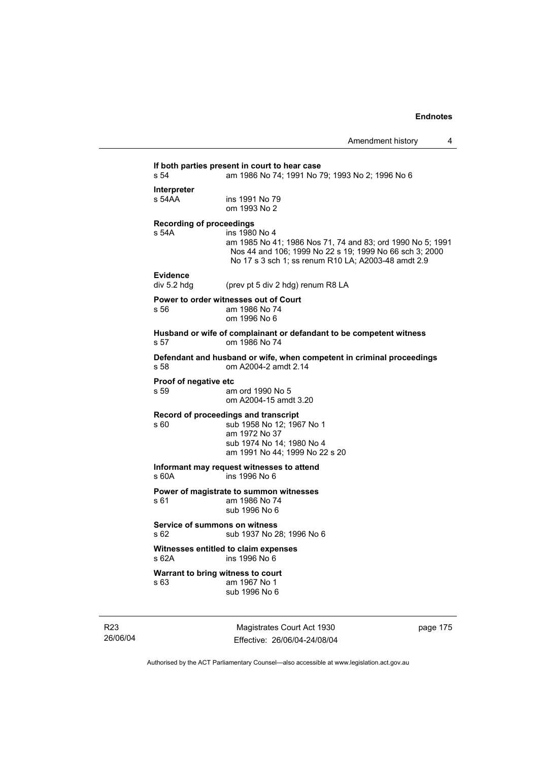**If both parties present in court to hear case**
s 54 am 1986 No 74; 1991 No 79; 1993 No 2; 1996 No 6

**Interpreter**
s 54AA ins 1991 No 79
om 1993 No 2

**Recording of proceedings**
s 54A ins 1980 No 4
am 1985 No 41; 1986 Nos 71, 74 and 83; ord 1990 No 5; 1991 Nos 44 and 106; 1999 No 22 s 19; 1999 No 66 sch 3; 2000 No 17 s 3 sch 1; ss renum R10 LA; A2003-48 amdt 2.9

**Evidence**
div 5.2 hdg (prev pt 5 div 2 hdg) renum R8 LA

**Power to order witnesses out of Court**
s 56 am 1986 No 74
om 1996 No 6

**Husband or wife of complainant or defandant to be competent witness**
s 57 om 1986 No 74

**Defendant and husband or wife, when competent in criminal proceedings**
s 58 om A2004-2 amdt 2.14

**Proof of negative etc**
s 59 am ord 1990 No 5
om A2004-15 amdt 3.20

**Record of proceedings and transcript**
s 60 sub 1958 No 12; 1967 No 1
am 1972 No 37
sub 1974 No 14; 1980 No 4
am 1991 No 44; 1999 No 22 s 20

**Informant may request witnesses to attend**
s 60A ins 1996 No 6

**Power of magistrate to summon witnesses**
s 61 am 1986 No 74
sub 1996 No 6

**Service of summons on witness**
s 62 sub 1937 No 28; 1996 No 6

**Witnesses entitled to claim expenses**
s 62A ins 1996 No 6

**Warrant to bring witness to court**
s 63 am 1967 No 1
sub 1996 No 6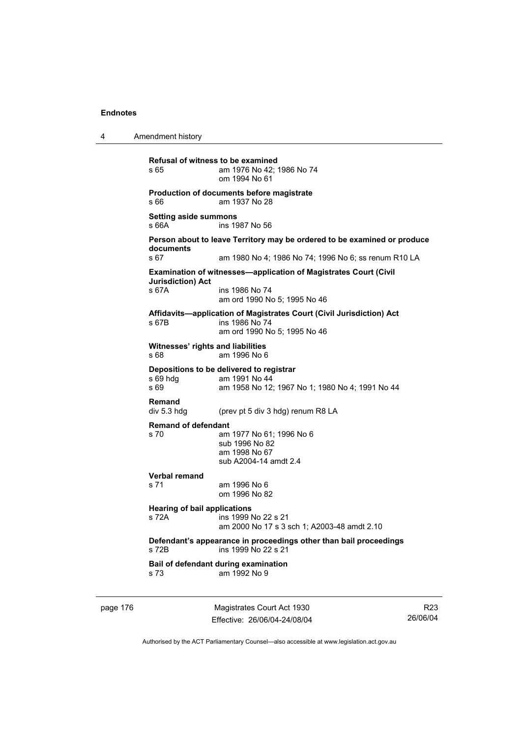**Refusal of witness to be examined**
s 65 am 1976 No 42; 1986 No 74
om 1994 No 61

**Production of documents before magistrate**
s 66 am 1937 No 28

**Setting aside summons**
s 66A ins 1987 No 56

**Person about to leave Territory may be ordered to be examined or produce documents**
s 67 am 1980 No 4; 1986 No 74; 1996 No 6; ss renum R10 LA

**Examination of witnesses—application of Magistrates Court (Civil Jurisdiction) Act**
s 67A ins 1986 No 74
am ord 1990 No 5; 1995 No 46

**Affidavits—application of Magistrates Court (Civil Jurisdiction) Act**
s 67B ins 1986 No 74
am ord 1990 No 5; 1995 No 46

**Witnesses' rights and liabilities**
s 68 am 1996 No 6

**Depositions to be delivered to registrar**
s 69 hdg am 1991 No 44
s 69 am 1958 No 12; 1967 No 1; 1980 No 4; 1991 No 44

**Remand**
div 5.3 hdg (prev pt 5 div 3 hdg) renum R8 LA

**Remand of defendant**
s 70 am 1977 No 61; 1996 No 6
sub 1996 No 82
am 1998 No 67
sub A2004-14 amdt 2.4

**Verbal remand**
s 71 am 1996 No 6
om 1996 No 82

**Hearing of bail applications**
s 72A ins 1999 No 22 s 21
am 2000 No 17 s 3 sch 1; A2003-48 amdt 2.10

**Defendant's appearance in proceedings other than bail proceedings**
s 72B ins 1999 No 22 s 21

**Bail of defendant during examination**
s 73 am 1992 No 9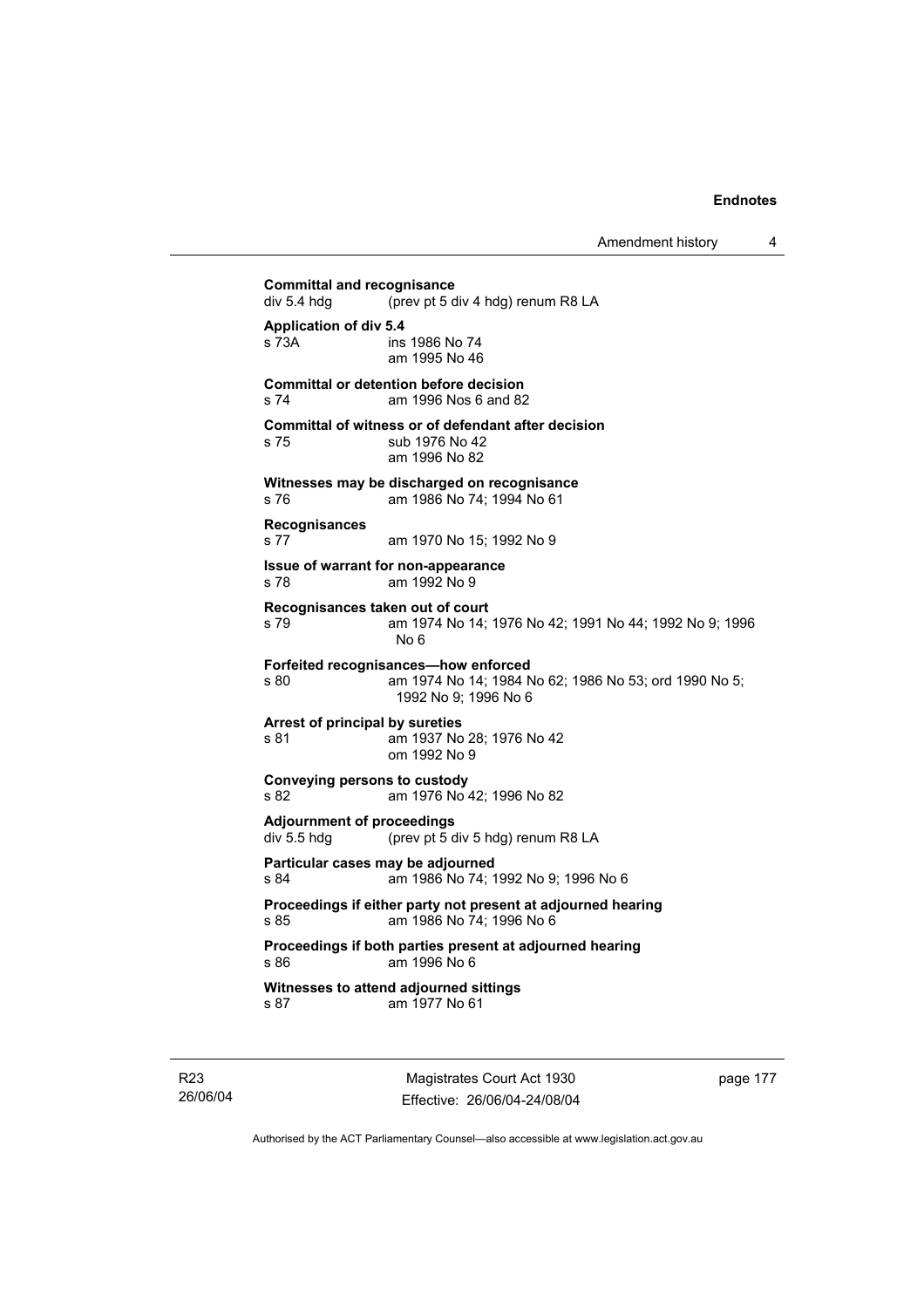**Committal and recognisance**
div 5.4 hdg (prev pt 5 div 4 hdg) renum R8 LA

**Application of div 5.4**
s 73A ins 1986 No 74
am 1995 No 46

**Committal or detention before decision**
s 74 am 1996 Nos 6 and 82

**Committal of witness or of defendant after decision**
s 75 sub 1976 No 42
am 1996 No 82

**Witnesses may be discharged on recognisance**
s 76 am 1986 No 74; 1994 No 61

**Recognisances**
s 77 am 1970 No 15; 1992 No 9

**Issue of warrant for non-appearance**
s 78 am 1992 No 9

**Recognisances taken out of court**
s 79 am 1974 No 14; 1976 No 42; 1991 No 44; 1992 No 9; 1996 No 6

**Forfeited recognisances—how enforced**
s 80 am 1974 No 14; 1984 No 62; 1986 No 53; ord 1990 No 5; 1992 No 9; 1996 No 6

**Arrest of principal by sureties**
s 81 am 1937 No 28; 1976 No 42
om 1992 No 9

**Conveying persons to custody**
s 82 am 1976 No 42; 1996 No 82

**Adjournment of proceedings**
div 5.5 hdg (prev pt 5 div 5 hdg) renum R8 LA

**Particular cases may be adjourned**
s 84 am 1986 No 74; 1992 No 9; 1996 No 6

**Proceedings if either party not present at adjourned hearing**
s 85 am 1986 No 74; 1996 No 6

**Proceedings if both parties present at adjourned hearing**
s 86 am 1996 No 6

**Witnesses to attend adjourned sittings**
s 87 am 1977 No 61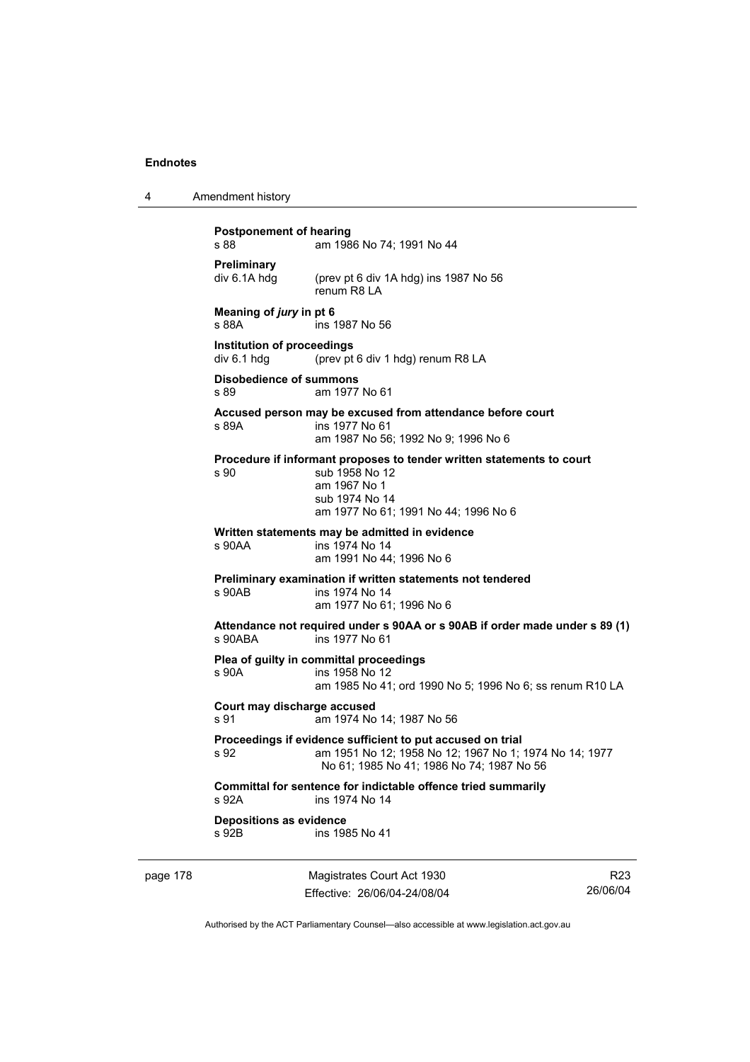**Postponement of hearing**
s 88 am 1986 No 74; 1991 No 44

**Preliminary**
div 6.1A hdg (prev pt 6 div 1A hdg) ins 1987 No 56
renum R8 LA

**Meaning of *jury* in pt 6**
s 88A ins 1987 No 56

**Institution of proceedings**
div 6.1 hdg (prev pt 6 div 1 hdg) renum R8 LA

**Disobedience of summons**
s 89 am 1977 No 61

**Accused person may be excused from attendance before court**
s 89A ins 1977 No 61
am 1987 No 56; 1992 No 9; 1996 No 6

**Procedure if informant proposes to tender written statements to court**
s 90 sub 1958 No 12
am 1967 No 1
sub 1974 No 14
am 1977 No 61; 1991 No 44; 1996 No 6

**Written statements may be admitted in evidence**
s 90AA ins 1974 No 14
am 1991 No 44; 1996 No 6

**Preliminary examination if written statements not tendered**
s 90AB ins 1974 No 14
am 1977 No 61; 1996 No 6

**Attendance not required under s 90AA or s 90AB if order made under s 89 (1)**
s 90ABA ins 1977 No 61

**Plea of guilty in committal proceedings**
s 90A ins 1958 No 12
am 1985 No 41; ord 1990 No 5; 1996 No 6; ss renum R10 LA

**Court may discharge accused**
s 91 am 1974 No 14; 1987 No 56

**Proceedings if evidence sufficient to put accused on trial**
s 92 am 1951 No 12; 1958 No 12; 1967 No 1; 1974 No 14; 1977 No 61; 1985 No 41; 1986 No 74; 1987 No 56

**Committal for sentence for indictable offence tried summarily**
s 92A ins 1974 No 14

**Depositions as evidence**
s 92B ins 1985 No 41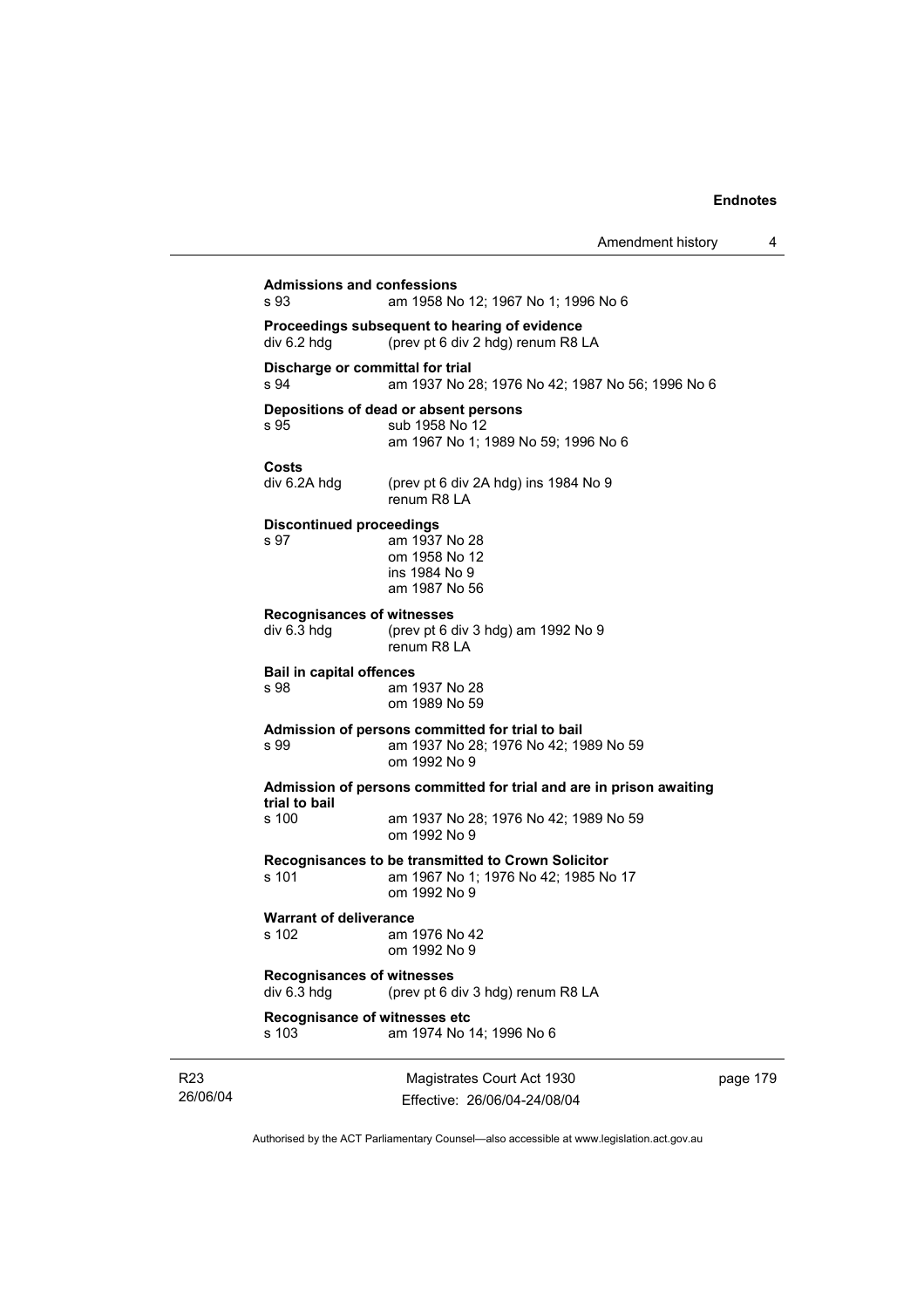**Admissions and confessions**
s 93 am 1958 No 12; 1967 No 1; 1996 No 6

**Proceedings subsequent to hearing of evidence**
div 6.2 hdg (prev pt 6 div 2 hdg) renum R8 LA

**Discharge or committal for trial**
s 94 am 1937 No 28; 1976 No 42; 1987 No 56; 1996 No 6

**Depositions of dead or absent persons**
s 95 sub 1958 No 12
am 1967 No 1; 1989 No 59; 1996 No 6

**Costs**
div 6.2A hdg (prev pt 6 div 2A hdg) ins 1984 No 9
renum R8 LA

**Discontinued proceedings**
s 97 am 1937 No 28
om 1958 No 12
ins 1984 No 9
am 1987 No 56

**Recognisances of witnesses**
div 6.3 hdg (prev pt 6 div 3 hdg) am 1992 No 9
renum R8 LA

**Bail in capital offences**
s 98 am 1937 No 28
om 1989 No 59

**Admission of persons committed for trial to bail**
s 99 am 1937 No 28; 1976 No 42; 1989 No 59
om 1992 No 9

**Admission of persons committed for trial and are in prison awaiting trial to bail**
s 100 am 1937 No 28; 1976 No 42; 1989 No 59
om 1992 No 9

**Recognisances to be transmitted to Crown Solicitor**
s 101 am 1967 No 1; 1976 No 42; 1985 No 17
om 1992 No 9

**Warrant of deliverance**
s 102 am 1976 No 42
om 1992 No 9

**Recognisances of witnesses**
div 6.3 hdg (prev pt 6 div 3 hdg) renum R8 LA

**Recognisance of witnesses etc**
s 103 am 1974 No 14; 1996 No 6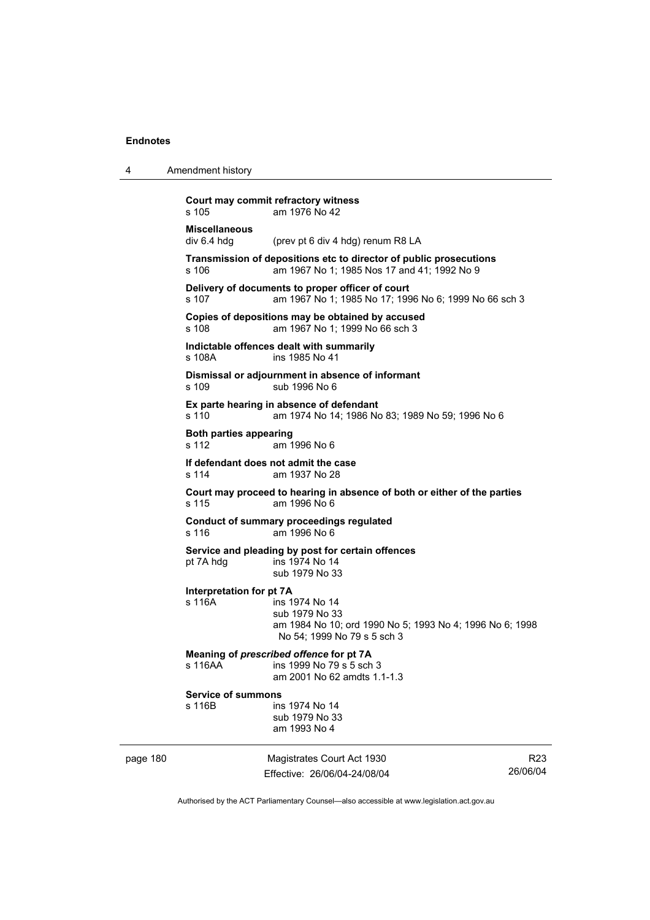**Court may commit refractory witness**

s 105 am 1976 No 42

**Miscellaneous**

div 6.4 hdg (prev pt 6 div 4 hdg) renum R8 LA

**Transmission of depositions etc to director of public prosecutions**

s 106 am 1967 No 1; 1985 Nos 17 and 41; 1992 No 9

**Delivery of documents to proper officer of court**

s 107 am 1967 No 1; 1985 No 17; 1996 No 6; 1999 No 66 sch 3

**Copies of depositions may be obtained by accused**

s 108 am 1967 No 1; 1999 No 66 sch 3

**Indictable offences dealt with summarily**

s 108A ins 1985 No 41

**Dismissal or adjournment in absence of informant**

s 109 sub 1996 No 6

**Ex parte hearing in absence of defendant**

s 110 am 1974 No 14; 1986 No 83; 1989 No 59; 1996 No 6

**Both parties appearing**

s 112 am 1996 No 6

**If defendant does not admit the case**

s 114 am 1937 No 28

**Court may proceed to hearing in absence of both or either of the parties**

s 115 am 1996 No 6

**Conduct of summary proceedings regulated**

s 116 am 1996 No 6

**Service and pleading by post for certain offences**

pt 7A hdg ins 1974 No 14
sub 1979 No 33

**Interpretation for pt 7A**

s 116A ins 1974 No 14
sub 1979 No 33
am 1984 No 10; ord 1990 No 5; 1993 No 4; 1996 No 6; 1998 No 54; 1999 No 79 s 5 sch 3

**Meaning of *prescribed offence* for pt 7A**

s 116AA ins 1999 No 79 s 5 sch 3
am 2001 No 62 amdts 1.1-1.3

**Service of summons**

s 116B ins 1974 No 14
sub 1979 No 33
am 1993 No 4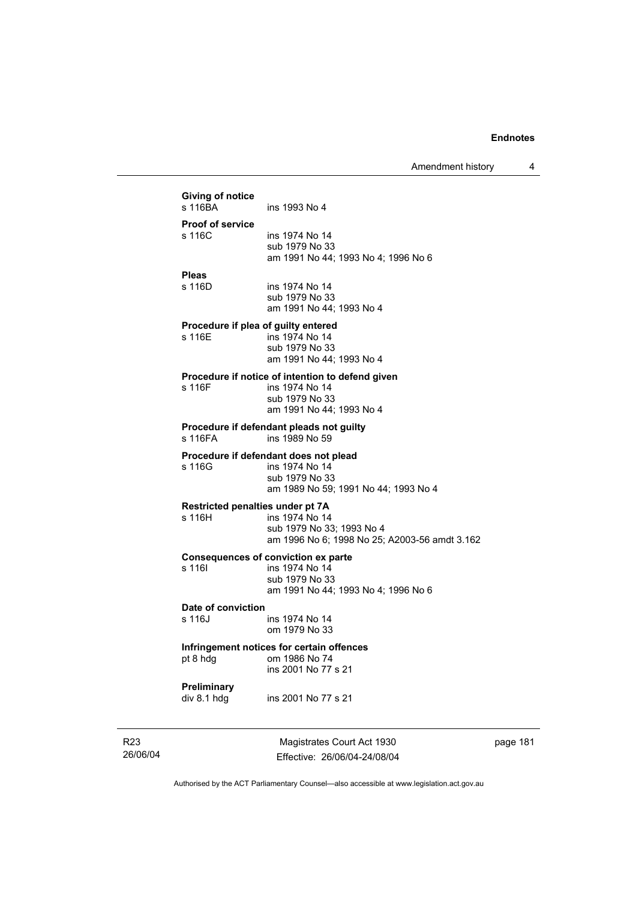**Giving of notice**

| | |
|---|---|
| s 116BA | ins 1993 No 4 |

**Proof of service**

| | |
|---|---|
| s 116C | ins 1974 No 14<br>sub 1979 No 33<br>am 1991 No 44; 1993 No 4; 1996 No 6 |

**Pleas**

| | |
|---|---|
| s 116D | ins 1974 No 14<br>sub 1979 No 33<br>am 1991 No 44; 1993 No 4 |

**Procedure if plea of guilty entered**

| | |
|---|---|
| s 116E | ins 1974 No 14<br>sub 1979 No 33<br>am 1991 No 44; 1993 No 4 |

**Procedure if notice of intention to defend given**

| | |
|---|---|
| s 116F | ins 1974 No 14<br>sub 1979 No 33<br>am 1991 No 44; 1993 No 4 |

**Procedure if defendant pleads not guilty**

| | |
|---|---|
| s 116FA | ins 1989 No 59 |

**Procedure if defendant does not plead**

| | |
|---|---|
| s 116G | ins 1974 No 14<br>sub 1979 No 33<br>am 1989 No 59; 1991 No 44; 1993 No 4 |

**Restricted penalties under pt 7A**

| | |
|---|---|
| s 116H | ins 1974 No 14<br>sub 1979 No 33; 1993 No 4<br>am 1996 No 6; 1998 No 25; A2003-56 amdt 3.162 |

**Consequences of conviction ex parte**

| | |
|---|---|
| s 116I | ins 1974 No 14<br>sub 1979 No 33<br>am 1991 No 44; 1993 No 4; 1996 No 6 |

**Date of conviction**

| | |
|---|---|
| s 116J | ins 1974 No 14<br>om 1979 No 33 |

**Infringement notices for certain offences**

| | |
|---|---|
| pt 8 hdg | om 1986 No 74<br>ins 2001 No 77 s 21 |

**Preliminary**

| | |
|---|---|
| div 8.1 hdg | ins 2001 No 77 s 21 |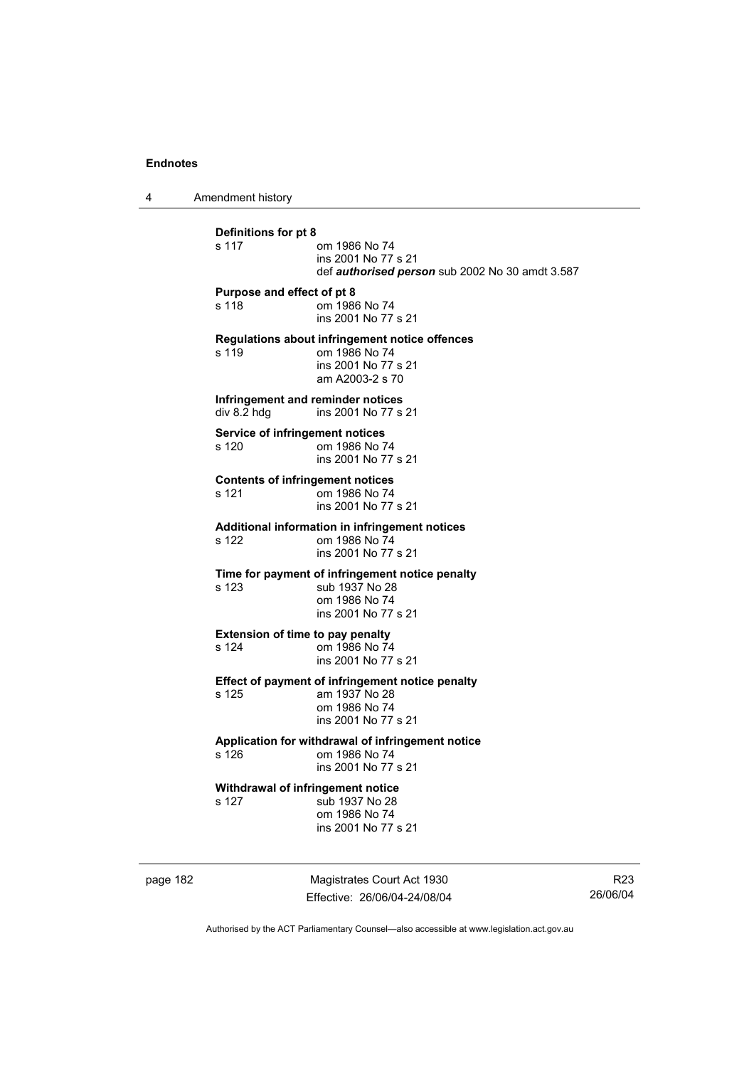**Definitions for pt 8**

s 117 om 1986 No 74
ins 2001 No 77 s 21
def ***authorised person*** sub 2002 No 30 amdt 3.587

**Purpose and effect of pt 8**

s 118 om 1986 No 74
ins 2001 No 77 s 21

**Regulations about infringement notice offences**

s 119 om 1986 No 74
ins 2001 No 77 s 21
am A2003-2 s 70

**Infringement and reminder notices**

div 8.2 hdg ins 2001 No 77 s 21

**Service of infringement notices**

s 120 om 1986 No 74
ins 2001 No 77 s 21

**Contents of infringement notices**

s 121 om 1986 No 74
ins 2001 No 77 s 21

**Additional information in infringement notices**

s 122 om 1986 No 74
ins 2001 No 77 s 21

**Time for payment of infringement notice penalty**

s 123 sub 1937 No 28
om 1986 No 74
ins 2001 No 77 s 21

**Extension of time to pay penalty**

s 124 om 1986 No 74
ins 2001 No 77 s 21

**Effect of payment of infringement notice penalty**

s 125 am 1937 No 28
om 1986 No 74
ins 2001 No 77 s 21

**Application for withdrawal of infringement notice**

s 126 om 1986 No 74
ins 2001 No 77 s 21

**Withdrawal of infringement notice**

s 127 sub 1937 No 28
om 1986 No 74
ins 2001 No 77 s 21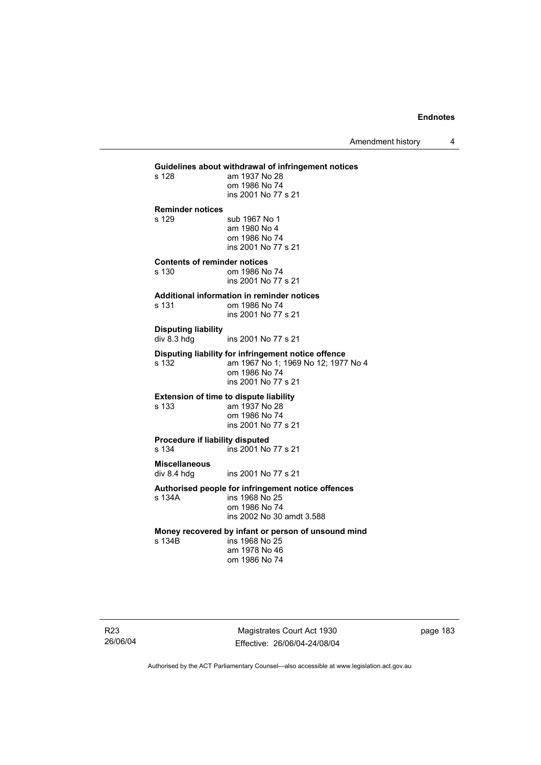**Guidelines about withdrawal of infringement notices**

s 128 am 1937 No 28
om 1986 No 74
ins 2001 No 77 s 21

**Reminder notices**

s 129 sub 1967 No 1
am 1980 No 4
om 1986 No 74
ins 2001 No 77 s 21

**Contents of reminder notices**

s 130 om 1986 No 74
ins 2001 No 77 s 21

**Additional information in reminder notices**

s 131 om 1986 No 74
ins 2001 No 77 s 21

**Disputing liability**

div 8.3 hdg ins 2001 No 77 s 21

**Disputing liability for infringement notice offence**

s 132 am 1967 No 1; 1969 No 12; 1977 No 4
om 1986 No 74
ins 2001 No 77 s 21

**Extension of time to dispute liability**

s 133 am 1937 No 28
om 1986 No 74
ins 2001 No 77 s 21

**Procedure if liability disputed**

s 134 ins 2001 No 77 s 21

**Miscellaneous**

div 8.4 hdg ins 2001 No 77 s 21

**Authorised people for infringement notice offences**

s 134A ins 1968 No 25
om 1986 No 74
ins 2002 No 30 amdt 3.588

**Money recovered by infant or person of unsound mind**

s 134B ins 1968 No 25
am 1978 No 46
om 1986 No 74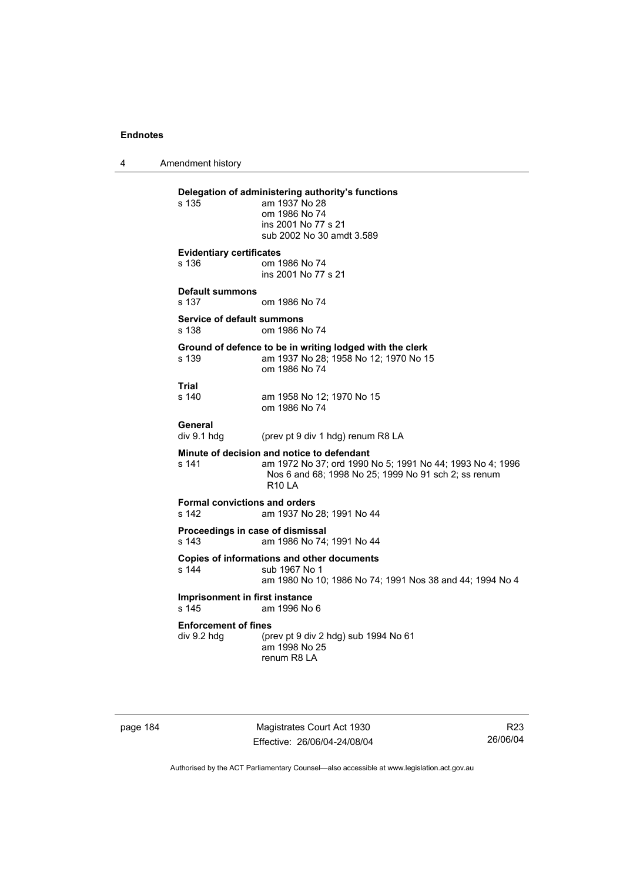**Delegation of administering authority's functions**

s 135 am 1937 No 28
om 1986 No 74
ins 2001 No 77 s 21
sub 2002 No 30 amdt 3.589

**Evidentiary certificates**

s 136 om 1986 No 74
ins 2001 No 77 s 21

**Default summons**

s 137 om 1986 No 74

**Service of default summons**

s 138 om 1986 No 74

**Ground of defence to be in writing lodged with the clerk**

s 139 am 1937 No 28; 1958 No 12; 1970 No 15
om 1986 No 74

**Trial**

s 140 am 1958 No 12; 1970 No 15
om 1986 No 74

**General**

div 9.1 hdg (prev pt 9 div 1 hdg) renum R8 LA

**Minute of decision and notice to defendant**

s 141 am 1972 No 37; ord 1990 No 5; 1991 No 44; 1993 No 4; 1996 Nos 6 and 68; 1998 No 25; 1999 No 91 sch 2; ss renum R10 LA

**Formal convictions and orders**

s 142 am 1937 No 28; 1991 No 44

**Proceedings in case of dismissal**

s 143 am 1986 No 74; 1991 No 44

**Copies of informations and other documents**

s 144 sub 1967 No 1
am 1980 No 10; 1986 No 74; 1991 Nos 38 and 44; 1994 No 4

**Imprisonment in first instance**

s 145 am 1996 No 6

**Enforcement of fines**

div 9.2 hdg (prev pt 9 div 2 hdg) sub 1994 No 61
am 1998 No 25
renum R8 LA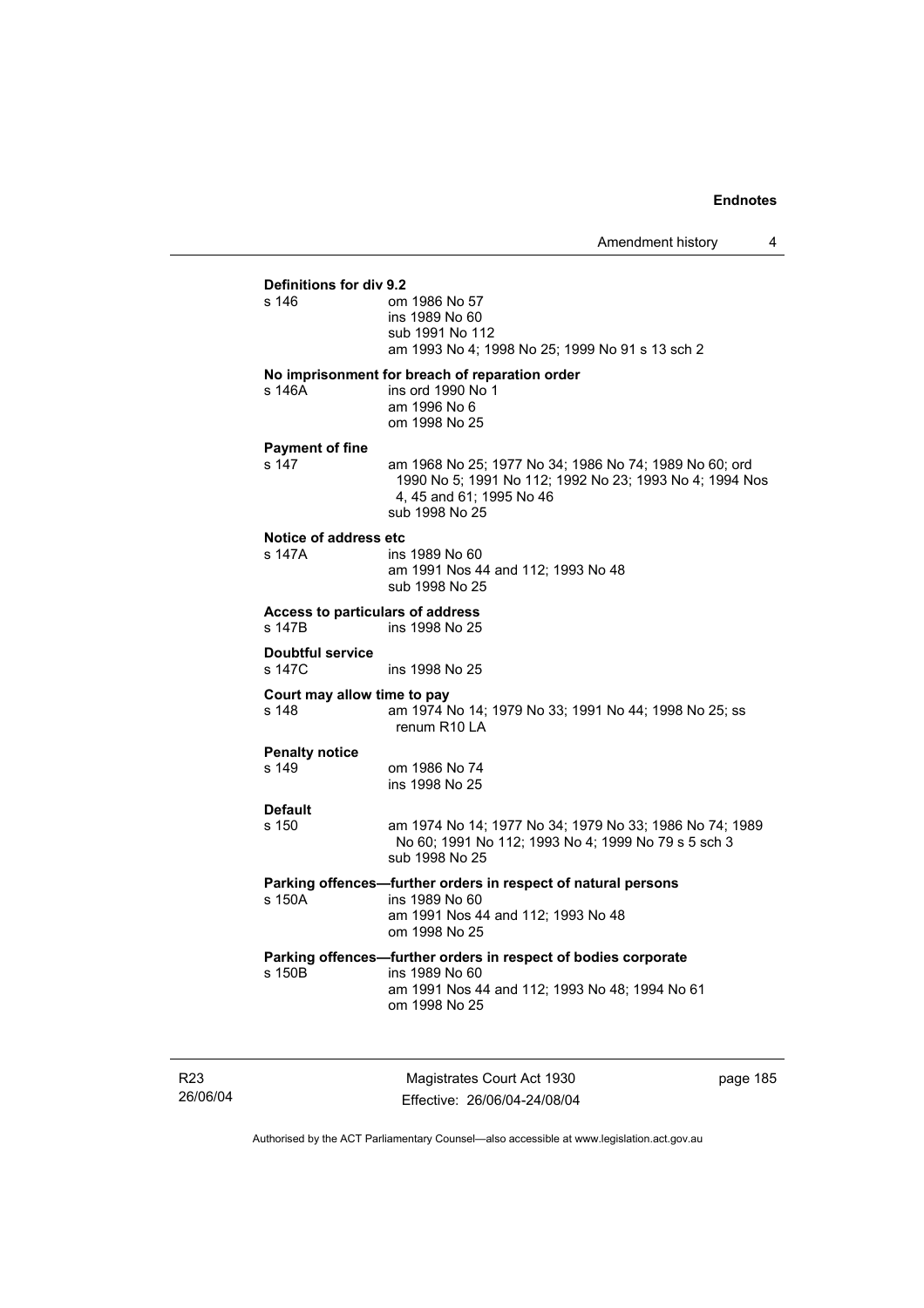**Definitions for div 9.2**

s 146 om 1986 No 57
ins 1989 No 60
sub 1991 No 112
am 1993 No 4; 1998 No 25; 1999 No 91 s 13 sch 2

**No imprisonment for breach of reparation order**

s 146A ins ord 1990 No 1
am 1996 No 6
om 1998 No 25

**Payment of fine**

s 147 am 1968 No 25; 1977 No 34; 1986 No 74; 1989 No 60; ord 1990 No 5; 1991 No 112; 1992 No 23; 1993 No 4; 1994 Nos 4, 45 and 61; 1995 No 46
sub 1998 No 25

**Notice of address etc**

s 147A ins 1989 No 60
am 1991 Nos 44 and 112; 1993 No 48
sub 1998 No 25

**Access to particulars of address**

s 147B ins 1998 No 25

**Doubtful service**

s 147C ins 1998 No 25

**Court may allow time to pay**

s 148 am 1974 No 14; 1979 No 33; 1991 No 44; 1998 No 25; ss renum R10 LA

**Penalty notice**

s 149 om 1986 No 74
ins 1998 No 25

**Default**

s 150 am 1974 No 14; 1977 No 34; 1979 No 33; 1986 No 74; 1989 No 60; 1991 No 112; 1993 No 4; 1999 No 79 s 5 sch 3
sub 1998 No 25

**Parking offences—further orders in respect of natural persons**

s 150A ins 1989 No 60
am 1991 Nos 44 and 112; 1993 No 48
om 1998 No 25

**Parking offences—further orders in respect of bodies corporate**

s 150B ins 1989 No 60
am 1991 Nos 44 and 112; 1993 No 48; 1994 No 61
om 1998 No 25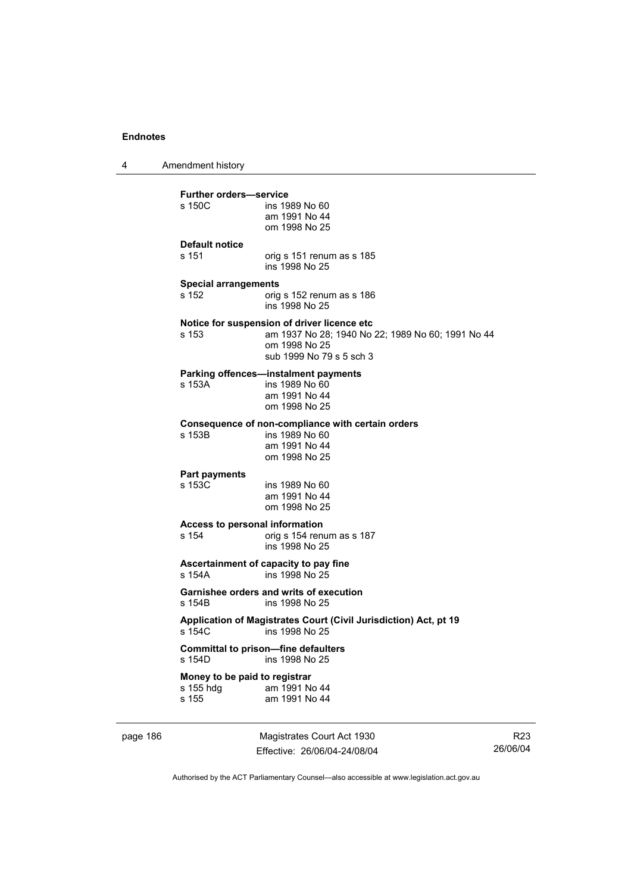**Further orders—service**

s 150C ins 1989 No 60
am 1991 No 44
om 1998 No 25

**Default notice**

s 151 orig s 151 renum as s 185
ins 1998 No 25

**Special arrangements**

s 152 orig s 152 renum as s 186
ins 1998 No 25

**Notice for suspension of driver licence etc**

s 153 am 1937 No 28; 1940 No 22; 1989 No 60; 1991 No 44
om 1998 No 25
sub 1999 No 79 s 5 sch 3

**Parking offences—instalment payments**

s 153A ins 1989 No 60
am 1991 No 44
om 1998 No 25

**Consequence of non-compliance with certain orders**

s 153B ins 1989 No 60
am 1991 No 44
om 1998 No 25

**Part payments**

s 153C ins 1989 No 60
am 1991 No 44
om 1998 No 25

**Access to personal information**

s 154 orig s 154 renum as s 187
ins 1998 No 25

**Ascertainment of capacity to pay fine**

s 154A ins 1998 No 25

**Garnishee orders and writs of execution**

s 154B ins 1998 No 25

**Application of Magistrates Court (Civil Jurisdiction) Act, pt 19**

s 154C ins 1998 No 25

**Committal to prison—fine defaulters**

s 154D ins 1998 No 25

**Money to be paid to registrar**

s 155 hdg am 1991 No 44
s 155 am 1991 No 44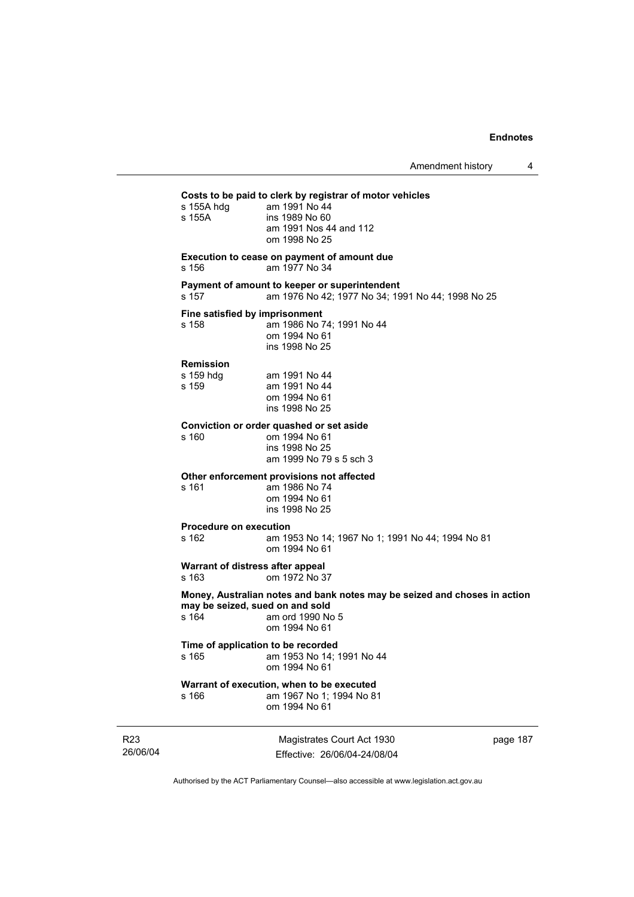**Costs to be paid to clerk by registrar of motor vehicles**

s 155A hdg am 1991 No 44
s 155A ins 1989 No 60
am 1991 Nos 44 and 112
om 1998 No 25

**Execution to cease on payment of amount due**

s 156 am 1977 No 34

**Payment of amount to keeper or superintendent**

s 157 am 1976 No 42; 1977 No 34; 1991 No 44; 1998 No 25

**Fine satisfied by imprisonment**

s 158 am 1986 No 74; 1991 No 44
om 1994 No 61
ins 1998 No 25

**Remission**

s 159 hdg am 1991 No 44
s 159 am 1991 No 44
om 1994 No 61
ins 1998 No 25

**Conviction or order quashed or set aside**

s 160 om 1994 No 61
ins 1998 No 25
am 1999 No 79 s 5 sch 3

**Other enforcement provisions not affected**

s 161 am 1986 No 74
om 1994 No 61
ins 1998 No 25

**Procedure on execution**

s 162 am 1953 No 14; 1967 No 1; 1991 No 44; 1994 No 81
om 1994 No 61

**Warrant of distress after appeal**

s 163 om 1972 No 37

**Money, Australian notes and bank notes may be seized and choses in action may be seized, sued on and sold**

s 164 am ord 1990 No 5
om 1994 No 61

**Time of application to be recorded**

s 165 am 1953 No 14; 1991 No 44
om 1994 No 61

**Warrant of execution, when to be executed**

s 166 am 1967 No 1; 1994 No 81
om 1994 No 61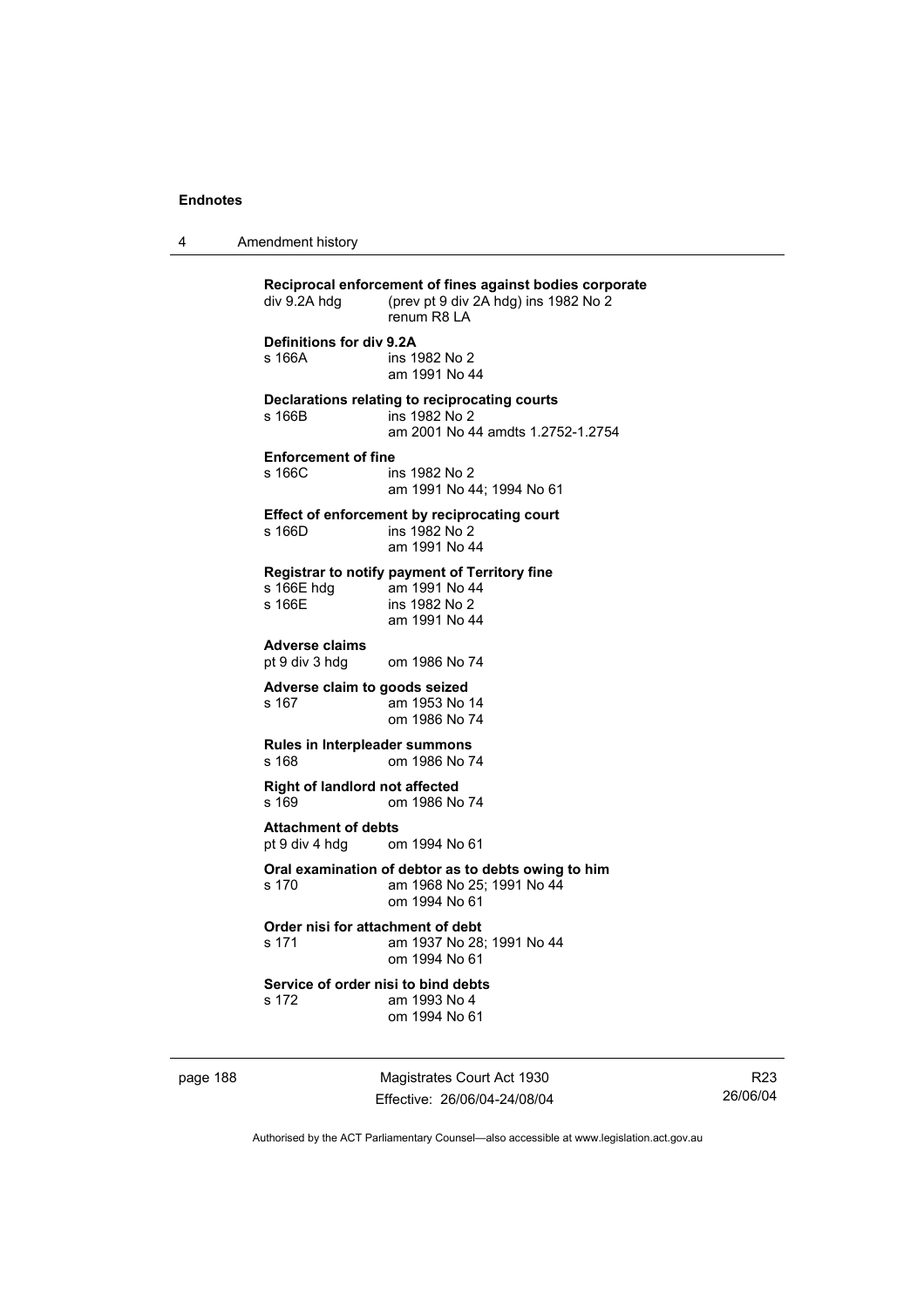**Reciprocal enforcement of fines against bodies corporate**

div 9.2A hdg (prev pt 9 div 2A hdg) ins 1982 No 2
renum R8 LA

**Definitions for div 9.2A**

s 166A ins 1982 No 2
am 1991 No 44

**Declarations relating to reciprocating courts**

s 166B ins 1982 No 2
am 2001 No 44 amdts 1.2752-1.2754

**Enforcement of fine**

s 166C ins 1982 No 2
am 1991 No 44; 1994 No 61

**Effect of enforcement by reciprocating court**

s 166D ins 1982 No 2
am 1991 No 44

**Registrar to notify payment of Territory fine**

s 166E hdg am 1991 No 44
s 166E ins 1982 No 2
am 1991 No 44

**Adverse claims**

pt 9 div 3 hdg om 1986 No 74

**Adverse claim to goods seized**

s 167 am 1953 No 14
om 1986 No 74

**Rules in Interpleader summons**

s 168 om 1986 No 74

**Right of landlord not affected**

s 169 om 1986 No 74

**Attachment of debts**

pt 9 div 4 hdg om 1994 No 61

**Oral examination of debtor as to debts owing to him**

s 170 am 1968 No 25; 1991 No 44
om 1994 No 61

**Order nisi for attachment of debt**

s 171 am 1937 No 28; 1991 No 44
om 1994 No 61

**Service of order nisi to bind debts**

s 172 am 1993 No 4
om 1994 No 61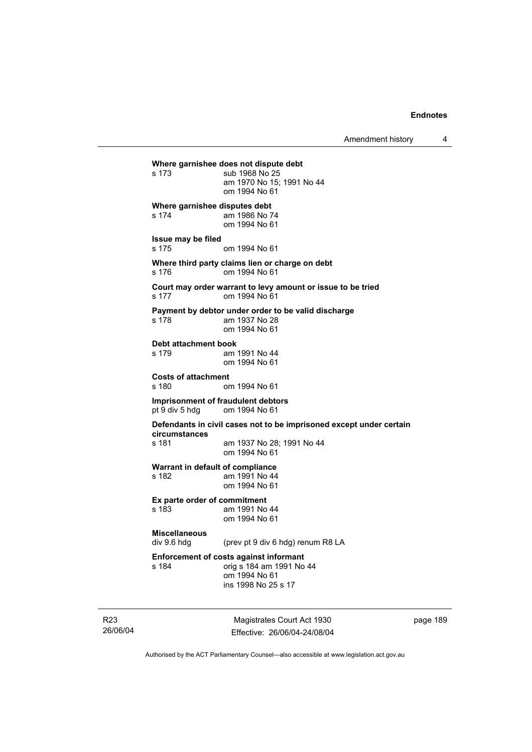**Where garnishee does not dispute debt**

s 173 sub 1968 No 25
am 1970 No 15; 1991 No 44
om 1994 No 61

**Where garnishee disputes debt**

s 174 am 1986 No 74
om 1994 No 61

**Issue may be filed**

s 175 om 1994 No 61

**Where third party claims lien or charge on debt**

s 176 om 1994 No 61

**Court may order warrant to levy amount or issue to be tried**

s 177 om 1994 No 61

**Payment by debtor under order to be valid discharge**

s 178 am 1937 No 28
om 1994 No 61

**Debt attachment book**

s 179 am 1991 No 44
om 1994 No 61

**Costs of attachment**

s 180 om 1994 No 61

**Imprisonment of fraudulent debtors**

pt 9 div 5 hdg om 1994 No 61

**Defendants in civil cases not to be imprisoned except under certain circumstances**

s 181 am 1937 No 28; 1991 No 44
om 1994 No 61

**Warrant in default of compliance**

s 182 am 1991 No 44
om 1994 No 61

**Ex parte order of commitment**

s 183 am 1991 No 44
om 1994 No 61

**Miscellaneous**

div 9.6 hdg (prev pt 9 div 6 hdg) renum R8 LA

**Enforcement of costs against informant**

s 184 orig s 184 am 1991 No 44
om 1994 No 61
ins 1998 No 25 s 17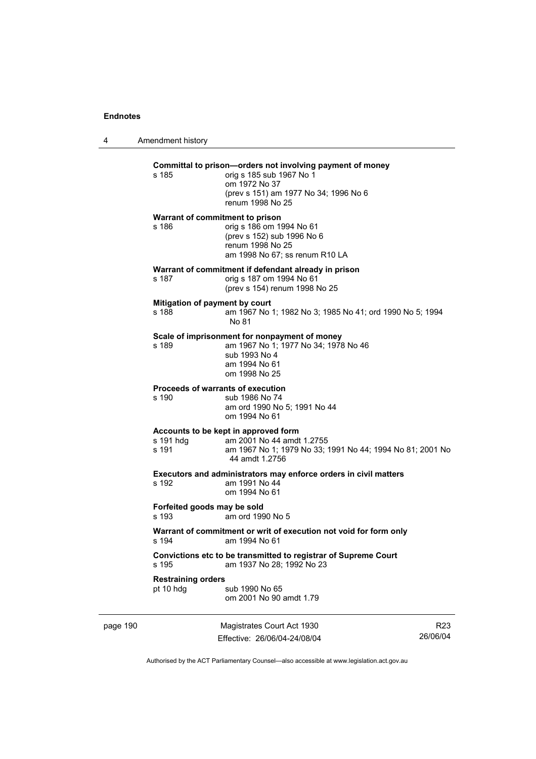**Committal to prison—orders not involving payment of money**

s 185 — orig s 185 sub 1967 No 1
om 1972 No 37
(prev s 151) am 1977 No 34; 1996 No 6
renum 1998 No 25

**Warrant of commitment to prison**

s 186 — orig s 186 om 1994 No 61
(prev s 152) sub 1996 No 6
renum 1998 No 25
am 1998 No 67; ss renum R10 LA

**Warrant of commitment if defendant already in prison**

s 187 — orig s 187 om 1994 No 61
(prev s 154) renum 1998 No 25

**Mitigation of payment by court**

s 188 — am 1967 No 1; 1982 No 3; 1985 No 41; ord 1990 No 5; 1994 No 81

**Scale of imprisonment for nonpayment of money**

s 189 — am 1967 No 1; 1977 No 34; 1978 No 46
sub 1993 No 4
am 1994 No 61
om 1998 No 25

**Proceeds of warrants of execution**

s 190 — sub 1986 No 74
am ord 1990 No 5; 1991 No 44
om 1994 No 61

**Accounts to be kept in approved form**

s 191 hdg — am 2001 No 44 amdt 1.2755
s 191 — am 1967 No 1; 1979 No 33; 1991 No 44; 1994 No 81; 2001 No 44 amdt 1.2756

**Executors and administrators may enforce orders in civil matters**

s 192 — am 1991 No 44
om 1994 No 61

**Forfeited goods may be sold**

s 193 — am ord 1990 No 5

**Warrant of commitment or writ of execution not void for form only**

s 194 — am 1994 No 61

**Convictions etc to be transmitted to registrar of Supreme Court**

s 195 — am 1937 No 28; 1992 No 23

**Restraining orders**

pt 10 hdg — sub 1990 No 65
om 2001 No 90 amdt 1.79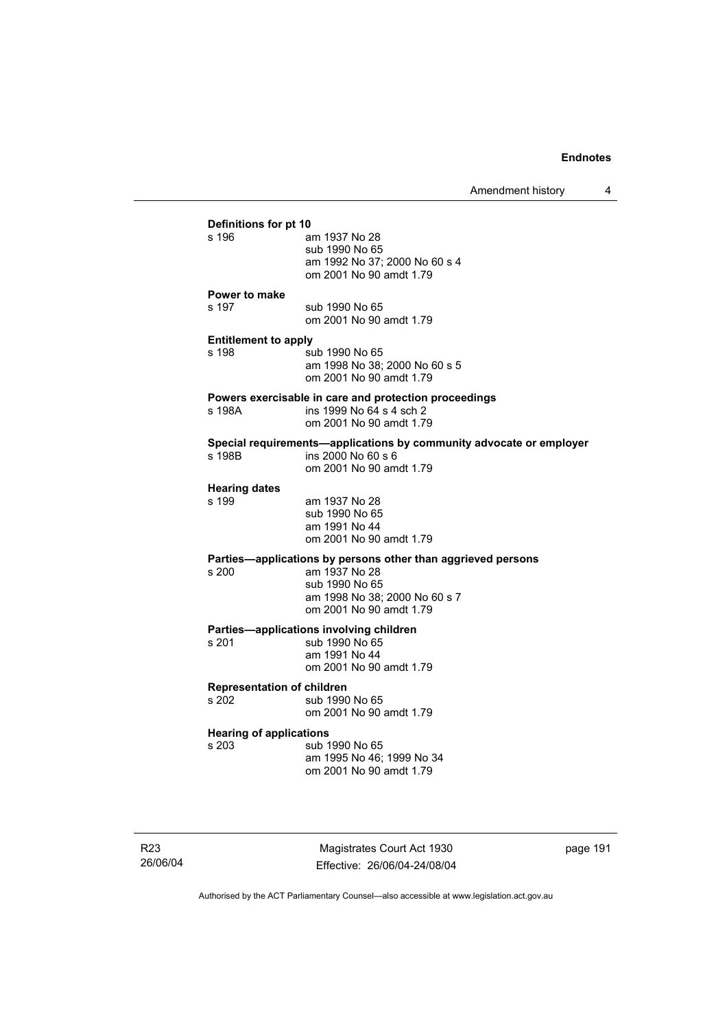**Definitions for pt 10**

s 196 am 1937 No 28
sub 1990 No 65
am 1992 No 37; 2000 No 60 s 4
om 2001 No 90 amdt 1.79

**Power to make**

s 197 sub 1990 No 65
om 2001 No 90 amdt 1.79

**Entitlement to apply**

s 198 sub 1990 No 65
am 1998 No 38; 2000 No 60 s 5
om 2001 No 90 amdt 1.79

**Powers exercisable in care and protection proceedings**

s 198A ins 1999 No 64 s 4 sch 2
om 2001 No 90 amdt 1.79

**Special requirements—applications by community advocate or employer**

s 198B ins 2000 No 60 s 6
om 2001 No 90 amdt 1.79

**Hearing dates**

s 199 am 1937 No 28
sub 1990 No 65
am 1991 No 44
om 2001 No 90 amdt 1.79

**Parties—applications by persons other than aggrieved persons**

s 200 am 1937 No 28
sub 1990 No 65
am 1998 No 38; 2000 No 60 s 7
om 2001 No 90 amdt 1.79

**Parties—applications involving children**

s 201 sub 1990 No 65
am 1991 No 44
om 2001 No 90 amdt 1.79

**Representation of children**

s 202 sub 1990 No 65
om 2001 No 90 amdt 1.79

**Hearing of applications**

s 203 sub 1990 No 65
am 1995 No 46; 1999 No 34
om 2001 No 90 amdt 1.79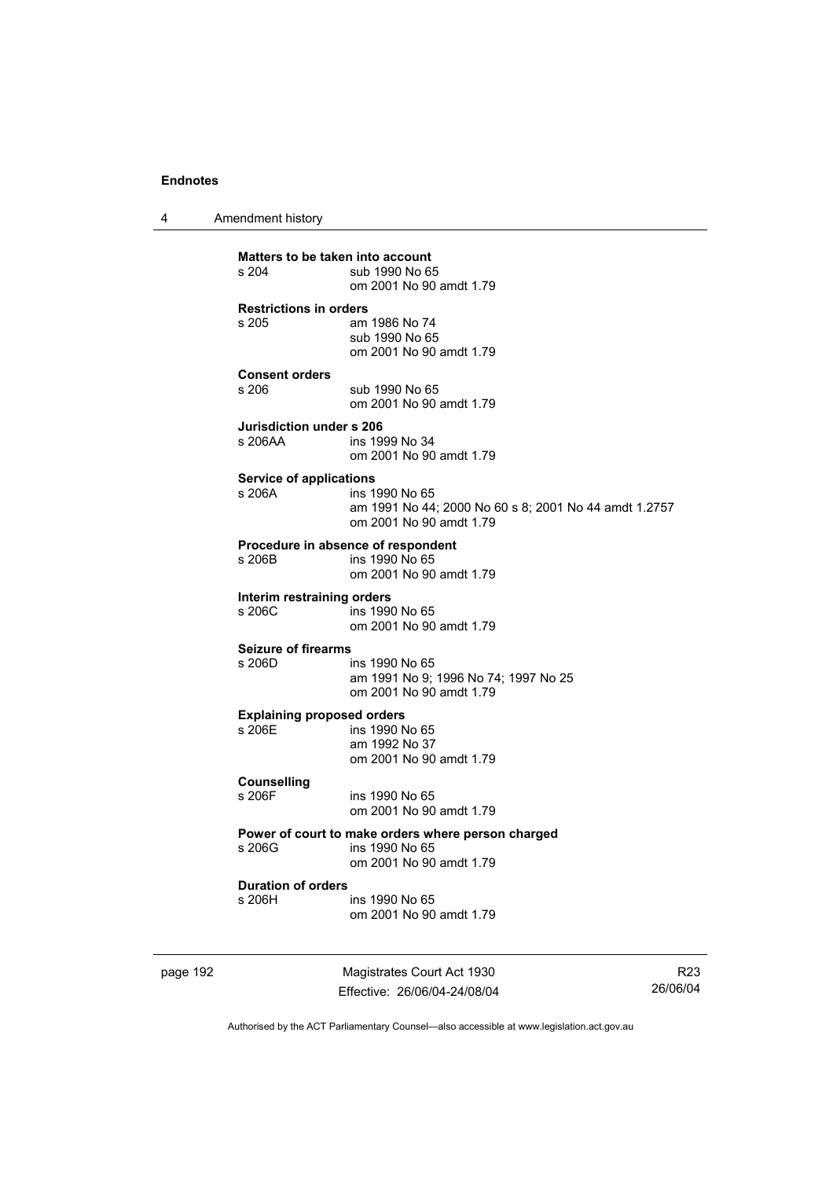**Matters to be taken into account**
s 204 sub 1990 No 65
om 2001 No 90 amdt 1.79

**Restrictions in orders**
s 205 am 1986 No 74
sub 1990 No 65
om 2001 No 90 amdt 1.79

**Consent orders**
s 206 sub 1990 No 65
om 2001 No 90 amdt 1.79

**Jurisdiction under s 206**
s 206AA ins 1999 No 34
om 2001 No 90 amdt 1.79

**Service of applications**
s 206A ins 1990 No 65
am 1991 No 44; 2000 No 60 s 8; 2001 No 44 amdt 1.2757
om 2001 No 90 amdt 1.79

**Procedure in absence of respondent**
s 206B ins 1990 No 65
om 2001 No 90 amdt 1.79

**Interim restraining orders**
s 206C ins 1990 No 65
om 2001 No 90 amdt 1.79

**Seizure of firearms**
s 206D ins 1990 No 65
am 1991 No 9; 1996 No 74; 1997 No 25
om 2001 No 90 amdt 1.79

**Explaining proposed orders**
s 206E ins 1990 No 65
am 1992 No 37
om 2001 No 90 amdt 1.79

**Counselling**
s 206F ins 1990 No 65
om 2001 No 90 amdt 1.79

**Power of court to make orders where person charged**
s 206G ins 1990 No 65
om 2001 No 90 amdt 1.79

**Duration of orders**
s 206H ins 1990 No 65
om 2001 No 90 amdt 1.79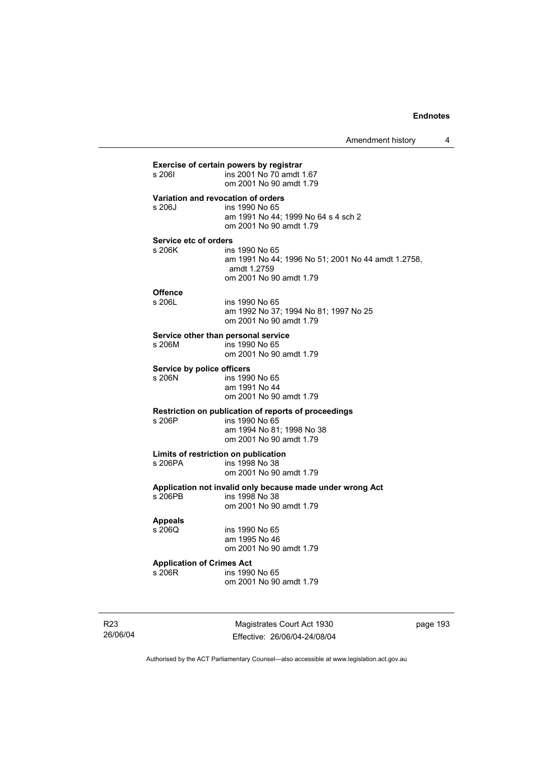**Exercise of certain powers by registrar**

s 206I ins 2001 No 70 amdt 1.67
om 2001 No 90 amdt 1.79

**Variation and revocation of orders**

s 206J ins 1990 No 65
am 1991 No 44; 1999 No 64 s 4 sch 2
om 2001 No 90 amdt 1.79

**Service etc of orders**

s 206K ins 1990 No 65
am 1991 No 44; 1996 No 51; 2001 No 44 amdt 1.2758, amdt 1.2759
om 2001 No 90 amdt 1.79

**Offence**

s 206L ins 1990 No 65
am 1992 No 37; 1994 No 81; 1997 No 25
om 2001 No 90 amdt 1.79

**Service other than personal service**

s 206M ins 1990 No 65
om 2001 No 90 amdt 1.79

**Service by police officers**

s 206N ins 1990 No 65
am 1991 No 44
om 2001 No 90 amdt 1.79

**Restriction on publication of reports of proceedings**

s 206P ins 1990 No 65
am 1994 No 81; 1998 No 38
om 2001 No 90 amdt 1.79

**Limits of restriction on publication**

s 206PA ins 1998 No 38
om 2001 No 90 amdt 1.79

**Application not invalid only because made under wrong Act**

s 206PB ins 1998 No 38
om 2001 No 90 amdt 1.79

**Appeals**

s 206Q ins 1990 No 65
am 1995 No 46
om 2001 No 90 amdt 1.79

**Application of Crimes Act**

s 206R ins 1990 No 65
om 2001 No 90 amdt 1.79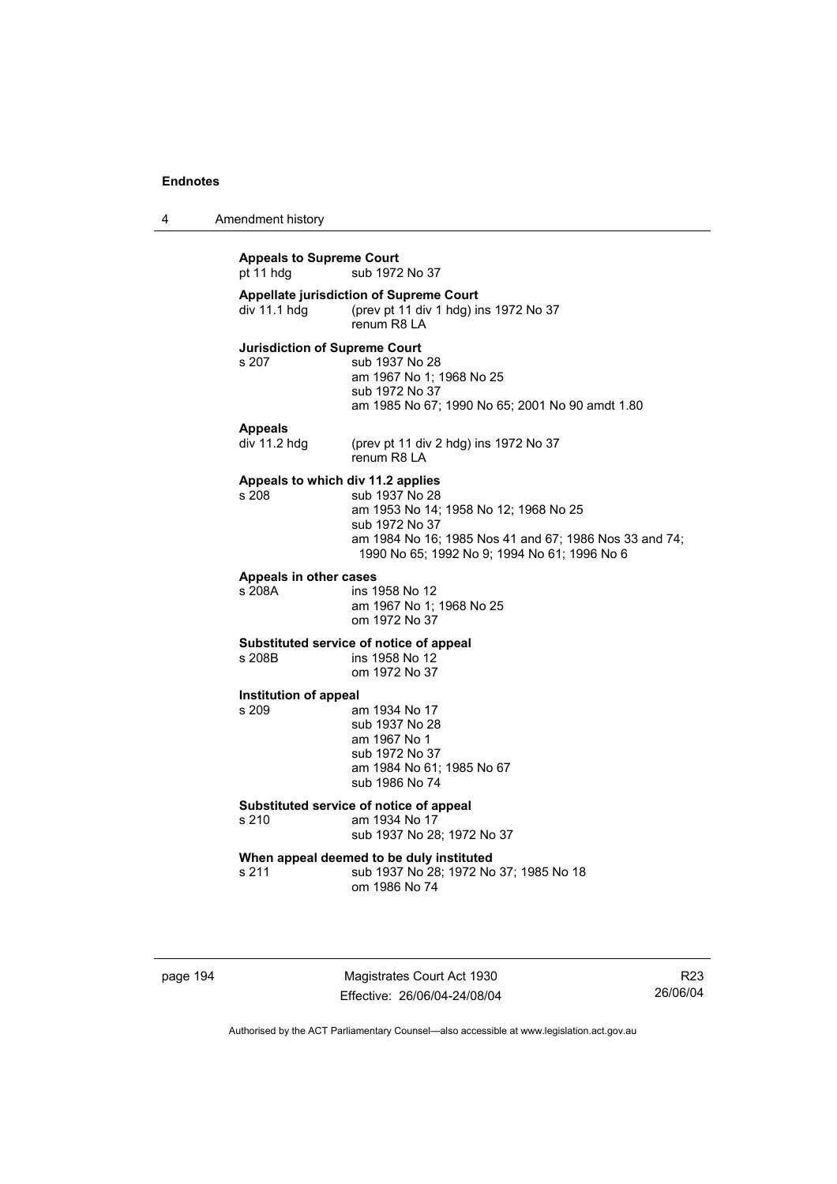**Appeals to Supreme Court**
pt 11 hdg sub 1972 No 37

**Appellate jurisdiction of Supreme Court**
div 11.1 hdg (prev pt 11 div 1 hdg) ins 1972 No 37
renum R8 LA

**Jurisdiction of Supreme Court**
s 207 sub 1937 No 28
am 1967 No 1; 1968 No 25
sub 1972 No 37
am 1985 No 67; 1990 No 65; 2001 No 90 amdt 1.80

**Appeals**
div 11.2 hdg (prev pt 11 div 2 hdg) ins 1972 No 37
renum R8 LA

**Appeals to which div 11.2 applies**
s 208 sub 1937 No 28
am 1953 No 14; 1958 No 12; 1968 No 25
sub 1972 No 37
am 1984 No 16; 1985 Nos 41 and 67; 1986 Nos 33 and 74; 1990 No 65; 1992 No 9; 1994 No 61; 1996 No 6

**Appeals in other cases**
s 208A ins 1958 No 12
am 1967 No 1; 1968 No 25
om 1972 No 37

**Substituted service of notice of appeal**
s 208B ins 1958 No 12
om 1972 No 37

**Institution of appeal**
s 209 am 1934 No 17
sub 1937 No 28
am 1967 No 1
sub 1972 No 37
am 1984 No 61; 1985 No 67
sub 1986 No 74

**Substituted service of notice of appeal**
s 210 am 1934 No 17
sub 1937 No 28; 1972 No 37

**When appeal deemed to be duly instituted**
s 211 sub 1937 No 28; 1972 No 37; 1985 No 18
om 1986 No 74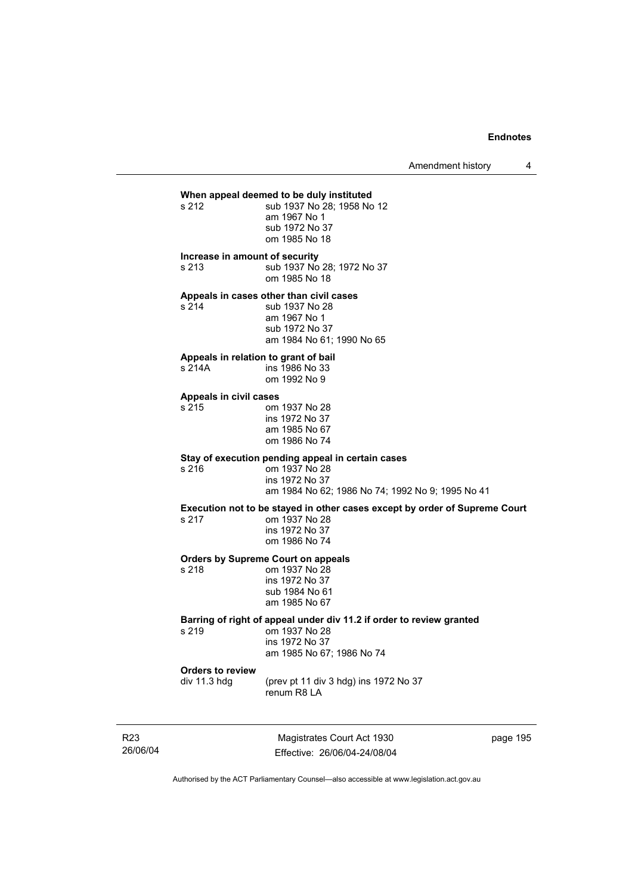**When appeal deemed to be duly instituted**

s 212 sub 1937 No 28; 1958 No 12
am 1967 No 1
sub 1972 No 37
om 1985 No 18

**Increase in amount of security**

s 213 sub 1937 No 28; 1972 No 37
om 1985 No 18

**Appeals in cases other than civil cases**

s 214 sub 1937 No 28
am 1967 No 1
sub 1972 No 37
am 1984 No 61; 1990 No 65

**Appeals in relation to grant of bail**

s 214A ins 1986 No 33
om 1992 No 9

**Appeals in civil cases**

s 215 om 1937 No 28
ins 1972 No 37
am 1985 No 67
om 1986 No 74

**Stay of execution pending appeal in certain cases**

s 216 om 1937 No 28
ins 1972 No 37
am 1984 No 62; 1986 No 74; 1992 No 9; 1995 No 41

**Execution not to be stayed in other cases except by order of Supreme Court**

s 217 om 1937 No 28
ins 1972 No 37
om 1986 No 74

**Orders by Supreme Court on appeals**

s 218 om 1937 No 28
ins 1972 No 37
sub 1984 No 61
am 1985 No 67

**Barring of right of appeal under div 11.2 if order to review granted**

s 219 om 1937 No 28
ins 1972 No 37
am 1985 No 67; 1986 No 74

**Orders to review**

div 11.3 hdg (prev pt 11 div 3 hdg) ins 1972 No 37
renum R8 LA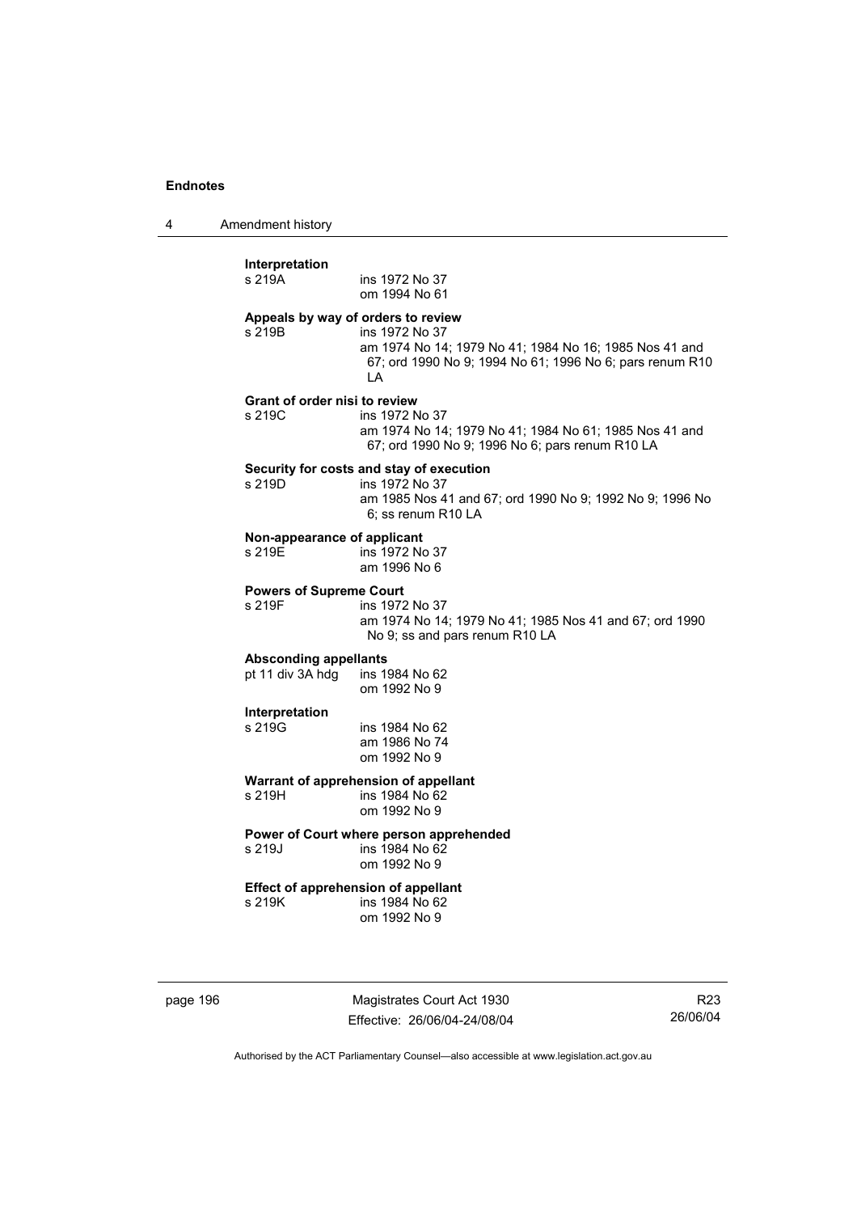**Interpretation**

s 219A ins 1972 No 37
om 1994 No 61

**Appeals by way of orders to review**

s 219B ins 1972 No 37
am 1974 No 14; 1979 No 41; 1984 No 16; 1985 Nos 41 and 67; ord 1990 No 9; 1994 No 61; 1996 No 6; pars renum R10 LA

**Grant of order nisi to review**

s 219C ins 1972 No 37
am 1974 No 14; 1979 No 41; 1984 No 61; 1985 Nos 41 and 67; ord 1990 No 9; 1996 No 6; pars renum R10 LA

**Security for costs and stay of execution**

s 219D ins 1972 No 37
am 1985 Nos 41 and 67; ord 1990 No 9; 1992 No 9; 1996 No 6; ss renum R10 LA

**Non-appearance of applicant**

s 219E ins 1972 No 37
am 1996 No 6

**Powers of Supreme Court**

s 219F ins 1972 No 37
am 1974 No 14; 1979 No 41; 1985 Nos 41 and 67; ord 1990 No 9; ss and pars renum R10 LA

**Absconding appellants**

pt 11 div 3A hdg ins 1984 No 62
om 1992 No 9

**Interpretation**

s 219G ins 1984 No 62
am 1986 No 74
om 1992 No 9

**Warrant of apprehension of appellant**

s 219H ins 1984 No 62
om 1992 No 9

**Power of Court where person apprehended**

s 219J ins 1984 No 62
om 1992 No 9

**Effect of apprehension of appellant**

s 219K ins 1984 No 62
om 1992 No 9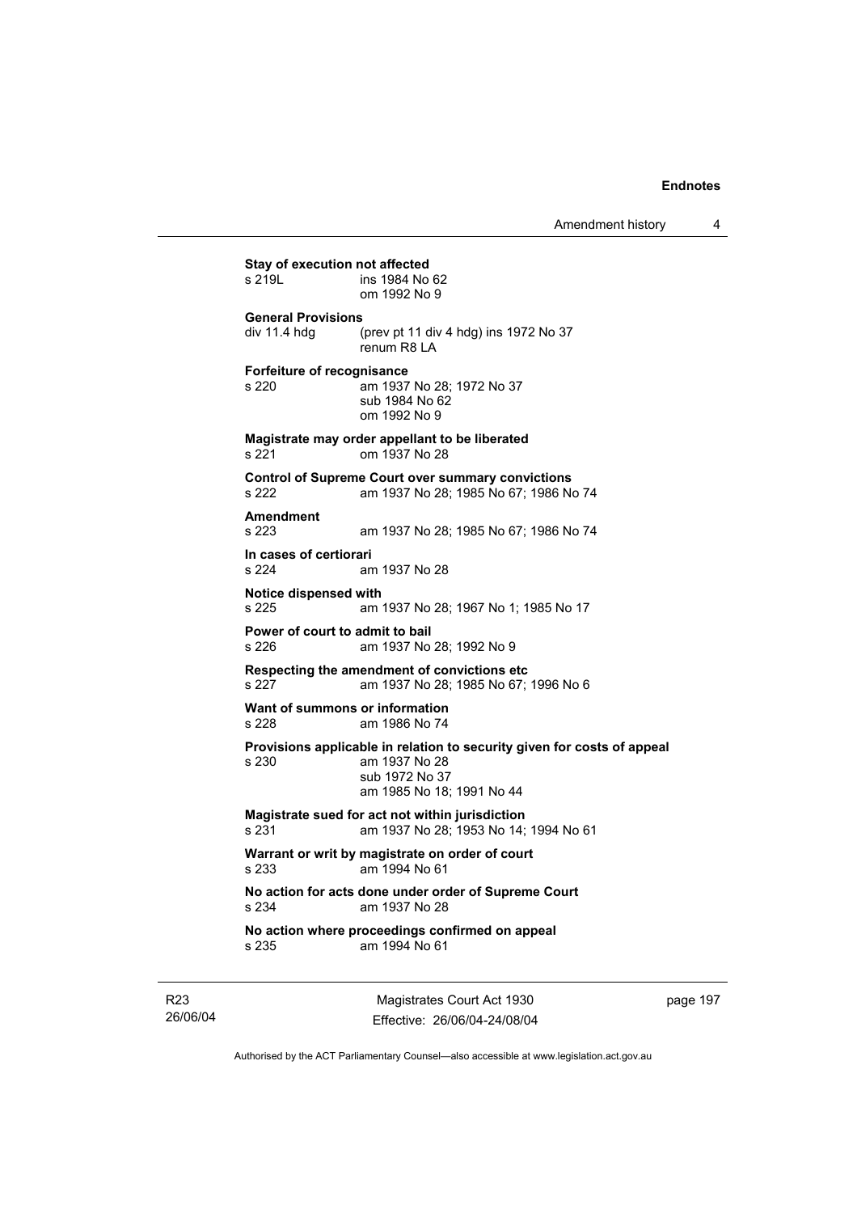**Stay of execution not affected**
s 219L ins 1984 No 62
om 1992 No 9

**General Provisions**
div 11.4 hdg (prev pt 11 div 4 hdg) ins 1972 No 37
renum R8 LA

**Forfeiture of recognisance**
s 220 am 1937 No 28; 1972 No 37
sub 1984 No 62
om 1992 No 9

**Magistrate may order appellant to be liberated**
s 221 om 1937 No 28

**Control of Supreme Court over summary convictions**
s 222 am 1937 No 28; 1985 No 67; 1986 No 74

**Amendment**
s 223 am 1937 No 28; 1985 No 67; 1986 No 74

**In cases of certiorari**
s 224 am 1937 No 28

**Notice dispensed with**
s 225 am 1937 No 28; 1967 No 1; 1985 No 17

**Power of court to admit to bail**
s 226 am 1937 No 28; 1992 No 9

**Respecting the amendment of convictions etc**
s 227 am 1937 No 28; 1985 No 67; 1996 No 6

**Want of summons or information**
s 228 am 1986 No 74

**Provisions applicable in relation to security given for costs of appeal**
s 230 am 1937 No 28
sub 1972 No 37
am 1985 No 18; 1991 No 44

**Magistrate sued for act not within jurisdiction**
s 231 am 1937 No 28; 1953 No 14; 1994 No 61

**Warrant or writ by magistrate on order of court**
s 233 am 1994 No 61

**No action for acts done under order of Supreme Court**
s 234 am 1937 No 28

**No action where proceedings confirmed on appeal**
s 235 am 1994 No 61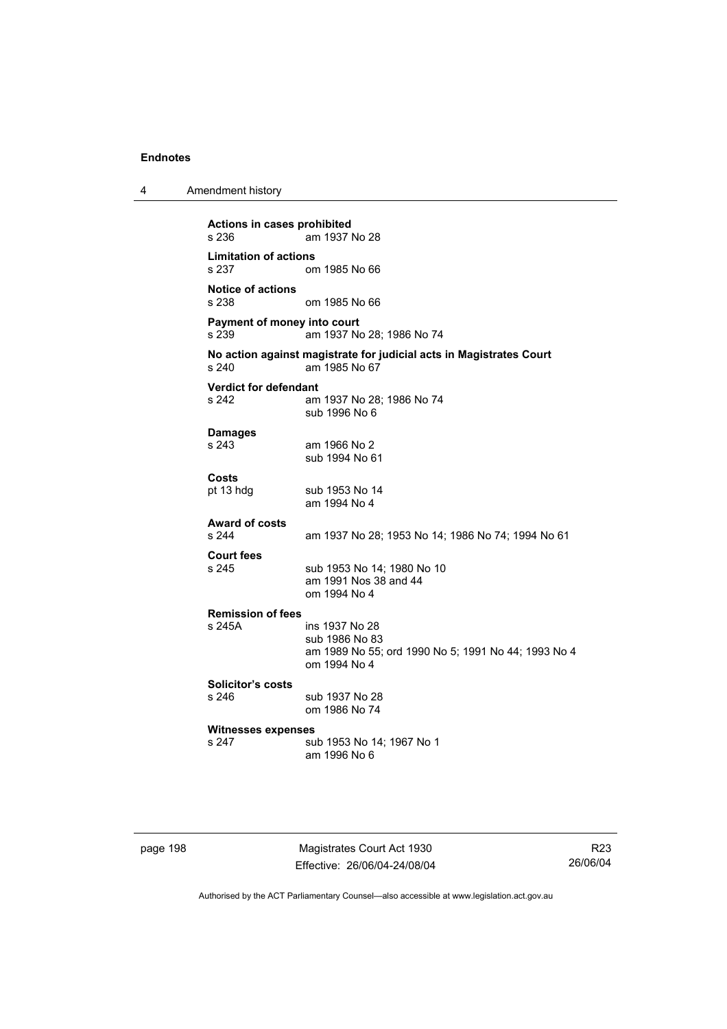**Actions in cases prohibited**
s 236 am 1937 No 28

**Limitation of actions**
s 237 om 1985 No 66

**Notice of actions**
s 238 om 1985 No 66

**Payment of money into court**
s 239 am 1937 No 28; 1986 No 74

**No action against magistrate for judicial acts in Magistrates Court**
s 240 am 1985 No 67

**Verdict for defendant**
s 242 am 1937 No 28; 1986 No 74
sub 1996 No 6

**Damages**
s 243 am 1966 No 2
sub 1994 No 61

**Costs**
pt 13 hdg sub 1953 No 14
am 1994 No 4

**Award of costs**
s 244 am 1937 No 28; 1953 No 14; 1986 No 74; 1994 No 61

**Court fees**
s 245 sub 1953 No 14; 1980 No 10
am 1991 Nos 38 and 44
om 1994 No 4

**Remission of fees**
s 245A ins 1937 No 28
sub 1986 No 83
am 1989 No 55; ord 1990 No 5; 1991 No 44; 1993 No 4
om 1994 No 4

**Solicitor's costs**
s 246 sub 1937 No 28
om 1986 No 74

**Witnesses expenses**
s 247 sub 1953 No 14; 1967 No 1
am 1996 No 6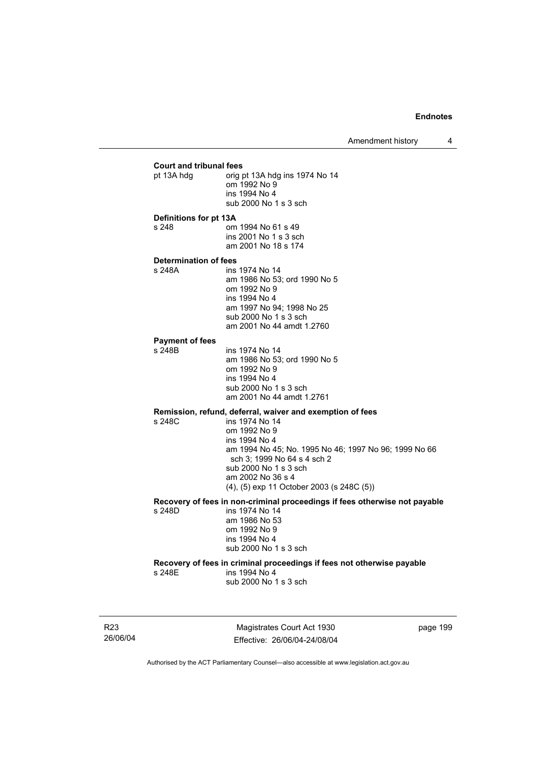**Court and tribunal fees**

pt 13A hdg orig pt 13A hdg ins 1974 No 14
om 1992 No 9
ins 1994 No 4
sub 2000 No 1 s 3 sch

**Definitions for pt 13A**

s 248 om 1994 No 61 s 49
ins 2001 No 1 s 3 sch
am 2001 No 18 s 174

**Determination of fees**

s 248A ins 1974 No 14
am 1986 No 53; ord 1990 No 5
om 1992 No 9
ins 1994 No 4
am 1997 No 94; 1998 No 25
sub 2000 No 1 s 3 sch
am 2001 No 44 amdt 1.2760

**Payment of fees**

s 248B ins 1974 No 14
am 1986 No 53; ord 1990 No 5
om 1992 No 9
ins 1994 No 4
sub 2000 No 1 s 3 sch
am 2001 No 44 amdt 1.2761

**Remission, refund, deferral, waiver and exemption of fees**

s 248C ins 1974 No 14
om 1992 No 9
ins 1994 No 4
am 1994 No 45; No. 1995 No 46; 1997 No 96; 1999 No 66 sch 3; 1999 No 64 s 4 sch 2
sub 2000 No 1 s 3 sch
am 2002 No 36 s 4
(4), (5) exp 11 October 2003 (s 248C (5))

**Recovery of fees in non-criminal proceedings if fees otherwise not payable**

s 248D ins 1974 No 14
am 1986 No 53
om 1992 No 9
ins 1994 No 4
sub 2000 No 1 s 3 sch

**Recovery of fees in criminal proceedings if fees not otherwise payable**

s 248E ins 1994 No 4
sub 2000 No 1 s 3 sch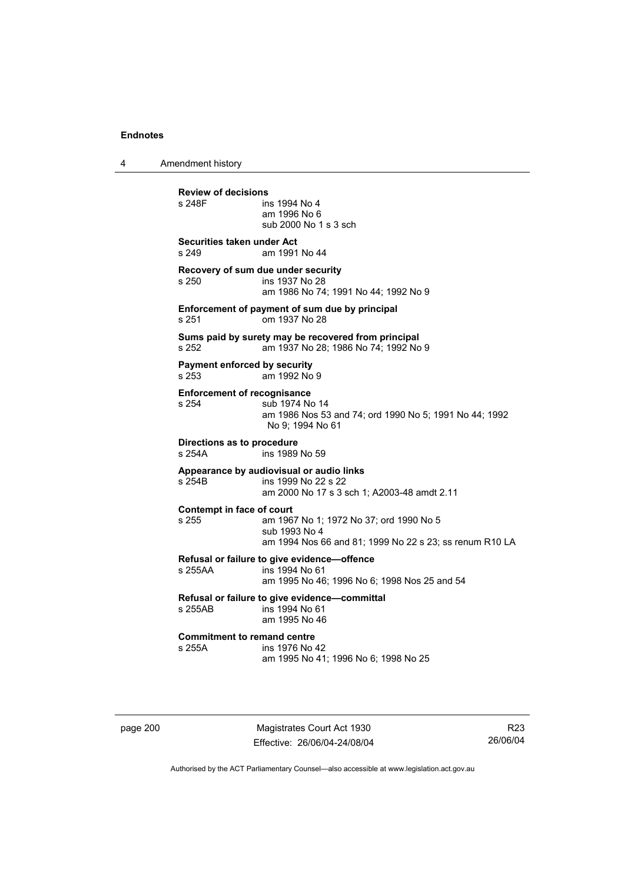**Review of decisions**
s 248F ins 1994 No 4
am 1996 No 6
sub 2000 No 1 s 3 sch

**Securities taken under Act**
s 249 am 1991 No 44

**Recovery of sum due under security**
s 250 ins 1937 No 28
am 1986 No 74; 1991 No 44; 1992 No 9

**Enforcement of payment of sum due by principal**
s 251 om 1937 No 28

**Sums paid by surety may be recovered from principal**
s 252 am 1937 No 28; 1986 No 74; 1992 No 9

**Payment enforced by security**
s 253 am 1992 No 9

**Enforcement of recognisance**
s 254 sub 1974 No 14
am 1986 Nos 53 and 74; ord 1990 No 5; 1991 No 44; 1992 No 9; 1994 No 61

**Directions as to procedure**
s 254A ins 1989 No 59

**Appearance by audiovisual or audio links**
s 254B ins 1999 No 22 s 22
am 2000 No 17 s 3 sch 1; A2003-48 amdt 2.11

**Contempt in face of court**
s 255 am 1967 No 1; 1972 No 37; ord 1990 No 5
sub 1993 No 4
am 1994 Nos 66 and 81; 1999 No 22 s 23; ss renum R10 LA

**Refusal or failure to give evidence—offence**
s 255AA ins 1994 No 61
am 1995 No 46; 1996 No 6; 1998 Nos 25 and 54

**Refusal or failure to give evidence—committal**
s 255AB ins 1994 No 61
am 1995 No 46

**Commitment to remand centre**
s 255A ins 1976 No 42
am 1995 No 41; 1996 No 6; 1998 No 25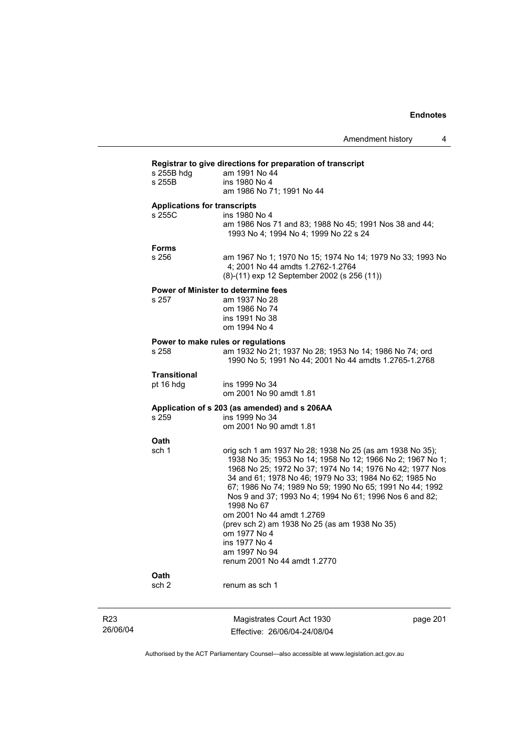**Registrar to give directions for preparation of transcript**

s 255B hdg — am 1991 No 44

s 255B — ins 1980 No 4
am 1986 No 71; 1991 No 44

**Applications for transcripts**

s 255C — ins 1980 No 4
am 1986 Nos 71 and 83; 1988 No 45; 1991 Nos 38 and 44; 1993 No 4; 1994 No 4; 1999 No 22 s 24

**Forms**

s 256 — am 1967 No 1; 1970 No 15; 1974 No 14; 1979 No 33; 1993 No 4; 2001 No 44 amdts 1.2762-1.2764
(8)-(11) exp 12 September 2002 (s 256 (11))

**Power of Minister to determine fees**

s 257 — am 1937 No 28
om 1986 No 74
ins 1991 No 38
om 1994 No 4

**Power to make rules or regulations**

s 258 — am 1932 No 21; 1937 No 28; 1953 No 14; 1986 No 74; ord 1990 No 5; 1991 No 44; 2001 No 44 amdts 1.2765-1.2768

**Transitional**

pt 16 hdg — ins 1999 No 34
om 2001 No 90 amdt 1.81

**Application of s 203 (as amended) and s 206AA**

s 259 — ins 1999 No 34
om 2001 No 90 amdt 1.81

**Oath**

sch 1 — orig sch 1 am 1937 No 28; 1938 No 25 (as am 1938 No 35); 1938 No 35; 1953 No 14; 1958 No 12; 1966 No 2; 1967 No 1; 1968 No 25; 1972 No 37; 1974 No 14; 1976 No 42; 1977 Nos 34 and 61; 1978 No 46; 1979 No 33; 1984 No 62; 1985 No 67; 1986 No 74; 1989 No 59; 1990 No 65; 1991 No 44; 1992 Nos 9 and 37; 1993 No 4; 1994 No 61; 1996 Nos 6 and 82; 1998 No 67
om 2001 No 44 amdt 1.2769
(prev sch 2) am 1938 No 25 (as am 1938 No 35)
om 1977 No 4
ins 1977 No 4
am 1997 No 94
renum 2001 No 44 amdt 1.2770

**Oath**

sch 2 — renum as sch 1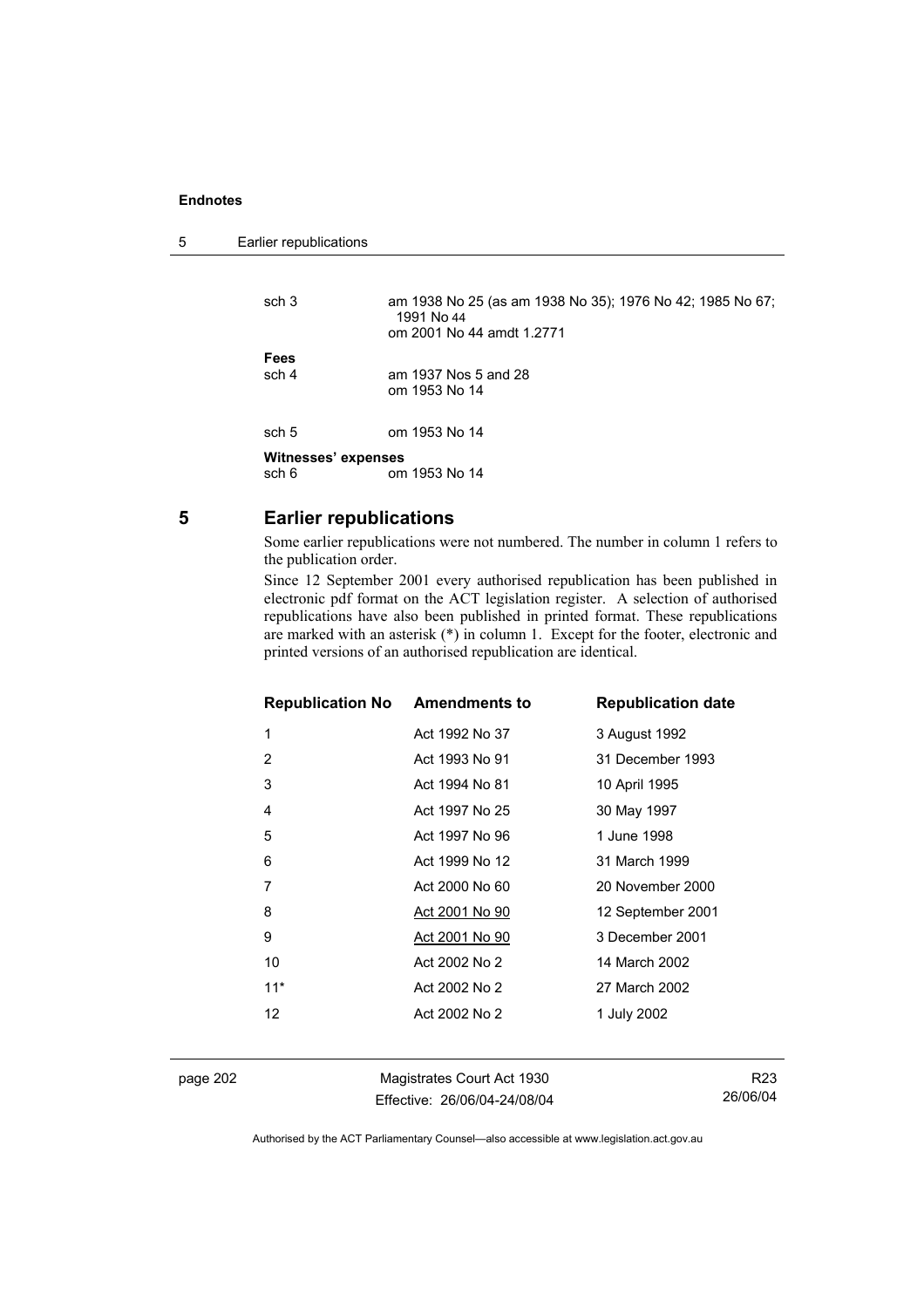| | |
|---|---|
| sch 3 | am 1938 No 25 (as am 1938 No 35); 1976 No 42; 1985 No 67; 1991 No 44<br>om 2001 No 44 amdt 1.2771 |
| **Fees** | |
| sch 4 | am 1937 Nos 5 and 28<br>om 1953 No 14 |
| sch 5 | om 1953 No 14 |
| **Witnesses' expenses** | |
| sch 6 | om 1953 No 14 |

## 5 Earlier republications

Some earlier republications were not numbered. The number in column 1 refers to the publication order.

Since 12 September 2001 every authorised republication has been published in electronic pdf format on the ACT legislation register. A selection of authorised republications have also been published in printed format. These republications are marked with an asterisk (*) in column 1. Except for the footer, electronic and printed versions of an authorised republication are identical.

| Republication No | Amendments to | Republication date |
|---|---|---|
| 1 | Act 1992 No 37 | 3 August 1992 |
| 2 | Act 1993 No 91 | 31 December 1993 |
| 3 | Act 1994 No 81 | 10 April 1995 |
| 4 | Act 1997 No 25 | 30 May 1997 |
| 5 | Act 1997 No 96 | 1 June 1998 |
| 6 | Act 1999 No 12 | 31 March 1999 |
| 7 | Act 2000 No 60 | 20 November 2000 |
| 8 | Act 2001 No 90 | 12 September 2001 |
| 9 | Act 2001 No 90 | 3 December 2001 |
| 10 | Act 2002 No 2 | 14 March 2002 |
| 11* | Act 2002 No 2 | 27 March 2002 |
| 12 | Act 2002 No 2 | 1 July 2002 |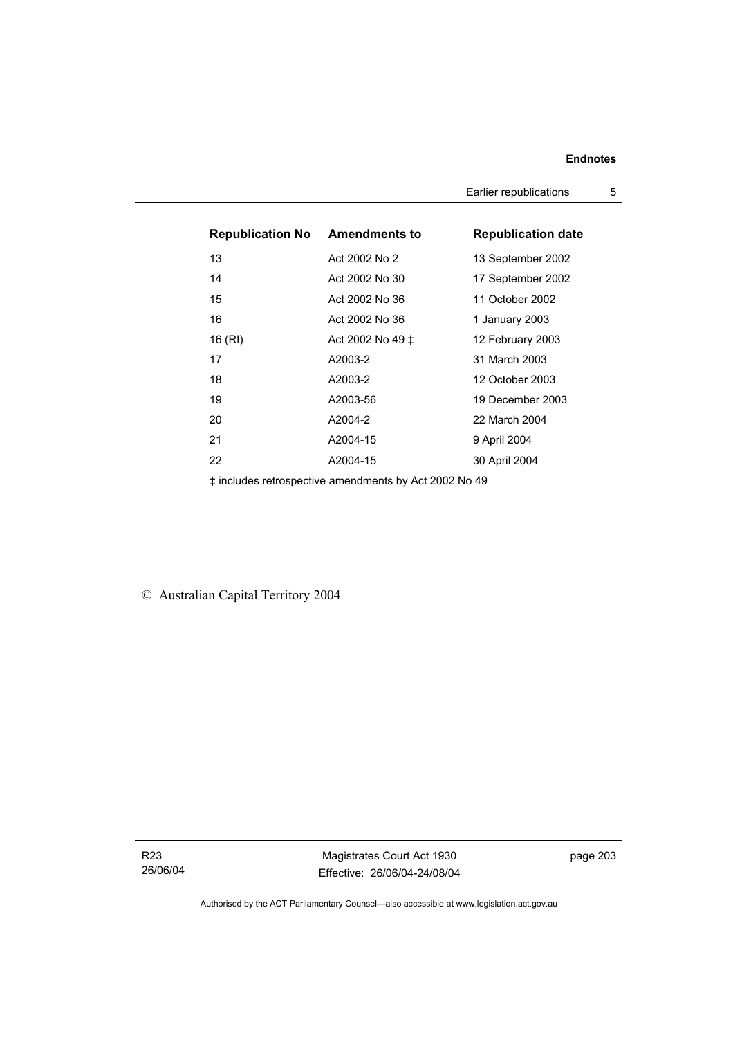| Republication No | Amendments to | Republication date |
| --- | --- | --- |
| 13 | Act 2002 No 2 | 13 September 2002 |
| 14 | Act 2002 No 30 | 17 September 2002 |
| 15 | Act 2002 No 36 | 11 October 2002 |
| 16 | Act 2002 No 36 | 1 January 2003 |
| 16 (RI) | Act 2002 No 49 ‡ | 12 February 2003 |
| 17 | A2003-2 | 31 March 2003 |
| 18 | A2003-2 | 12 October 2003 |
| 19 | A2003-56 | 19 December 2003 |
| 20 | A2004-2 | 22 March 2004 |
| 21 | A2004-15 | 9 April 2004 |
| 22 | A2004-15 | 30 April 2004 |

‡ includes retrospective amendments by Act 2002 No 49

© Australian Capital Territory 2004